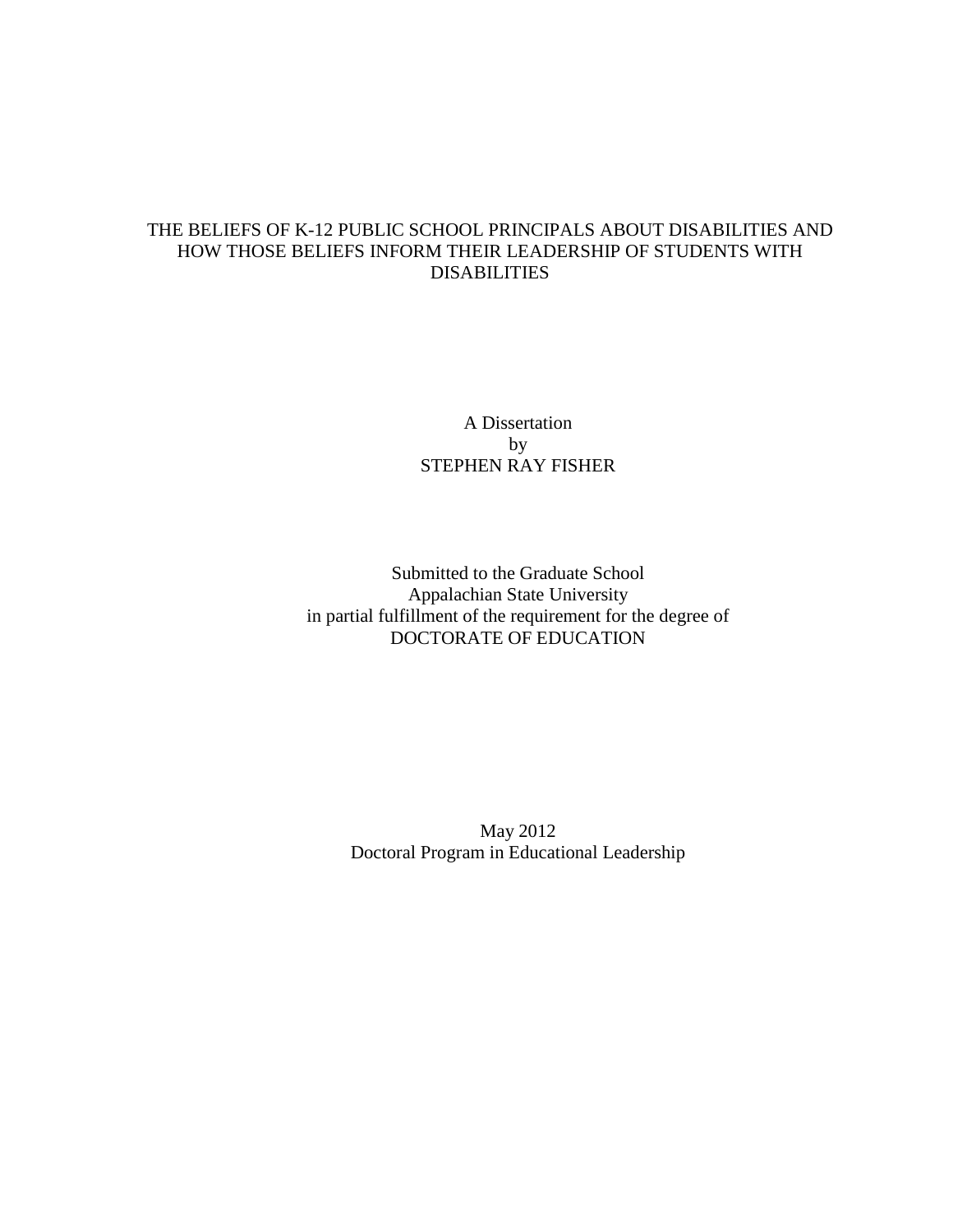# THE BELIEFS OF K-12 PUBLIC SCHOOL PRINCIPALS ABOUT DISABILITIES AND HOW THOSE BELIEFS INFORM THEIR LEADERSHIP OF STUDENTS WITH DISABILITIES

A Dissertation
by
STEPHEN RAY FISHER

Submitted to the Graduate School
Appalachian State University
in partial fulfillment of the requirement for the degree of
DOCTORATE OF EDUCATION

May 2012
Doctoral Program in Educational Leadership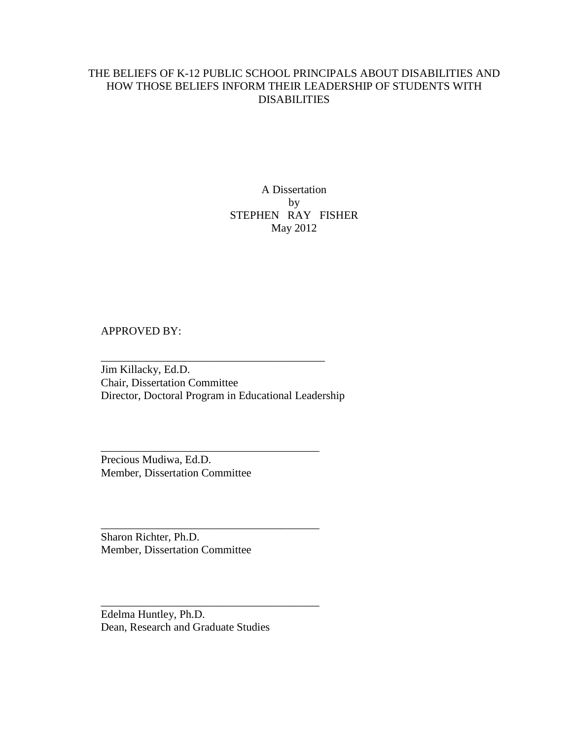THE BELIEFS OF K-12 PUBLIC SCHOOL PRINCIPALS ABOUT DISABILITIES AND HOW THOSE BELIEFS INFORM THEIR LEADERSHIP OF STUDENTS WITH DISABILITIES

A Dissertation
by
STEPHEN RAY FISHER
May 2012

APPROVED BY:

\_\_\_\_\_\_\_\_\_\_\_\_\_\_\_\_\_\_\_\_\_\_\_\_\_\_\_\_\_\_\_\_\_\_\_\_\_\_\_\_
Jim Killacky, Ed.D.
Chair, Dissertation Committee
Director, Doctoral Program in Educational Leadership

\_\_\_\_\_\_\_\_\_\_\_\_\_\_\_\_\_\_\_\_\_\_\_\_\_\_\_\_\_\_\_\_\_\_\_\_\_\_\_\_
Precious Mudiwa, Ed.D.
Member, Dissertation Committee

\_\_\_\_\_\_\_\_\_\_\_\_\_\_\_\_\_\_\_\_\_\_\_\_\_\_\_\_\_\_\_\_\_\_\_\_\_\_\_\_
Sharon Richter, Ph.D.
Member, Dissertation Committee

\_\_\_\_\_\_\_\_\_\_\_\_\_\_\_\_\_\_\_\_\_\_\_\_\_\_\_\_\_\_\_\_\_\_\_\_\_\_\_\_
Edelma Huntley, Ph.D.
Dean, Research and Graduate Studies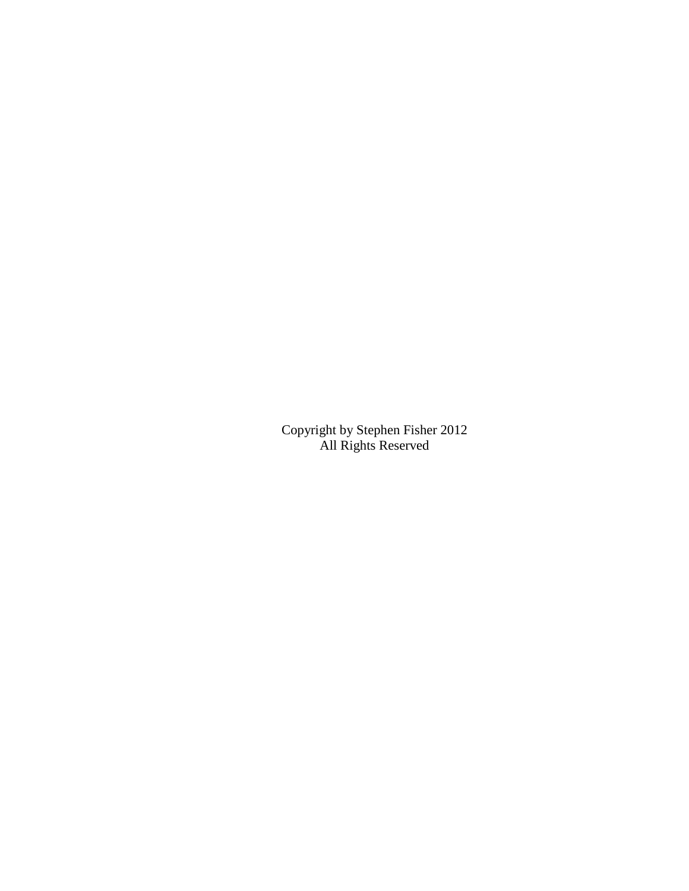Copyright by Stephen Fisher 2012
All Rights Reserved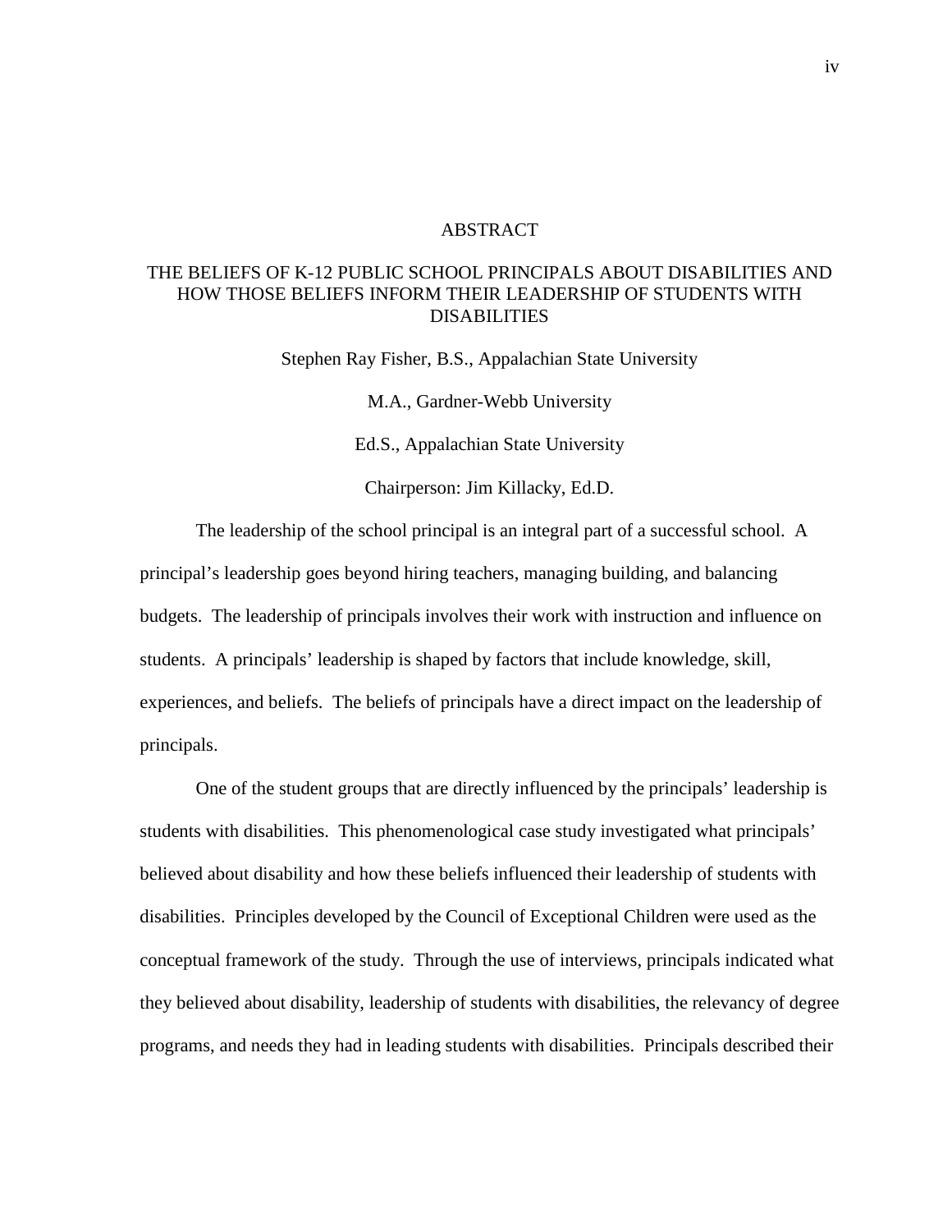# ABSTRACT

## THE BELIEFS OF K-12 PUBLIC SCHOOL PRINCIPALS ABOUT DISABILITIES AND HOW THOSE BELIEFS INFORM THEIR LEADERSHIP OF STUDENTS WITH DISABILITIES

Stephen Ray Fisher, B.S., Appalachian State University

M.A., Gardner-Webb University

Ed.S., Appalachian State University

Chairperson: Jim Killacky, Ed.D.

The leadership of the school principal is an integral part of a successful school. A principal's leadership goes beyond hiring teachers, managing building, and balancing budgets. The leadership of principals involves their work with instruction and influence on students. A principals' leadership is shaped by factors that include knowledge, skill, experiences, and beliefs. The beliefs of principals have a direct impact on the leadership of principals.

One of the student groups that are directly influenced by the principals' leadership is students with disabilities. This phenomenological case study investigated what principals' believed about disability and how these beliefs influenced their leadership of students with disabilities. Principles developed by the Council of Exceptional Children were used as the conceptual framework of the study. Through the use of interviews, principals indicated what they believed about disability, leadership of students with disabilities, the relevancy of degree programs, and needs they had in leading students with disabilities. Principals described their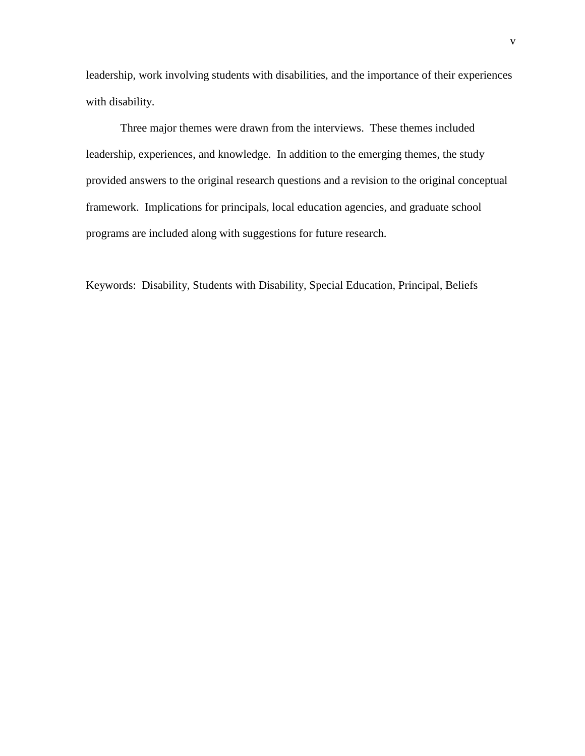leadership, work involving students with disabilities, and the importance of their experiences with disability.

Three major themes were drawn from the interviews. These themes included leadership, experiences, and knowledge. In addition to the emerging themes, the study provided answers to the original research questions and a revision to the original conceptual framework. Implications for principals, local education agencies, and graduate school programs are included along with suggestions for future research.

Keywords: Disability, Students with Disability, Special Education, Principal, Beliefs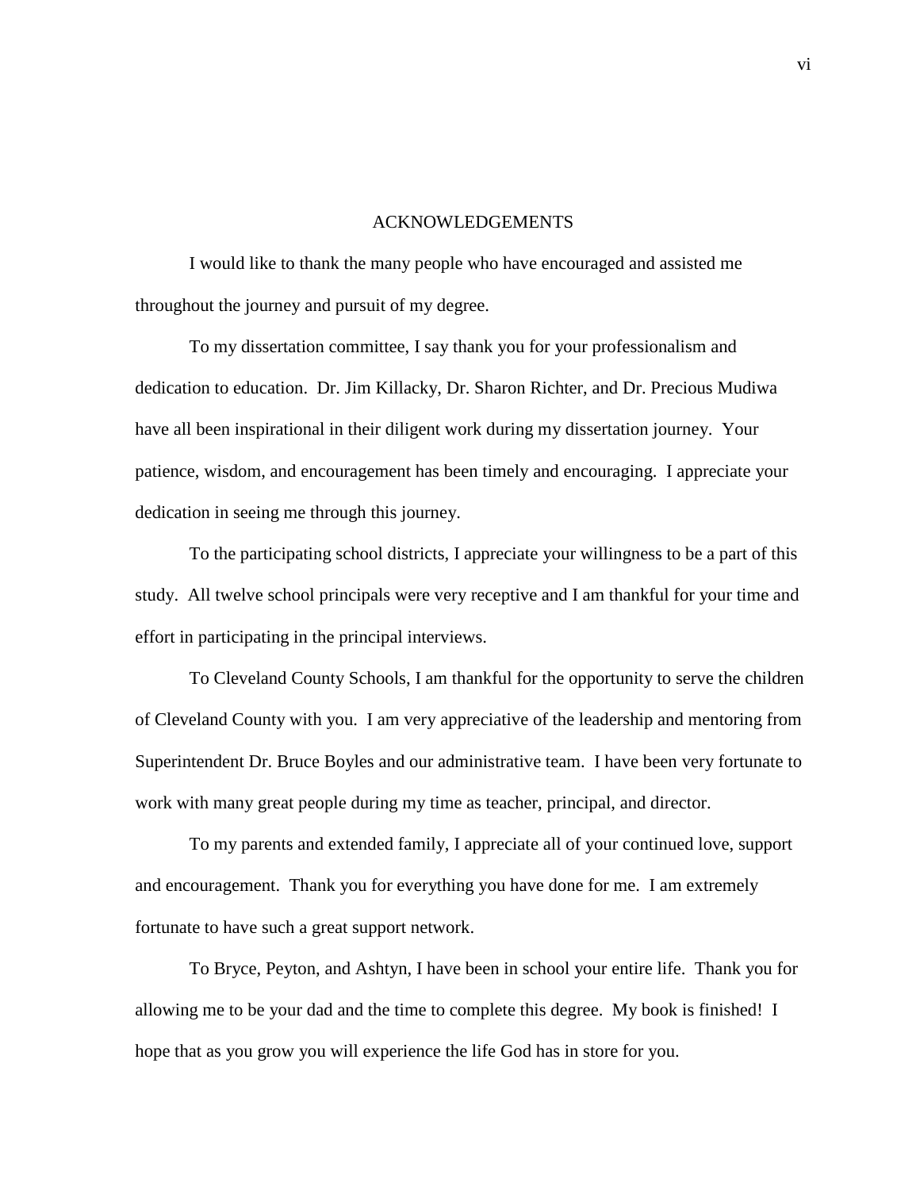# ACKNOWLEDGEMENTS

I would like to thank the many people who have encouraged and assisted me throughout the journey and pursuit of my degree.

To my dissertation committee, I say thank you for your professionalism and dedication to education. Dr. Jim Killacky, Dr. Sharon Richter, and Dr. Precious Mudiwa have all been inspirational in their diligent work during my dissertation journey. Your patience, wisdom, and encouragement has been timely and encouraging. I appreciate your dedication in seeing me through this journey.

To the participating school districts, I appreciate your willingness to be a part of this study. All twelve school principals were very receptive and I am thankful for your time and effort in participating in the principal interviews.

To Cleveland County Schools, I am thankful for the opportunity to serve the children of Cleveland County with you. I am very appreciative of the leadership and mentoring from Superintendent Dr. Bruce Boyles and our administrative team. I have been very fortunate to work with many great people during my time as teacher, principal, and director.

To my parents and extended family, I appreciate all of your continued love, support and encouragement. Thank you for everything you have done for me. I am extremely fortunate to have such a great support network.

To Bryce, Peyton, and Ashtyn, I have been in school your entire life. Thank you for allowing me to be your dad and the time to complete this degree. My book is finished! I hope that as you grow you will experience the life God has in store for you.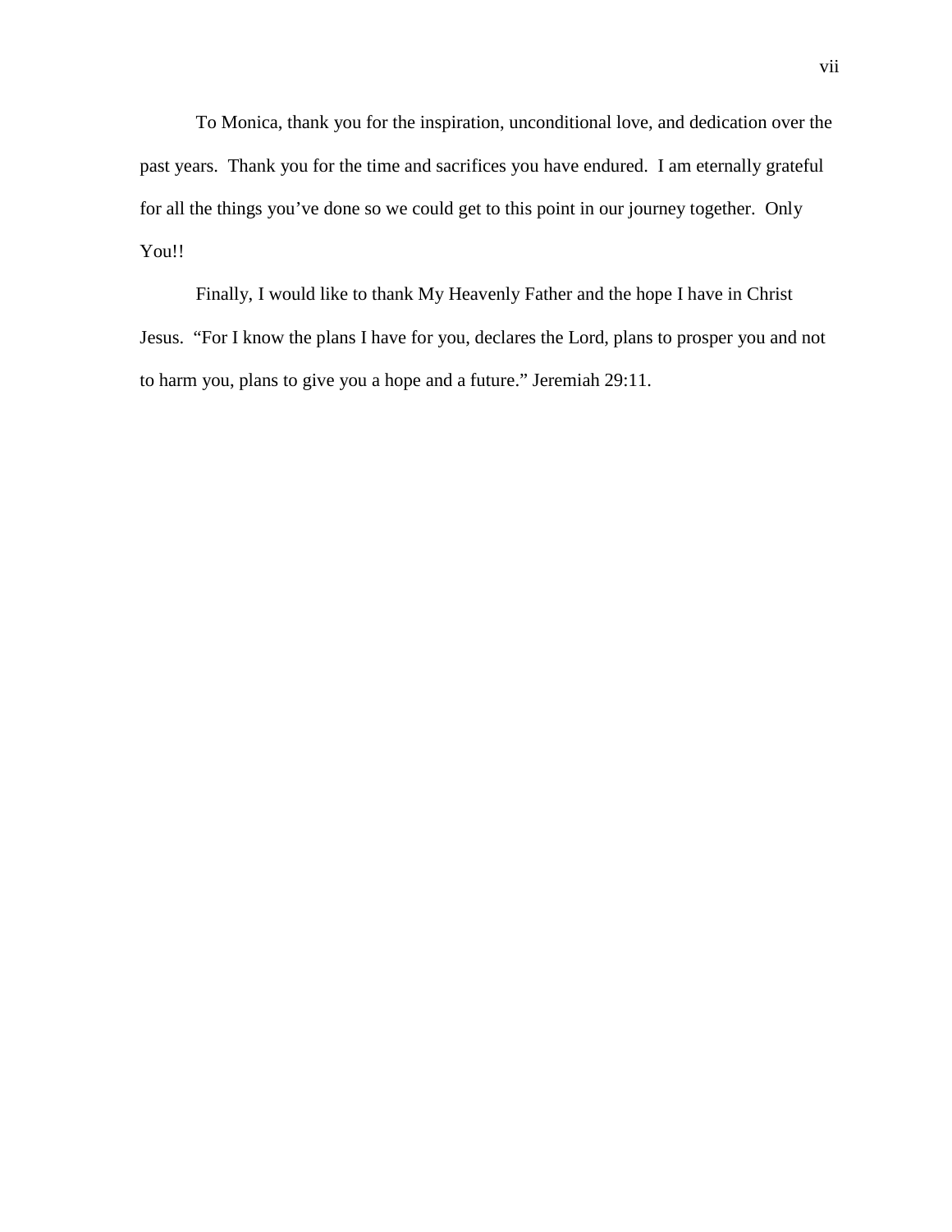To Monica, thank you for the inspiration, unconditional love, and dedication over the past years. Thank you for the time and sacrifices you have endured. I am eternally grateful for all the things you've done so we could get to this point in our journey together. Only You!!

Finally, I would like to thank My Heavenly Father and the hope I have in Christ Jesus. "For I know the plans I have for you, declares the Lord, plans to prosper you and not to harm you, plans to give you a hope and a future." Jeremiah 29:11.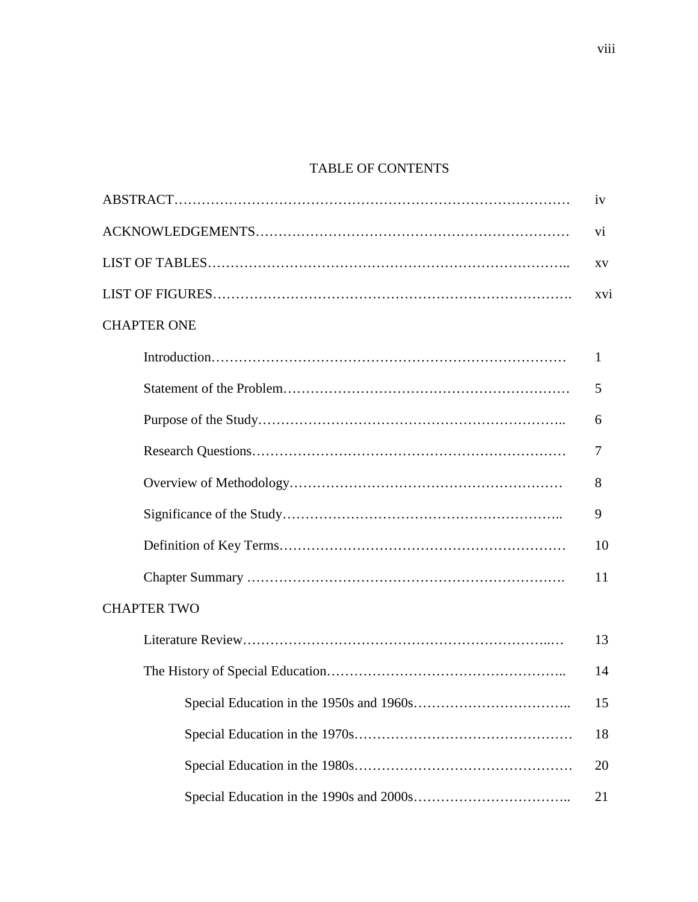# TABLE OF CONTENTS

ABSTRACT………………………………………………………………………… iv

ACKNOWLEDGEMENTS…………………………………………………………… vi

LIST OF TABLES………………………………………………………………….. xv

LIST OF FIGURES………………………………………………………………. xvi

CHAPTER ONE

- Introduction……………………………………………………………… 1
- Statement of the Problem……………………………………………… 5
- Purpose of the Study………………………………………………….. 6
- Research Questions…………………………………………………… 7
- Overview of Methodology……………………………………………… 8
- Significance of the Study……………………………………………….. 9
- Definition of Key Terms………………………………………………… 10
- Chapter Summary ………………………………………………………. 11

CHAPTER TWO

- Literature Review……………………………………………………..… 13
- The History of Special Education…………………………………….. 14
  - Special Education in the 1950s and 1960s…………………………….. 15
  - Special Education in the 1970s………………………………………… 18
  - Special Education in the 1980s………………………………………… 20
  - Special Education in the 1990s and 2000s…………………………….. 21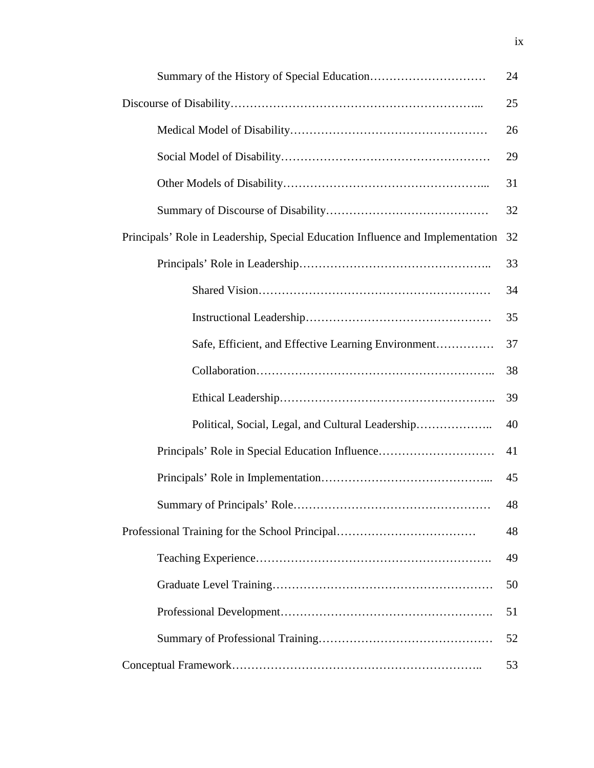| | |
|---|---|
| Summary of the History of Special Education………………………… | 24 |
| Discourse of Disability……………………………………………………... | 25 |
| Medical Model of Disability…………………………………………… | 26 |
| Social Model of Disability……………………………………………… | 29 |
| Other Models of Disability…………………………………………... | 31 |
| Summary of Discourse of Disability…………………………………… | 32 |
| Principals' Role in Leadership, Special Education Influence and Implementation | 32 |
| Principals' Role in Leadership………………………………………….. | 33 |
| Shared Vision…………………………………………………… | 34 |
| Instructional Leadership………………………………………… | 35 |
| Safe, Efficient, and Effective Learning Environment…………… | 37 |
| Collaboration………………………………………………….. | 38 |
| Ethical Leadership…………………………………………….. | 39 |
| Political, Social, Legal, and Cultural Leadership……………….. | 40 |
| Principals' Role in Special Education Influence………………………… | 41 |
| Principals' Role in Implementation…………………………………... | 45 |
| Summary of Principals' Role…………………………………………… | 48 |
| Professional Training for the School Principal……………………………… | 48 |
| Teaching Experience………………………………………………… | 49 |
| Graduate Level Training………………………………………………… | 50 |
| Professional Development……………………………………………. | 51 |
| Summary of Professional Training……………………………………… | 52 |
| Conceptual Framework……………………………………………………….. | 53 |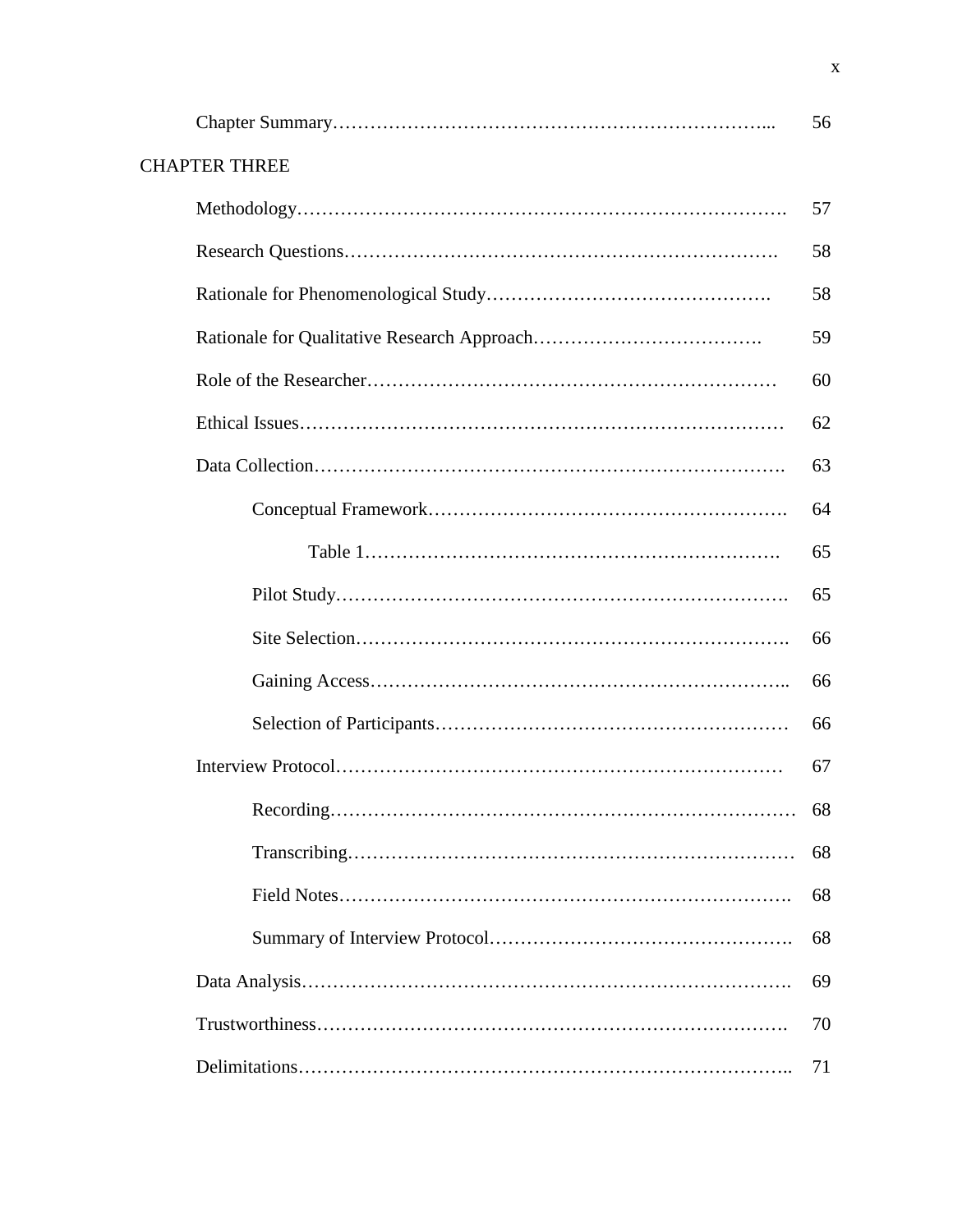Chapter Summary ........................................................................ 56

CHAPTER THREE

Methodology ........................................................................ 57

Research Questions ........................................................................ 58

Rationale for Phenomenological Study ........................................................................ 58

Rationale for Qualitative Research Approach ........................................................................ 59

Role of the Researcher ........................................................................ 60

Ethical Issues ........................................................................ 62

Data Collection ........................................................................ 63

Conceptual Framework ........................................................................ 64

Table 1 ........................................................................ 65

Pilot Study ........................................................................ 65

Site Selection ........................................................................ 66

Gaining Access ........................................................................ 66

Selection of Participants ........................................................................ 66

Interview Protocol ........................................................................ 67

Recording ........................................................................ 68

Transcribing ........................................................................ 68

Field Notes ........................................................................ 68

Summary of Interview Protocol ........................................................................ 68

Data Analysis ........................................................................ 69

Trustworthiness ........................................................................ 70

Delimitations ........................................................................ 71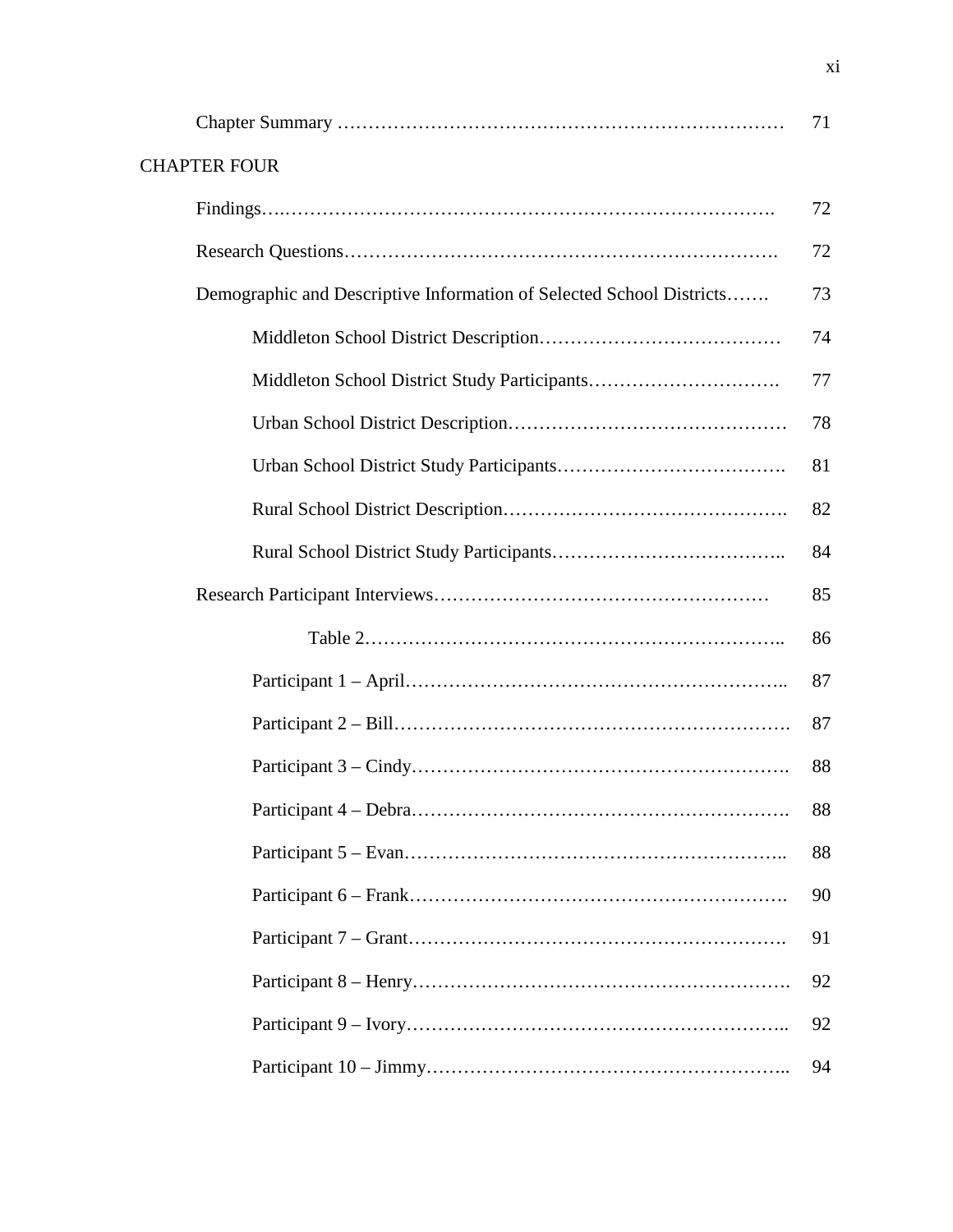Chapter Summary ………………………………………………………………. 71

CHAPTER FOUR

Findings….…………………………………………………………………. 72

Research Questions…………………………………………………………. 72

Demographic and Descriptive Information of Selected School Districts……. 73

Middleton School District Description………………………………… 74

Middleton School District Study Participants…………………………. 77

Urban School District Description……………………………………… 78

Urban School District Study Participants………………………………. 81

Rural School District Description………………………………………. 82

Rural School District Study Participants……………………………….. 84

Research Participant Interviews……………………………………………… 85

Table 2………………………………………………………….. 86

Participant 1 – April………………………………………………….. 87

Participant 2 – Bill……………………………………………………. 87

Participant 3 – Cindy…………………………………………………. 88

Participant 4 – Debra…………………………………………………. 88

Participant 5 – Evan………………………………………………….. 88

Participant 6 – Frank…………………………………………………. 90

Participant 7 – Grant…………………………………………………. 91

Participant 8 – Henry…………………………………………………. 92

Participant 9 – Ivory………………………………………………….. 92

Participant 10 – Jimmy……………………………………………….. 94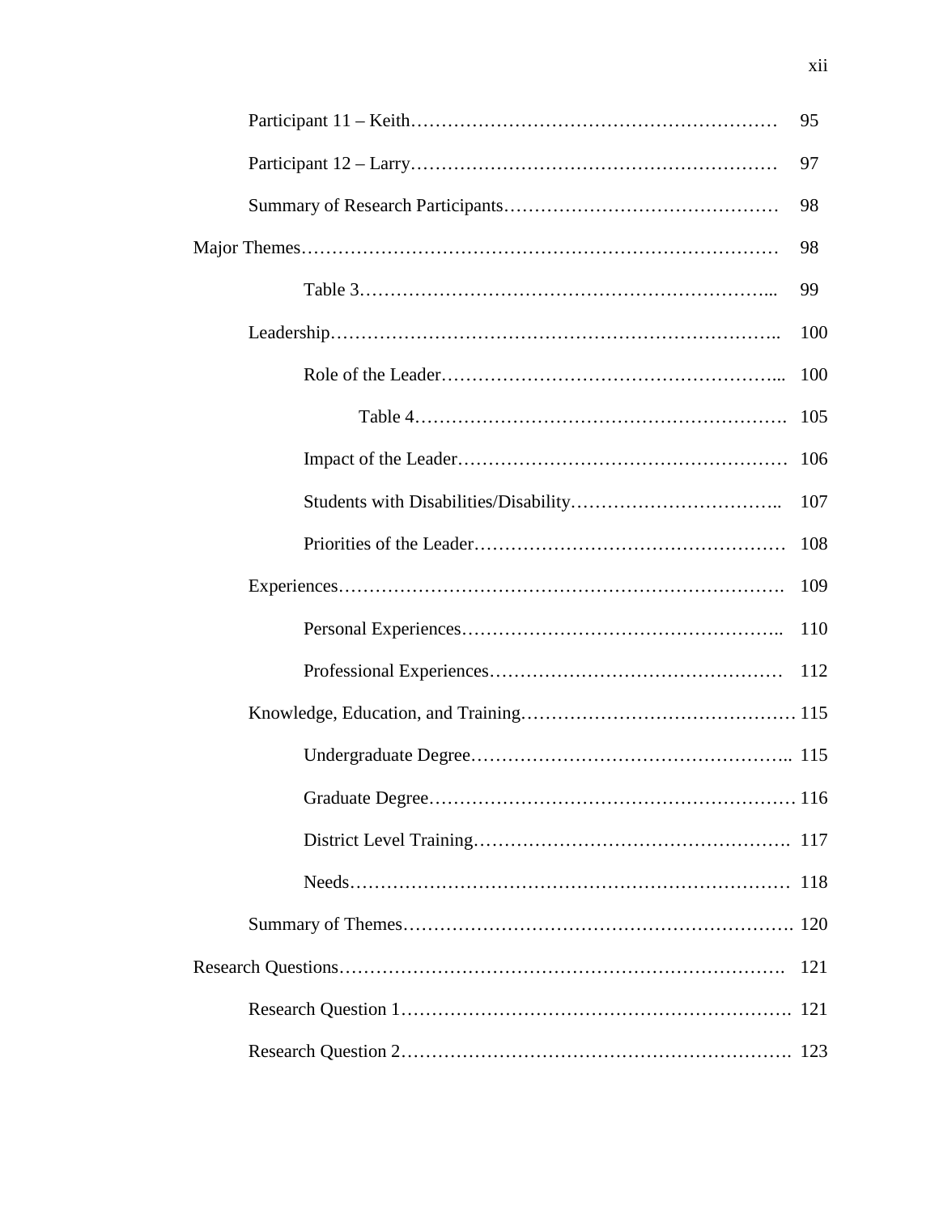Participant 11 – Keith........................................................ 95

Participant 12 – Larry........................................................ 97

Summary of Research Participants........................................ 98

Major Themes........................................................................ 98

Table 3............................................................................ 99

Leadership........................................................................ 100

Role of the Leader............................................................ 100

Table 4.................................................................... 105

Impact of the Leader........................................................ 106

Students with Disabilities/Disability.................................... 107

Priorities of the Leader...................................................... 108

Experiences........................................................................ 109

Personal Experiences........................................................ 110

Professional Experiences.................................................... 112

Knowledge, Education, and Training........................................ 115

Undergraduate Degree........................................................ 115

Graduate Degree................................................................ 116

District Level Training........................................................ 117

Needs.............................................................................. 118

Summary of Themes.............................................................. 120

Research Questions.................................................................. 121

Research Question 1.............................................................. 121

Research Question 2.............................................................. 123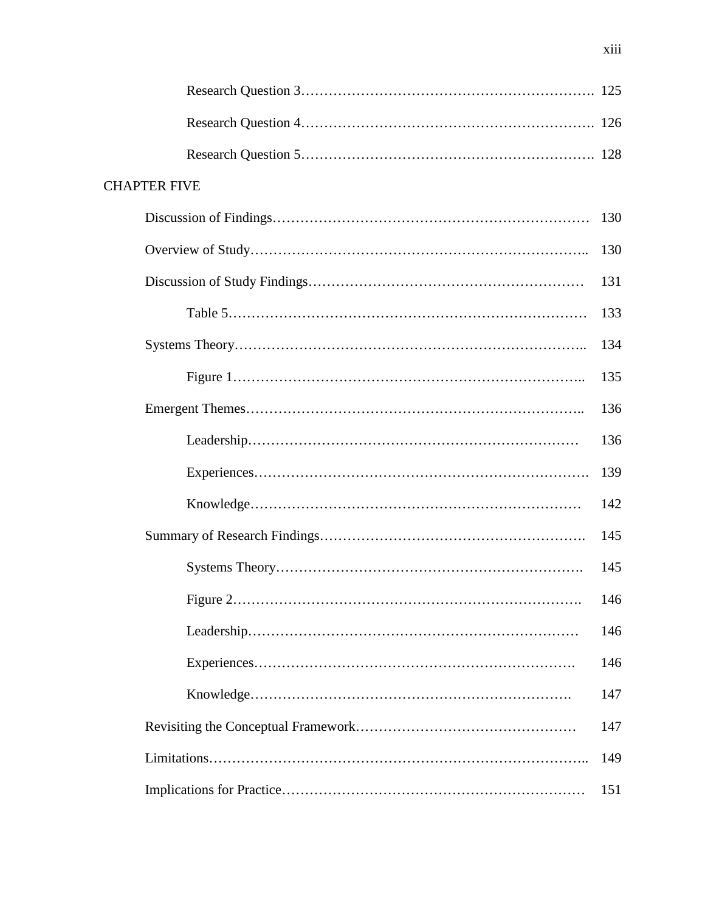Research Question 3 .......... 125

Research Question 4 .......... 126

Research Question 5 .......... 128

CHAPTER FIVE

Discussion of Findings .......... 130

Overview of Study .......... 130

Discussion of Study Findings .......... 131

Table 5 .......... 133

Systems Theory .......... 134

Figure 1 .......... 135

Emergent Themes .......... 136

Leadership .......... 136

Experiences .......... 139

Knowledge .......... 142

Summary of Research Findings .......... 145

Systems Theory .......... 145

Figure 2 .......... 146

Leadership .......... 146

Experiences .......... 146

Knowledge .......... 147

Revisiting the Conceptual Framework .......... 147

Limitations .......... 149

Implications for Practice .......... 151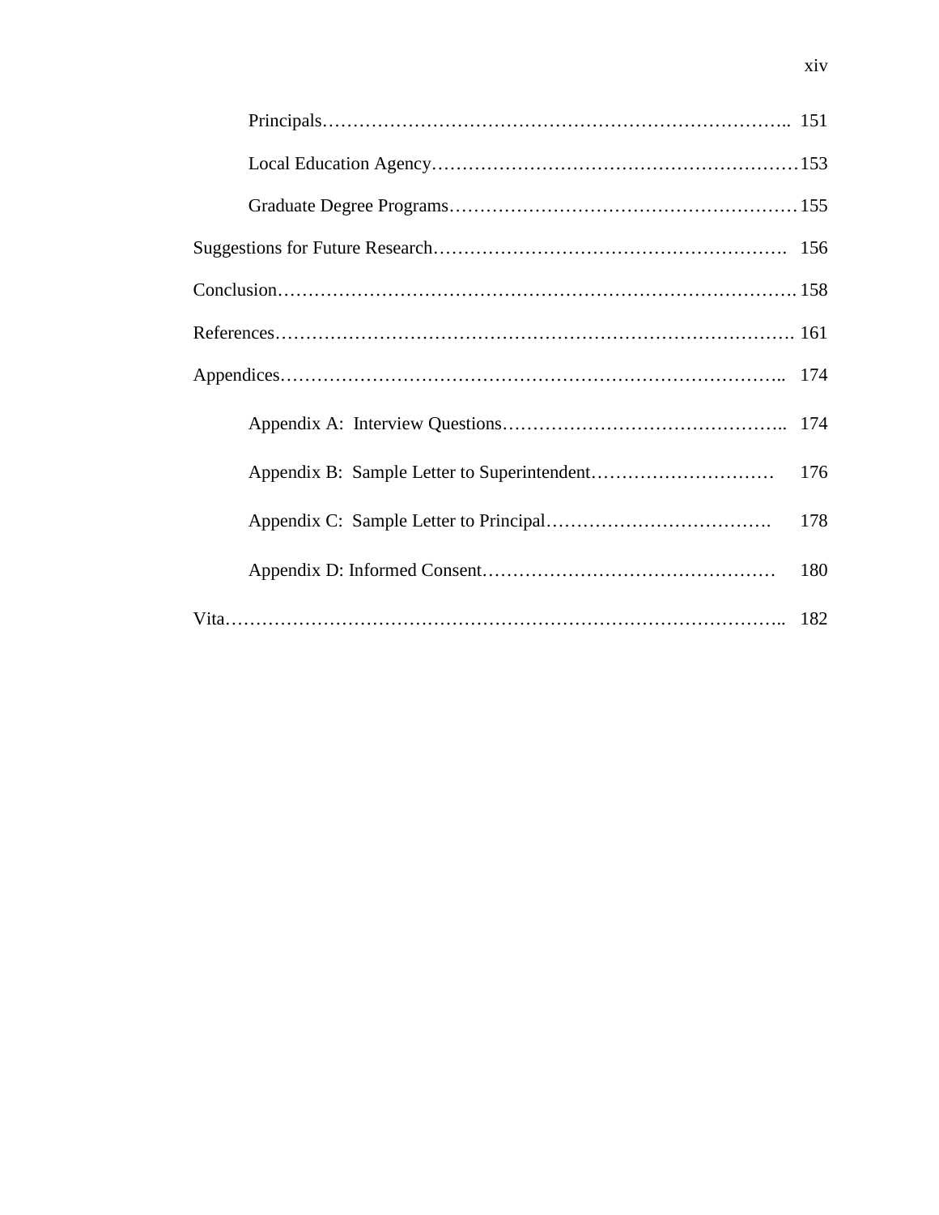Principals………………………………………………………………….. 151

Local Education Agency……………………………………………………153

Graduate Degree Programs…………………………………………………155

Suggestions for Future Research…………………………………………………. 156

Conclusion……………………………………………………………………………158

References…………………………………………………………………………. 161

Appendices………………………………………………………………………..  174

Appendix A: Interview Questions………………………………………..  174

Appendix B: Sample Letter to Superintendent…………………………  176

Appendix C: Sample Letter to Principal……………………………….  178

Appendix D: Informed Consent…………………………………………  180

Vita…………………………………………………………………………………..  182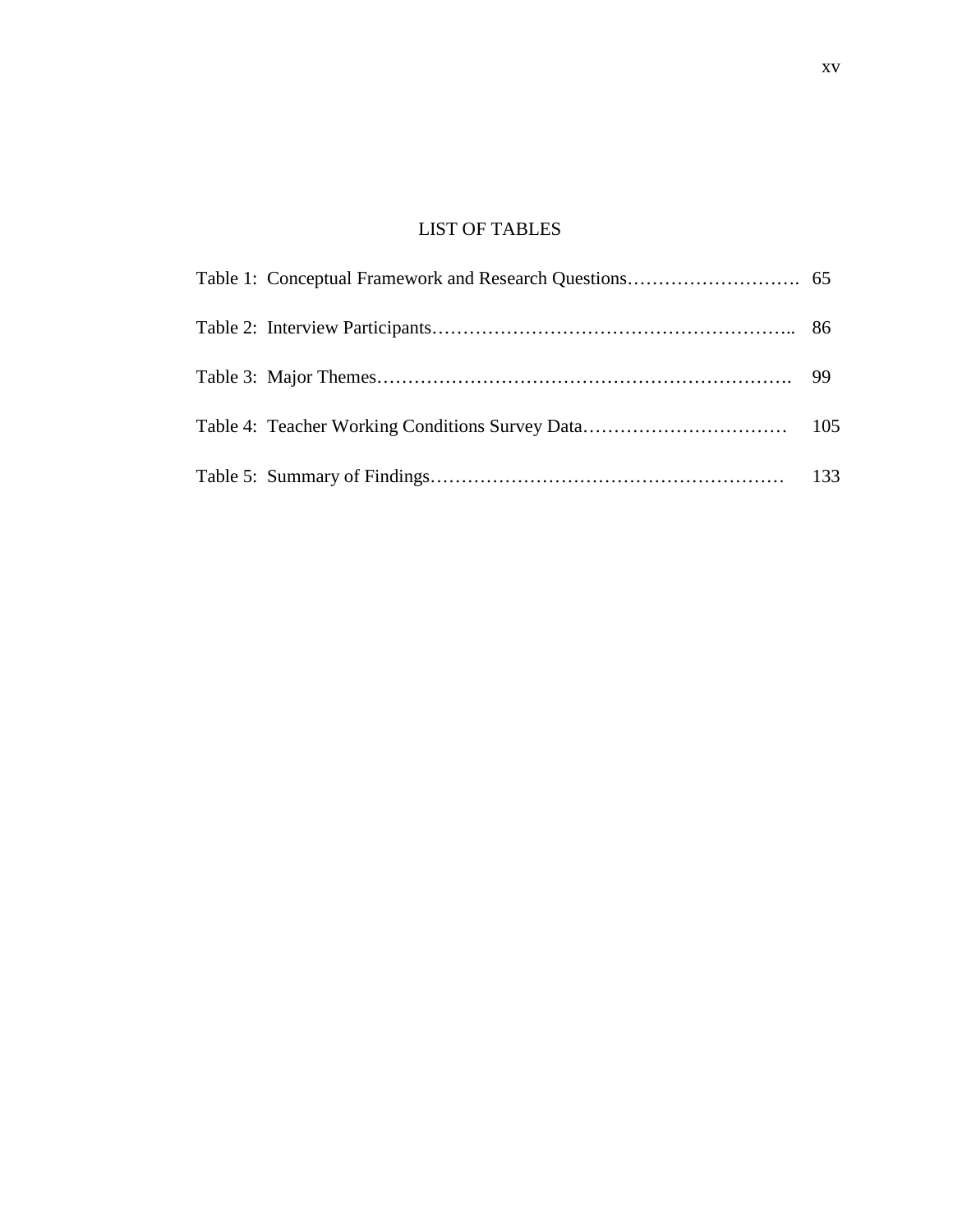# LIST OF TABLES

Table 1: Conceptual Framework and Research Questions………………………. 65

Table 2: Interview Participants………………………………………………….. 86

Table 3: Major Themes…………………………………………………………. 99

Table 4: Teacher Working Conditions Survey Data…………………………… 105

Table 5: Summary of Findings………………………………………………… 133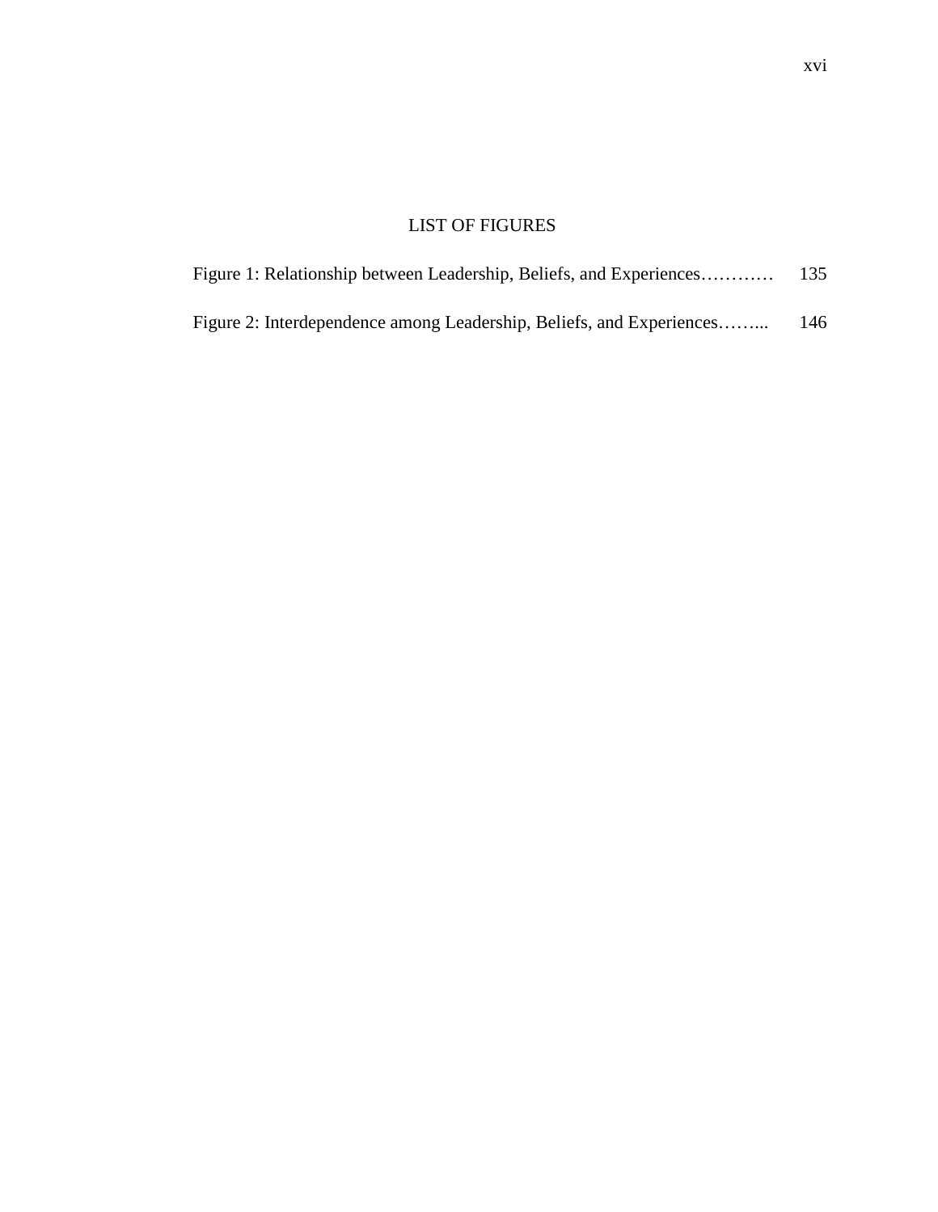# LIST OF FIGURES

Figure 1: Relationship between Leadership, Beliefs, and Experiences………… 135

Figure 2: Interdependence among Leadership, Beliefs, and Experiences……... 146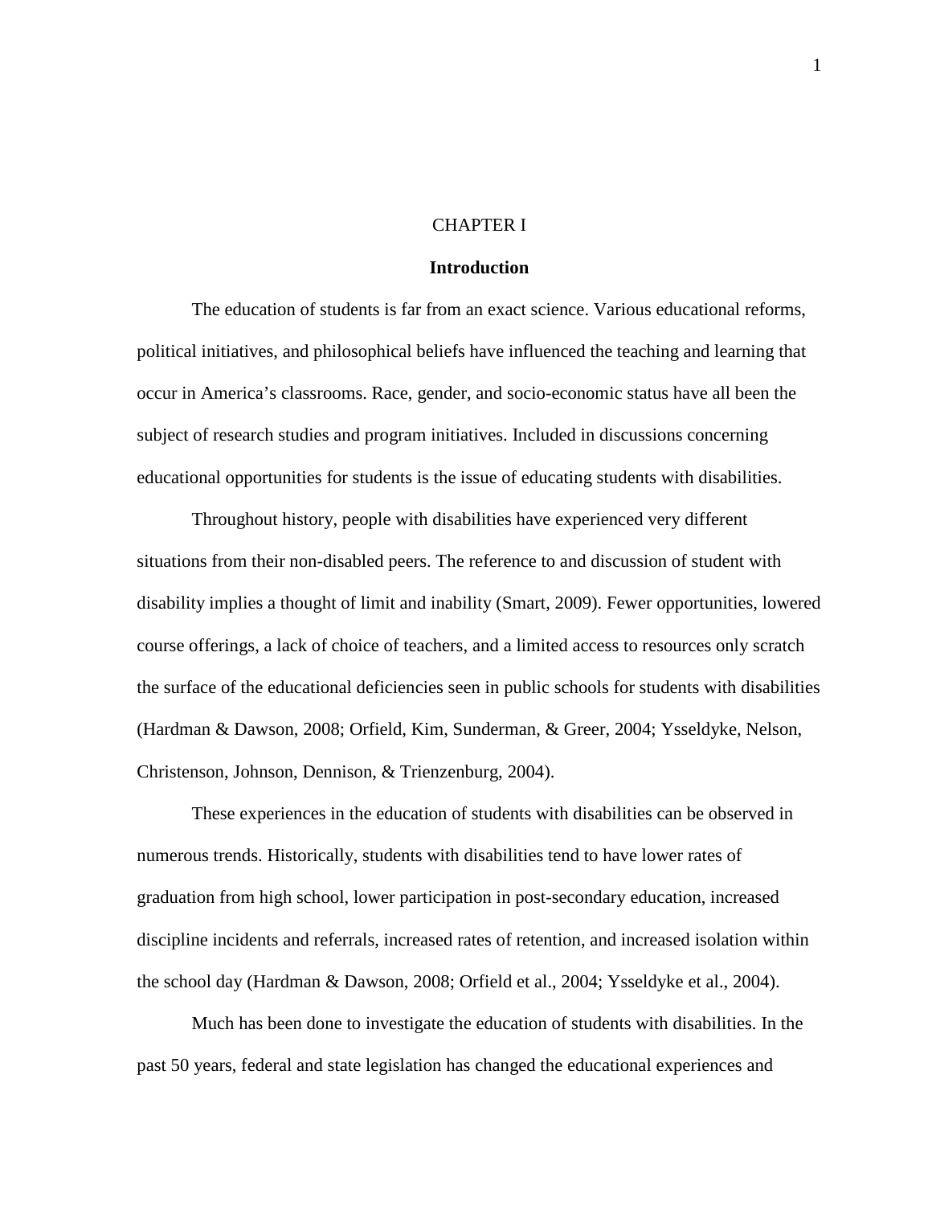# CHAPTER I

## Introduction

The education of students is far from an exact science. Various educational reforms, political initiatives, and philosophical beliefs have influenced the teaching and learning that occur in America's classrooms. Race, gender, and socio-economic status have all been the subject of research studies and program initiatives. Included in discussions concerning educational opportunities for students is the issue of educating students with disabilities.

Throughout history, people with disabilities have experienced very different situations from their non-disabled peers. The reference to and discussion of student with disability implies a thought of limit and inability (Smart, 2009). Fewer opportunities, lowered course offerings, a lack of choice of teachers, and a limited access to resources only scratch the surface of the educational deficiencies seen in public schools for students with disabilities (Hardman & Dawson, 2008; Orfield, Kim, Sunderman, & Greer, 2004; Ysseldyke, Nelson, Christenson, Johnson, Dennison, & Trienzenburg, 2004).

These experiences in the education of students with disabilities can be observed in numerous trends. Historically, students with disabilities tend to have lower rates of graduation from high school, lower participation in post-secondary education, increased discipline incidents and referrals, increased rates of retention, and increased isolation within the school day (Hardman & Dawson, 2008; Orfield et al., 2004; Ysseldyke et al., 2004).

Much has been done to investigate the education of students with disabilities. In the past 50 years, federal and state legislation has changed the educational experiences and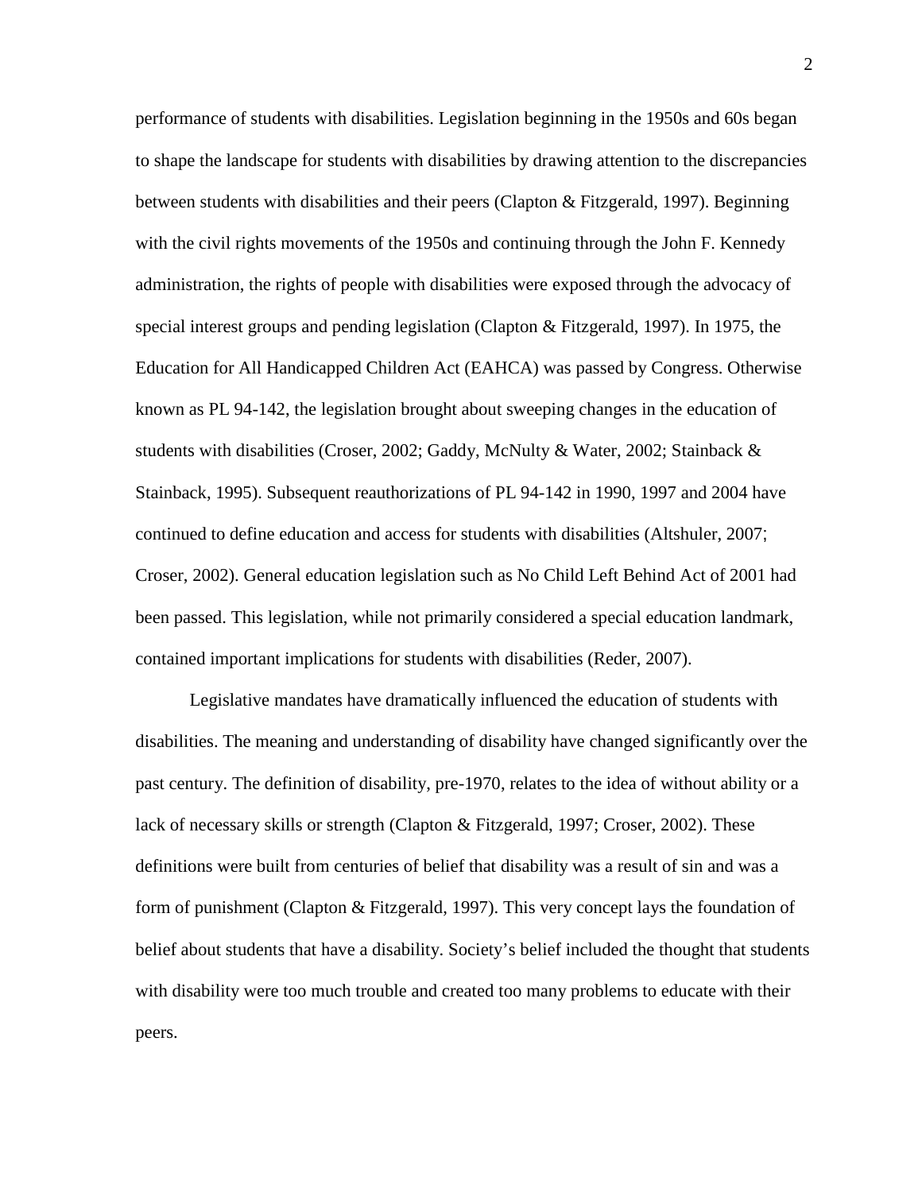performance of students with disabilities. Legislation beginning in the 1950s and 60s began to shape the landscape for students with disabilities by drawing attention to the discrepancies between students with disabilities and their peers (Clapton & Fitzgerald, 1997). Beginning with the civil rights movements of the 1950s and continuing through the John F. Kennedy administration, the rights of people with disabilities were exposed through the advocacy of special interest groups and pending legislation (Clapton & Fitzgerald, 1997). In 1975, the Education for All Handicapped Children Act (EAHCA) was passed by Congress. Otherwise known as PL 94-142, the legislation brought about sweeping changes in the education of students with disabilities (Croser, 2002; Gaddy, McNulty & Water, 2002; Stainback & Stainback, 1995). Subsequent reauthorizations of PL 94-142 in 1990, 1997 and 2004 have continued to define education and access for students with disabilities (Altshuler, 2007; Croser, 2002). General education legislation such as No Child Left Behind Act of 2001 had been passed. This legislation, while not primarily considered a special education landmark, contained important implications for students with disabilities (Reder, 2007).

Legislative mandates have dramatically influenced the education of students with disabilities. The meaning and understanding of disability have changed significantly over the past century. The definition of disability, pre-1970, relates to the idea of without ability or a lack of necessary skills or strength (Clapton & Fitzgerald, 1997; Croser, 2002). These definitions were built from centuries of belief that disability was a result of sin and was a form of punishment (Clapton & Fitzgerald, 1997). This very concept lays the foundation of belief about students that have a disability. Society's belief included the thought that students with disability were too much trouble and created too many problems to educate with their peers.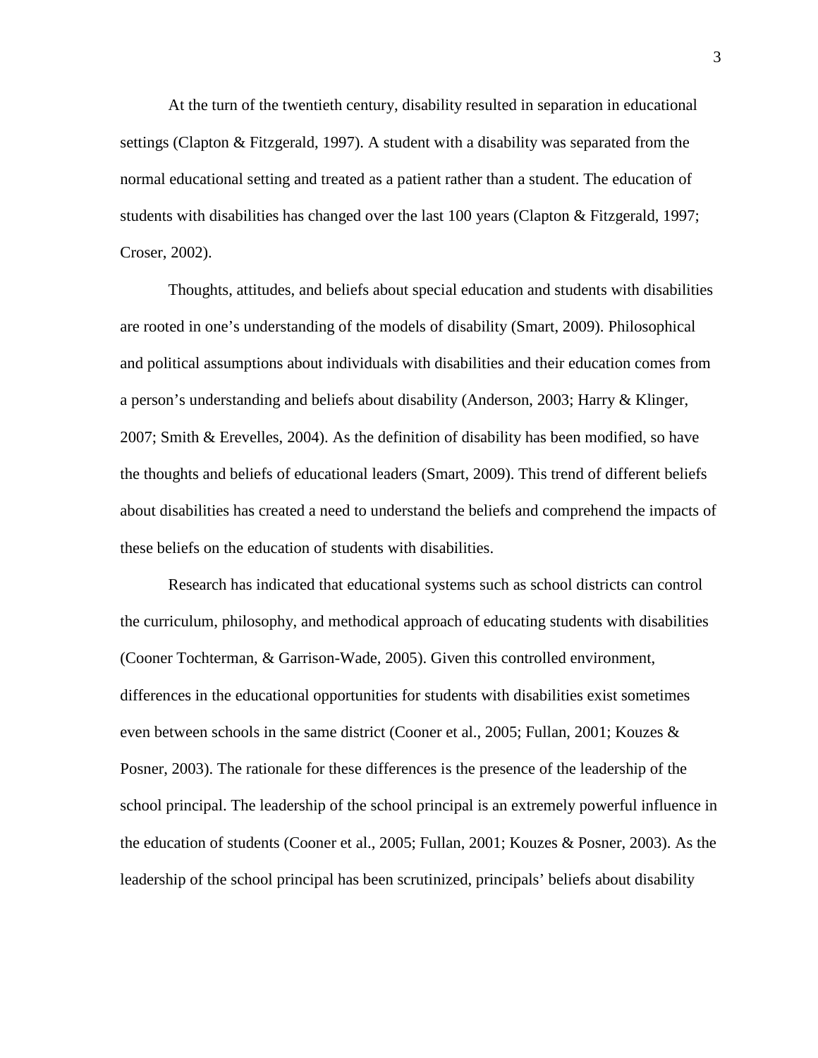At the turn of the twentieth century, disability resulted in separation in educational settings (Clapton & Fitzgerald, 1997). A student with a disability was separated from the normal educational setting and treated as a patient rather than a student. The education of students with disabilities has changed over the last 100 years (Clapton & Fitzgerald, 1997; Croser, 2002).

Thoughts, attitudes, and beliefs about special education and students with disabilities are rooted in one's understanding of the models of disability (Smart, 2009). Philosophical and political assumptions about individuals with disabilities and their education comes from a person's understanding and beliefs about disability (Anderson, 2003; Harry & Klinger, 2007; Smith & Erevelles, 2004). As the definition of disability has been modified, so have the thoughts and beliefs of educational leaders (Smart, 2009). This trend of different beliefs about disabilities has created a need to understand the beliefs and comprehend the impacts of these beliefs on the education of students with disabilities.

Research has indicated that educational systems such as school districts can control the curriculum, philosophy, and methodical approach of educating students with disabilities (Cooner Tochterman, & Garrison-Wade, 2005). Given this controlled environment, differences in the educational opportunities for students with disabilities exist sometimes even between schools in the same district (Cooner et al., 2005; Fullan, 2001; Kouzes & Posner, 2003). The rationale for these differences is the presence of the leadership of the school principal. The leadership of the school principal is an extremely powerful influence in the education of students (Cooner et al., 2005; Fullan, 2001; Kouzes & Posner, 2003). As the leadership of the school principal has been scrutinized, principals' beliefs about disability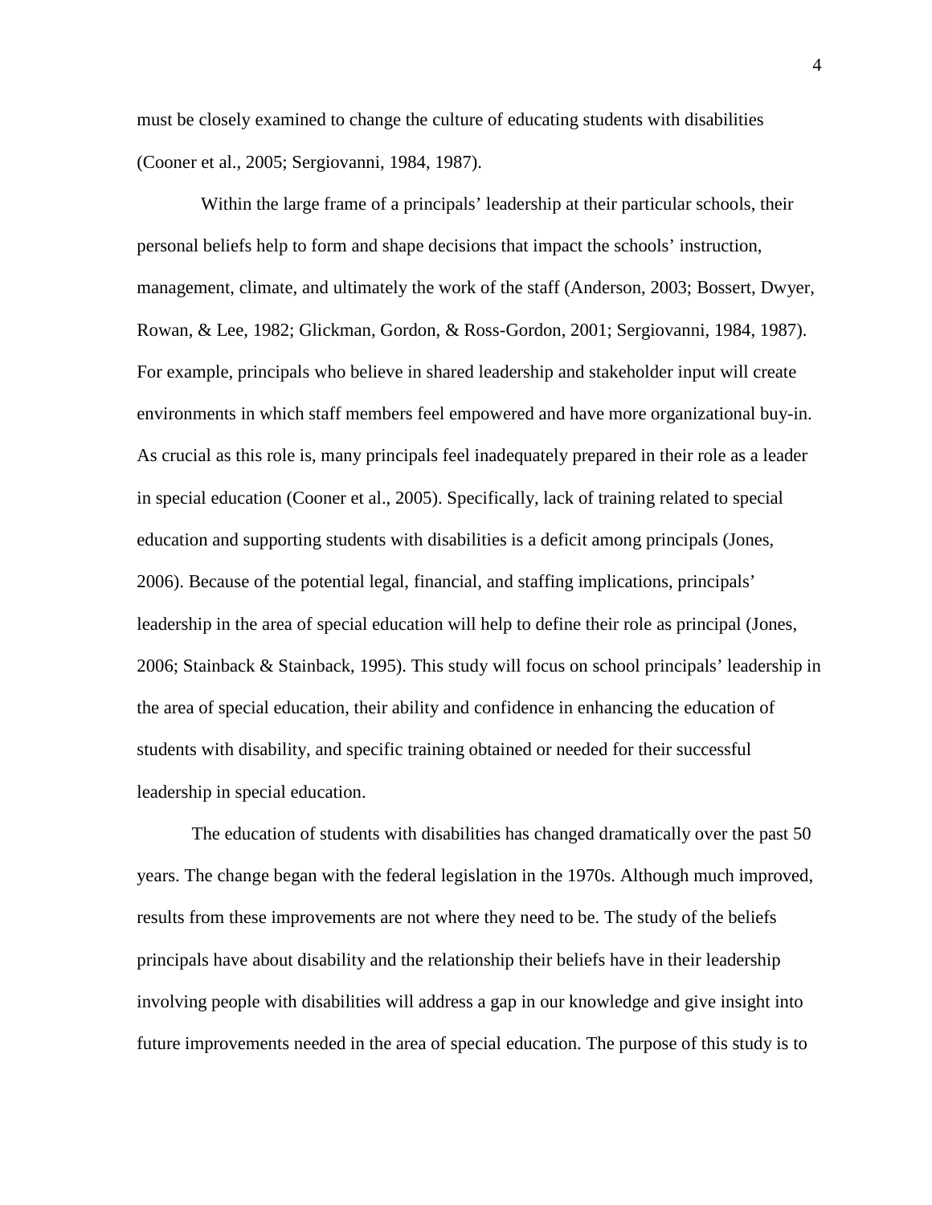must be closely examined to change the culture of educating students with disabilities (Cooner et al., 2005; Sergiovanni, 1984, 1987).

Within the large frame of a principals' leadership at their particular schools, their personal beliefs help to form and shape decisions that impact the schools' instruction, management, climate, and ultimately the work of the staff (Anderson, 2003; Bossert, Dwyer, Rowan, & Lee, 1982; Glickman, Gordon, & Ross-Gordon, 2001; Sergiovanni, 1984, 1987). For example, principals who believe in shared leadership and stakeholder input will create environments in which staff members feel empowered and have more organizational buy-in. As crucial as this role is, many principals feel inadequately prepared in their role as a leader in special education (Cooner et al., 2005). Specifically, lack of training related to special education and supporting students with disabilities is a deficit among principals (Jones, 2006). Because of the potential legal, financial, and staffing implications, principals' leadership in the area of special education will help to define their role as principal (Jones, 2006; Stainback & Stainback, 1995). This study will focus on school principals' leadership in the area of special education, their ability and confidence in enhancing the education of students with disability, and specific training obtained or needed for their successful leadership in special education.

The education of students with disabilities has changed dramatically over the past 50 years. The change began with the federal legislation in the 1970s. Although much improved, results from these improvements are not where they need to be. The study of the beliefs principals have about disability and the relationship their beliefs have in their leadership involving people with disabilities will address a gap in our knowledge and give insight into future improvements needed in the area of special education. The purpose of this study is to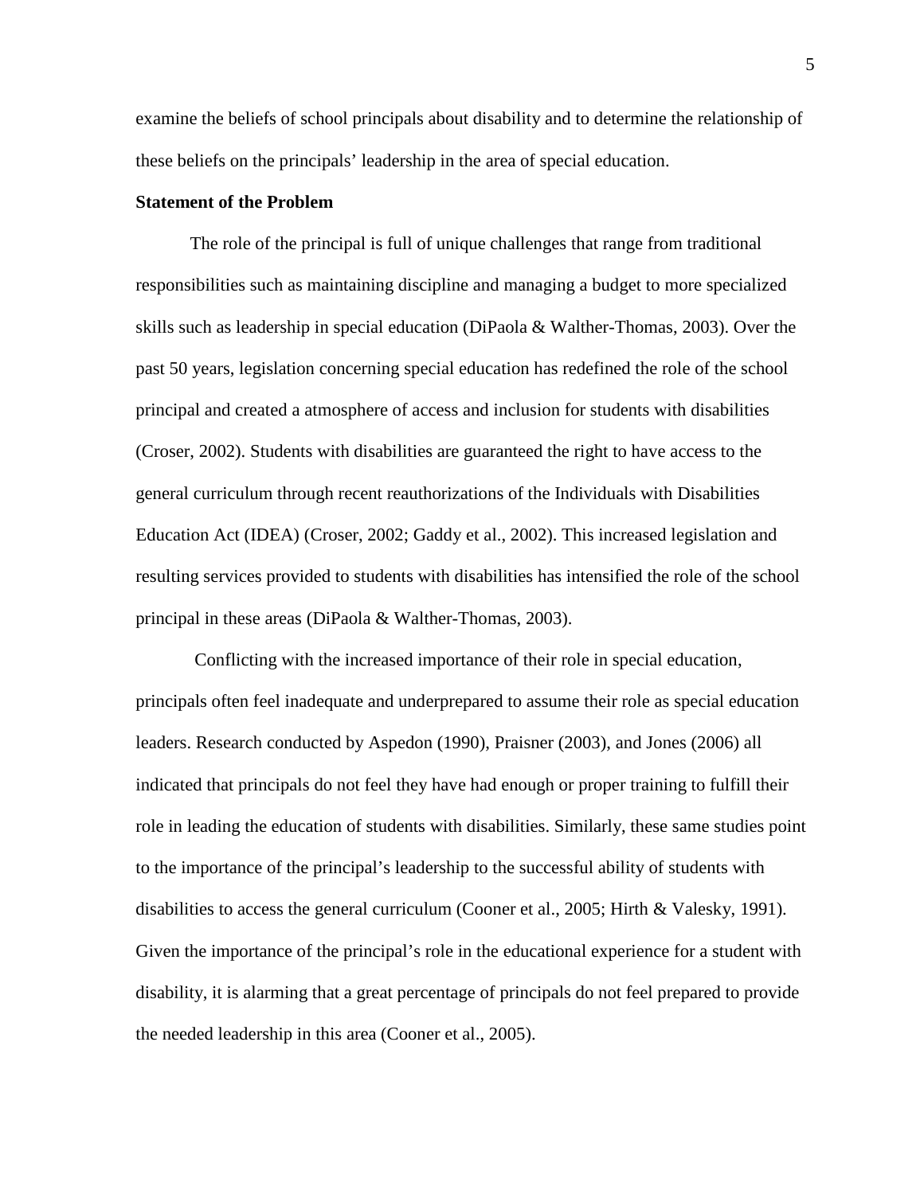examine the beliefs of school principals about disability and to determine the relationship of these beliefs on the principals' leadership in the area of special education.

**Statement of the Problem**

The role of the principal is full of unique challenges that range from traditional responsibilities such as maintaining discipline and managing a budget to more specialized skills such as leadership in special education (DiPaola & Walther-Thomas, 2003). Over the past 50 years, legislation concerning special education has redefined the role of the school principal and created a atmosphere of access and inclusion for students with disabilities (Croser, 2002). Students with disabilities are guaranteed the right to have access to the general curriculum through recent reauthorizations of the Individuals with Disabilities Education Act (IDEA) (Croser, 2002; Gaddy et al., 2002). This increased legislation and resulting services provided to students with disabilities has intensified the role of the school principal in these areas (DiPaola & Walther-Thomas, 2003).

Conflicting with the increased importance of their role in special education, principals often feel inadequate and underprepared to assume their role as special education leaders. Research conducted by Aspedon (1990), Praisner (2003), and Jones (2006) all indicated that principals do not feel they have had enough or proper training to fulfill their role in leading the education of students with disabilities. Similarly, these same studies point to the importance of the principal's leadership to the successful ability of students with disabilities to access the general curriculum (Cooner et al., 2005; Hirth & Valesky, 1991). Given the importance of the principal's role in the educational experience for a student with disability, it is alarming that a great percentage of principals do not feel prepared to provide the needed leadership in this area (Cooner et al., 2005).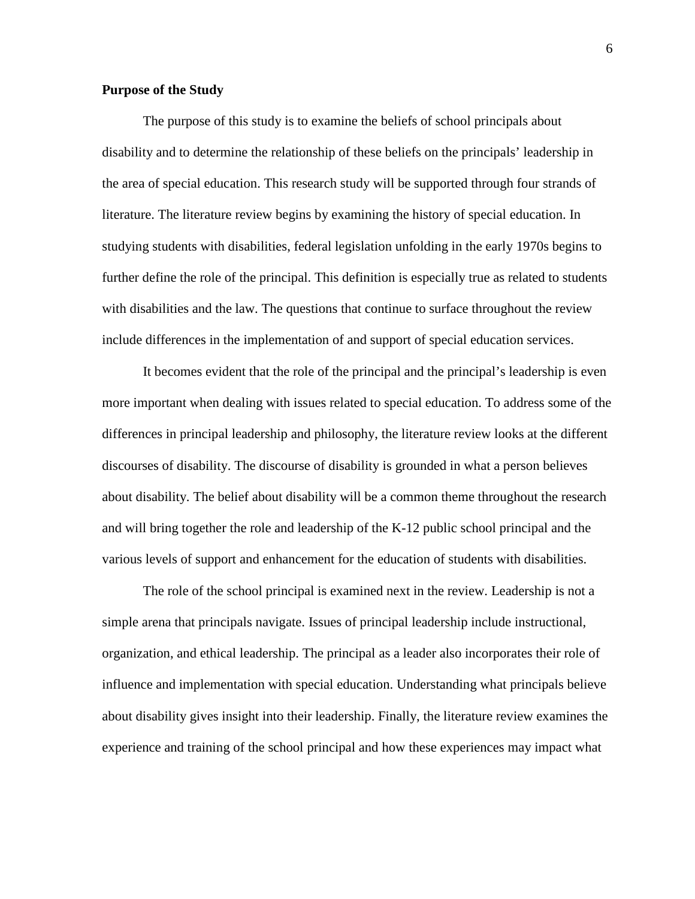**Purpose of the Study**

The purpose of this study is to examine the beliefs of school principals about disability and to determine the relationship of these beliefs on the principals' leadership in the area of special education. This research study will be supported through four strands of literature. The literature review begins by examining the history of special education. In studying students with disabilities, federal legislation unfolding in the early 1970s begins to further define the role of the principal. This definition is especially true as related to students with disabilities and the law. The questions that continue to surface throughout the review include differences in the implementation of and support of special education services.

It becomes evident that the role of the principal and the principal's leadership is even more important when dealing with issues related to special education. To address some of the differences in principal leadership and philosophy, the literature review looks at the different discourses of disability. The discourse of disability is grounded in what a person believes about disability. The belief about disability will be a common theme throughout the research and will bring together the role and leadership of the K-12 public school principal and the various levels of support and enhancement for the education of students with disabilities.

The role of the school principal is examined next in the review. Leadership is not a simple arena that principals navigate. Issues of principal leadership include instructional, organization, and ethical leadership. The principal as a leader also incorporates their role of influence and implementation with special education. Understanding what principals believe about disability gives insight into their leadership. Finally, the literature review examines the experience and training of the school principal and how these experiences may impact what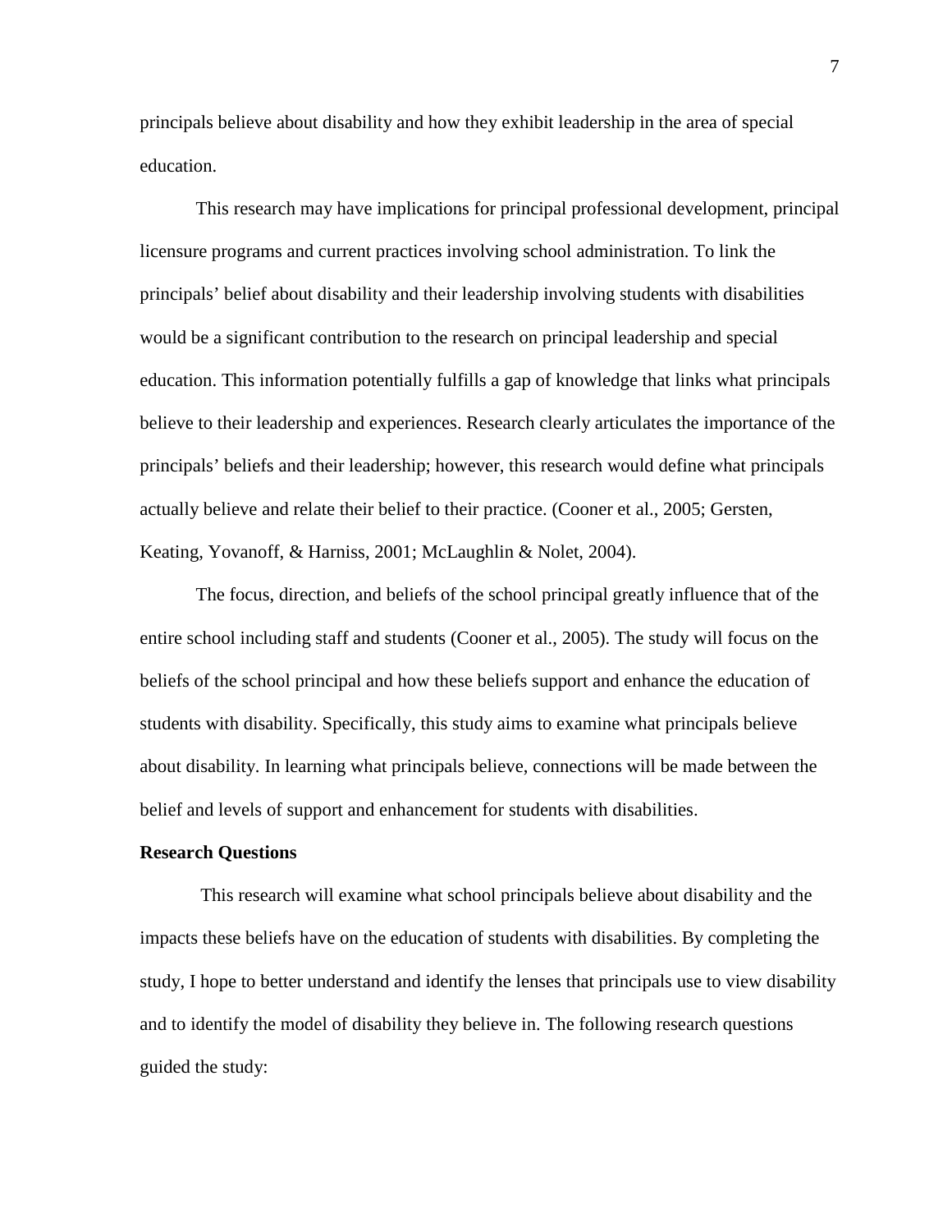principals believe about disability and how they exhibit leadership in the area of special education.

This research may have implications for principal professional development, principal licensure programs and current practices involving school administration. To link the principals' belief about disability and their leadership involving students with disabilities would be a significant contribution to the research on principal leadership and special education. This information potentially fulfills a gap of knowledge that links what principals believe to their leadership and experiences. Research clearly articulates the importance of the principals' beliefs and their leadership; however, this research would define what principals actually believe and relate their belief to their practice. (Cooner et al., 2005; Gersten, Keating, Yovanoff, & Harniss, 2001; McLaughlin & Nolet, 2004).

The focus, direction, and beliefs of the school principal greatly influence that of the entire school including staff and students (Cooner et al., 2005). The study will focus on the beliefs of the school principal and how these beliefs support and enhance the education of students with disability. Specifically, this study aims to examine what principals believe about disability. In learning what principals believe, connections will be made between the belief and levels of support and enhancement for students with disabilities.

**Research Questions**

This research will examine what school principals believe about disability and the impacts these beliefs have on the education of students with disabilities. By completing the study, I hope to better understand and identify the lenses that principals use to view disability and to identify the model of disability they believe in. The following research questions guided the study: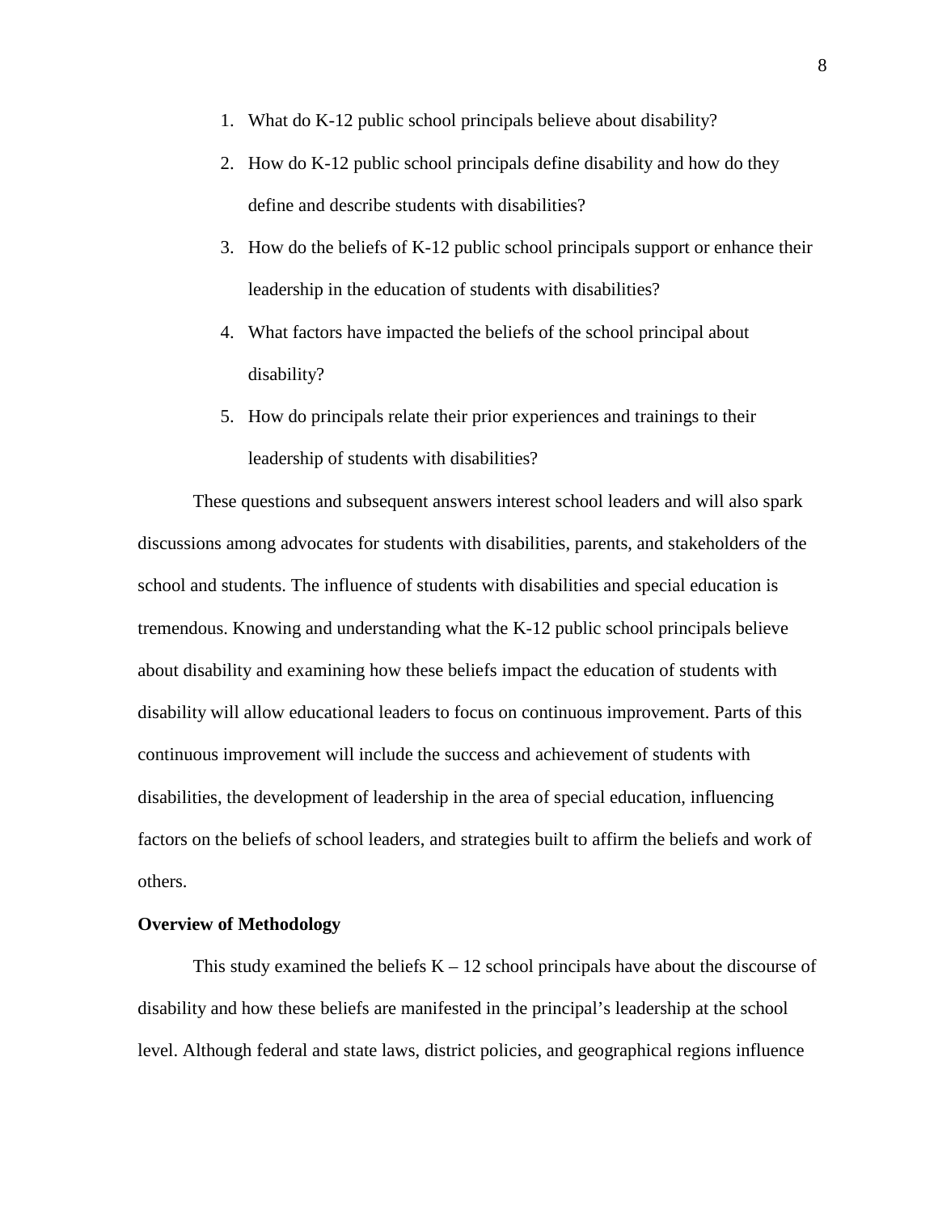1. What do K-12 public school principals believe about disability?
2. How do K-12 public school principals define disability and how do they define and describe students with disabilities?
3. How do the beliefs of K-12 public school principals support or enhance their leadership in the education of students with disabilities?
4. What factors have impacted the beliefs of the school principal about disability?
5. How do principals relate their prior experiences and trainings to their leadership of students with disabilities?

These questions and subsequent answers interest school leaders and will also spark discussions among advocates for students with disabilities, parents, and stakeholders of the school and students. The influence of students with disabilities and special education is tremendous. Knowing and understanding what the K-12 public school principals believe about disability and examining how these beliefs impact the education of students with disability will allow educational leaders to focus on continuous improvement. Parts of this continuous improvement will include the success and achievement of students with disabilities, the development of leadership in the area of special education, influencing factors on the beliefs of school leaders, and strategies built to affirm the beliefs and work of others.

**Overview of Methodology**

This study examined the beliefs K – 12 school principals have about the discourse of disability and how these beliefs are manifested in the principal's leadership at the school level. Although federal and state laws, district policies, and geographical regions influence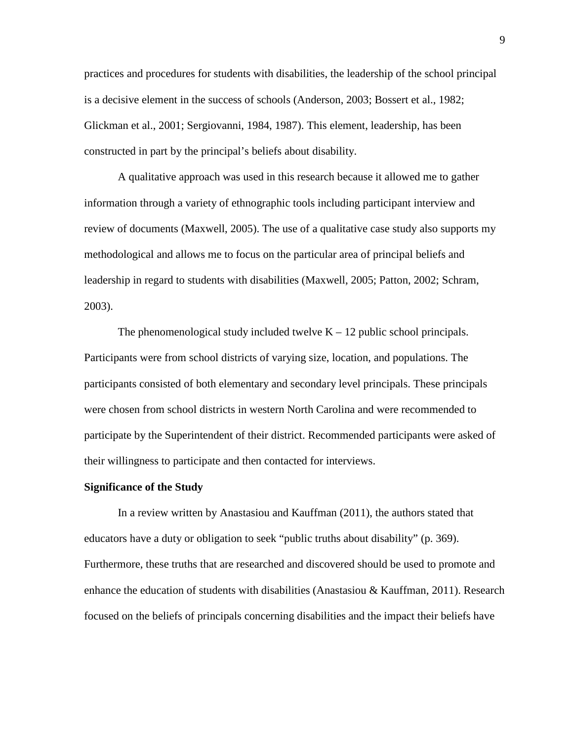practices and procedures for students with disabilities, the leadership of the school principal is a decisive element in the success of schools (Anderson, 2003; Bossert et al., 1982; Glickman et al., 2001; Sergiovanni, 1984, 1987). This element, leadership, has been constructed in part by the principal's beliefs about disability.

A qualitative approach was used in this research because it allowed me to gather information through a variety of ethnographic tools including participant interview and review of documents (Maxwell, 2005). The use of a qualitative case study also supports my methodological and allows me to focus on the particular area of principal beliefs and leadership in regard to students with disabilities (Maxwell, 2005; Patton, 2002; Schram, 2003).

The phenomenological study included twelve K – 12 public school principals. Participants were from school districts of varying size, location, and populations. The participants consisted of both elementary and secondary level principals. These principals were chosen from school districts in western North Carolina and were recommended to participate by the Superintendent of their district. Recommended participants were asked of their willingness to participate and then contacted for interviews.

**Significance of the Study**

In a review written by Anastasiou and Kauffman (2011), the authors stated that educators have a duty or obligation to seek "public truths about disability" (p. 369). Furthermore, these truths that are researched and discovered should be used to promote and enhance the education of students with disabilities (Anastasiou & Kauffman, 2011). Research focused on the beliefs of principals concerning disabilities and the impact their beliefs have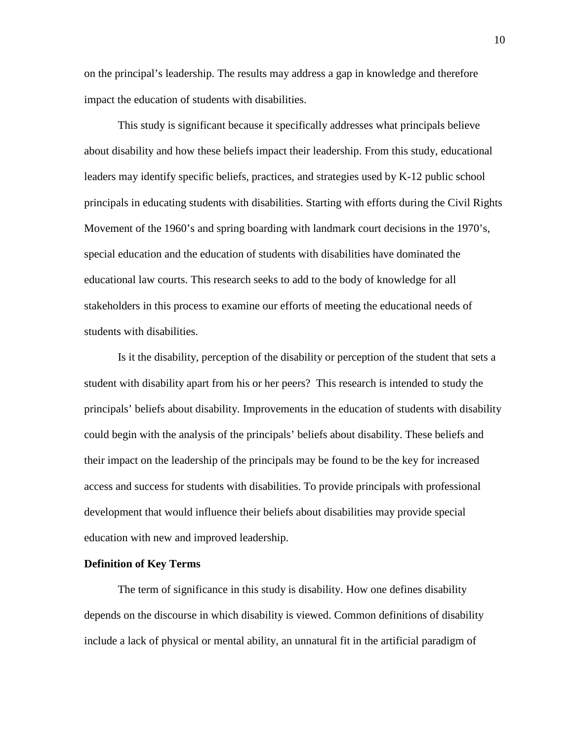on the principal's leadership. The results may address a gap in knowledge and therefore impact the education of students with disabilities.

This study is significant because it specifically addresses what principals believe about disability and how these beliefs impact their leadership. From this study, educational leaders may identify specific beliefs, practices, and strategies used by K-12 public school principals in educating students with disabilities. Starting with efforts during the Civil Rights Movement of the 1960's and spring boarding with landmark court decisions in the 1970's, special education and the education of students with disabilities have dominated the educational law courts. This research seeks to add to the body of knowledge for all stakeholders in this process to examine our efforts of meeting the educational needs of students with disabilities.

Is it the disability, perception of the disability or perception of the student that sets a student with disability apart from his or her peers? This research is intended to study the principals' beliefs about disability. Improvements in the education of students with disability could begin with the analysis of the principals' beliefs about disability. These beliefs and their impact on the leadership of the principals may be found to be the key for increased access and success for students with disabilities. To provide principals with professional development that would influence their beliefs about disabilities may provide special education with new and improved leadership.

**Definition of Key Terms**

The term of significance in this study is disability. How one defines disability depends on the discourse in which disability is viewed. Common definitions of disability include a lack of physical or mental ability, an unnatural fit in the artificial paradigm of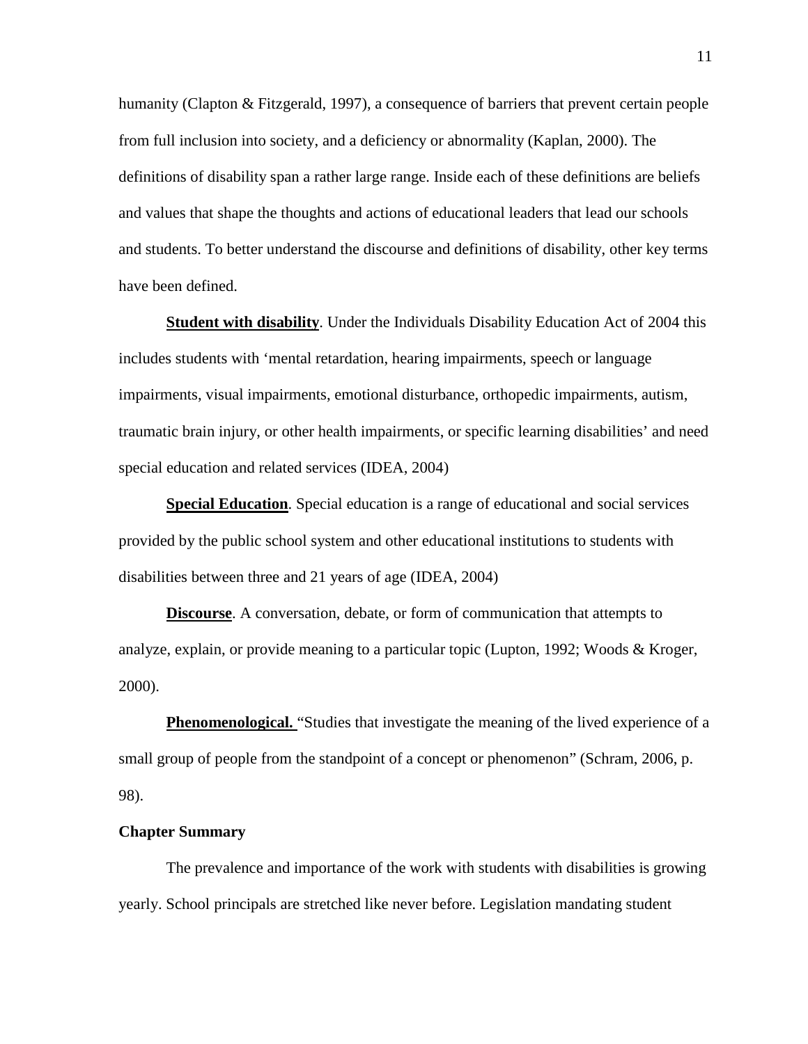humanity (Clapton & Fitzgerald, 1997), a consequence of barriers that prevent certain people from full inclusion into society, and a deficiency or abnormality (Kaplan, 2000). The definitions of disability span a rather large range. Inside each of these definitions are beliefs and values that shape the thoughts and actions of educational leaders that lead our schools and students. To better understand the discourse and definitions of disability, other key terms have been defined.

**Student with disability**. Under the Individuals Disability Education Act of 2004 this includes students with 'mental retardation, hearing impairments, speech or language impairments, visual impairments, emotional disturbance, orthopedic impairments, autism, traumatic brain injury, or other health impairments, or specific learning disabilities' and need special education and related services (IDEA, 2004)

**Special Education**. Special education is a range of educational and social services provided by the public school system and other educational institutions to students with disabilities between three and 21 years of age (IDEA, 2004)

**Discourse**. A conversation, debate, or form of communication that attempts to analyze, explain, or provide meaning to a particular topic (Lupton, 1992; Woods & Kroger, 2000).

**Phenomenological.** "Studies that investigate the meaning of the lived experience of a small group of people from the standpoint of a concept or phenomenon" (Schram, 2006, p. 98).

**Chapter Summary**

The prevalence and importance of the work with students with disabilities is growing yearly. School principals are stretched like never before. Legislation mandating student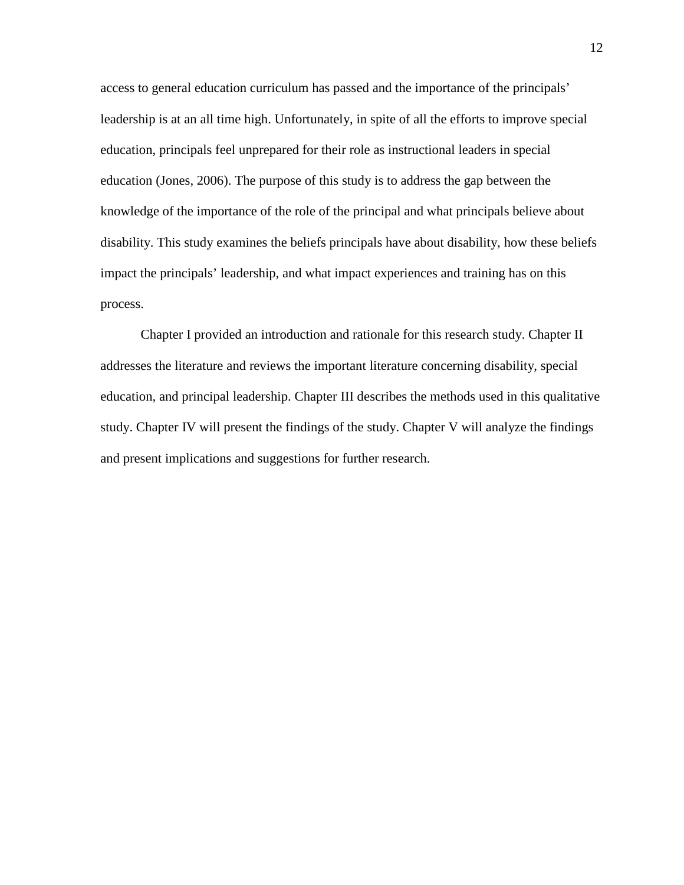access to general education curriculum has passed and the importance of the principals' leadership is at an all time high. Unfortunately, in spite of all the efforts to improve special education, principals feel unprepared for their role as instructional leaders in special education (Jones, 2006). The purpose of this study is to address the gap between the knowledge of the importance of the role of the principal and what principals believe about disability. This study examines the beliefs principals have about disability, how these beliefs impact the principals' leadership, and what impact experiences and training has on this process.

Chapter I provided an introduction and rationale for this research study. Chapter II addresses the literature and reviews the important literature concerning disability, special education, and principal leadership. Chapter III describes the methods used in this qualitative study. Chapter IV will present the findings of the study. Chapter V will analyze the findings and present implications and suggestions for further research.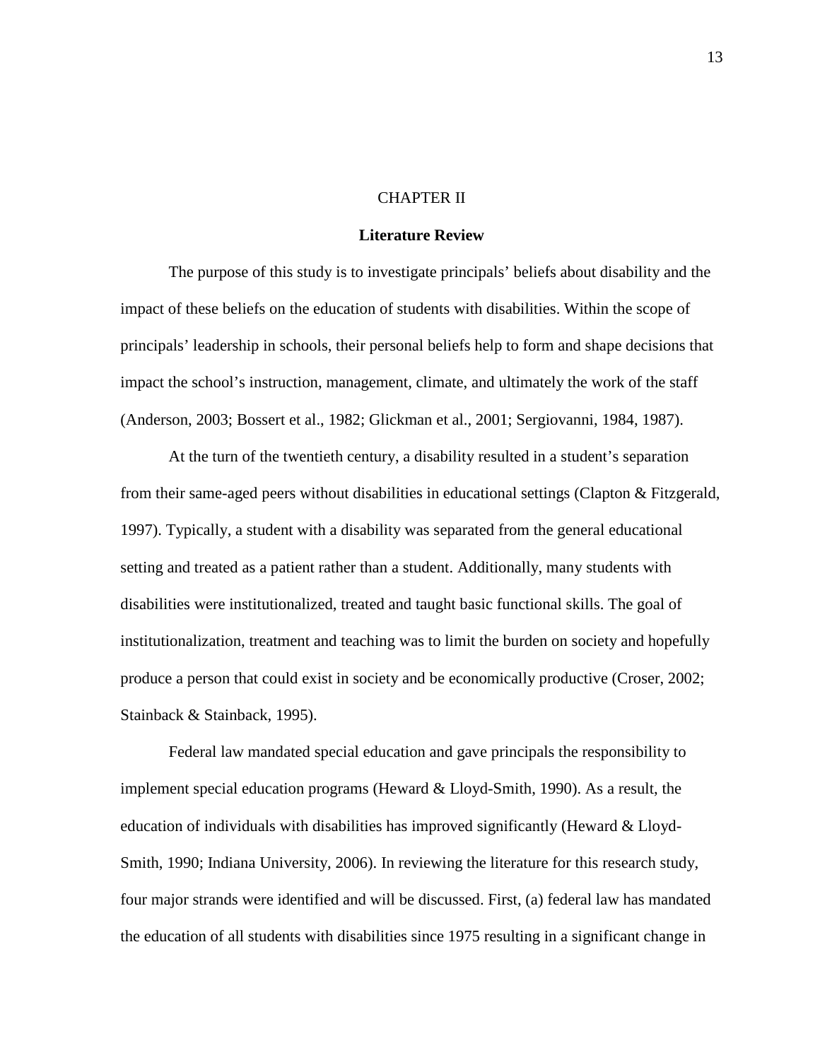# CHAPTER II

## Literature Review

The purpose of this study is to investigate principals' beliefs about disability and the impact of these beliefs on the education of students with disabilities. Within the scope of principals' leadership in schools, their personal beliefs help to form and shape decisions that impact the school's instruction, management, climate, and ultimately the work of the staff (Anderson, 2003; Bossert et al., 1982; Glickman et al., 2001; Sergiovanni, 1984, 1987).

At the turn of the twentieth century, a disability resulted in a student's separation from their same-aged peers without disabilities in educational settings (Clapton & Fitzgerald, 1997). Typically, a student with a disability was separated from the general educational setting and treated as a patient rather than a student. Additionally, many students with disabilities were institutionalized, treated and taught basic functional skills. The goal of institutionalization, treatment and teaching was to limit the burden on society and hopefully produce a person that could exist in society and be economically productive (Croser, 2002; Stainback & Stainback, 1995).

Federal law mandated special education and gave principals the responsibility to implement special education programs (Heward & Lloyd-Smith, 1990). As a result, the education of individuals with disabilities has improved significantly (Heward & Lloyd-Smith, 1990; Indiana University, 2006). In reviewing the literature for this research study, four major strands were identified and will be discussed. First, (a) federal law has mandated the education of all students with disabilities since 1975 resulting in a significant change in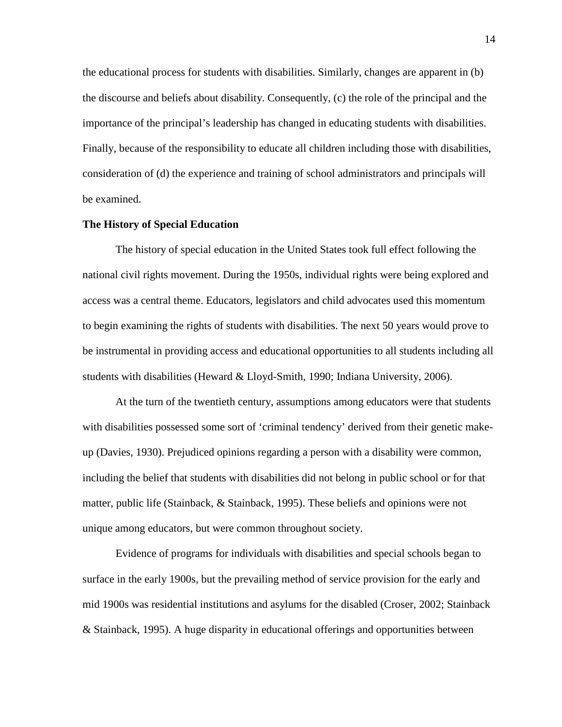the educational process for students with disabilities. Similarly, changes are apparent in (b) the discourse and beliefs about disability. Consequently, (c) the role of the principal and the importance of the principal's leadership has changed in educating students with disabilities. Finally, because of the responsibility to educate all children including those with disabilities, consideration of (d) the experience and training of school administrators and principals will be examined.

**The History of Special Education**

The history of special education in the United States took full effect following the national civil rights movement. During the 1950s, individual rights were being explored and access was a central theme. Educators, legislators and child advocates used this momentum to begin examining the rights of students with disabilities. The next 50 years would prove to be instrumental in providing access and educational opportunities to all students including all students with disabilities (Heward & Lloyd-Smith, 1990; Indiana University, 2006).

At the turn of the twentieth century, assumptions among educators were that students with disabilities possessed some sort of 'criminal tendency' derived from their genetic make-up (Davies, 1930). Prejudiced opinions regarding a person with a disability were common, including the belief that students with disabilities did not belong in public school or for that matter, public life (Stainback, & Stainback, 1995). These beliefs and opinions were not unique among educators, but were common throughout society.

Evidence of programs for individuals with disabilities and special schools began to surface in the early 1900s, but the prevailing method of service provision for the early and mid 1900s was residential institutions and asylums for the disabled (Croser, 2002; Stainback & Stainback, 1995). A huge disparity in educational offerings and opportunities between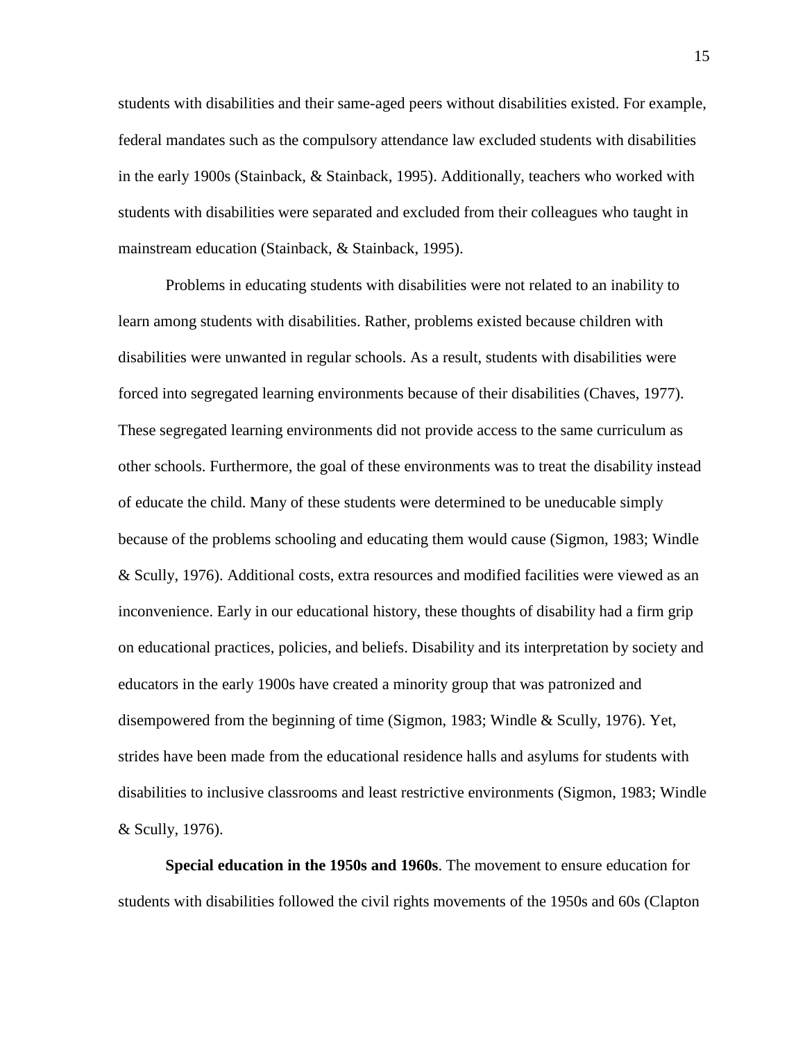students with disabilities and their same-aged peers without disabilities existed. For example, federal mandates such as the compulsory attendance law excluded students with disabilities in the early 1900s (Stainback, & Stainback, 1995). Additionally, teachers who worked with students with disabilities were separated and excluded from their colleagues who taught in mainstream education (Stainback, & Stainback, 1995).

Problems in educating students with disabilities were not related to an inability to learn among students with disabilities. Rather, problems existed because children with disabilities were unwanted in regular schools. As a result, students with disabilities were forced into segregated learning environments because of their disabilities (Chaves, 1977). These segregated learning environments did not provide access to the same curriculum as other schools. Furthermore, the goal of these environments was to treat the disability instead of educate the child. Many of these students were determined to be uneducable simply because of the problems schooling and educating them would cause (Sigmon, 1983; Windle & Scully, 1976). Additional costs, extra resources and modified facilities were viewed as an inconvenience. Early in our educational history, these thoughts of disability had a firm grip on educational practices, policies, and beliefs. Disability and its interpretation by society and educators in the early 1900s have created a minority group that was patronized and disempowered from the beginning of time (Sigmon, 1983; Windle & Scully, 1976). Yet, strides have been made from the educational residence halls and asylums for students with disabilities to inclusive classrooms and least restrictive environments (Sigmon, 1983; Windle & Scully, 1976).

**Special education in the 1950s and 1960s**. The movement to ensure education for students with disabilities followed the civil rights movements of the 1950s and 60s (Clapton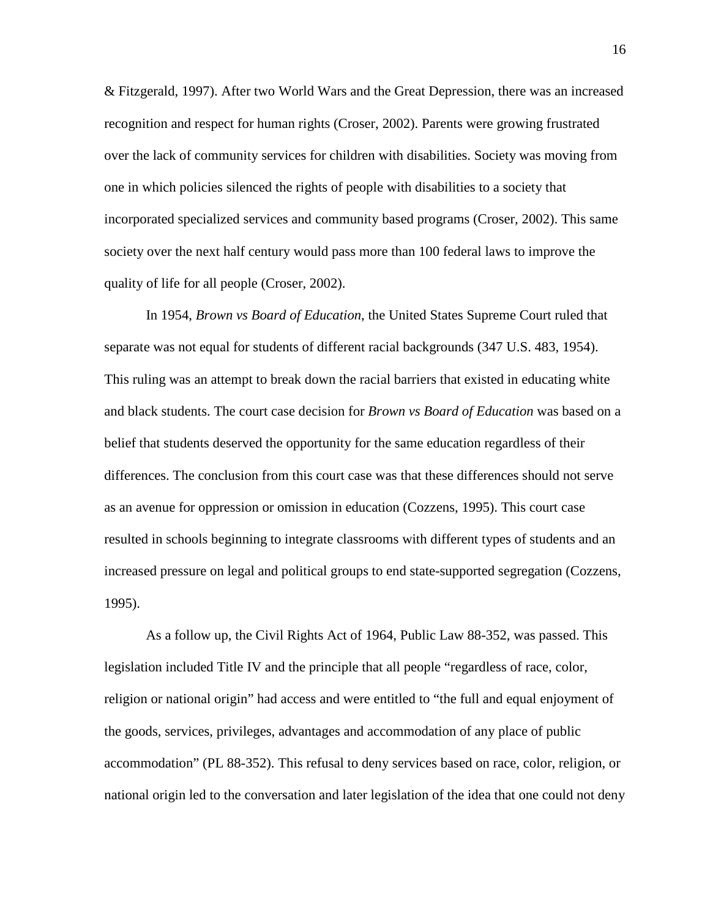& Fitzgerald, 1997). After two World Wars and the Great Depression, there was an increased recognition and respect for human rights (Croser, 2002). Parents were growing frustrated over the lack of community services for children with disabilities. Society was moving from one in which policies silenced the rights of people with disabilities to a society that incorporated specialized services and community based programs (Croser, 2002). This same society over the next half century would pass more than 100 federal laws to improve the quality of life for all people (Croser, 2002).

In 1954, *Brown vs Board of Education*, the United States Supreme Court ruled that separate was not equal for students of different racial backgrounds (347 U.S. 483, 1954). This ruling was an attempt to break down the racial barriers that existed in educating white and black students. The court case decision for *Brown vs Board of Education* was based on a belief that students deserved the opportunity for the same education regardless of their differences. The conclusion from this court case was that these differences should not serve as an avenue for oppression or omission in education (Cozzens, 1995). This court case resulted in schools beginning to integrate classrooms with different types of students and an increased pressure on legal and political groups to end state-supported segregation (Cozzens, 1995).

As a follow up, the Civil Rights Act of 1964, Public Law 88-352, was passed. This legislation included Title IV and the principle that all people "regardless of race, color, religion or national origin" had access and were entitled to "the full and equal enjoyment of the goods, services, privileges, advantages and accommodation of any place of public accommodation" (PL 88-352). This refusal to deny services based on race, color, religion, or national origin led to the conversation and later legislation of the idea that one could not deny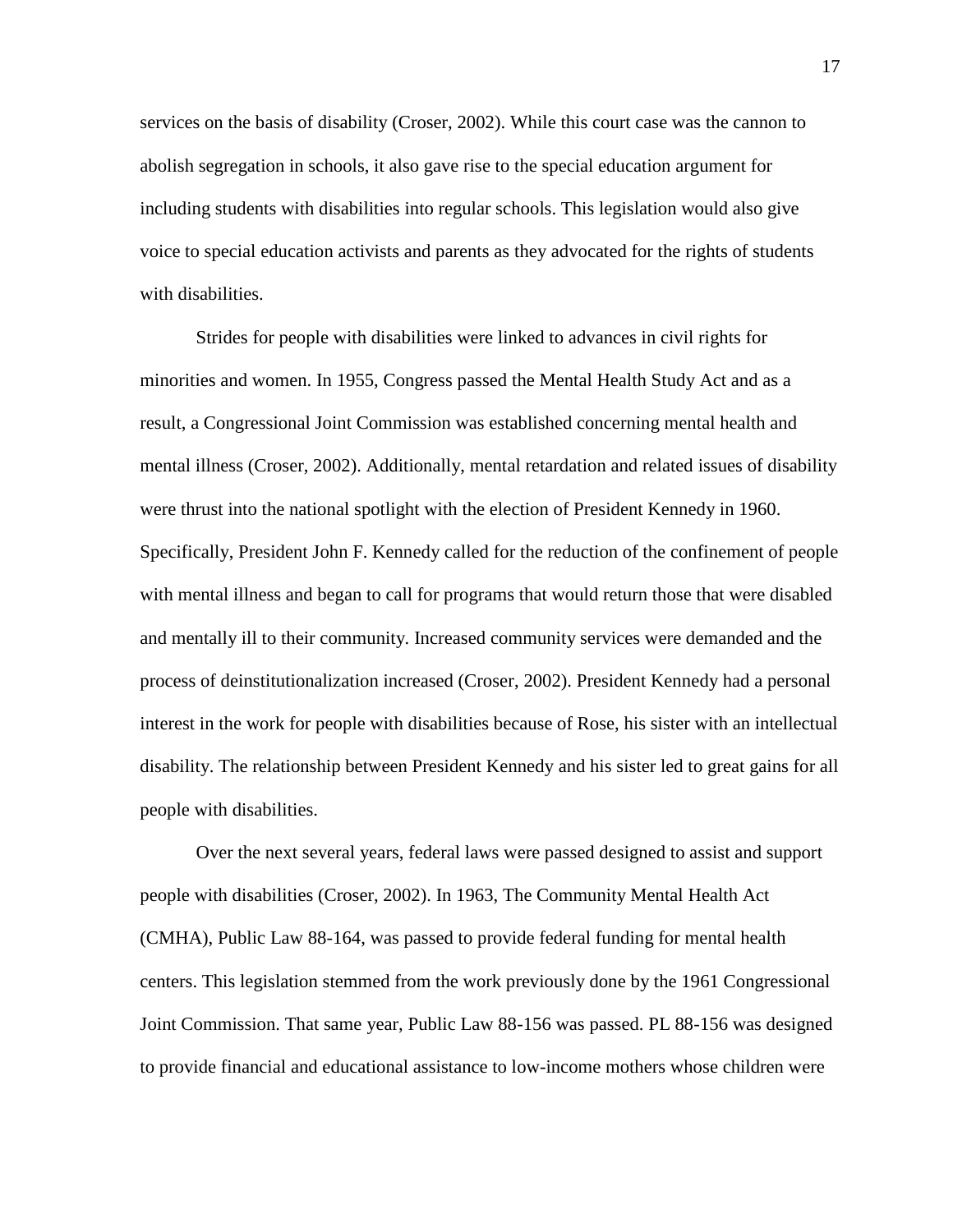services on the basis of disability (Croser, 2002). While this court case was the cannon to abolish segregation in schools, it also gave rise to the special education argument for including students with disabilities into regular schools. This legislation would also give voice to special education activists and parents as they advocated for the rights of students with disabilities.

Strides for people with disabilities were linked to advances in civil rights for minorities and women. In 1955, Congress passed the Mental Health Study Act and as a result, a Congressional Joint Commission was established concerning mental health and mental illness (Croser, 2002). Additionally, mental retardation and related issues of disability were thrust into the national spotlight with the election of President Kennedy in 1960. Specifically, President John F. Kennedy called for the reduction of the confinement of people with mental illness and began to call for programs that would return those that were disabled and mentally ill to their community. Increased community services were demanded and the process of deinstitutionalization increased (Croser, 2002). President Kennedy had a personal interest in the work for people with disabilities because of Rose, his sister with an intellectual disability. The relationship between President Kennedy and his sister led to great gains for all people with disabilities.

Over the next several years, federal laws were passed designed to assist and support people with disabilities (Croser, 2002). In 1963, The Community Mental Health Act (CMHA), Public Law 88-164, was passed to provide federal funding for mental health centers. This legislation stemmed from the work previously done by the 1961 Congressional Joint Commission. That same year, Public Law 88-156 was passed. PL 88-156 was designed to provide financial and educational assistance to low-income mothers whose children were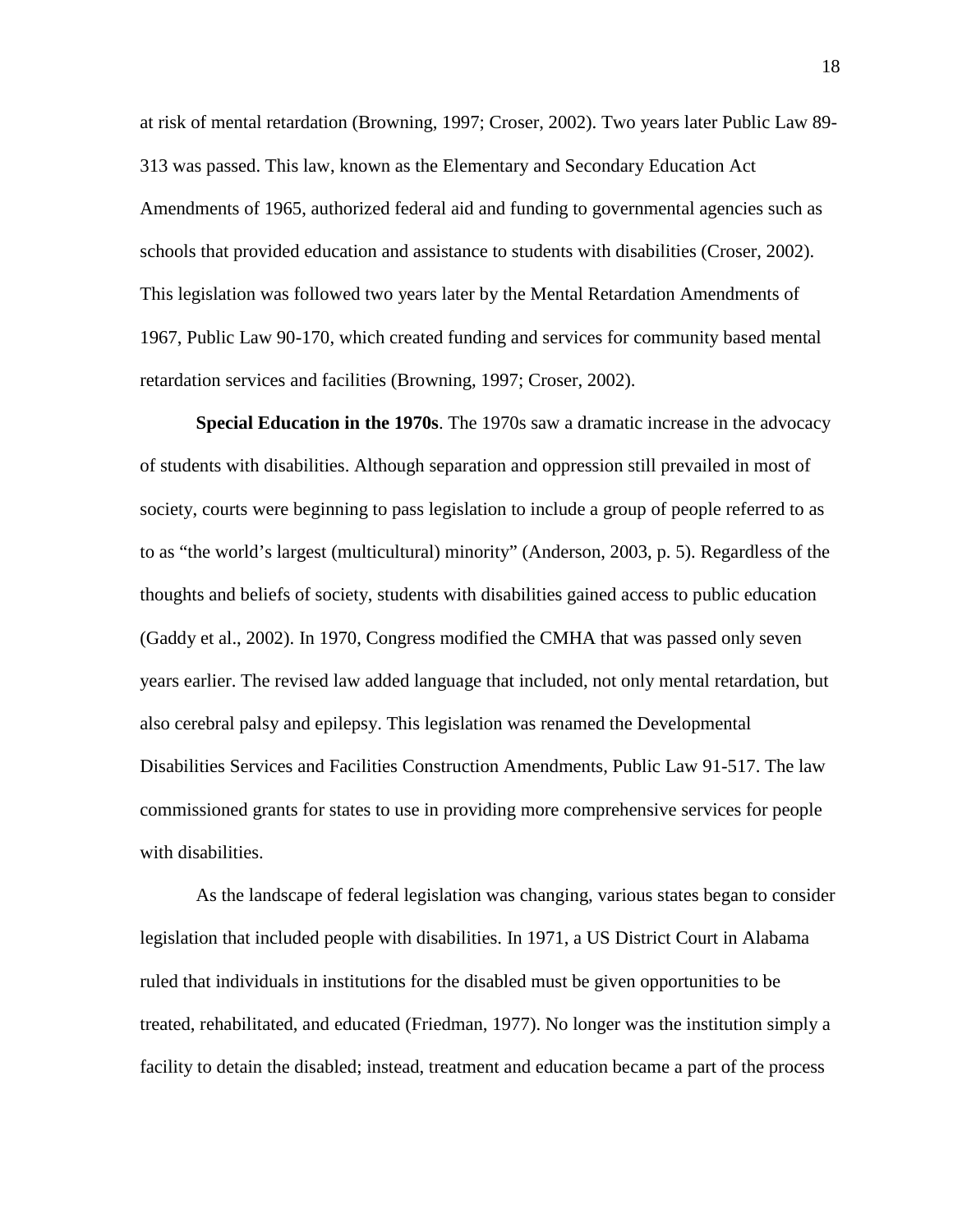at risk of mental retardation (Browning, 1997; Croser, 2002). Two years later Public Law 89-313 was passed. This law, known as the Elementary and Secondary Education Act Amendments of 1965, authorized federal aid and funding to governmental agencies such as schools that provided education and assistance to students with disabilities (Croser, 2002). This legislation was followed two years later by the Mental Retardation Amendments of 1967, Public Law 90-170, which created funding and services for community based mental retardation services and facilities (Browning, 1997; Croser, 2002).

**Special Education in the 1970s**. The 1970s saw a dramatic increase in the advocacy of students with disabilities. Although separation and oppression still prevailed in most of society, courts were beginning to pass legislation to include a group of people referred to as to as "the world's largest (multicultural) minority" (Anderson, 2003, p. 5). Regardless of the thoughts and beliefs of society, students with disabilities gained access to public education (Gaddy et al., 2002). In 1970, Congress modified the CMHA that was passed only seven years earlier. The revised law added language that included, not only mental retardation, but also cerebral palsy and epilepsy. This legislation was renamed the Developmental Disabilities Services and Facilities Construction Amendments, Public Law 91-517. The law commissioned grants for states to use in providing more comprehensive services for people with disabilities.

As the landscape of federal legislation was changing, various states began to consider legislation that included people with disabilities. In 1971, a US District Court in Alabama ruled that individuals in institutions for the disabled must be given opportunities to be treated, rehabilitated, and educated (Friedman, 1977). No longer was the institution simply a facility to detain the disabled; instead, treatment and education became a part of the process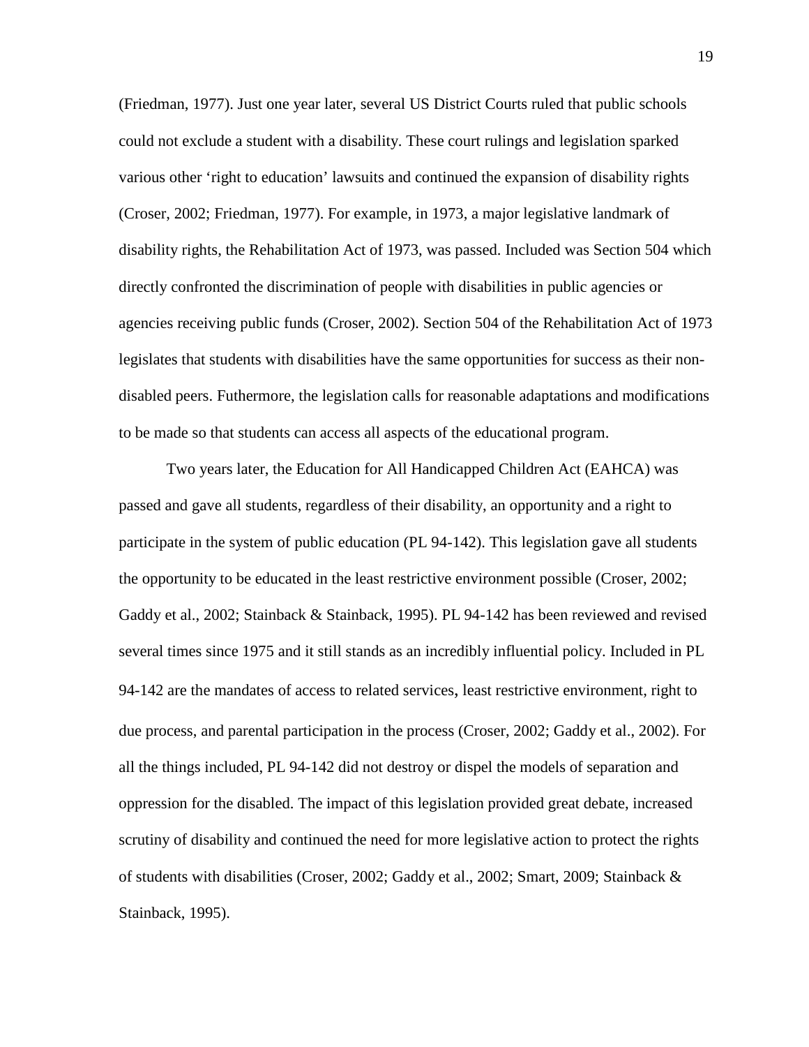(Friedman, 1977). Just one year later, several US District Courts ruled that public schools could not exclude a student with a disability. These court rulings and legislation sparked various other 'right to education' lawsuits and continued the expansion of disability rights (Croser, 2002; Friedman, 1977). For example, in 1973, a major legislative landmark of disability rights, the Rehabilitation Act of 1973, was passed. Included was Section 504 which directly confronted the discrimination of people with disabilities in public agencies or agencies receiving public funds (Croser, 2002). Section 504 of the Rehabilitation Act of 1973 legislates that students with disabilities have the same opportunities for success as their non-disabled peers. Futhermore, the legislation calls for reasonable adaptations and modifications to be made so that students can access all aspects of the educational program.

Two years later, the Education for All Handicapped Children Act (EAHCA) was passed and gave all students, regardless of their disability, an opportunity and a right to participate in the system of public education (PL 94-142). This legislation gave all students the opportunity to be educated in the least restrictive environment possible (Croser, 2002; Gaddy et al., 2002; Stainback & Stainback, 1995). PL 94-142 has been reviewed and revised several times since 1975 and it still stands as an incredibly influential policy. Included in PL 94-142 are the mandates of access to related services, least restrictive environment, right to due process, and parental participation in the process (Croser, 2002; Gaddy et al., 2002). For all the things included, PL 94-142 did not destroy or dispel the models of separation and oppression for the disabled. The impact of this legislation provided great debate, increased scrutiny of disability and continued the need for more legislative action to protect the rights of students with disabilities (Croser, 2002; Gaddy et al., 2002; Smart, 2009; Stainback & Stainback, 1995).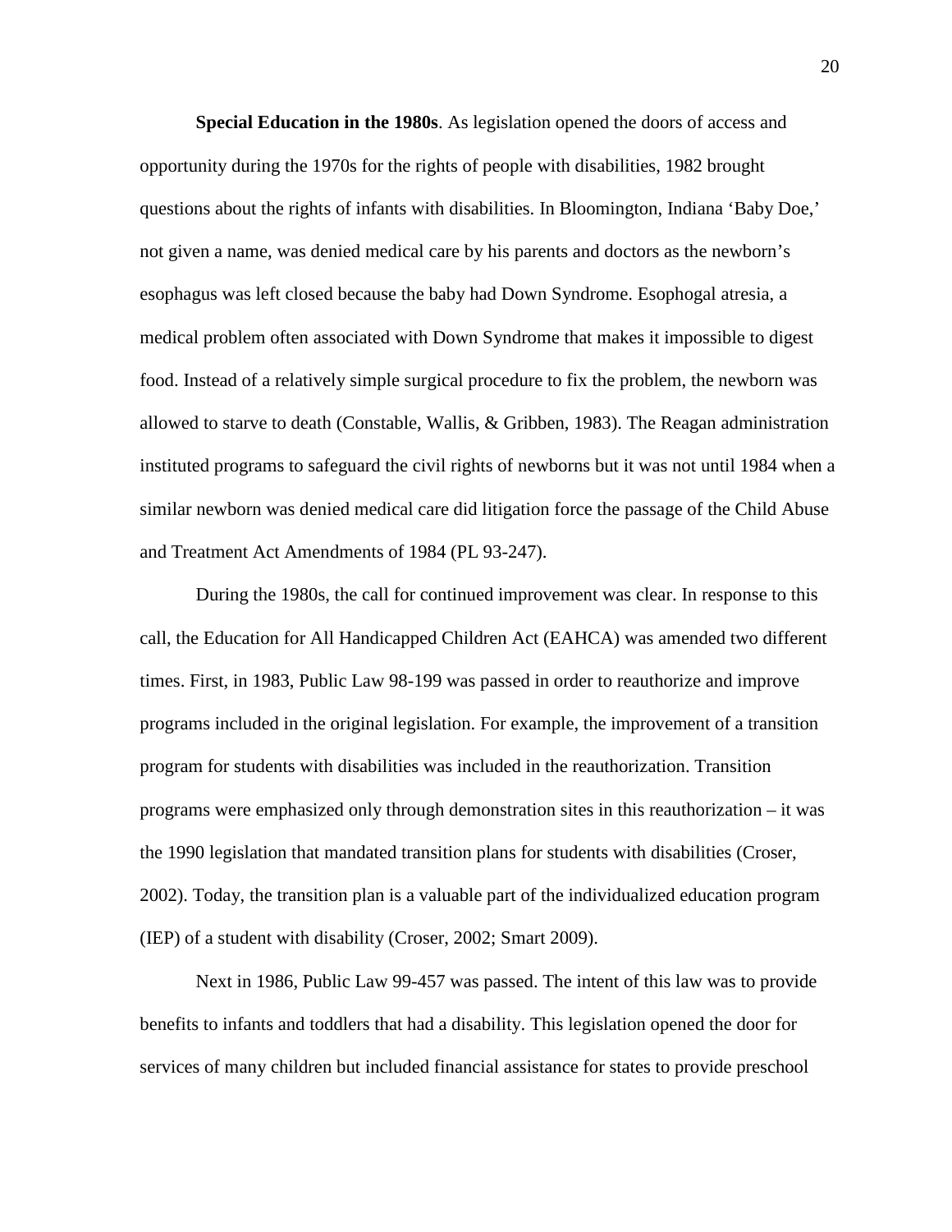**Special Education in the 1980s**. As legislation opened the doors of access and opportunity during the 1970s for the rights of people with disabilities, 1982 brought questions about the rights of infants with disabilities. In Bloomington, Indiana 'Baby Doe,' not given a name, was denied medical care by his parents and doctors as the newborn's esophagus was left closed because the baby had Down Syndrome. Esophogal atresia, a medical problem often associated with Down Syndrome that makes it impossible to digest food. Instead of a relatively simple surgical procedure to fix the problem, the newborn was allowed to starve to death (Constable, Wallis, & Gribben, 1983). The Reagan administration instituted programs to safeguard the civil rights of newborns but it was not until 1984 when a similar newborn was denied medical care did litigation force the passage of the Child Abuse and Treatment Act Amendments of 1984 (PL 93-247).

During the 1980s, the call for continued improvement was clear. In response to this call, the Education for All Handicapped Children Act (EAHCA) was amended two different times. First, in 1983, Public Law 98-199 was passed in order to reauthorize and improve programs included in the original legislation. For example, the improvement of a transition program for students with disabilities was included in the reauthorization. Transition programs were emphasized only through demonstration sites in this reauthorization – it was the 1990 legislation that mandated transition plans for students with disabilities (Croser, 2002). Today, the transition plan is a valuable part of the individualized education program (IEP) of a student with disability (Croser, 2002; Smart 2009).

Next in 1986, Public Law 99-457 was passed. The intent of this law was to provide benefits to infants and toddlers that had a disability. This legislation opened the door for services of many children but included financial assistance for states to provide preschool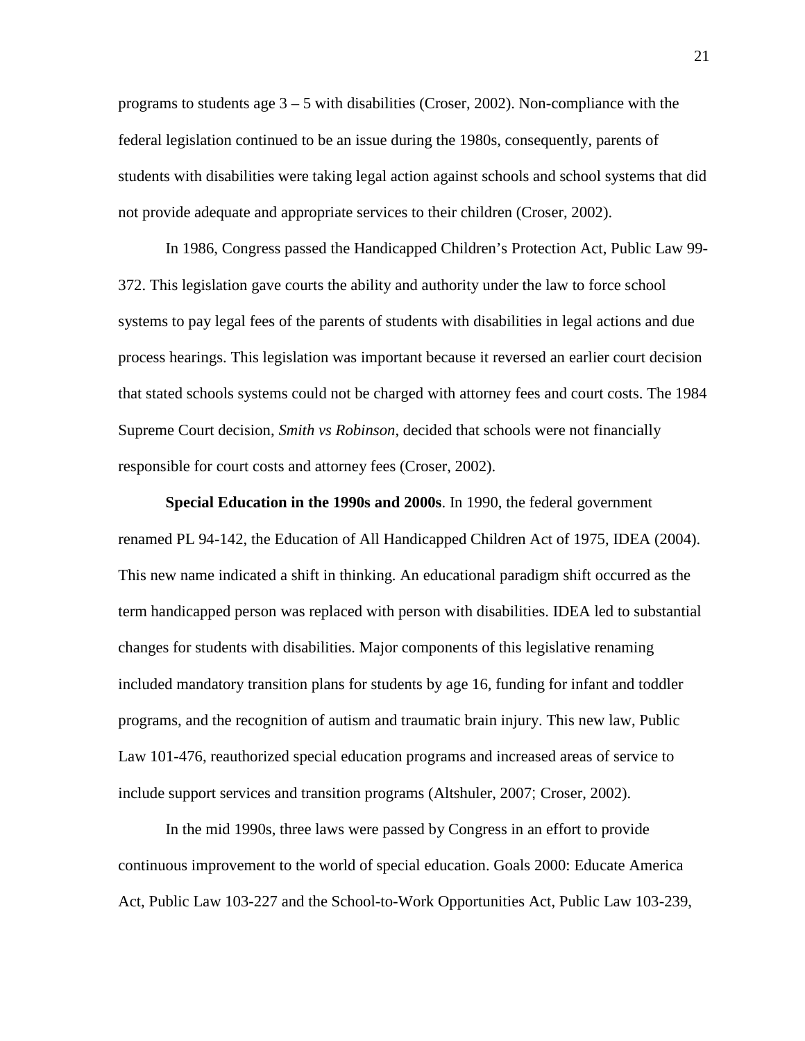programs to students age 3 – 5 with disabilities (Croser, 2002). Non-compliance with the federal legislation continued to be an issue during the 1980s, consequently, parents of students with disabilities were taking legal action against schools and school systems that did not provide adequate and appropriate services to their children (Croser, 2002).

In 1986, Congress passed the Handicapped Children's Protection Act, Public Law 99-372. This legislation gave courts the ability and authority under the law to force school systems to pay legal fees of the parents of students with disabilities in legal actions and due process hearings. This legislation was important because it reversed an earlier court decision that stated schools systems could not be charged with attorney fees and court costs. The 1984 Supreme Court decision, *Smith vs Robinson*, decided that schools were not financially responsible for court costs and attorney fees (Croser, 2002).

**Special Education in the 1990s and 2000s**. In 1990, the federal government renamed PL 94-142, the Education of All Handicapped Children Act of 1975, IDEA (2004). This new name indicated a shift in thinking. An educational paradigm shift occurred as the term handicapped person was replaced with person with disabilities. IDEA led to substantial changes for students with disabilities. Major components of this legislative renaming included mandatory transition plans for students by age 16, funding for infant and toddler programs, and the recognition of autism and traumatic brain injury. This new law, Public Law 101-476, reauthorized special education programs and increased areas of service to include support services and transition programs (Altshuler, 2007; Croser, 2002).

In the mid 1990s, three laws were passed by Congress in an effort to provide continuous improvement to the world of special education. Goals 2000: Educate America Act, Public Law 103-227 and the School-to-Work Opportunities Act, Public Law 103-239,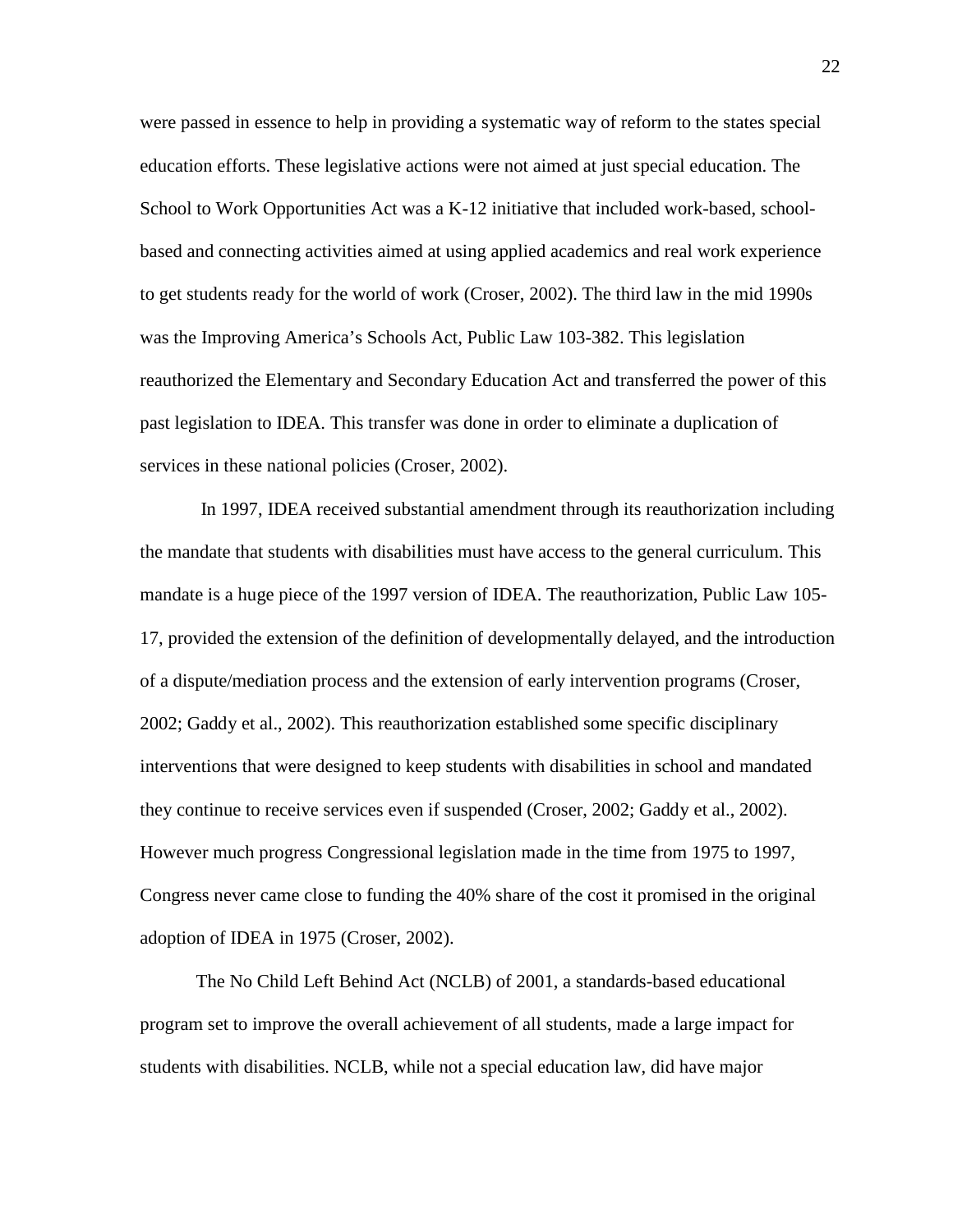were passed in essence to help in providing a systematic way of reform to the states special education efforts. These legislative actions were not aimed at just special education. The School to Work Opportunities Act was a K-12 initiative that included work-based, school-based and connecting activities aimed at using applied academics and real work experience to get students ready for the world of work (Croser, 2002). The third law in the mid 1990s was the Improving America's Schools Act, Public Law 103-382. This legislation reauthorized the Elementary and Secondary Education Act and transferred the power of this past legislation to IDEA. This transfer was done in order to eliminate a duplication of services in these national policies (Croser, 2002).

In 1997, IDEA received substantial amendment through its reauthorization including the mandate that students with disabilities must have access to the general curriculum. This mandate is a huge piece of the 1997 version of IDEA. The reauthorization, Public Law 105-17, provided the extension of the definition of developmentally delayed, and the introduction of a dispute/mediation process and the extension of early intervention programs (Croser, 2002; Gaddy et al., 2002). This reauthorization established some specific disciplinary interventions that were designed to keep students with disabilities in school and mandated they continue to receive services even if suspended (Croser, 2002; Gaddy et al., 2002). However much progress Congressional legislation made in the time from 1975 to 1997, Congress never came close to funding the 40% share of the cost it promised in the original adoption of IDEA in 1975 (Croser, 2002).

The No Child Left Behind Act (NCLB) of 2001, a standards-based educational program set to improve the overall achievement of all students, made a large impact for students with disabilities. NCLB, while not a special education law, did have major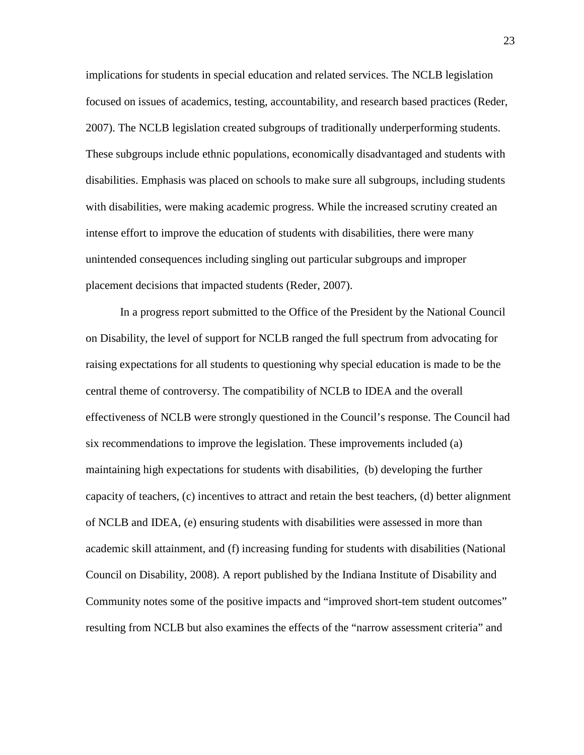implications for students in special education and related services. The NCLB legislation focused on issues of academics, testing, accountability, and research based practices (Reder, 2007). The NCLB legislation created subgroups of traditionally underperforming students. These subgroups include ethnic populations, economically disadvantaged and students with disabilities. Emphasis was placed on schools to make sure all subgroups, including students with disabilities, were making academic progress. While the increased scrutiny created an intense effort to improve the education of students with disabilities, there were many unintended consequences including singling out particular subgroups and improper placement decisions that impacted students (Reder, 2007).

In a progress report submitted to the Office of the President by the National Council on Disability, the level of support for NCLB ranged the full spectrum from advocating for raising expectations for all students to questioning why special education is made to be the central theme of controversy. The compatibility of NCLB to IDEA and the overall effectiveness of NCLB were strongly questioned in the Council's response. The Council had six recommendations to improve the legislation. These improvements included (a) maintaining high expectations for students with disabilities, (b) developing the further capacity of teachers, (c) incentives to attract and retain the best teachers, (d) better alignment of NCLB and IDEA, (e) ensuring students with disabilities were assessed in more than academic skill attainment, and (f) increasing funding for students with disabilities (National Council on Disability, 2008). A report published by the Indiana Institute of Disability and Community notes some of the positive impacts and "improved short-tem student outcomes" resulting from NCLB but also examines the effects of the "narrow assessment criteria" and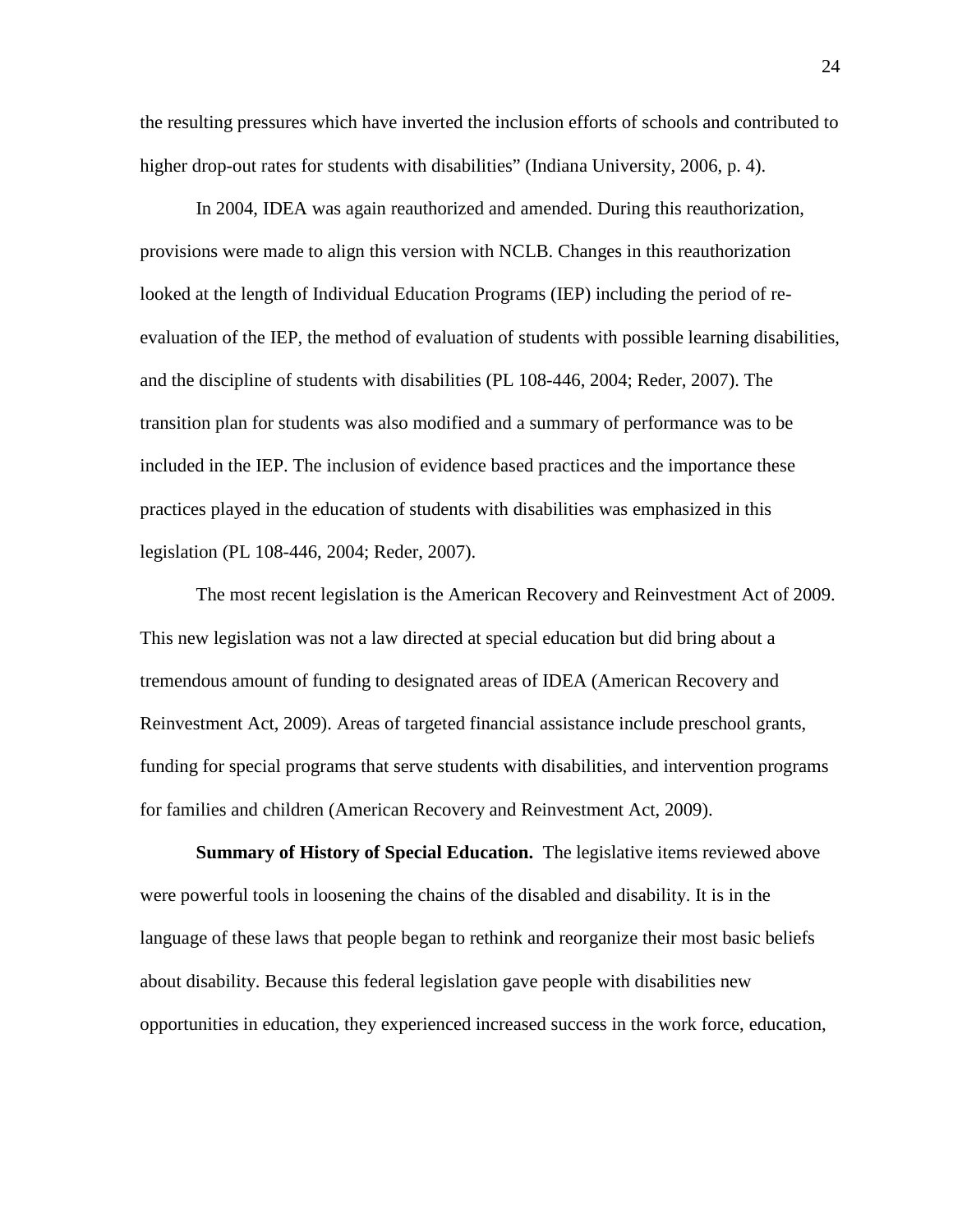the resulting pressures which have inverted the inclusion efforts of schools and contributed to higher drop-out rates for students with disabilities" (Indiana University, 2006, p. 4).

In 2004, IDEA was again reauthorized and amended. During this reauthorization, provisions were made to align this version with NCLB. Changes in this reauthorization looked at the length of Individual Education Programs (IEP) including the period of re-evaluation of the IEP, the method of evaluation of students with possible learning disabilities, and the discipline of students with disabilities (PL 108-446, 2004; Reder, 2007). The transition plan for students was also modified and a summary of performance was to be included in the IEP. The inclusion of evidence based practices and the importance these practices played in the education of students with disabilities was emphasized in this legislation (PL 108-446, 2004; Reder, 2007).

The most recent legislation is the American Recovery and Reinvestment Act of 2009. This new legislation was not a law directed at special education but did bring about a tremendous amount of funding to designated areas of IDEA (American Recovery and Reinvestment Act, 2009). Areas of targeted financial assistance include preschool grants, funding for special programs that serve students with disabilities, and intervention programs for families and children (American Recovery and Reinvestment Act, 2009).

**Summary of History of Special Education.** The legislative items reviewed above were powerful tools in loosening the chains of the disabled and disability. It is in the language of these laws that people began to rethink and reorganize their most basic beliefs about disability. Because this federal legislation gave people with disabilities new opportunities in education, they experienced increased success in the work force, education,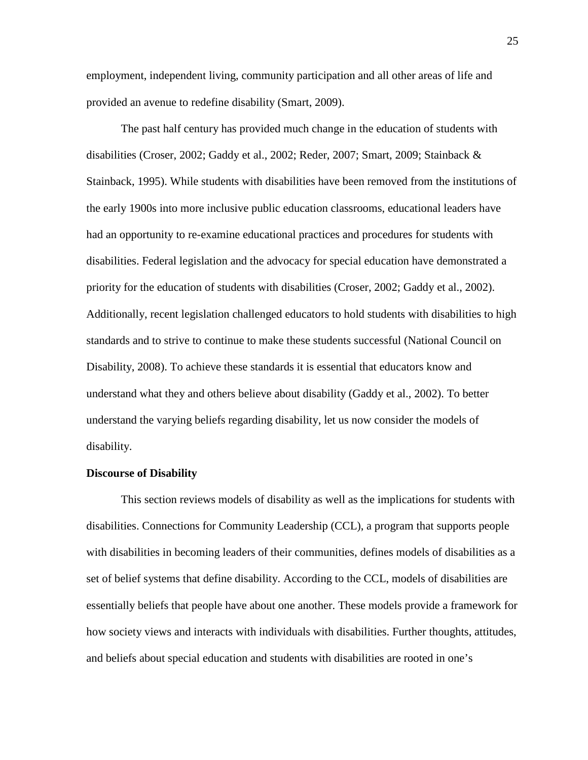employment, independent living, community participation and all other areas of life and provided an avenue to redefine disability (Smart, 2009).

The past half century has provided much change in the education of students with disabilities (Croser, 2002; Gaddy et al., 2002; Reder, 2007; Smart, 2009; Stainback & Stainback, 1995). While students with disabilities have been removed from the institutions of the early 1900s into more inclusive public education classrooms, educational leaders have had an opportunity to re-examine educational practices and procedures for students with disabilities. Federal legislation and the advocacy for special education have demonstrated a priority for the education of students with disabilities (Croser, 2002; Gaddy et al., 2002). Additionally, recent legislation challenged educators to hold students with disabilities to high standards and to strive to continue to make these students successful (National Council on Disability, 2008). To achieve these standards it is essential that educators know and understand what they and others believe about disability (Gaddy et al., 2002). To better understand the varying beliefs regarding disability, let us now consider the models of disability.

**Discourse of Disability**

This section reviews models of disability as well as the implications for students with disabilities. Connections for Community Leadership (CCL), a program that supports people with disabilities in becoming leaders of their communities, defines models of disabilities as a set of belief systems that define disability. According to the CCL, models of disabilities are essentially beliefs that people have about one another. These models provide a framework for how society views and interacts with individuals with disabilities. Further thoughts, attitudes, and beliefs about special education and students with disabilities are rooted in one's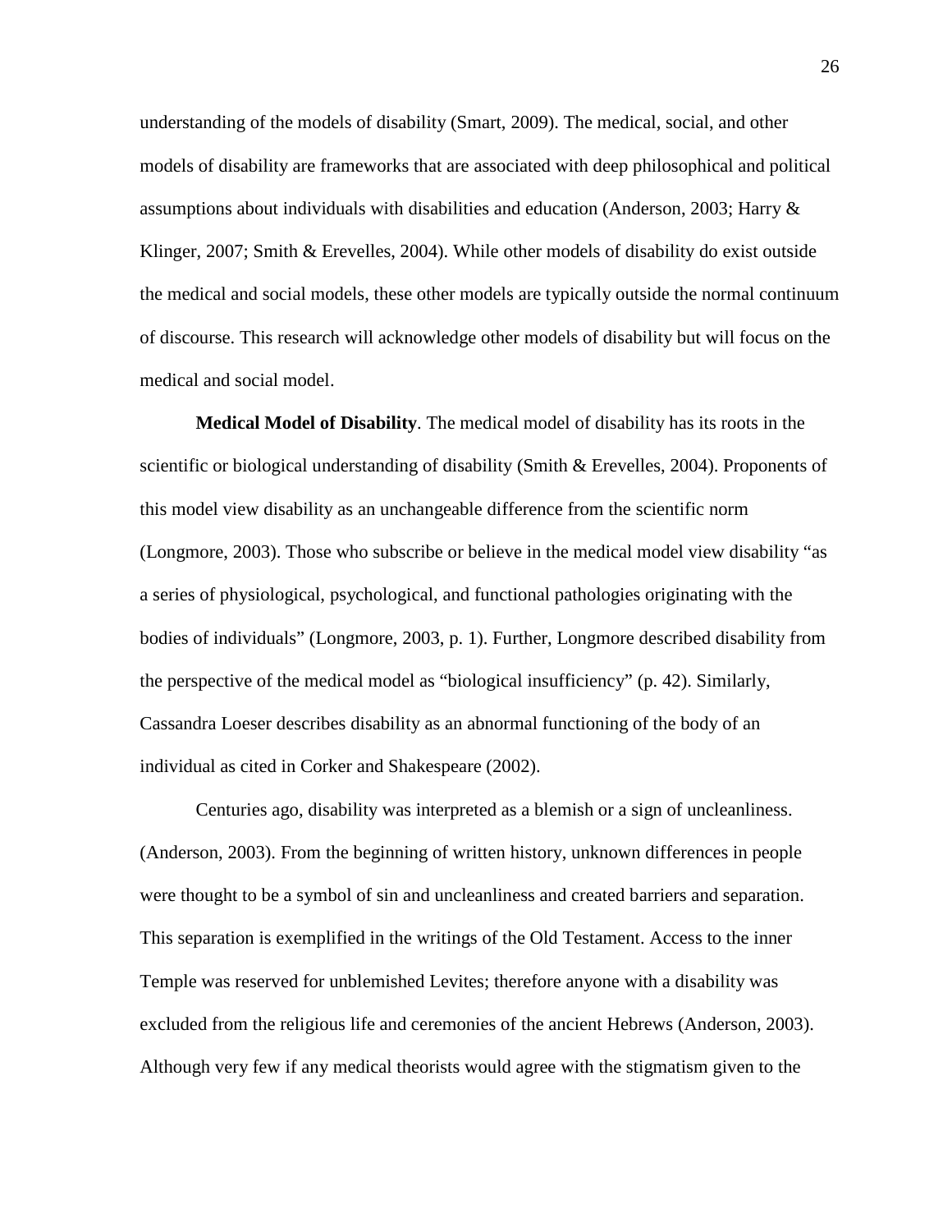understanding of the models of disability (Smart, 2009). The medical, social, and other models of disability are frameworks that are associated with deep philosophical and political assumptions about individuals with disabilities and education (Anderson, 2003; Harry & Klinger, 2007; Smith & Erevelles, 2004). While other models of disability do exist outside the medical and social models, these other models are typically outside the normal continuum of discourse. This research will acknowledge other models of disability but will focus on the medical and social model.

**Medical Model of Disability**. The medical model of disability has its roots in the scientific or biological understanding of disability (Smith & Erevelles, 2004). Proponents of this model view disability as an unchangeable difference from the scientific norm (Longmore, 2003). Those who subscribe or believe in the medical model view disability "as a series of physiological, psychological, and functional pathologies originating with the bodies of individuals" (Longmore, 2003, p. 1). Further, Longmore described disability from the perspective of the medical model as "biological insufficiency" (p. 42). Similarly, Cassandra Loeser describes disability as an abnormal functioning of the body of an individual as cited in Corker and Shakespeare (2002).

Centuries ago, disability was interpreted as a blemish or a sign of uncleanliness. (Anderson, 2003). From the beginning of written history, unknown differences in people were thought to be a symbol of sin and uncleanliness and created barriers and separation. This separation is exemplified in the writings of the Old Testament. Access to the inner Temple was reserved for unblemished Levites; therefore anyone with a disability was excluded from the religious life and ceremonies of the ancient Hebrews (Anderson, 2003). Although very few if any medical theorists would agree with the stigmatism given to the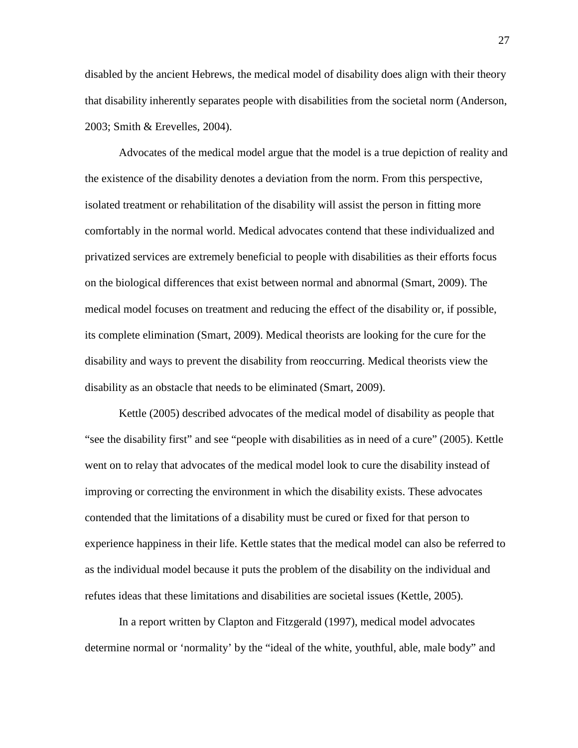disabled by the ancient Hebrews, the medical model of disability does align with their theory that disability inherently separates people with disabilities from the societal norm (Anderson, 2003; Smith & Erevelles, 2004).

Advocates of the medical model argue that the model is a true depiction of reality and the existence of the disability denotes a deviation from the norm. From this perspective, isolated treatment or rehabilitation of the disability will assist the person in fitting more comfortably in the normal world. Medical advocates contend that these individualized and privatized services are extremely beneficial to people with disabilities as their efforts focus on the biological differences that exist between normal and abnormal (Smart, 2009). The medical model focuses on treatment and reducing the effect of the disability or, if possible, its complete elimination (Smart, 2009). Medical theorists are looking for the cure for the disability and ways to prevent the disability from reoccurring. Medical theorists view the disability as an obstacle that needs to be eliminated (Smart, 2009).

Kettle (2005) described advocates of the medical model of disability as people that "see the disability first" and see "people with disabilities as in need of a cure" (2005). Kettle went on to relay that advocates of the medical model look to cure the disability instead of improving or correcting the environment in which the disability exists. These advocates contended that the limitations of a disability must be cured or fixed for that person to experience happiness in their life. Kettle states that the medical model can also be referred to as the individual model because it puts the problem of the disability on the individual and refutes ideas that these limitations and disabilities are societal issues (Kettle, 2005).

In a report written by Clapton and Fitzgerald (1997), medical model advocates determine normal or 'normality' by the "ideal of the white, youthful, able, male body" and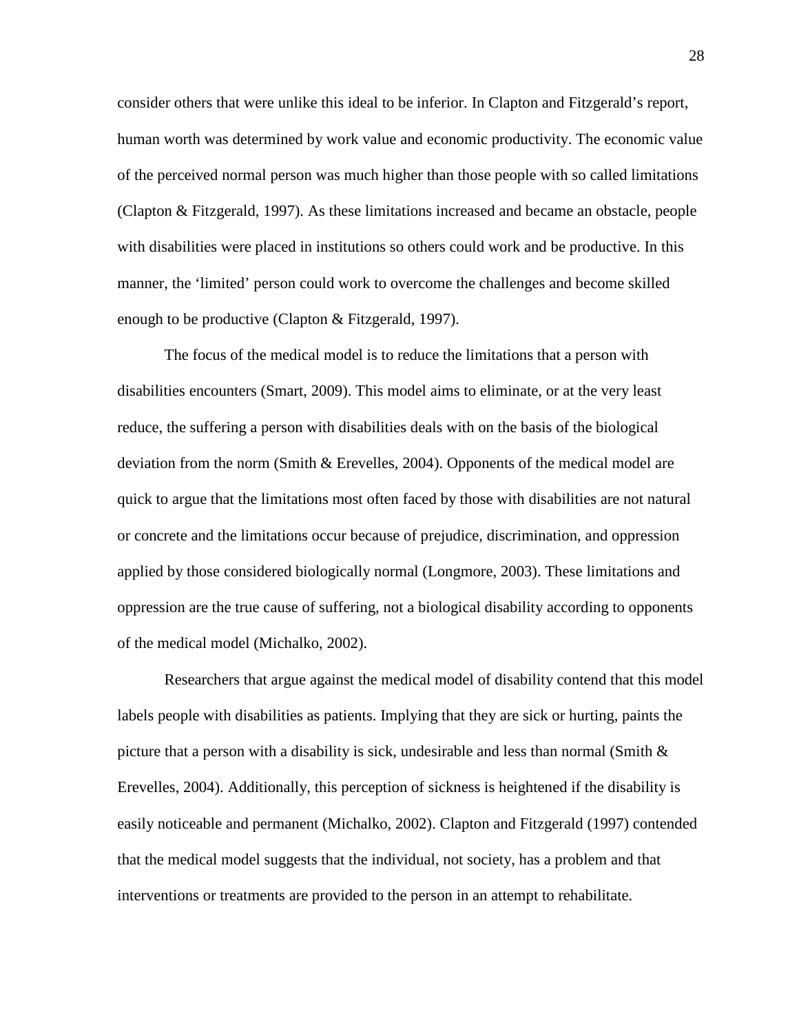consider others that were unlike this ideal to be inferior. In Clapton and Fitzgerald's report, human worth was determined by work value and economic productivity. The economic value of the perceived normal person was much higher than those people with so called limitations (Clapton & Fitzgerald, 1997). As these limitations increased and became an obstacle, people with disabilities were placed in institutions so others could work and be productive. In this manner, the 'limited' person could work to overcome the challenges and become skilled enough to be productive (Clapton & Fitzgerald, 1997).

The focus of the medical model is to reduce the limitations that a person with disabilities encounters (Smart, 2009). This model aims to eliminate, or at the very least reduce, the suffering a person with disabilities deals with on the basis of the biological deviation from the norm (Smith & Erevelles, 2004). Opponents of the medical model are quick to argue that the limitations most often faced by those with disabilities are not natural or concrete and the limitations occur because of prejudice, discrimination, and oppression applied by those considered biologically normal (Longmore, 2003). These limitations and oppression are the true cause of suffering, not a biological disability according to opponents of the medical model (Michalko, 2002).

Researchers that argue against the medical model of disability contend that this model labels people with disabilities as patients. Implying that they are sick or hurting, paints the picture that a person with a disability is sick, undesirable and less than normal (Smith & Erevelles, 2004). Additionally, this perception of sickness is heightened if the disability is easily noticeable and permanent (Michalko, 2002). Clapton and Fitzgerald (1997) contended that the medical model suggests that the individual, not society, has a problem and that interventions or treatments are provided to the person in an attempt to rehabilitate.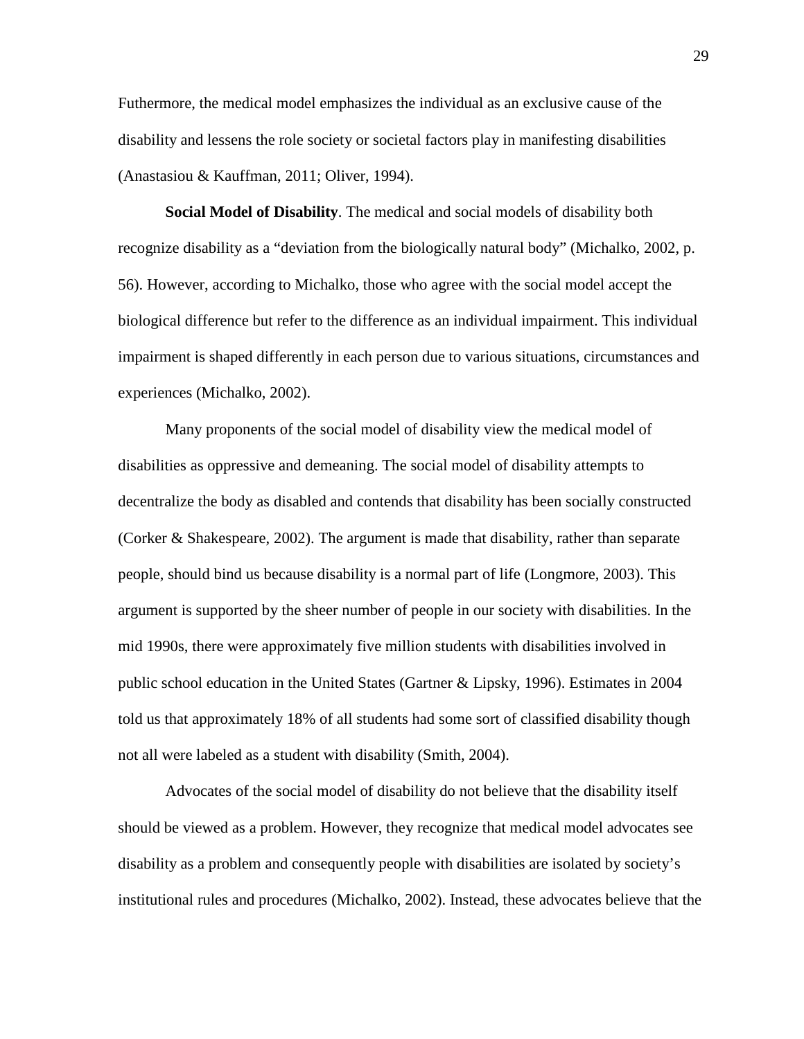Futhermore, the medical model emphasizes the individual as an exclusive cause of the disability and lessens the role society or societal factors play in manifesting disabilities (Anastasiou & Kauffman, 2011; Oliver, 1994).

**Social Model of Disability**. The medical and social models of disability both recognize disability as a "deviation from the biologically natural body" (Michalko, 2002, p. 56). However, according to Michalko, those who agree with the social model accept the biological difference but refer to the difference as an individual impairment. This individual impairment is shaped differently in each person due to various situations, circumstances and experiences (Michalko, 2002).

Many proponents of the social model of disability view the medical model of disabilities as oppressive and demeaning. The social model of disability attempts to decentralize the body as disabled and contends that disability has been socially constructed (Corker & Shakespeare, 2002). The argument is made that disability, rather than separate people, should bind us because disability is a normal part of life (Longmore, 2003). This argument is supported by the sheer number of people in our society with disabilities. In the mid 1990s, there were approximately five million students with disabilities involved in public school education in the United States (Gartner & Lipsky, 1996). Estimates in 2004 told us that approximately 18% of all students had some sort of classified disability though not all were labeled as a student with disability (Smith, 2004).

Advocates of the social model of disability do not believe that the disability itself should be viewed as a problem. However, they recognize that medical model advocates see disability as a problem and consequently people with disabilities are isolated by society's institutional rules and procedures (Michalko, 2002). Instead, these advocates believe that the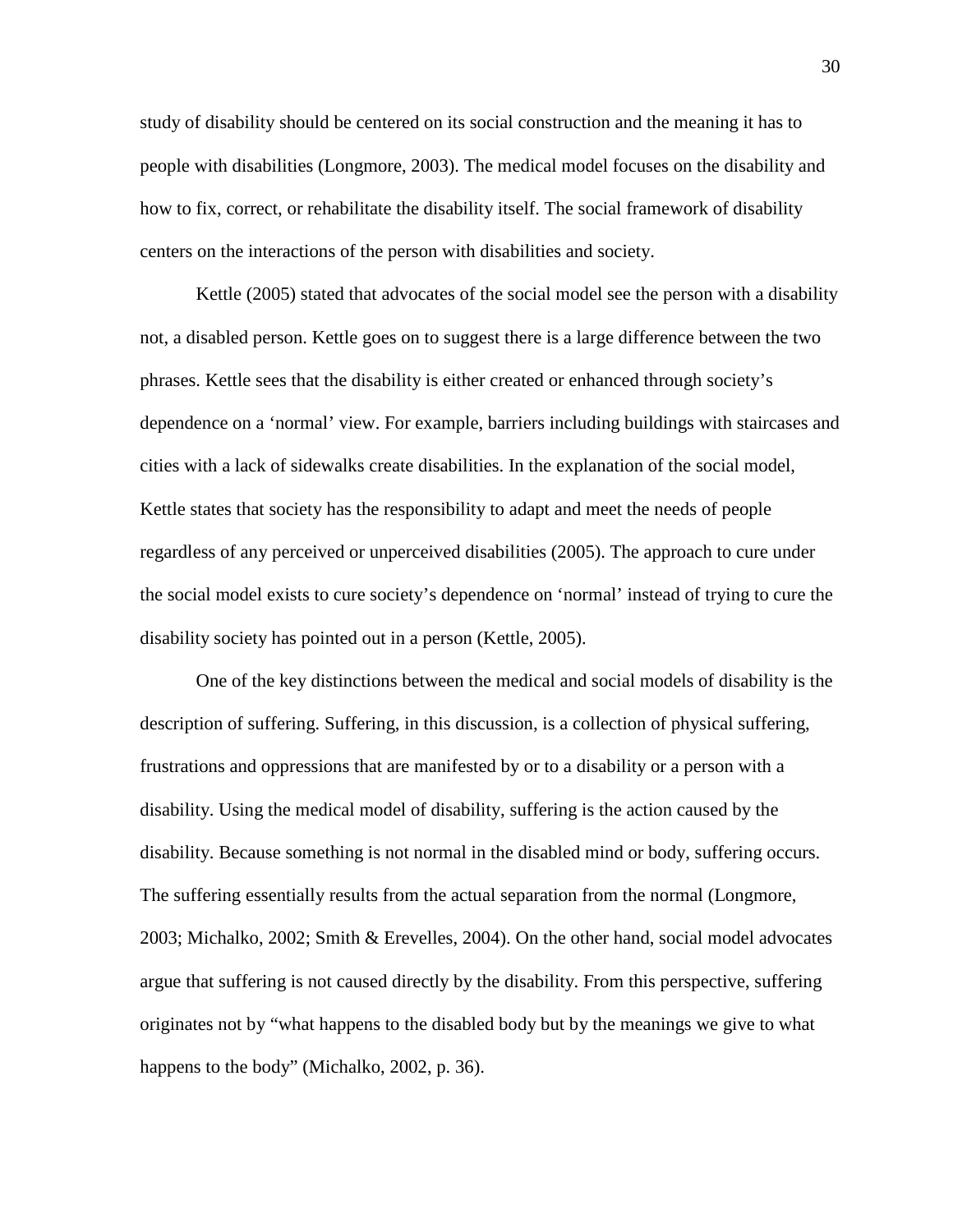study of disability should be centered on its social construction and the meaning it has to people with disabilities (Longmore, 2003). The medical model focuses on the disability and how to fix, correct, or rehabilitate the disability itself. The social framework of disability centers on the interactions of the person with disabilities and society.

Kettle (2005) stated that advocates of the social model see the person with a disability not, a disabled person. Kettle goes on to suggest there is a large difference between the two phrases. Kettle sees that the disability is either created or enhanced through society's dependence on a 'normal' view. For example, barriers including buildings with staircases and cities with a lack of sidewalks create disabilities. In the explanation of the social model, Kettle states that society has the responsibility to adapt and meet the needs of people regardless of any perceived or unperceived disabilities (2005). The approach to cure under the social model exists to cure society's dependence on 'normal' instead of trying to cure the disability society has pointed out in a person (Kettle, 2005).

One of the key distinctions between the medical and social models of disability is the description of suffering. Suffering, in this discussion, is a collection of physical suffering, frustrations and oppressions that are manifested by or to a disability or a person with a disability. Using the medical model of disability, suffering is the action caused by the disability. Because something is not normal in the disabled mind or body, suffering occurs. The suffering essentially results from the actual separation from the normal (Longmore, 2003; Michalko, 2002; Smith & Erevelles, 2004). On the other hand, social model advocates argue that suffering is not caused directly by the disability. From this perspective, suffering originates not by "what happens to the disabled body but by the meanings we give to what happens to the body" (Michalko, 2002, p. 36).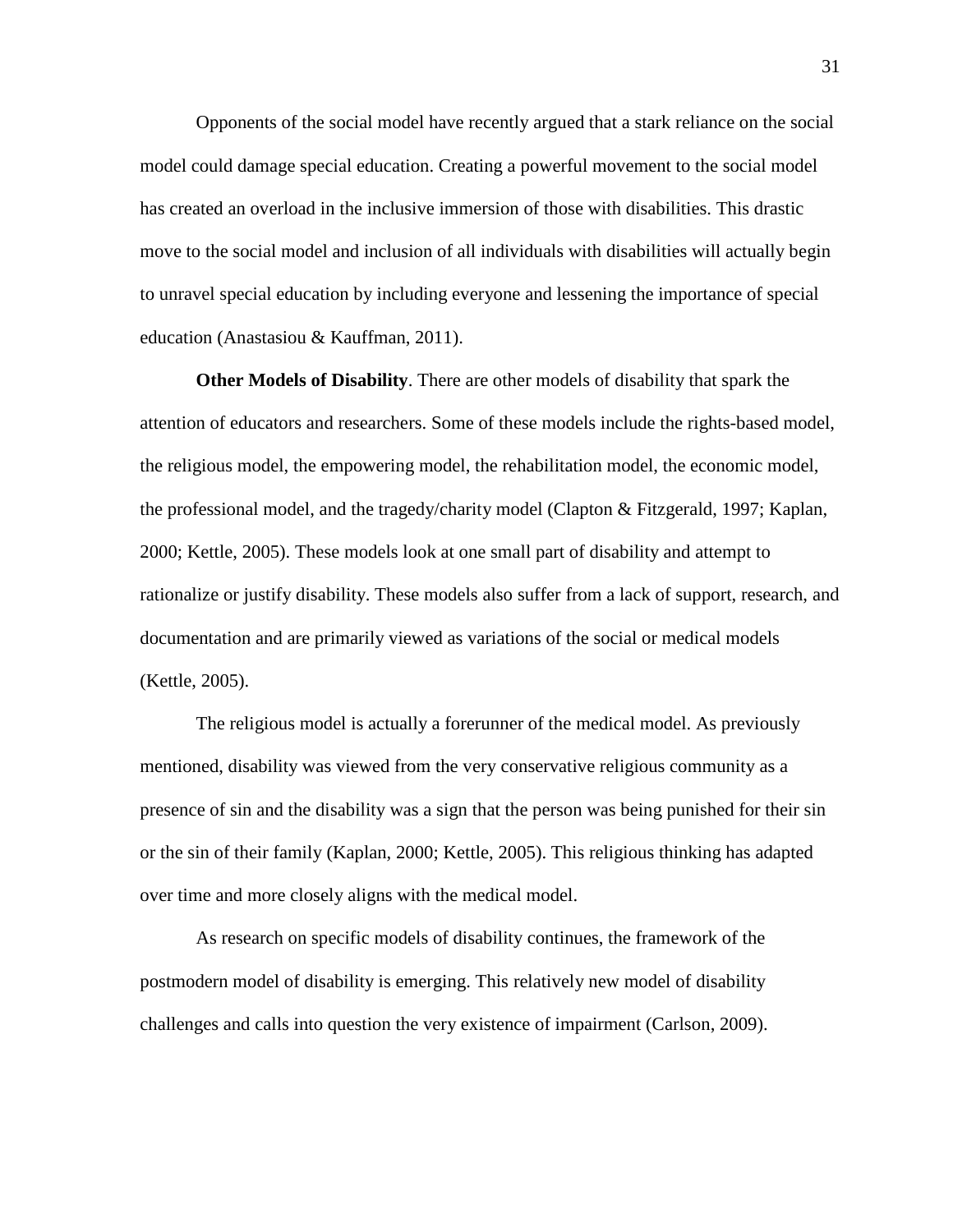Opponents of the social model have recently argued that a stark reliance on the social model could damage special education. Creating a powerful movement to the social model has created an overload in the inclusive immersion of those with disabilities. This drastic move to the social model and inclusion of all individuals with disabilities will actually begin to unravel special education by including everyone and lessening the importance of special education (Anastasiou & Kauffman, 2011).

**Other Models of Disability**. There are other models of disability that spark the attention of educators and researchers. Some of these models include the rights-based model, the religious model, the empowering model, the rehabilitation model, the economic model, the professional model, and the tragedy/charity model (Clapton & Fitzgerald, 1997; Kaplan, 2000; Kettle, 2005). These models look at one small part of disability and attempt to rationalize or justify disability. These models also suffer from a lack of support, research, and documentation and are primarily viewed as variations of the social or medical models (Kettle, 2005).

The religious model is actually a forerunner of the medical model. As previously mentioned, disability was viewed from the very conservative religious community as a presence of sin and the disability was a sign that the person was being punished for their sin or the sin of their family (Kaplan, 2000; Kettle, 2005). This religious thinking has adapted over time and more closely aligns with the medical model.

As research on specific models of disability continues, the framework of the postmodern model of disability is emerging. This relatively new model of disability challenges and calls into question the very existence of impairment (Carlson, 2009).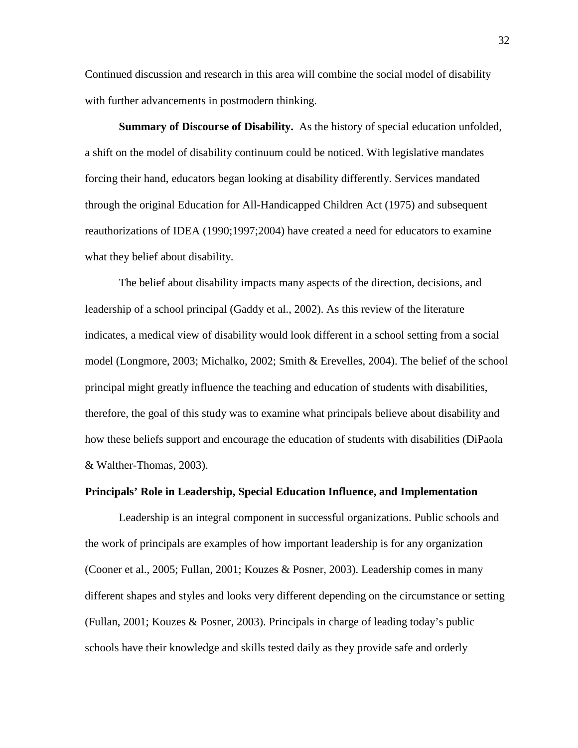Continued discussion and research in this area will combine the social model of disability with further advancements in postmodern thinking.

**Summary of Discourse of Disability.** As the history of special education unfolded, a shift on the model of disability continuum could be noticed. With legislative mandates forcing their hand, educators began looking at disability differently. Services mandated through the original Education for All-Handicapped Children Act (1975) and subsequent reauthorizations of IDEA (1990;1997;2004) have created a need for educators to examine what they belief about disability.

The belief about disability impacts many aspects of the direction, decisions, and leadership of a school principal (Gaddy et al., 2002). As this review of the literature indicates, a medical view of disability would look different in a school setting from a social model (Longmore, 2003; Michalko, 2002; Smith & Erevelles, 2004). The belief of the school principal might greatly influence the teaching and education of students with disabilities, therefore, the goal of this study was to examine what principals believe about disability and how these beliefs support and encourage the education of students with disabilities (DiPaola & Walther-Thomas, 2003).

### Principals' Role in Leadership, Special Education Influence, and Implementation

Leadership is an integral component in successful organizations. Public schools and the work of principals are examples of how important leadership is for any organization (Cooner et al., 2005; Fullan, 2001; Kouzes & Posner, 2003). Leadership comes in many different shapes and styles and looks very different depending on the circumstance or setting (Fullan, 2001; Kouzes & Posner, 2003). Principals in charge of leading today's public schools have their knowledge and skills tested daily as they provide safe and orderly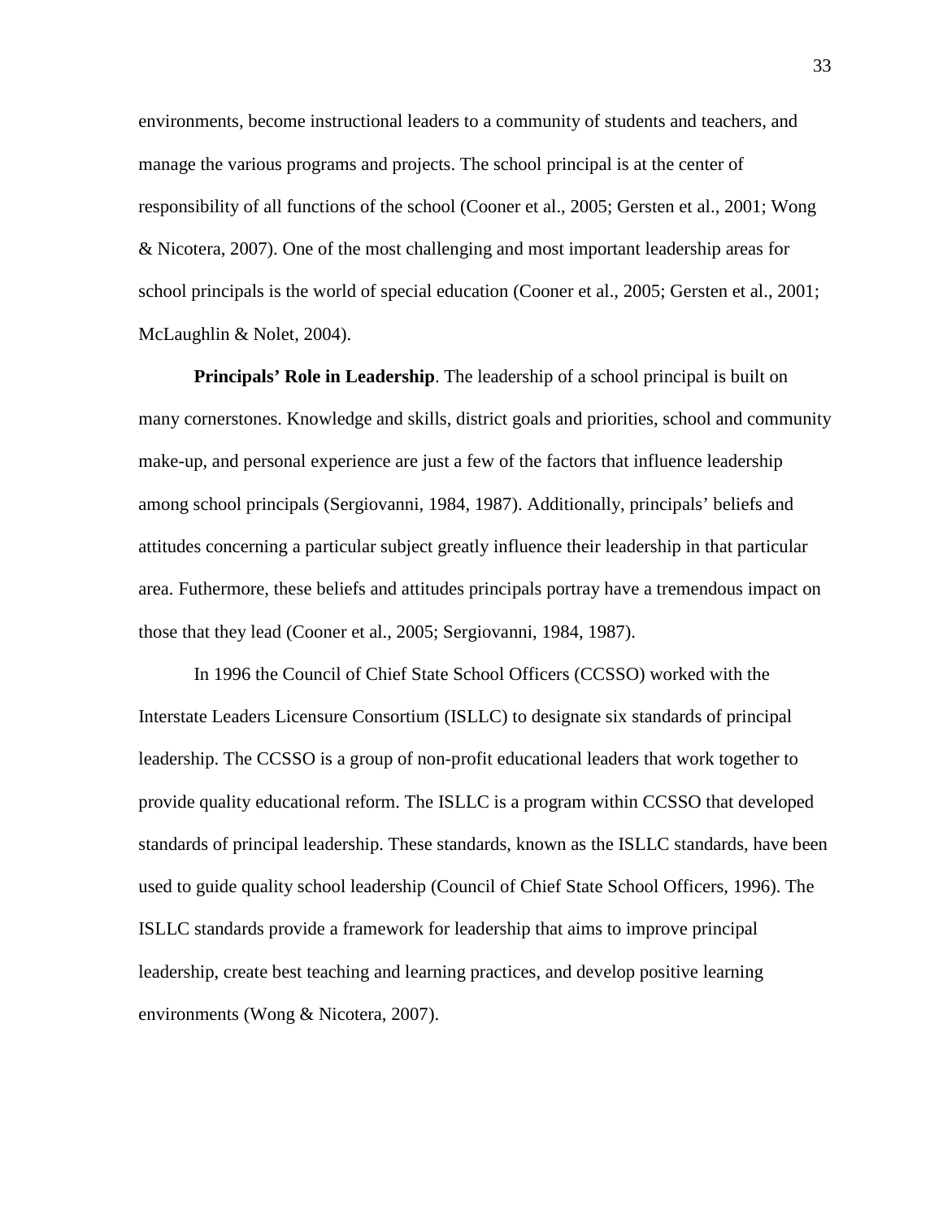environments, become instructional leaders to a community of students and teachers, and manage the various programs and projects. The school principal is at the center of responsibility of all functions of the school (Cooner et al., 2005; Gersten et al., 2001; Wong & Nicotera, 2007). One of the most challenging and most important leadership areas for school principals is the world of special education (Cooner et al., 2005; Gersten et al., 2001; McLaughlin & Nolet, 2004).

**Principals' Role in Leadership**. The leadership of a school principal is built on many cornerstones. Knowledge and skills, district goals and priorities, school and community make-up, and personal experience are just a few of the factors that influence leadership among school principals (Sergiovanni, 1984, 1987). Additionally, principals' beliefs and attitudes concerning a particular subject greatly influence their leadership in that particular area. Futhermore, these beliefs and attitudes principals portray have a tremendous impact on those that they lead (Cooner et al., 2005; Sergiovanni, 1984, 1987).

In 1996 the Council of Chief State School Officers (CCSSO) worked with the Interstate Leaders Licensure Consortium (ISLLC) to designate six standards of principal leadership. The CCSSO is a group of non-profit educational leaders that work together to provide quality educational reform. The ISLLC is a program within CCSSO that developed standards of principal leadership. These standards, known as the ISLLC standards, have been used to guide quality school leadership (Council of Chief State School Officers, 1996). The ISLLC standards provide a framework for leadership that aims to improve principal leadership, create best teaching and learning practices, and develop positive learning environments (Wong & Nicotera, 2007).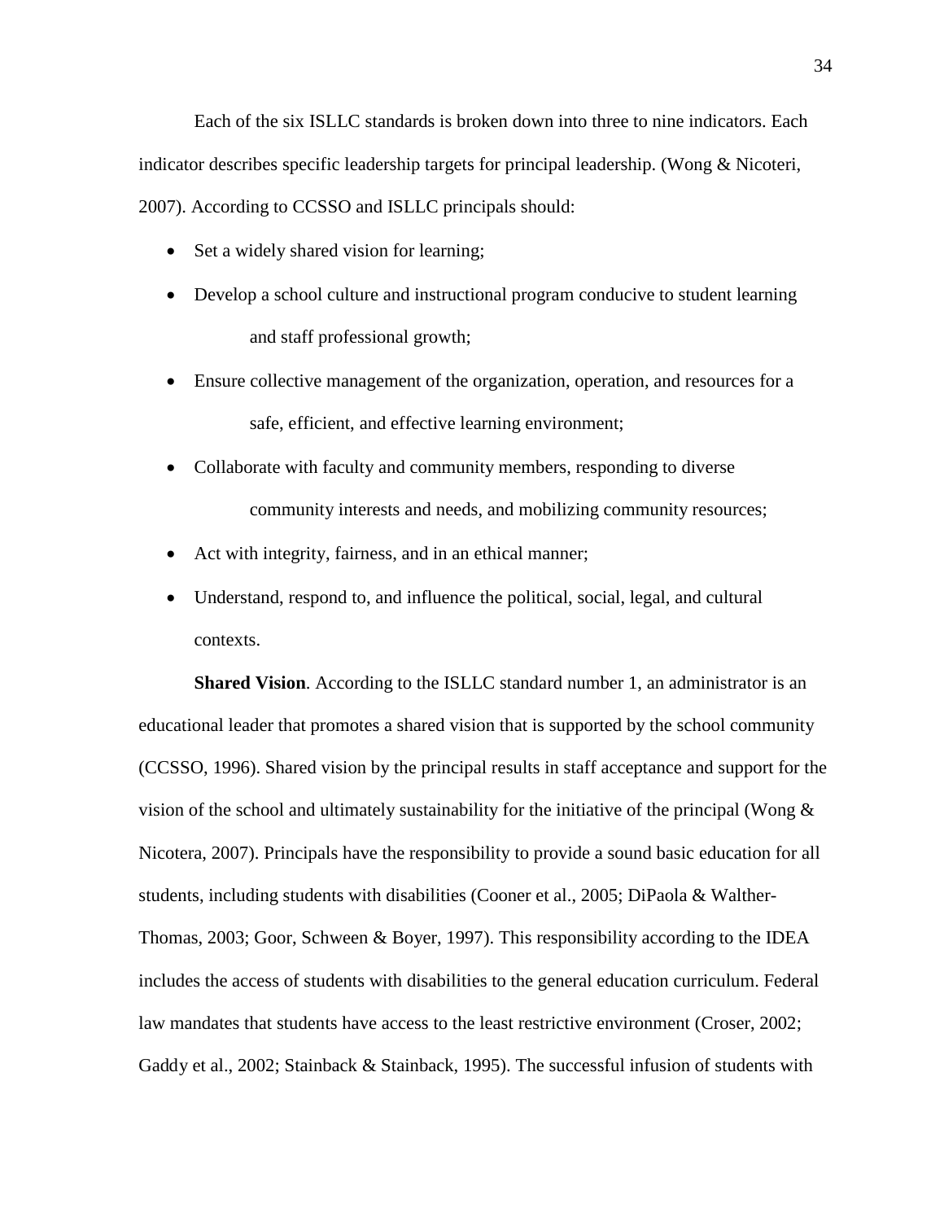Each of the six ISLLC standards is broken down into three to nine indicators. Each indicator describes specific leadership targets for principal leadership. (Wong & Nicoteri, 2007). According to CCSSO and ISLLC principals should:

- Set a widely shared vision for learning;
- Develop a school culture and instructional program conducive to student learning and staff professional growth;
- Ensure collective management of the organization, operation, and resources for a safe, efficient, and effective learning environment;
- Collaborate with faculty and community members, responding to diverse community interests and needs, and mobilizing community resources;
- Act with integrity, fairness, and in an ethical manner;
- Understand, respond to, and influence the political, social, legal, and cultural contexts.

**Shared Vision**. According to the ISLLC standard number 1, an administrator is an educational leader that promotes a shared vision that is supported by the school community (CCSSO, 1996). Shared vision by the principal results in staff acceptance and support for the vision of the school and ultimately sustainability for the initiative of the principal (Wong & Nicotera, 2007). Principals have the responsibility to provide a sound basic education for all students, including students with disabilities (Cooner et al., 2005; DiPaola & Walther-Thomas, 2003; Goor, Schween & Boyer, 1997). This responsibility according to the IDEA includes the access of students with disabilities to the general education curriculum. Federal law mandates that students have access to the least restrictive environment (Croser, 2002; Gaddy et al., 2002; Stainback & Stainback, 1995). The successful infusion of students with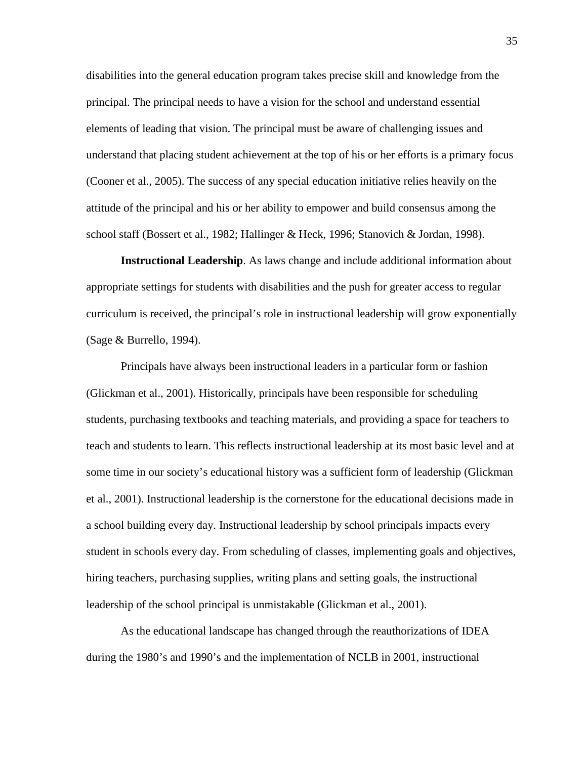disabilities into the general education program takes precise skill and knowledge from the principal. The principal needs to have a vision for the school and understand essential elements of leading that vision. The principal must be aware of challenging issues and understand that placing student achievement at the top of his or her efforts is a primary focus (Cooner et al., 2005). The success of any special education initiative relies heavily on the attitude of the principal and his or her ability to empower and build consensus among the school staff (Bossert et al., 1982; Hallinger & Heck, 1996; Stanovich & Jordan, 1998).

**Instructional Leadership**. As laws change and include additional information about appropriate settings for students with disabilities and the push for greater access to regular curriculum is received, the principal's role in instructional leadership will grow exponentially (Sage & Burrello, 1994).

Principals have always been instructional leaders in a particular form or fashion (Glickman et al., 2001). Historically, principals have been responsible for scheduling students, purchasing textbooks and teaching materials, and providing a space for teachers to teach and students to learn. This reflects instructional leadership at its most basic level and at some time in our society's educational history was a sufficient form of leadership (Glickman et al., 2001). Instructional leadership is the cornerstone for the educational decisions made in a school building every day. Instructional leadership by school principals impacts every student in schools every day. From scheduling of classes, implementing goals and objectives, hiring teachers, purchasing supplies, writing plans and setting goals, the instructional leadership of the school principal is unmistakable (Glickman et al., 2001).

As the educational landscape has changed through the reauthorizations of IDEA during the 1980's and 1990's and the implementation of NCLB in 2001, instructional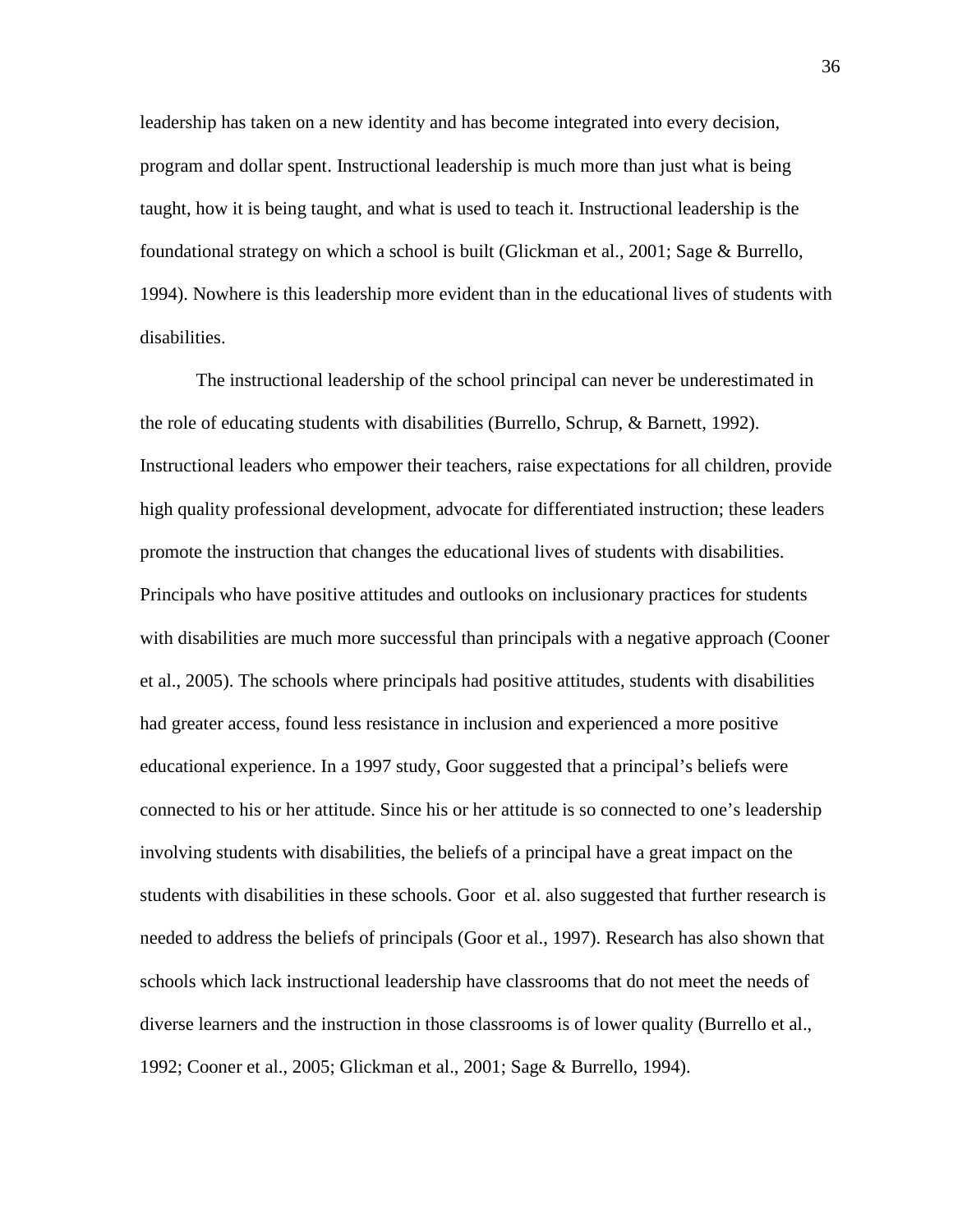leadership has taken on a new identity and has become integrated into every decision, program and dollar spent. Instructional leadership is much more than just what is being taught, how it is being taught, and what is used to teach it. Instructional leadership is the foundational strategy on which a school is built (Glickman et al., 2001; Sage & Burrello, 1994). Nowhere is this leadership more evident than in the educational lives of students with disabilities.

The instructional leadership of the school principal can never be underestimated in the role of educating students with disabilities (Burrello, Schrup, & Barnett, 1992). Instructional leaders who empower their teachers, raise expectations for all children, provide high quality professional development, advocate for differentiated instruction; these leaders promote the instruction that changes the educational lives of students with disabilities. Principals who have positive attitudes and outlooks on inclusionary practices for students with disabilities are much more successful than principals with a negative approach (Cooner et al., 2005). The schools where principals had positive attitudes, students with disabilities had greater access, found less resistance in inclusion and experienced a more positive educational experience. In a 1997 study, Goor suggested that a principal's beliefs were connected to his or her attitude. Since his or her attitude is so connected to one's leadership involving students with disabilities, the beliefs of a principal have a great impact on the students with disabilities in these schools. Goor et al. also suggested that further research is needed to address the beliefs of principals (Goor et al., 1997). Research has also shown that schools which lack instructional leadership have classrooms that do not meet the needs of diverse learners and the instruction in those classrooms is of lower quality (Burrello et al., 1992; Cooner et al., 2005; Glickman et al., 2001; Sage & Burrello, 1994).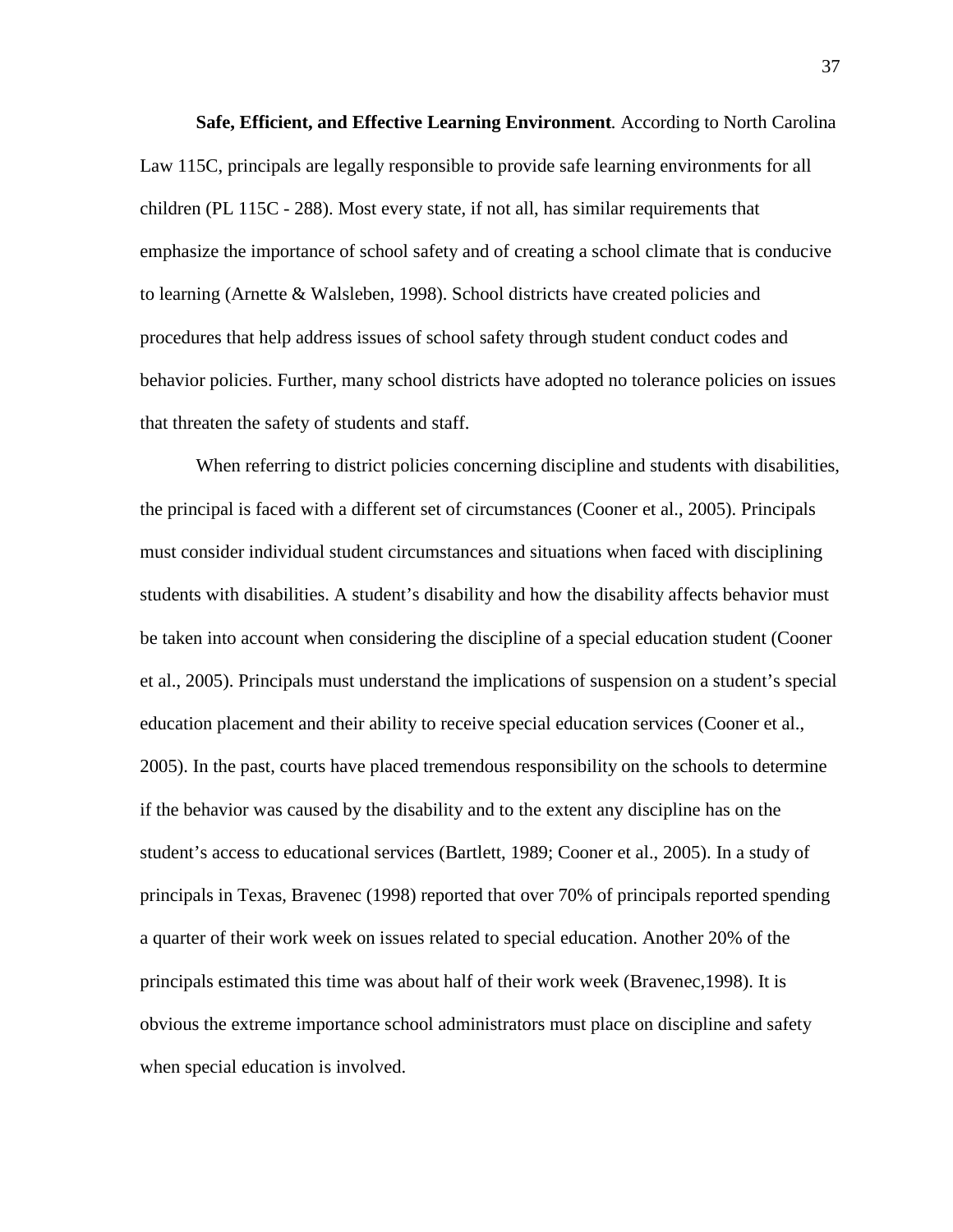**Safe, Efficient, and Effective Learning Environment***.* According to North Carolina Law 115C, principals are legally responsible to provide safe learning environments for all children (PL 115C - 288). Most every state, if not all, has similar requirements that emphasize the importance of school safety and of creating a school climate that is conducive to learning (Arnette & Walsleben, 1998). School districts have created policies and procedures that help address issues of school safety through student conduct codes and behavior policies. Further, many school districts have adopted no tolerance policies on issues that threaten the safety of students and staff.

When referring to district policies concerning discipline and students with disabilities, the principal is faced with a different set of circumstances (Cooner et al., 2005). Principals must consider individual student circumstances and situations when faced with disciplining students with disabilities. A student's disability and how the disability affects behavior must be taken into account when considering the discipline of a special education student (Cooner et al., 2005). Principals must understand the implications of suspension on a student's special education placement and their ability to receive special education services (Cooner et al., 2005). In the past, courts have placed tremendous responsibility on the schools to determine if the behavior was caused by the disability and to the extent any discipline has on the student's access to educational services (Bartlett, 1989; Cooner et al., 2005). In a study of principals in Texas, Bravenec (1998) reported that over 70% of principals reported spending a quarter of their work week on issues related to special education. Another 20% of the principals estimated this time was about half of their work week (Bravenec,1998). It is obvious the extreme importance school administrators must place on discipline and safety when special education is involved.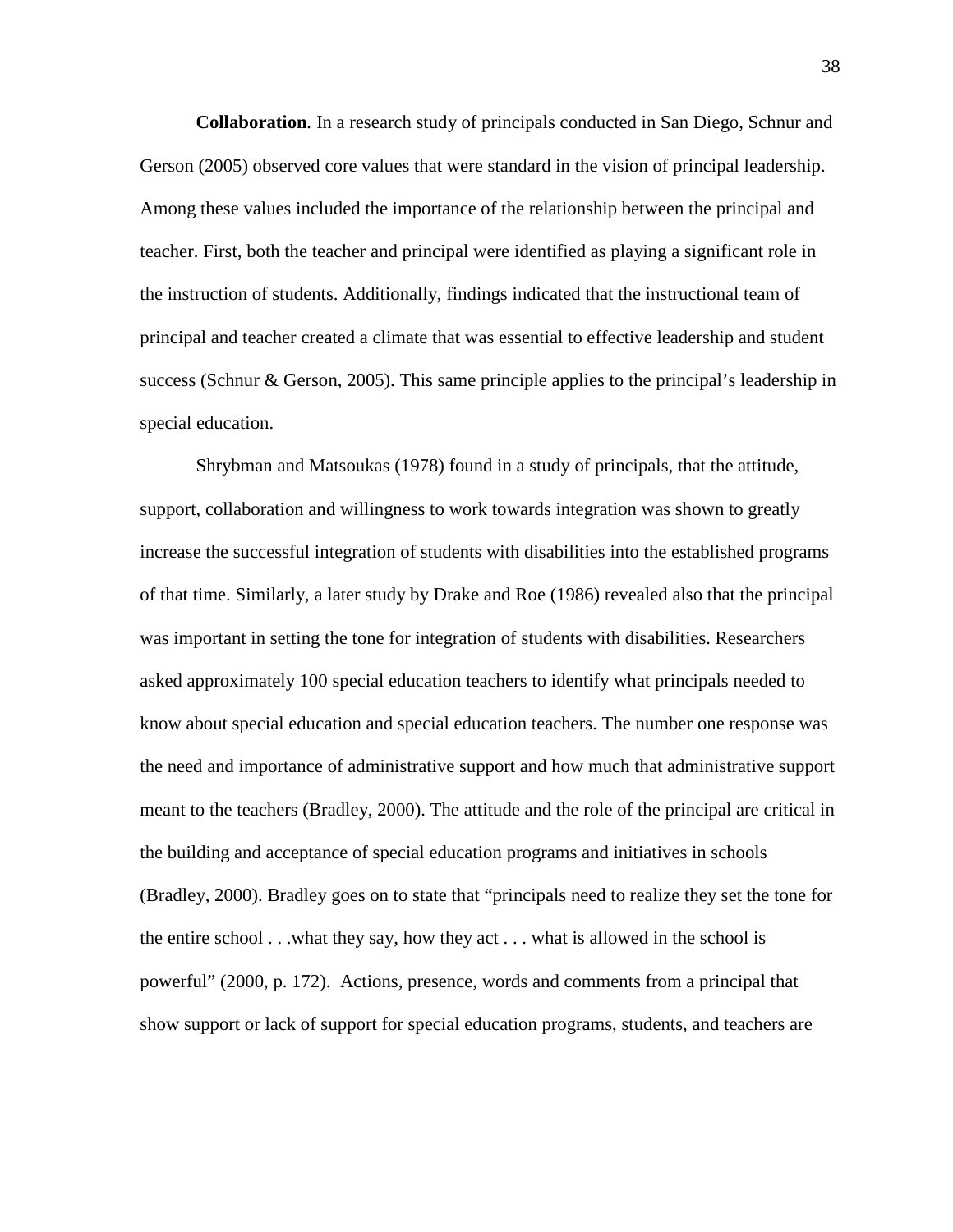**Collaboration***.* In a research study of principals conducted in San Diego, Schnur and Gerson (2005) observed core values that were standard in the vision of principal leadership. Among these values included the importance of the relationship between the principal and teacher. First, both the teacher and principal were identified as playing a significant role in the instruction of students. Additionally, findings indicated that the instructional team of principal and teacher created a climate that was essential to effective leadership and student success (Schnur & Gerson, 2005). This same principle applies to the principal's leadership in special education.

Shrybman and Matsoukas (1978) found in a study of principals, that the attitude, support, collaboration and willingness to work towards integration was shown to greatly increase the successful integration of students with disabilities into the established programs of that time. Similarly, a later study by Drake and Roe (1986) revealed also that the principal was important in setting the tone for integration of students with disabilities. Researchers asked approximately 100 special education teachers to identify what principals needed to know about special education and special education teachers. The number one response was the need and importance of administrative support and how much that administrative support meant to the teachers (Bradley, 2000). The attitude and the role of the principal are critical in the building and acceptance of special education programs and initiatives in schools (Bradley, 2000). Bradley goes on to state that "principals need to realize they set the tone for the entire school . . .what they say, how they act . . . what is allowed in the school is powerful" (2000, p. 172). Actions, presence, words and comments from a principal that show support or lack of support for special education programs, students, and teachers are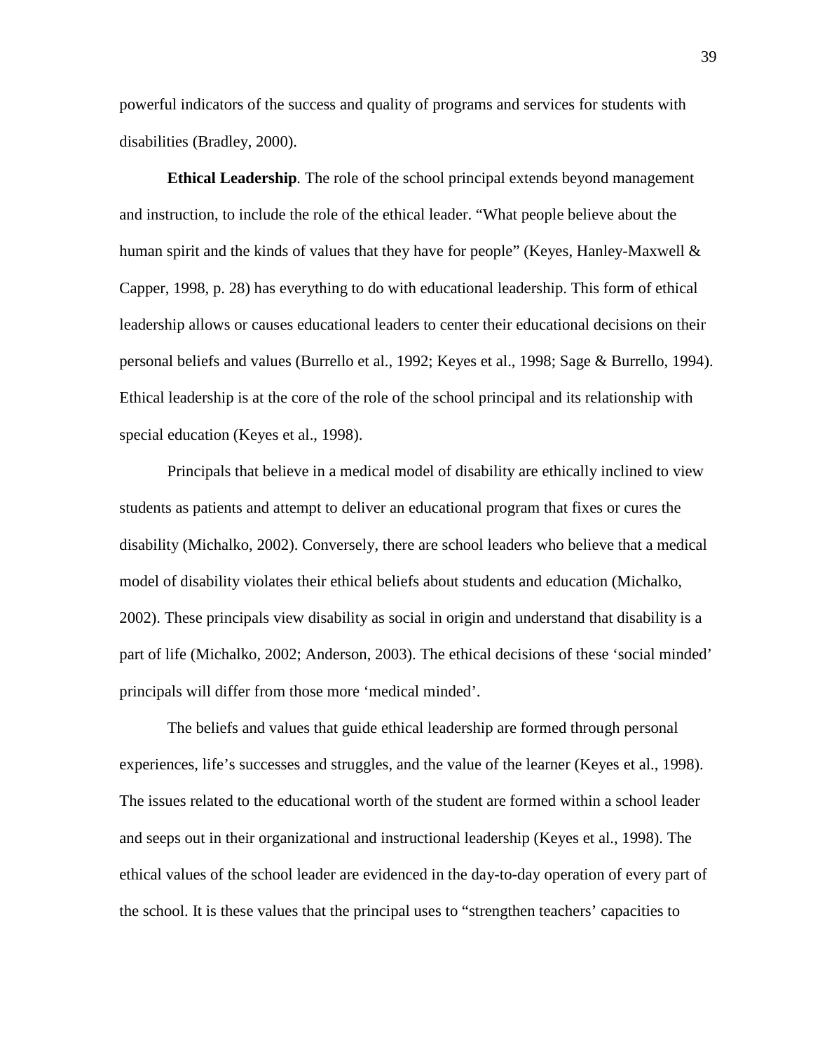powerful indicators of the success and quality of programs and services for students with disabilities (Bradley, 2000).

**Ethical Leadership**. The role of the school principal extends beyond management and instruction, to include the role of the ethical leader. "What people believe about the human spirit and the kinds of values that they have for people" (Keyes, Hanley-Maxwell & Capper, 1998, p. 28) has everything to do with educational leadership. This form of ethical leadership allows or causes educational leaders to center their educational decisions on their personal beliefs and values (Burrello et al., 1992; Keyes et al., 1998; Sage & Burrello, 1994). Ethical leadership is at the core of the role of the school principal and its relationship with special education (Keyes et al., 1998).

Principals that believe in a medical model of disability are ethically inclined to view students as patients and attempt to deliver an educational program that fixes or cures the disability (Michalko, 2002). Conversely, there are school leaders who believe that a medical model of disability violates their ethical beliefs about students and education (Michalko, 2002). These principals view disability as social in origin and understand that disability is a part of life (Michalko, 2002; Anderson, 2003). The ethical decisions of these 'social minded' principals will differ from those more 'medical minded'.

The beliefs and values that guide ethical leadership are formed through personal experiences, life's successes and struggles, and the value of the learner (Keyes et al., 1998). The issues related to the educational worth of the student are formed within a school leader and seeps out in their organizational and instructional leadership (Keyes et al., 1998). The ethical values of the school leader are evidenced in the day-to-day operation of every part of the school. It is these values that the principal uses to "strengthen teachers' capacities to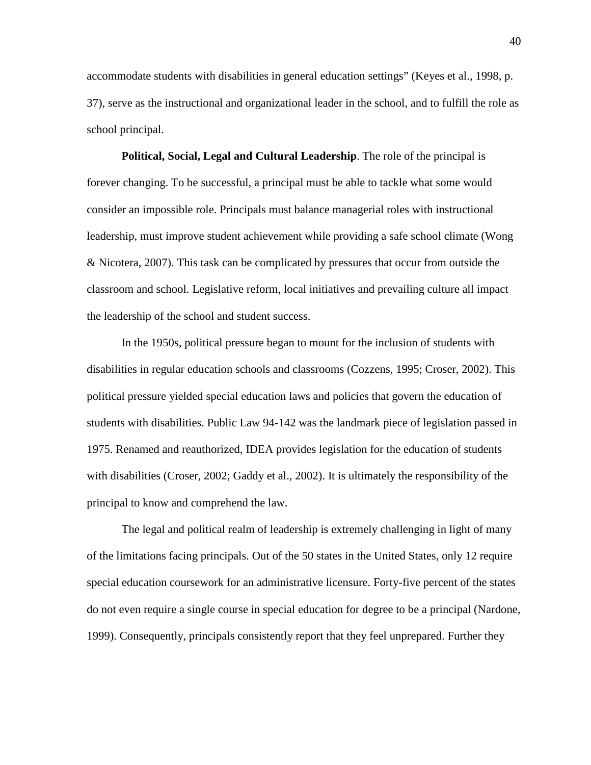accommodate students with disabilities in general education settings" (Keyes et al., 1998, p. 37), serve as the instructional and organizational leader in the school, and to fulfill the role as school principal.

**Political, Social, Legal and Cultural Leadership**. The role of the principal is forever changing. To be successful, a principal must be able to tackle what some would consider an impossible role. Principals must balance managerial roles with instructional leadership, must improve student achievement while providing a safe school climate (Wong & Nicotera, 2007). This task can be complicated by pressures that occur from outside the classroom and school. Legislative reform, local initiatives and prevailing culture all impact the leadership of the school and student success.

In the 1950s, political pressure began to mount for the inclusion of students with disabilities in regular education schools and classrooms (Cozzens, 1995; Croser, 2002). This political pressure yielded special education laws and policies that govern the education of students with disabilities. Public Law 94-142 was the landmark piece of legislation passed in 1975. Renamed and reauthorized, IDEA provides legislation for the education of students with disabilities (Croser, 2002; Gaddy et al., 2002). It is ultimately the responsibility of the principal to know and comprehend the law.

The legal and political realm of leadership is extremely challenging in light of many of the limitations facing principals. Out of the 50 states in the United States, only 12 require special education coursework for an administrative licensure. Forty-five percent of the states do not even require a single course in special education for degree to be a principal (Nardone, 1999). Consequently, principals consistently report that they feel unprepared. Further they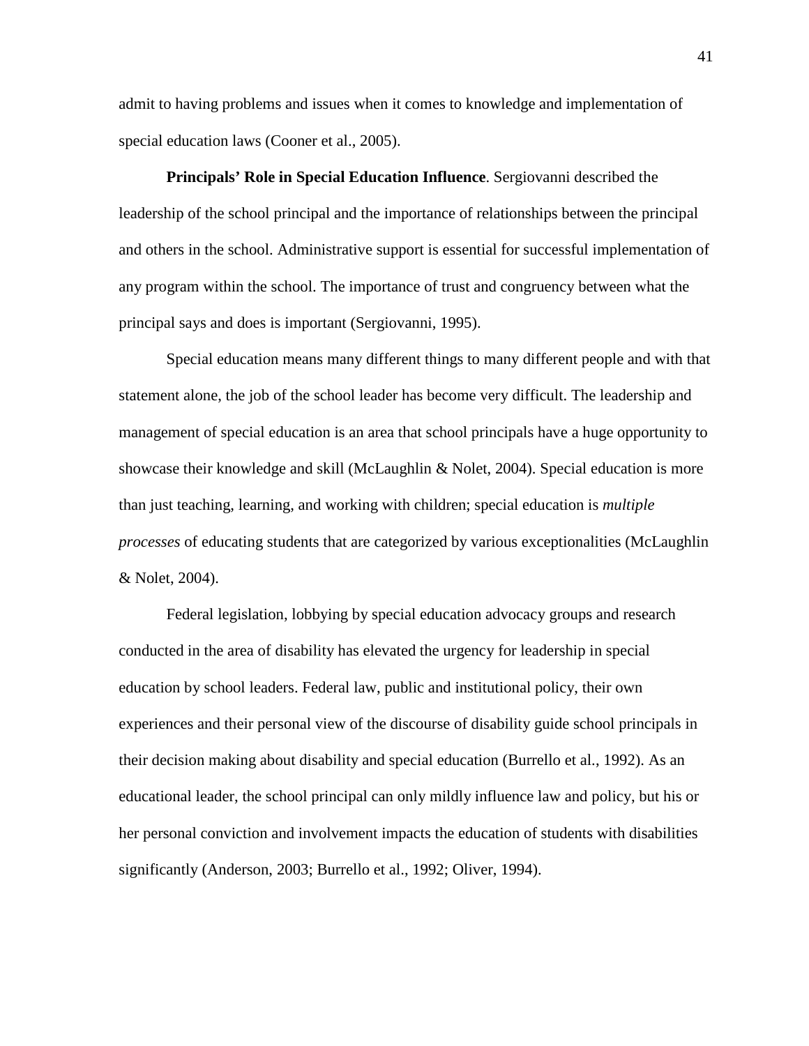admit to having problems and issues when it comes to knowledge and implementation of special education laws (Cooner et al., 2005).

**Principals' Role in Special Education Influence**. Sergiovanni described the leadership of the school principal and the importance of relationships between the principal and others in the school. Administrative support is essential for successful implementation of any program within the school. The importance of trust and congruency between what the principal says and does is important (Sergiovanni, 1995).

Special education means many different things to many different people and with that statement alone, the job of the school leader has become very difficult. The leadership and management of special education is an area that school principals have a huge opportunity to showcase their knowledge and skill (McLaughlin & Nolet, 2004). Special education is more than just teaching, learning, and working with children; special education is *multiple processes* of educating students that are categorized by various exceptionalities (McLaughlin & Nolet, 2004).

Federal legislation, lobbying by special education advocacy groups and research conducted in the area of disability has elevated the urgency for leadership in special education by school leaders. Federal law, public and institutional policy, their own experiences and their personal view of the discourse of disability guide school principals in their decision making about disability and special education (Burrello et al., 1992). As an educational leader, the school principal can only mildly influence law and policy, but his or her personal conviction and involvement impacts the education of students with disabilities significantly (Anderson, 2003; Burrello et al., 1992; Oliver, 1994).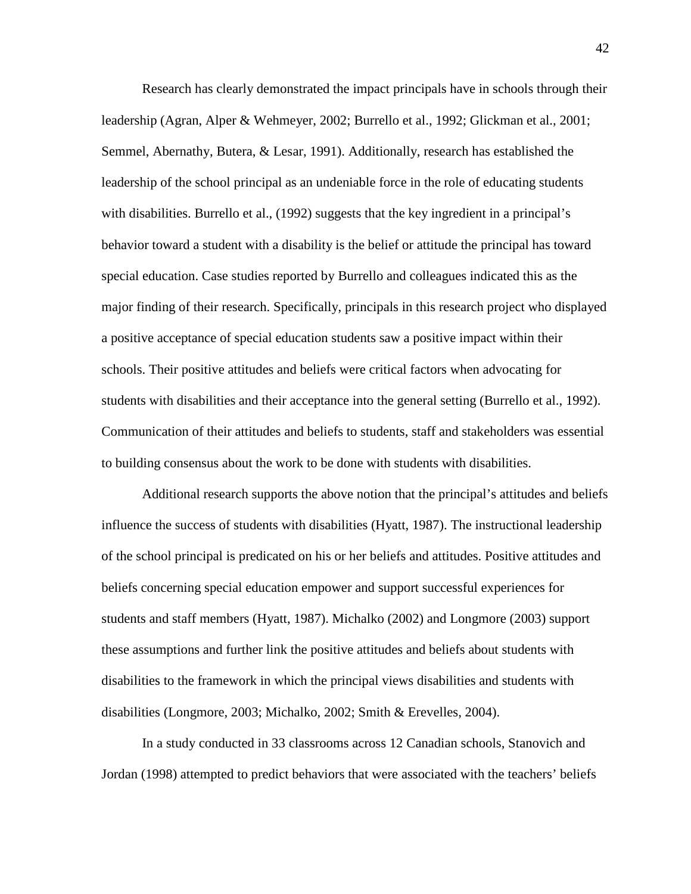Research has clearly demonstrated the impact principals have in schools through their leadership (Agran, Alper & Wehmeyer, 2002; Burrello et al., 1992; Glickman et al., 2001; Semmel, Abernathy, Butera, & Lesar, 1991). Additionally, research has established the leadership of the school principal as an undeniable force in the role of educating students with disabilities. Burrello et al., (1992) suggests that the key ingredient in a principal's behavior toward a student with a disability is the belief or attitude the principal has toward special education. Case studies reported by Burrello and colleagues indicated this as the major finding of their research. Specifically, principals in this research project who displayed a positive acceptance of special education students saw a positive impact within their schools. Their positive attitudes and beliefs were critical factors when advocating for students with disabilities and their acceptance into the general setting (Burrello et al., 1992). Communication of their attitudes and beliefs to students, staff and stakeholders was essential to building consensus about the work to be done with students with disabilities.

Additional research supports the above notion that the principal's attitudes and beliefs influence the success of students with disabilities (Hyatt, 1987). The instructional leadership of the school principal is predicated on his or her beliefs and attitudes. Positive attitudes and beliefs concerning special education empower and support successful experiences for students and staff members (Hyatt, 1987). Michalko (2002) and Longmore (2003) support these assumptions and further link the positive attitudes and beliefs about students with disabilities to the framework in which the principal views disabilities and students with disabilities (Longmore, 2003; Michalko, 2002; Smith & Erevelles, 2004).

In a study conducted in 33 classrooms across 12 Canadian schools, Stanovich and Jordan (1998) attempted to predict behaviors that were associated with the teachers' beliefs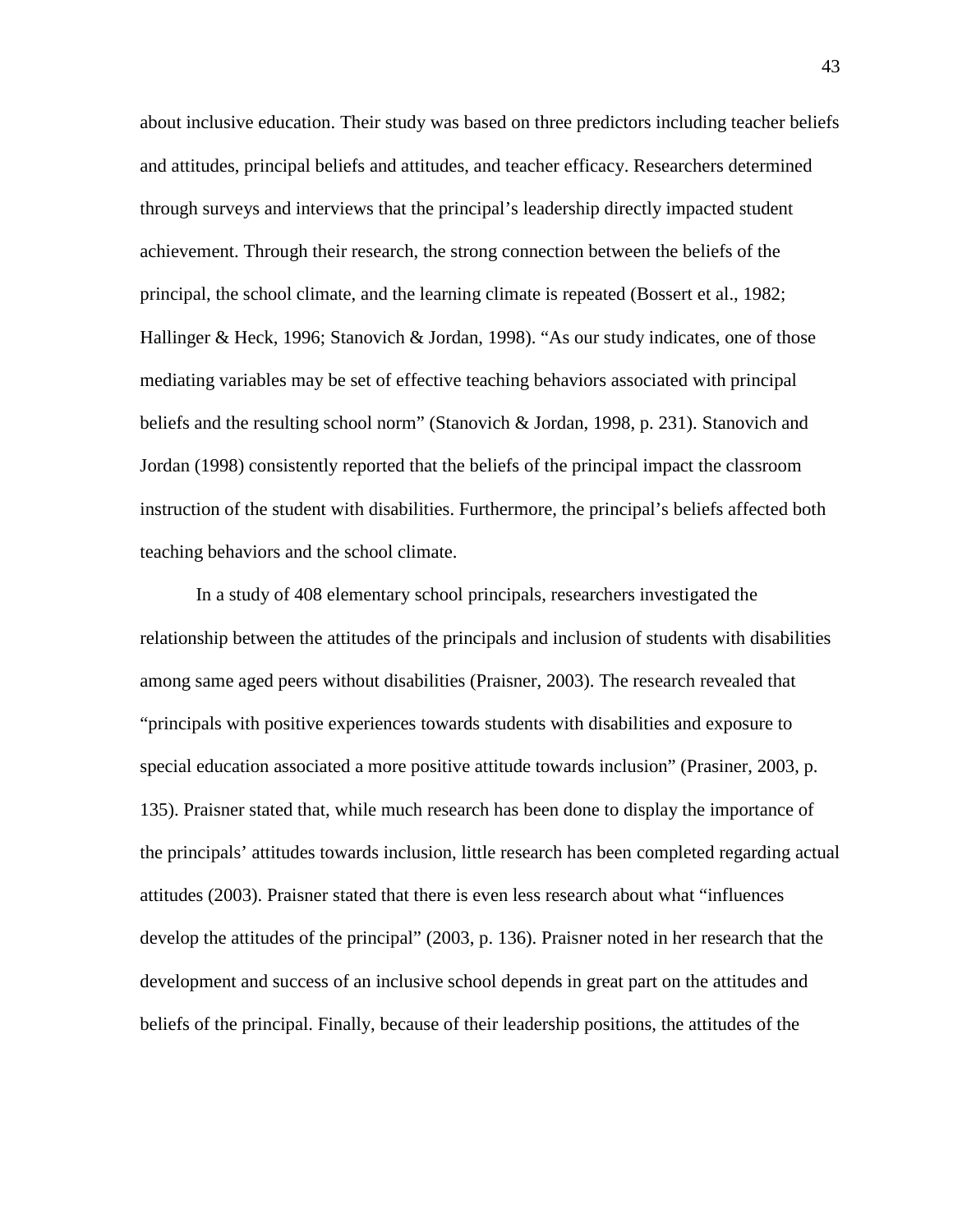about inclusive education. Their study was based on three predictors including teacher beliefs and attitudes, principal beliefs and attitudes, and teacher efficacy. Researchers determined through surveys and interviews that the principal's leadership directly impacted student achievement. Through their research, the strong connection between the beliefs of the principal, the school climate, and the learning climate is repeated (Bossert et al., 1982; Hallinger & Heck, 1996; Stanovich & Jordan, 1998). "As our study indicates, one of those mediating variables may be set of effective teaching behaviors associated with principal beliefs and the resulting school norm" (Stanovich & Jordan, 1998, p. 231). Stanovich and Jordan (1998) consistently reported that the beliefs of the principal impact the classroom instruction of the student with disabilities. Furthermore, the principal's beliefs affected both teaching behaviors and the school climate.

In a study of 408 elementary school principals, researchers investigated the relationship between the attitudes of the principals and inclusion of students with disabilities among same aged peers without disabilities (Praisner, 2003). The research revealed that "principals with positive experiences towards students with disabilities and exposure to special education associated a more positive attitude towards inclusion" (Prasiner, 2003, p. 135). Praisner stated that, while much research has been done to display the importance of the principals' attitudes towards inclusion, little research has been completed regarding actual attitudes (2003). Praisner stated that there is even less research about what "influences develop the attitudes of the principal" (2003, p. 136). Praisner noted in her research that the development and success of an inclusive school depends in great part on the attitudes and beliefs of the principal. Finally, because of their leadership positions, the attitudes of the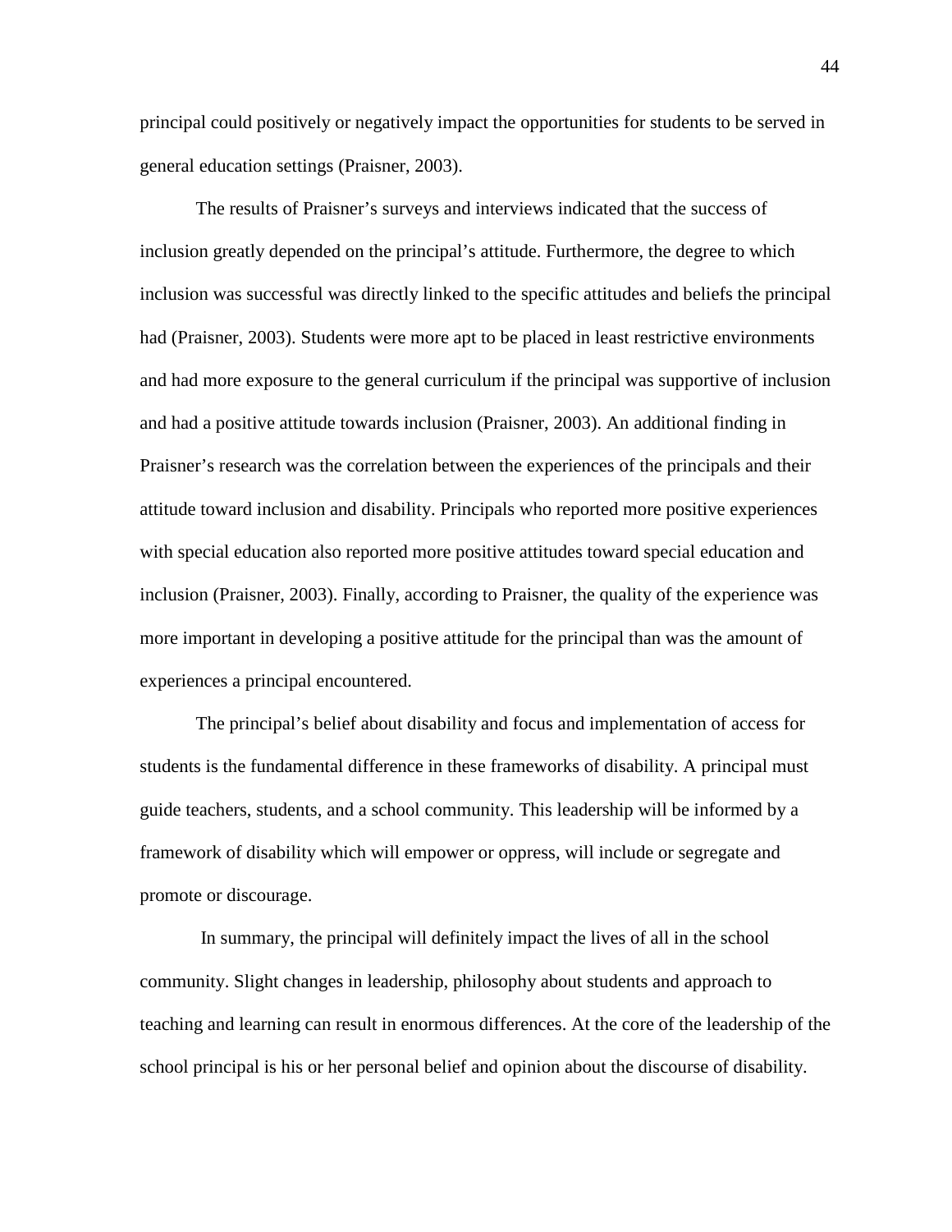principal could positively or negatively impact the opportunities for students to be served in general education settings (Praisner, 2003).

The results of Praisner's surveys and interviews indicated that the success of inclusion greatly depended on the principal's attitude. Furthermore, the degree to which inclusion was successful was directly linked to the specific attitudes and beliefs the principal had (Praisner, 2003). Students were more apt to be placed in least restrictive environments and had more exposure to the general curriculum if the principal was supportive of inclusion and had a positive attitude towards inclusion (Praisner, 2003). An additional finding in Praisner's research was the correlation between the experiences of the principals and their attitude toward inclusion and disability. Principals who reported more positive experiences with special education also reported more positive attitudes toward special education and inclusion (Praisner, 2003). Finally, according to Praisner, the quality of the experience was more important in developing a positive attitude for the principal than was the amount of experiences a principal encountered.

The principal's belief about disability and focus and implementation of access for students is the fundamental difference in these frameworks of disability. A principal must guide teachers, students, and a school community. This leadership will be informed by a framework of disability which will empower or oppress, will include or segregate and promote or discourage.

In summary, the principal will definitely impact the lives of all in the school community. Slight changes in leadership, philosophy about students and approach to teaching and learning can result in enormous differences. At the core of the leadership of the school principal is his or her personal belief and opinion about the discourse of disability.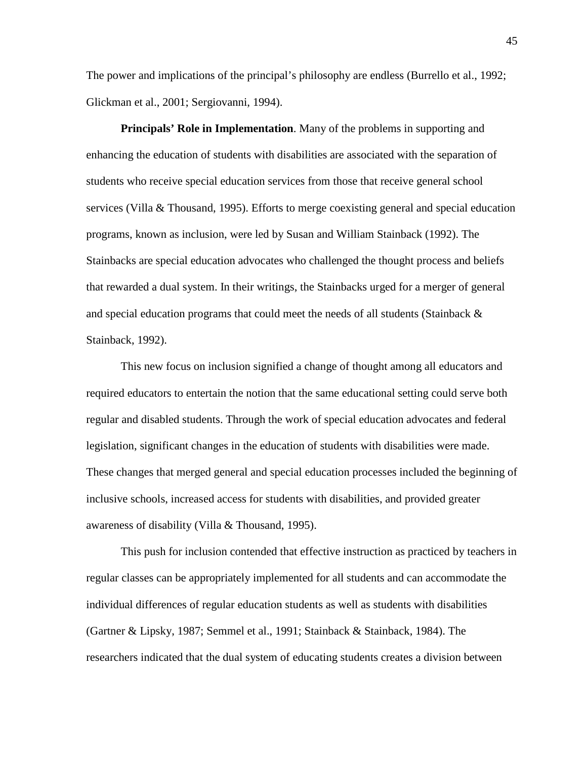The power and implications of the principal's philosophy are endless (Burrello et al., 1992; Glickman et al., 2001; Sergiovanni, 1994).

**Principals' Role in Implementation**. Many of the problems in supporting and enhancing the education of students with disabilities are associated with the separation of students who receive special education services from those that receive general school services (Villa & Thousand, 1995). Efforts to merge coexisting general and special education programs, known as inclusion, were led by Susan and William Stainback (1992). The Stainbacks are special education advocates who challenged the thought process and beliefs that rewarded a dual system. In their writings, the Stainbacks urged for a merger of general and special education programs that could meet the needs of all students (Stainback & Stainback, 1992).

This new focus on inclusion signified a change of thought among all educators and required educators to entertain the notion that the same educational setting could serve both regular and disabled students. Through the work of special education advocates and federal legislation, significant changes in the education of students with disabilities were made. These changes that merged general and special education processes included the beginning of inclusive schools, increased access for students with disabilities, and provided greater awareness of disability (Villa & Thousand, 1995).

This push for inclusion contended that effective instruction as practiced by teachers in regular classes can be appropriately implemented for all students and can accommodate the individual differences of regular education students as well as students with disabilities (Gartner & Lipsky, 1987; Semmel et al., 1991; Stainback & Stainback, 1984). The researchers indicated that the dual system of educating students creates a division between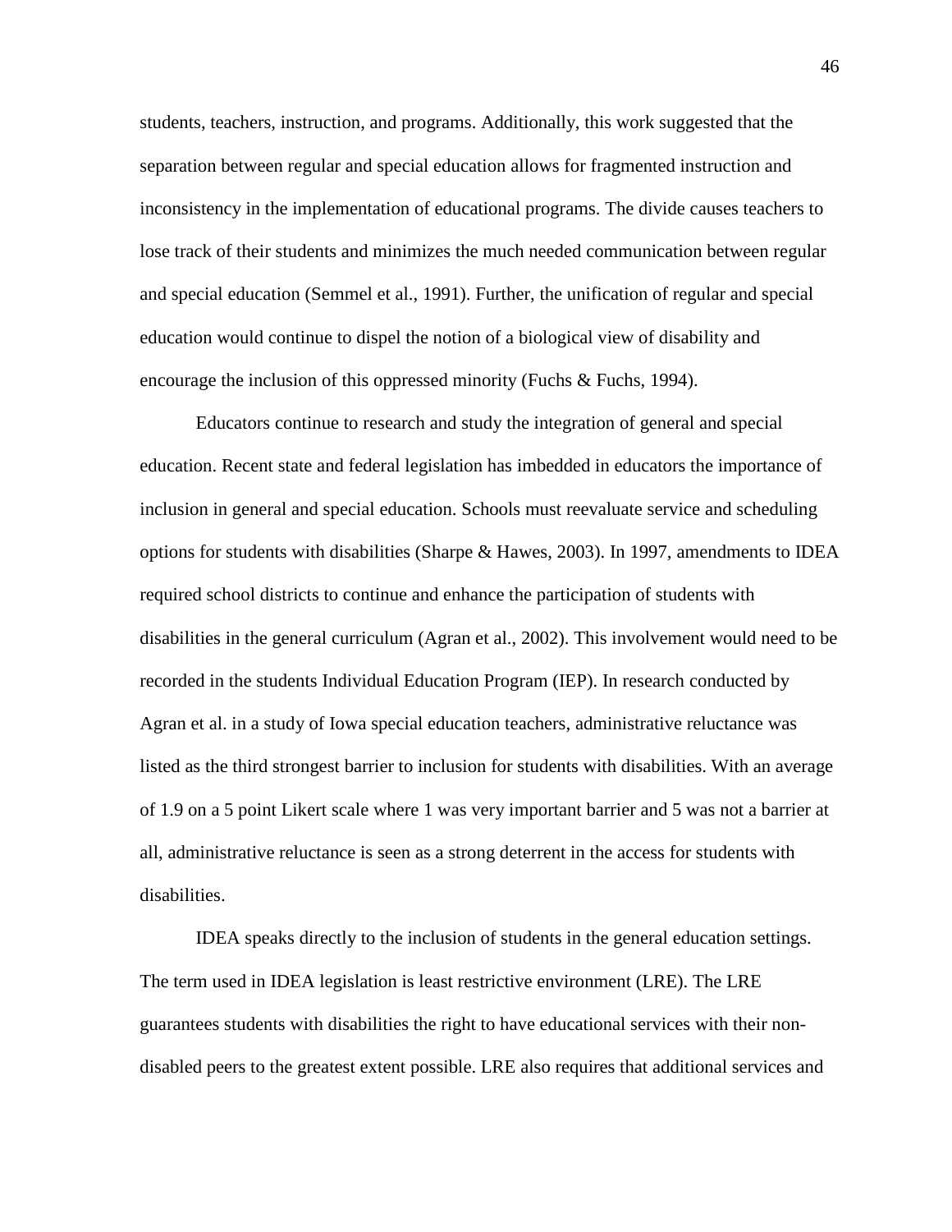students, teachers, instruction, and programs. Additionally, this work suggested that the separation between regular and special education allows for fragmented instruction and inconsistency in the implementation of educational programs. The divide causes teachers to lose track of their students and minimizes the much needed communication between regular and special education (Semmel et al., 1991). Further, the unification of regular and special education would continue to dispel the notion of a biological view of disability and encourage the inclusion of this oppressed minority (Fuchs & Fuchs, 1994).

Educators continue to research and study the integration of general and special education. Recent state and federal legislation has imbedded in educators the importance of inclusion in general and special education. Schools must reevaluate service and scheduling options for students with disabilities (Sharpe & Hawes, 2003). In 1997, amendments to IDEA required school districts to continue and enhance the participation of students with disabilities in the general curriculum (Agran et al., 2002). This involvement would need to be recorded in the students Individual Education Program (IEP). In research conducted by Agran et al. in a study of Iowa special education teachers, administrative reluctance was listed as the third strongest barrier to inclusion for students with disabilities. With an average of 1.9 on a 5 point Likert scale where 1 was very important barrier and 5 was not a barrier at all, administrative reluctance is seen as a strong deterrent in the access for students with disabilities.

IDEA speaks directly to the inclusion of students in the general education settings. The term used in IDEA legislation is least restrictive environment (LRE). The LRE guarantees students with disabilities the right to have educational services with their non-disabled peers to the greatest extent possible. LRE also requires that additional services and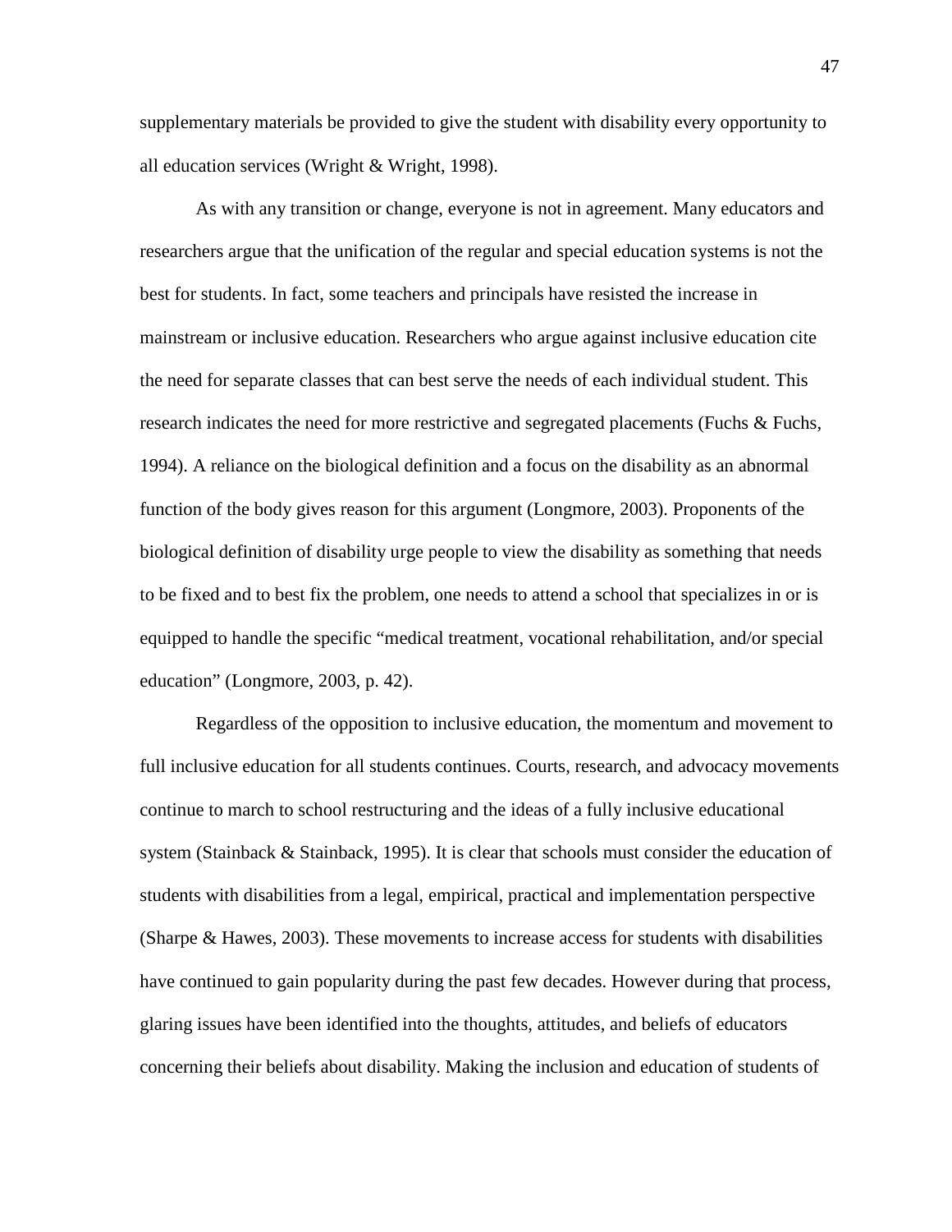supplementary materials be provided to give the student with disability every opportunity to all education services (Wright & Wright, 1998).

As with any transition or change, everyone is not in agreement. Many educators and researchers argue that the unification of the regular and special education systems is not the best for students. In fact, some teachers and principals have resisted the increase in mainstream or inclusive education. Researchers who argue against inclusive education cite the need for separate classes that can best serve the needs of each individual student. This research indicates the need for more restrictive and segregated placements (Fuchs & Fuchs, 1994). A reliance on the biological definition and a focus on the disability as an abnormal function of the body gives reason for this argument (Longmore, 2003). Proponents of the biological definition of disability urge people to view the disability as something that needs to be fixed and to best fix the problem, one needs to attend a school that specializes in or is equipped to handle the specific "medical treatment, vocational rehabilitation, and/or special education" (Longmore, 2003, p. 42).

Regardless of the opposition to inclusive education, the momentum and movement to full inclusive education for all students continues. Courts, research, and advocacy movements continue to march to school restructuring and the ideas of a fully inclusive educational system (Stainback & Stainback, 1995). It is clear that schools must consider the education of students with disabilities from a legal, empirical, practical and implementation perspective (Sharpe & Hawes, 2003). These movements to increase access for students with disabilities have continued to gain popularity during the past few decades. However during that process, glaring issues have been identified into the thoughts, attitudes, and beliefs of educators concerning their beliefs about disability. Making the inclusion and education of students of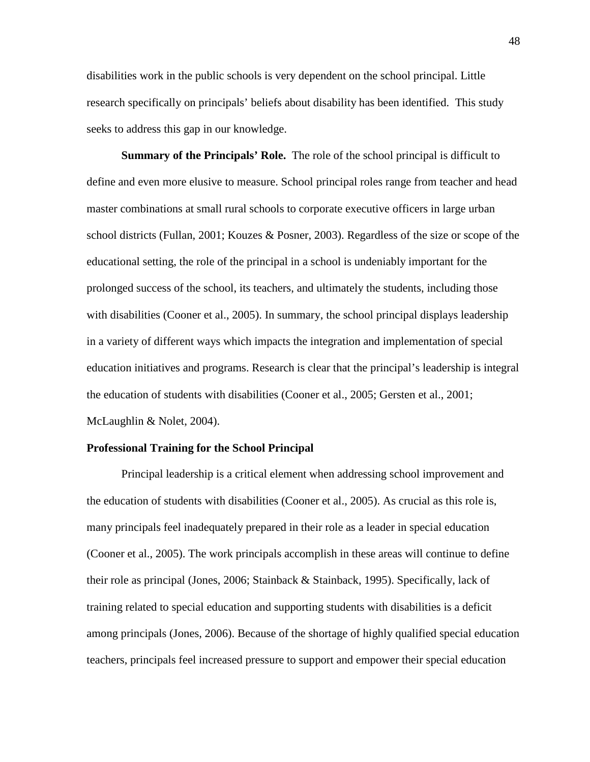disabilities work in the public schools is very dependent on the school principal. Little research specifically on principals' beliefs about disability has been identified. This study seeks to address this gap in our knowledge.

**Summary of the Principals' Role.** The role of the school principal is difficult to define and even more elusive to measure. School principal roles range from teacher and head master combinations at small rural schools to corporate executive officers in large urban school districts (Fullan, 2001; Kouzes & Posner, 2003). Regardless of the size or scope of the educational setting, the role of the principal in a school is undeniably important for the prolonged success of the school, its teachers, and ultimately the students, including those with disabilities (Cooner et al., 2005). In summary, the school principal displays leadership in a variety of different ways which impacts the integration and implementation of special education initiatives and programs. Research is clear that the principal's leadership is integral the education of students with disabilities (Cooner et al., 2005; Gersten et al., 2001; McLaughlin & Nolet, 2004).

## Professional Training for the School Principal

Principal leadership is a critical element when addressing school improvement and the education of students with disabilities (Cooner et al., 2005). As crucial as this role is, many principals feel inadequately prepared in their role as a leader in special education (Cooner et al., 2005). The work principals accomplish in these areas will continue to define their role as principal (Jones, 2006; Stainback & Stainback, 1995). Specifically, lack of training related to special education and supporting students with disabilities is a deficit among principals (Jones, 2006). Because of the shortage of highly qualified special education teachers, principals feel increased pressure to support and empower their special education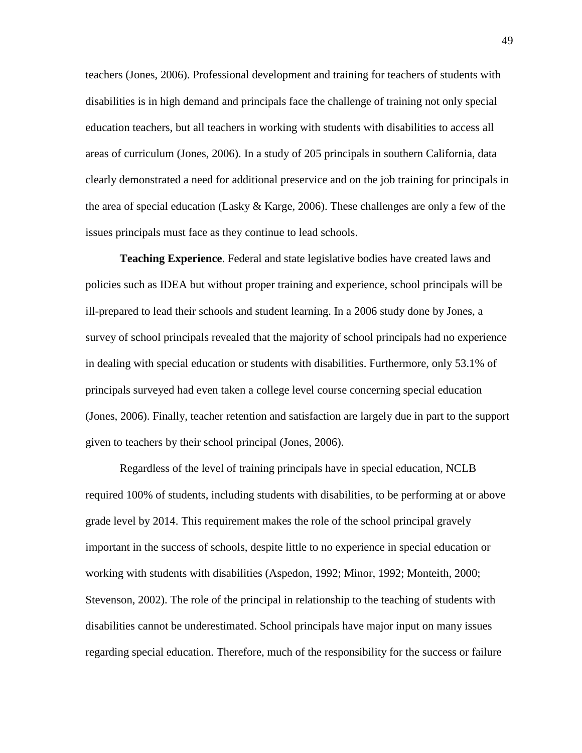teachers (Jones, 2006). Professional development and training for teachers of students with disabilities is in high demand and principals face the challenge of training not only special education teachers, but all teachers in working with students with disabilities to access all areas of curriculum (Jones, 2006). In a study of 205 principals in southern California, data clearly demonstrated a need for additional preservice and on the job training for principals in the area of special education (Lasky & Karge, 2006). These challenges are only a few of the issues principals must face as they continue to lead schools.

**Teaching Experience**. Federal and state legislative bodies have created laws and policies such as IDEA but without proper training and experience, school principals will be ill-prepared to lead their schools and student learning. In a 2006 study done by Jones, a survey of school principals revealed that the majority of school principals had no experience in dealing with special education or students with disabilities. Furthermore, only 53.1% of principals surveyed had even taken a college level course concerning special education (Jones, 2006). Finally, teacher retention and satisfaction are largely due in part to the support given to teachers by their school principal (Jones, 2006).

Regardless of the level of training principals have in special education, NCLB required 100% of students, including students with disabilities, to be performing at or above grade level by 2014. This requirement makes the role of the school principal gravely important in the success of schools, despite little to no experience in special education or working with students with disabilities (Aspedon, 1992; Minor, 1992; Monteith, 2000; Stevenson, 2002). The role of the principal in relationship to the teaching of students with disabilities cannot be underestimated. School principals have major input on many issues regarding special education. Therefore, much of the responsibility for the success or failure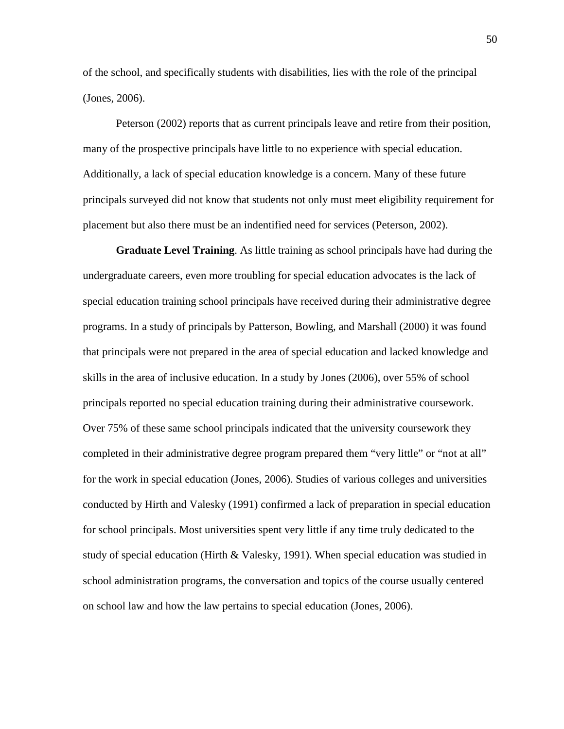of the school, and specifically students with disabilities, lies with the role of the principal (Jones, 2006).

Peterson (2002) reports that as current principals leave and retire from their position, many of the prospective principals have little to no experience with special education. Additionally, a lack of special education knowledge is a concern. Many of these future principals surveyed did not know that students not only must meet eligibility requirement for placement but also there must be an indentified need for services (Peterson, 2002).

**Graduate Level Training**. As little training as school principals have had during the undergraduate careers, even more troubling for special education advocates is the lack of special education training school principals have received during their administrative degree programs. In a study of principals by Patterson, Bowling, and Marshall (2000) it was found that principals were not prepared in the area of special education and lacked knowledge and skills in the area of inclusive education. In a study by Jones (2006), over 55% of school principals reported no special education training during their administrative coursework. Over 75% of these same school principals indicated that the university coursework they completed in their administrative degree program prepared them "very little" or "not at all" for the work in special education (Jones, 2006). Studies of various colleges and universities conducted by Hirth and Valesky (1991) confirmed a lack of preparation in special education for school principals. Most universities spent very little if any time truly dedicated to the study of special education (Hirth & Valesky, 1991). When special education was studied in school administration programs, the conversation and topics of the course usually centered on school law and how the law pertains to special education (Jones, 2006).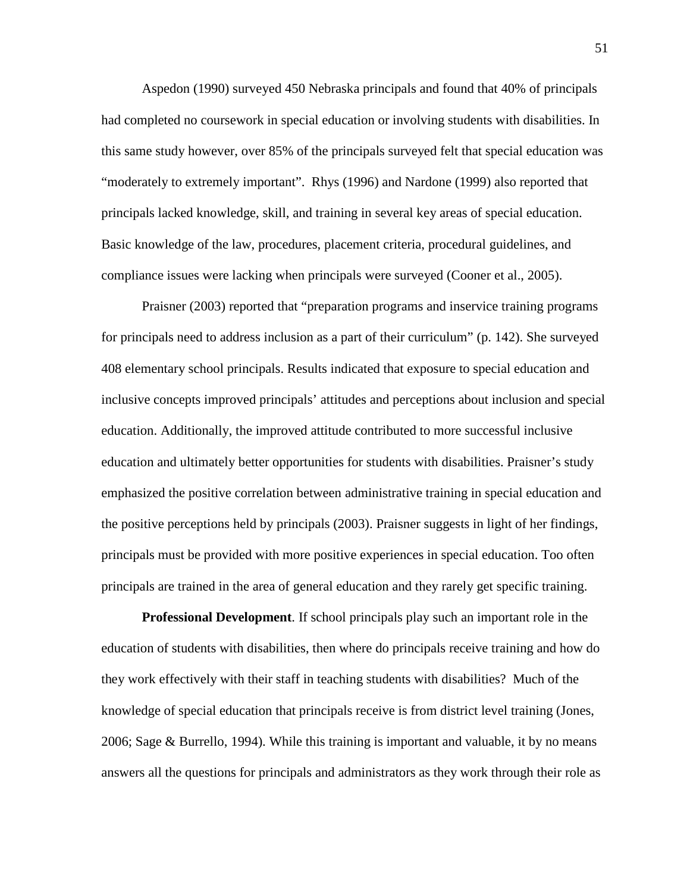Aspedon (1990) surveyed 450 Nebraska principals and found that 40% of principals had completed no coursework in special education or involving students with disabilities. In this same study however, over 85% of the principals surveyed felt that special education was "moderately to extremely important". Rhys (1996) and Nardone (1999) also reported that principals lacked knowledge, skill, and training in several key areas of special education. Basic knowledge of the law, procedures, placement criteria, procedural guidelines, and compliance issues were lacking when principals were surveyed (Cooner et al., 2005).

Praisner (2003) reported that "preparation programs and inservice training programs for principals need to address inclusion as a part of their curriculum" (p. 142). She surveyed 408 elementary school principals. Results indicated that exposure to special education and inclusive concepts improved principals' attitudes and perceptions about inclusion and special education. Additionally, the improved attitude contributed to more successful inclusive education and ultimately better opportunities for students with disabilities. Praisner's study emphasized the positive correlation between administrative training in special education and the positive perceptions held by principals (2003). Praisner suggests in light of her findings, principals must be provided with more positive experiences in special education. Too often principals are trained in the area of general education and they rarely get specific training.

**Professional Development**. If school principals play such an important role in the education of students with disabilities, then where do principals receive training and how do they work effectively with their staff in teaching students with disabilities? Much of the knowledge of special education that principals receive is from district level training (Jones, 2006; Sage & Burrello, 1994). While this training is important and valuable, it by no means answers all the questions for principals and administrators as they work through their role as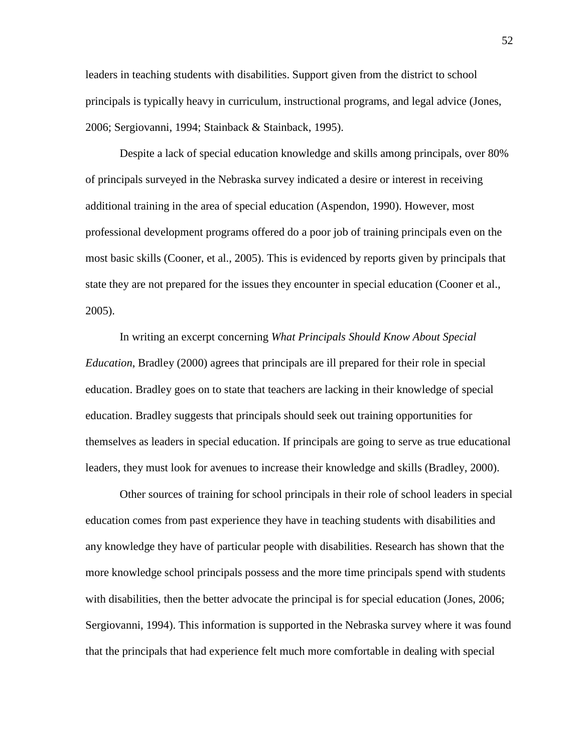leaders in teaching students with disabilities. Support given from the district to school principals is typically heavy in curriculum, instructional programs, and legal advice (Jones, 2006; Sergiovanni, 1994; Stainback & Stainback, 1995).

Despite a lack of special education knowledge and skills among principals, over 80% of principals surveyed in the Nebraska survey indicated a desire or interest in receiving additional training in the area of special education (Aspendon, 1990). However, most professional development programs offered do a poor job of training principals even on the most basic skills (Cooner, et al., 2005). This is evidenced by reports given by principals that state they are not prepared for the issues they encounter in special education (Cooner et al., 2005).

In writing an excerpt concerning *What Principals Should Know About Special Education*, Bradley (2000) agrees that principals are ill prepared for their role in special education. Bradley goes on to state that teachers are lacking in their knowledge of special education. Bradley suggests that principals should seek out training opportunities for themselves as leaders in special education. If principals are going to serve as true educational leaders, they must look for avenues to increase their knowledge and skills (Bradley, 2000).

Other sources of training for school principals in their role of school leaders in special education comes from past experience they have in teaching students with disabilities and any knowledge they have of particular people with disabilities. Research has shown that the more knowledge school principals possess and the more time principals spend with students with disabilities, then the better advocate the principal is for special education (Jones, 2006; Sergiovanni, 1994). This information is supported in the Nebraska survey where it was found that the principals that had experience felt much more comfortable in dealing with special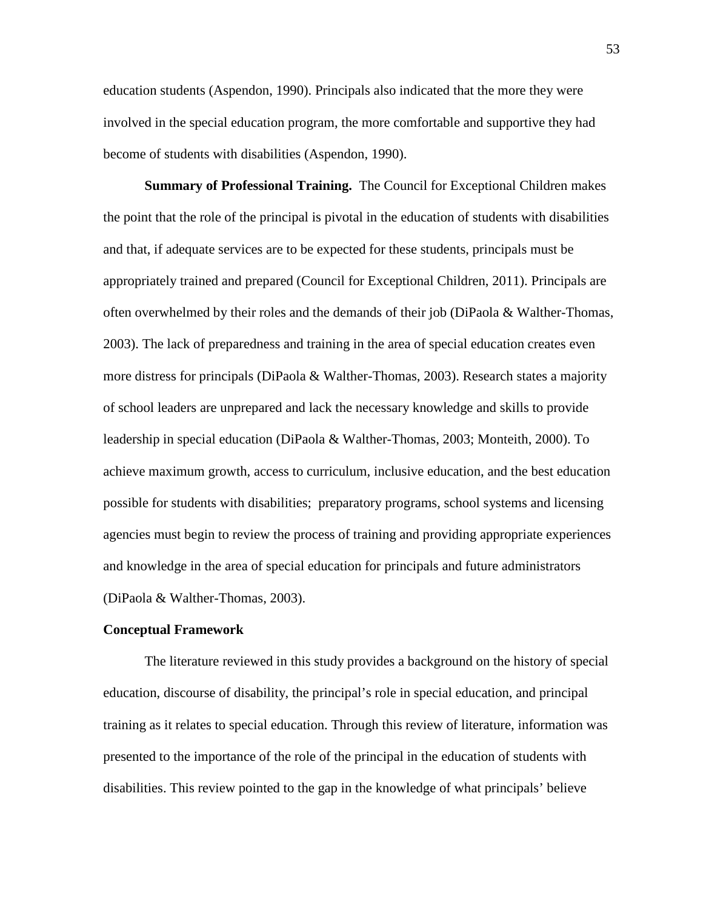education students (Aspendon, 1990). Principals also indicated that the more they were involved in the special education program, the more comfortable and supportive they had become of students with disabilities (Aspendon, 1990).

**Summary of Professional Training.** The Council for Exceptional Children makes the point that the role of the principal is pivotal in the education of students with disabilities and that, if adequate services are to be expected for these students, principals must be appropriately trained and prepared (Council for Exceptional Children, 2011). Principals are often overwhelmed by their roles and the demands of their job (DiPaola & Walther-Thomas, 2003). The lack of preparedness and training in the area of special education creates even more distress for principals (DiPaola & Walther-Thomas, 2003). Research states a majority of school leaders are unprepared and lack the necessary knowledge and skills to provide leadership in special education (DiPaola & Walther-Thomas, 2003; Monteith, 2000). To achieve maximum growth, access to curriculum, inclusive education, and the best education possible for students with disabilities; preparatory programs, school systems and licensing agencies must begin to review the process of training and providing appropriate experiences and knowledge in the area of special education for principals and future administrators (DiPaola & Walther-Thomas, 2003).

## Conceptual Framework

The literature reviewed in this study provides a background on the history of special education, discourse of disability, the principal's role in special education, and principal training as it relates to special education. Through this review of literature, information was presented to the importance of the role of the principal in the education of students with disabilities. This review pointed to the gap in the knowledge of what principals' believe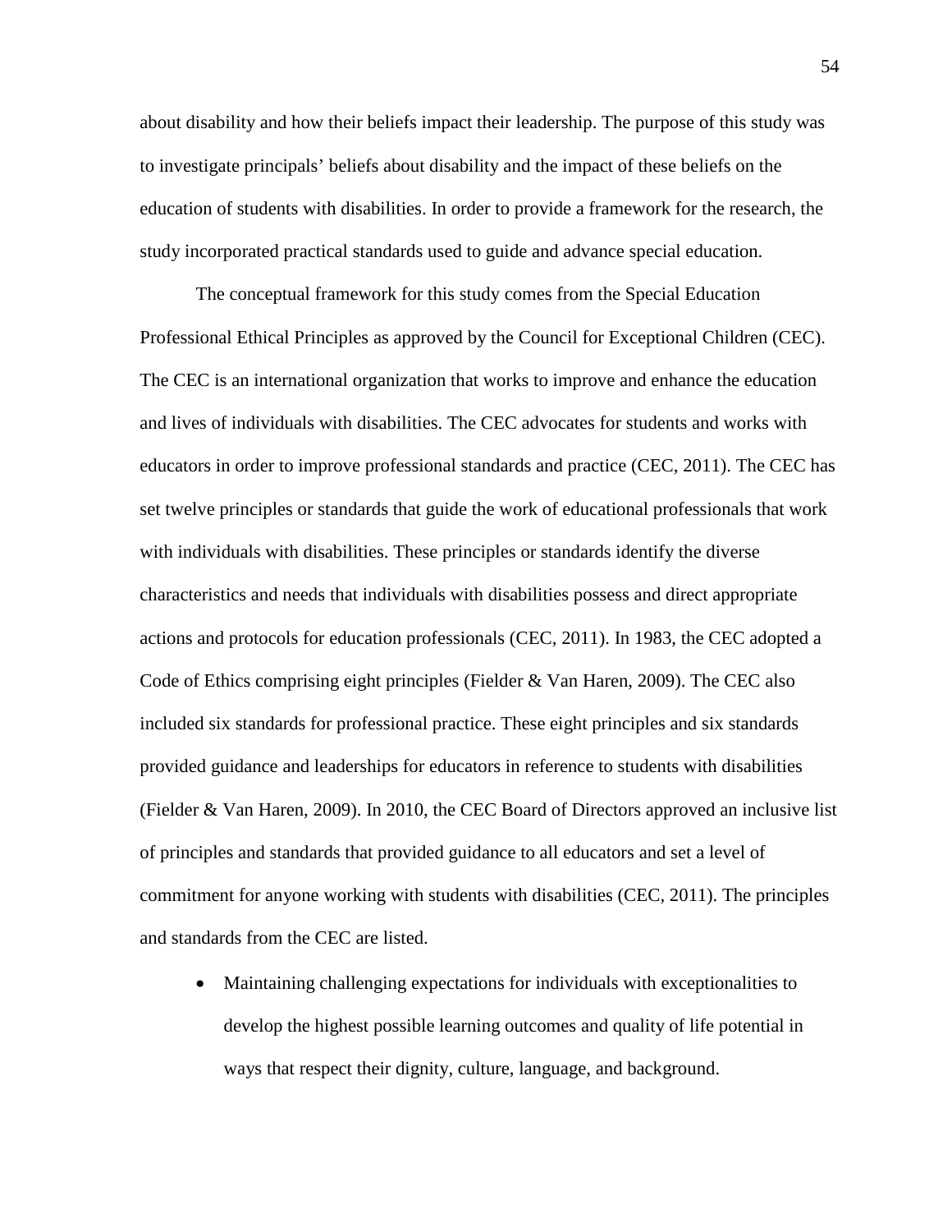about disability and how their beliefs impact their leadership. The purpose of this study was to investigate principals' beliefs about disability and the impact of these beliefs on the education of students with disabilities. In order to provide a framework for the research, the study incorporated practical standards used to guide and advance special education.

The conceptual framework for this study comes from the Special Education Professional Ethical Principles as approved by the Council for Exceptional Children (CEC). The CEC is an international organization that works to improve and enhance the education and lives of individuals with disabilities. The CEC advocates for students and works with educators in order to improve professional standards and practice (CEC, 2011). The CEC has set twelve principles or standards that guide the work of educational professionals that work with individuals with disabilities. These principles or standards identify the diverse characteristics and needs that individuals with disabilities possess and direct appropriate actions and protocols for education professionals (CEC, 2011). In 1983, the CEC adopted a Code of Ethics comprising eight principles (Fielder & Van Haren, 2009). The CEC also included six standards for professional practice. These eight principles and six standards provided guidance and leaderships for educators in reference to students with disabilities (Fielder & Van Haren, 2009). In 2010, the CEC Board of Directors approved an inclusive list of principles and standards that provided guidance to all educators and set a level of commitment for anyone working with students with disabilities (CEC, 2011). The principles and standards from the CEC are listed.

- Maintaining challenging expectations for individuals with exceptionalities to develop the highest possible learning outcomes and quality of life potential in ways that respect their dignity, culture, language, and background.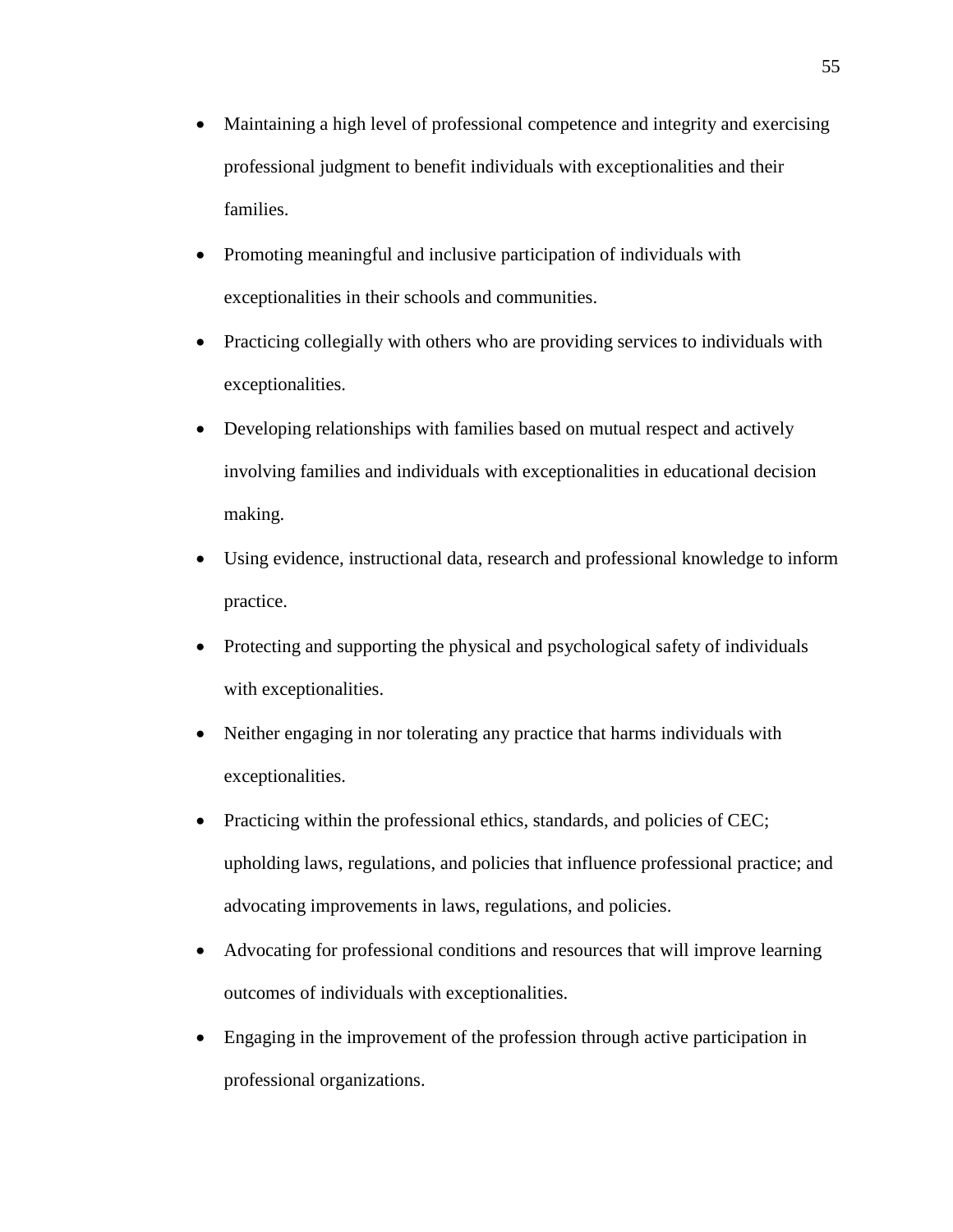- Maintaining a high level of professional competence and integrity and exercising professional judgment to benefit individuals with exceptionalities and their families.
- Promoting meaningful and inclusive participation of individuals with exceptionalities in their schools and communities.
- Practicing collegially with others who are providing services to individuals with exceptionalities.
- Developing relationships with families based on mutual respect and actively involving families and individuals with exceptionalities in educational decision making.
- Using evidence, instructional data, research and professional knowledge to inform practice.
- Protecting and supporting the physical and psychological safety of individuals with exceptionalities.
- Neither engaging in nor tolerating any practice that harms individuals with exceptionalities.
- Practicing within the professional ethics, standards, and policies of CEC; upholding laws, regulations, and policies that influence professional practice; and advocating improvements in laws, regulations, and policies.
- Advocating for professional conditions and resources that will improve learning outcomes of individuals with exceptionalities.
- Engaging in the improvement of the profession through active participation in professional organizations.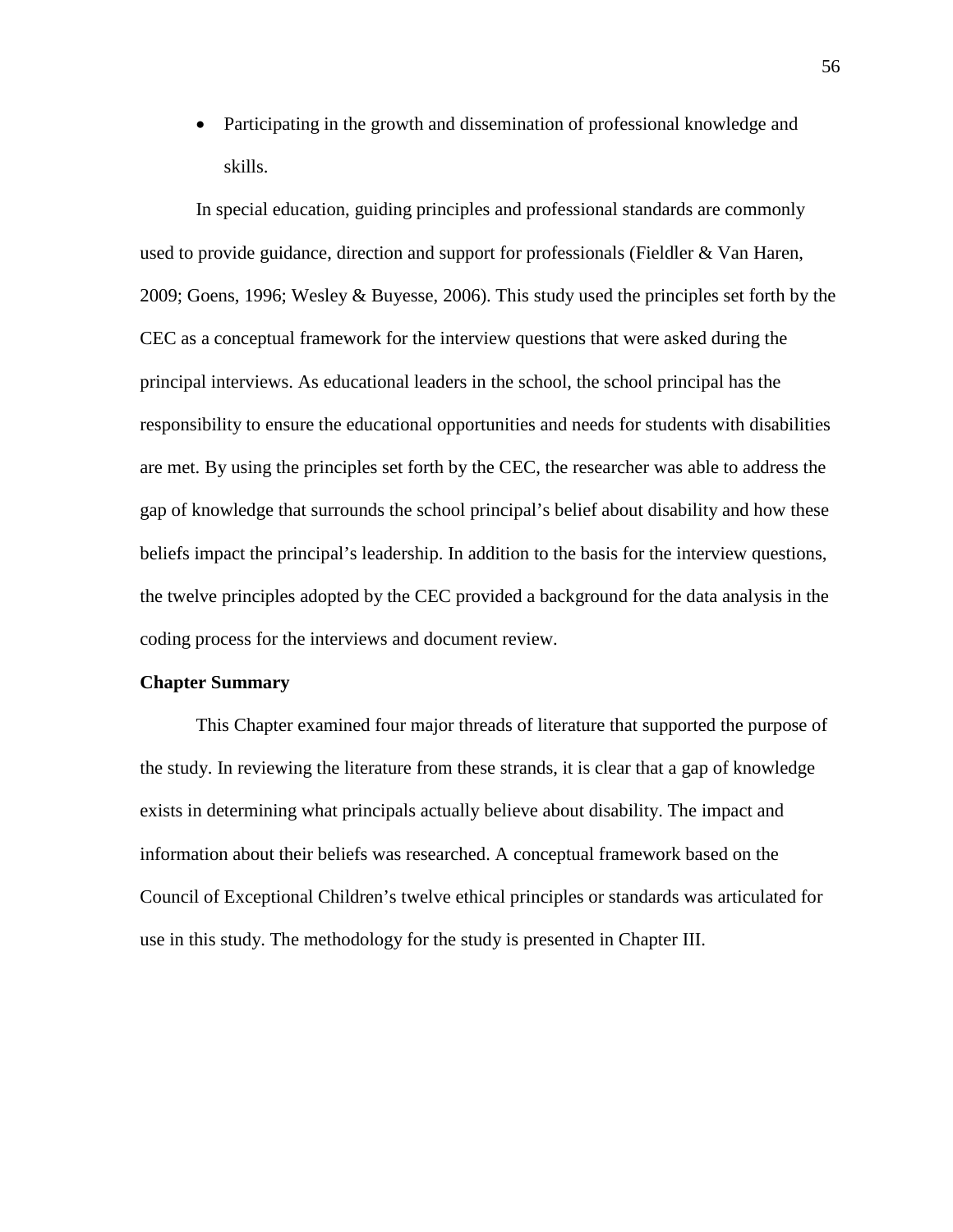- Participating in the growth and dissemination of professional knowledge and skills.

In special education, guiding principles and professional standards are commonly used to provide guidance, direction and support for professionals (Fieldler & Van Haren, 2009; Goens, 1996; Wesley & Buyesse, 2006). This study used the principles set forth by the CEC as a conceptual framework for the interview questions that were asked during the principal interviews. As educational leaders in the school, the school principal has the responsibility to ensure the educational opportunities and needs for students with disabilities are met. By using the principles set forth by the CEC, the researcher was able to address the gap of knowledge that surrounds the school principal's belief about disability and how these beliefs impact the principal's leadership. In addition to the basis for the interview questions, the twelve principles adopted by the CEC provided a background for the data analysis in the coding process for the interviews and document review.

**Chapter Summary**

This Chapter examined four major threads of literature that supported the purpose of the study. In reviewing the literature from these strands, it is clear that a gap of knowledge exists in determining what principals actually believe about disability. The impact and information about their beliefs was researched. A conceptual framework based on the Council of Exceptional Children's twelve ethical principles or standards was articulated for use in this study. The methodology for the study is presented in Chapter III.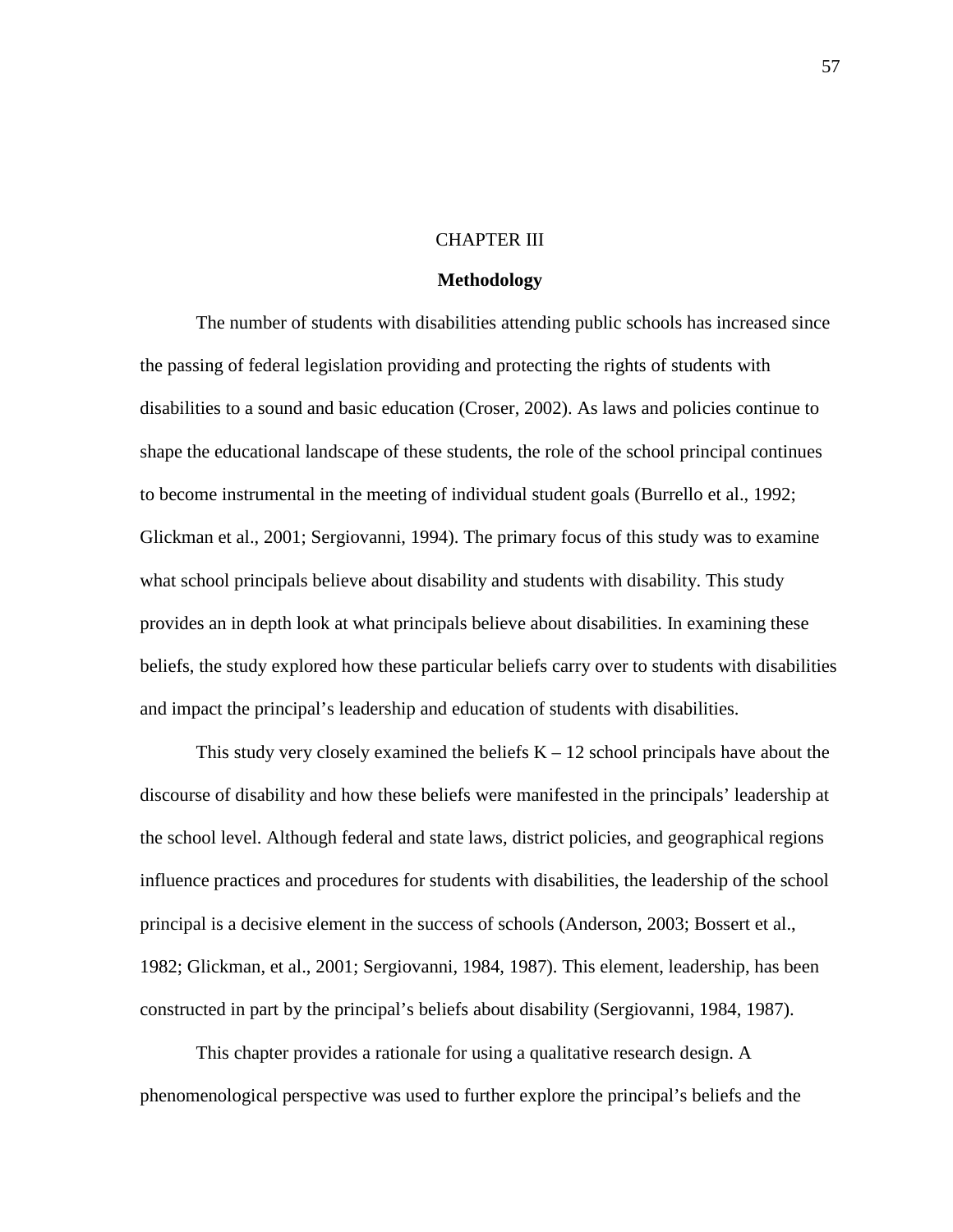# CHAPTER III

## Methodology

The number of students with disabilities attending public schools has increased since the passing of federal legislation providing and protecting the rights of students with disabilities to a sound and basic education (Croser, 2002). As laws and policies continue to shape the educational landscape of these students, the role of the school principal continues to become instrumental in the meeting of individual student goals (Burrello et al., 1992; Glickman et al., 2001; Sergiovanni, 1994). The primary focus of this study was to examine what school principals believe about disability and students with disability. This study provides an in depth look at what principals believe about disabilities. In examining these beliefs, the study explored how these particular beliefs carry over to students with disabilities and impact the principal's leadership and education of students with disabilities.

This study very closely examined the beliefs K – 12 school principals have about the discourse of disability and how these beliefs were manifested in the principals' leadership at the school level. Although federal and state laws, district policies, and geographical regions influence practices and procedures for students with disabilities, the leadership of the school principal is a decisive element in the success of schools (Anderson, 2003; Bossert et al., 1982; Glickman, et al., 2001; Sergiovanni, 1984, 1987). This element, leadership, has been constructed in part by the principal's beliefs about disability (Sergiovanni, 1984, 1987).

This chapter provides a rationale for using a qualitative research design. A phenomenological perspective was used to further explore the principal's beliefs and the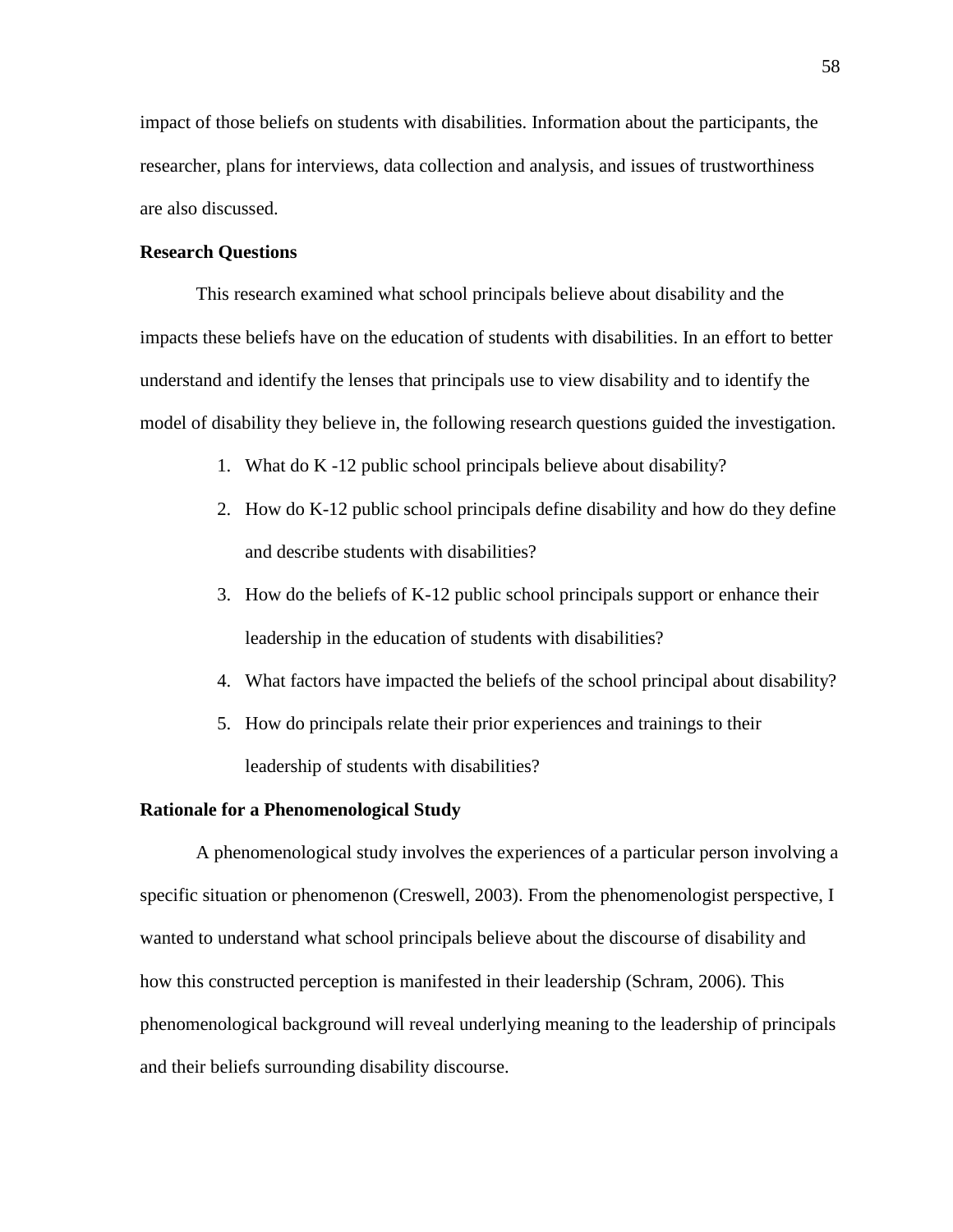impact of those beliefs on students with disabilities. Information about the participants, the researcher, plans for interviews, data collection and analysis, and issues of trustworthiness are also discussed.

**Research Questions**

This research examined what school principals believe about disability and the impacts these beliefs have on the education of students with disabilities. In an effort to better understand and identify the lenses that principals use to view disability and to identify the model of disability they believe in, the following research questions guided the investigation.

1. What do K -12 public school principals believe about disability?
2. How do K-12 public school principals define disability and how do they define and describe students with disabilities?
3. How do the beliefs of K-12 public school principals support or enhance their leadership in the education of students with disabilities?
4. What factors have impacted the beliefs of the school principal about disability?
5. How do principals relate their prior experiences and trainings to their leadership of students with disabilities?

**Rationale for a Phenomenological Study**

A phenomenological study involves the experiences of a particular person involving a specific situation or phenomenon (Creswell, 2003). From the phenomenologist perspective, I wanted to understand what school principals believe about the discourse of disability and how this constructed perception is manifested in their leadership (Schram, 2006). This phenomenological background will reveal underlying meaning to the leadership of principals and their beliefs surrounding disability discourse.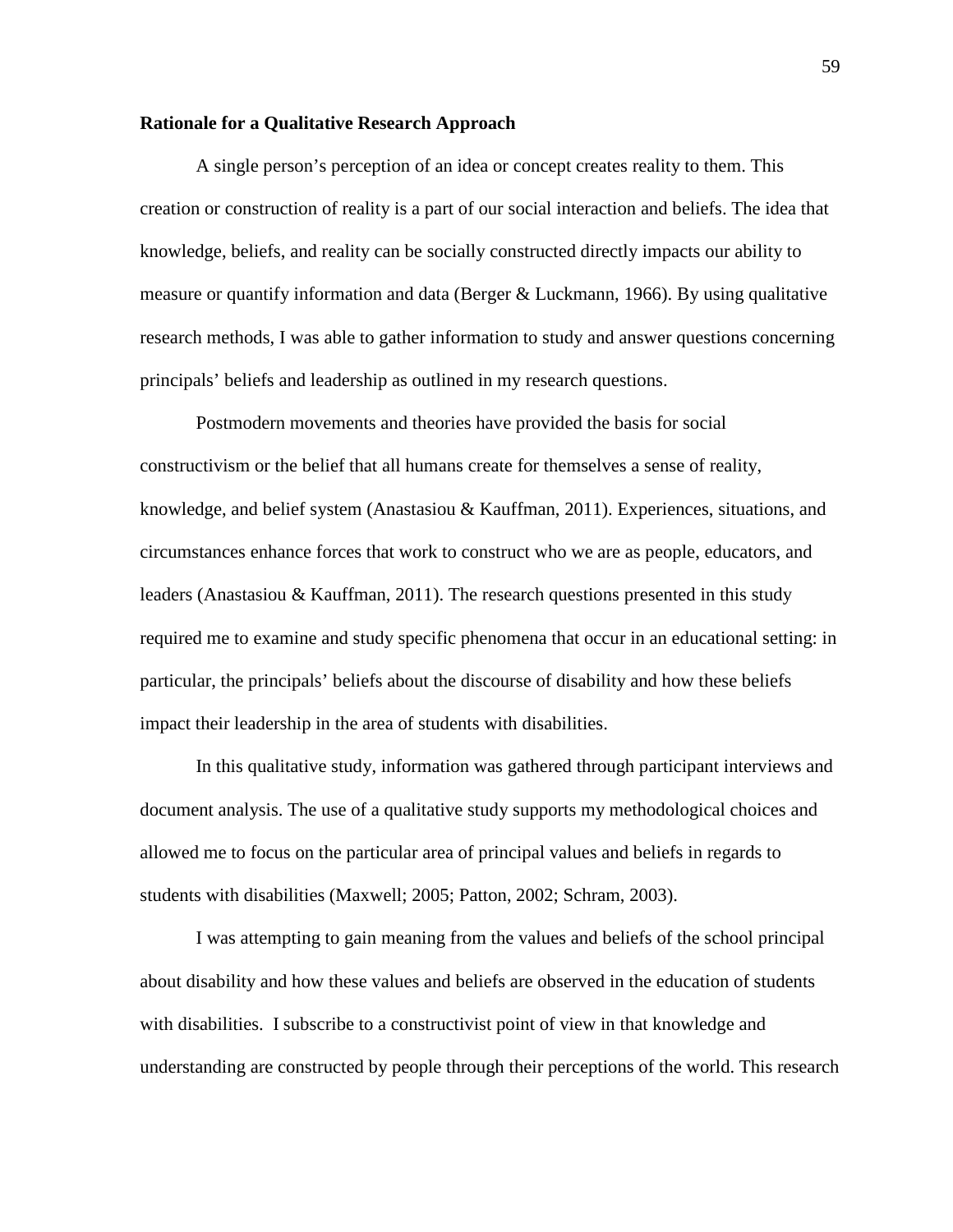**Rationale for a Qualitative Research Approach**

A single person's perception of an idea or concept creates reality to them. This creation or construction of reality is a part of our social interaction and beliefs. The idea that knowledge, beliefs, and reality can be socially constructed directly impacts our ability to measure or quantify information and data (Berger & Luckmann, 1966). By using qualitative research methods, I was able to gather information to study and answer questions concerning principals' beliefs and leadership as outlined in my research questions.

Postmodern movements and theories have provided the basis for social constructivism or the belief that all humans create for themselves a sense of reality, knowledge, and belief system (Anastasiou & Kauffman, 2011). Experiences, situations, and circumstances enhance forces that work to construct who we are as people, educators, and leaders (Anastasiou & Kauffman, 2011). The research questions presented in this study required me to examine and study specific phenomena that occur in an educational setting: in particular, the principals' beliefs about the discourse of disability and how these beliefs impact their leadership in the area of students with disabilities.

In this qualitative study, information was gathered through participant interviews and document analysis. The use of a qualitative study supports my methodological choices and allowed me to focus on the particular area of principal values and beliefs in regards to students with disabilities (Maxwell; 2005; Patton, 2002; Schram, 2003).

I was attempting to gain meaning from the values and beliefs of the school principal about disability and how these values and beliefs are observed in the education of students with disabilities. I subscribe to a constructivist point of view in that knowledge and understanding are constructed by people through their perceptions of the world. This research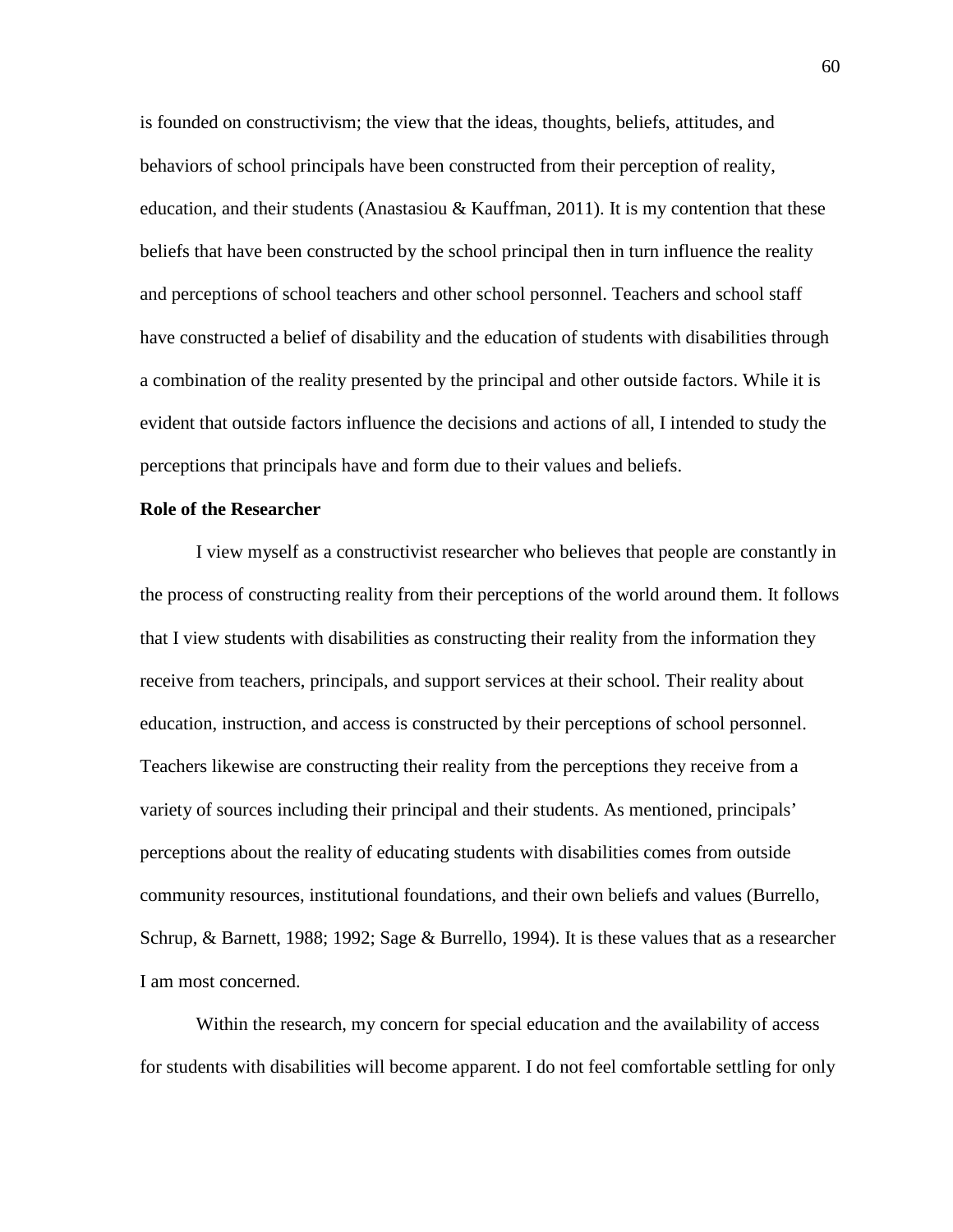is founded on constructivism; the view that the ideas, thoughts, beliefs, attitudes, and behaviors of school principals have been constructed from their perception of reality, education, and their students (Anastasiou & Kauffman, 2011). It is my contention that these beliefs that have been constructed by the school principal then in turn influence the reality and perceptions of school teachers and other school personnel. Teachers and school staff have constructed a belief of disability and the education of students with disabilities through a combination of the reality presented by the principal and other outside factors. While it is evident that outside factors influence the decisions and actions of all, I intended to study the perceptions that principals have and form due to their values and beliefs.

**Role of the Researcher**

I view myself as a constructivist researcher who believes that people are constantly in the process of constructing reality from their perceptions of the world around them. It follows that I view students with disabilities as constructing their reality from the information they receive from teachers, principals, and support services at their school. Their reality about education, instruction, and access is constructed by their perceptions of school personnel. Teachers likewise are constructing their reality from the perceptions they receive from a variety of sources including their principal and their students. As mentioned, principals' perceptions about the reality of educating students with disabilities comes from outside community resources, institutional foundations, and their own beliefs and values (Burrello, Schrup, & Barnett, 1988; 1992; Sage & Burrello, 1994). It is these values that as a researcher I am most concerned.

Within the research, my concern for special education and the availability of access for students with disabilities will become apparent. I do not feel comfortable settling for only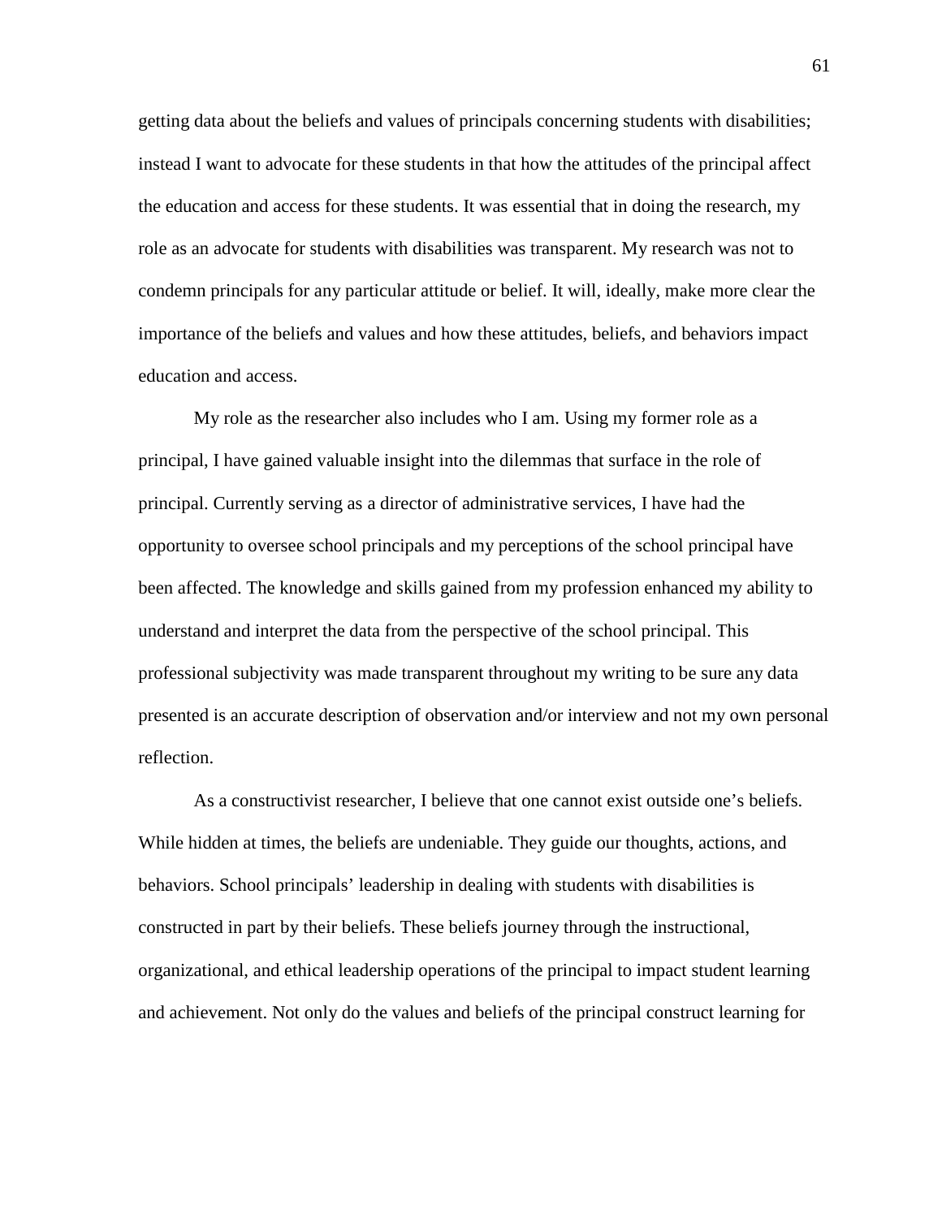getting data about the beliefs and values of principals concerning students with disabilities; instead I want to advocate for these students in that how the attitudes of the principal affect the education and access for these students. It was essential that in doing the research, my role as an advocate for students with disabilities was transparent. My research was not to condemn principals for any particular attitude or belief. It will, ideally, make more clear the importance of the beliefs and values and how these attitudes, beliefs, and behaviors impact education and access.

My role as the researcher also includes who I am. Using my former role as a principal, I have gained valuable insight into the dilemmas that surface in the role of principal. Currently serving as a director of administrative services, I have had the opportunity to oversee school principals and my perceptions of the school principal have been affected. The knowledge and skills gained from my profession enhanced my ability to understand and interpret the data from the perspective of the school principal. This professional subjectivity was made transparent throughout my writing to be sure any data presented is an accurate description of observation and/or interview and not my own personal reflection.

As a constructivist researcher, I believe that one cannot exist outside one's beliefs. While hidden at times, the beliefs are undeniable. They guide our thoughts, actions, and behaviors. School principals' leadership in dealing with students with disabilities is constructed in part by their beliefs. These beliefs journey through the instructional, organizational, and ethical leadership operations of the principal to impact student learning and achievement. Not only do the values and beliefs of the principal construct learning for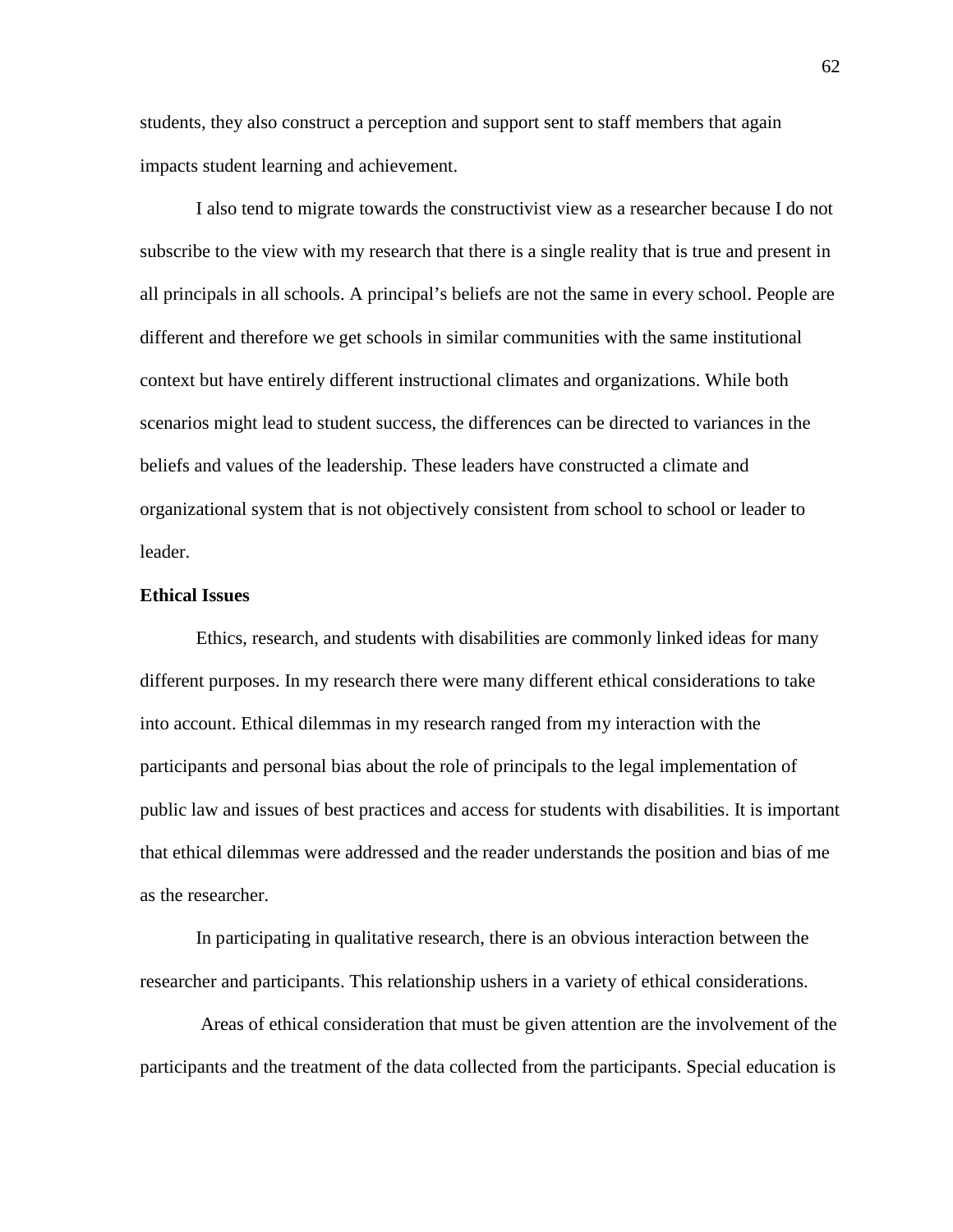students, they also construct a perception and support sent to staff members that again impacts student learning and achievement.

I also tend to migrate towards the constructivist view as a researcher because I do not subscribe to the view with my research that there is a single reality that is true and present in all principals in all schools. A principal's beliefs are not the same in every school. People are different and therefore we get schools in similar communities with the same institutional context but have entirely different instructional climates and organizations. While both scenarios might lead to student success, the differences can be directed to variances in the beliefs and values of the leadership. These leaders have constructed a climate and organizational system that is not objectively consistent from school to school or leader to leader.

**Ethical Issues**

Ethics, research, and students with disabilities are commonly linked ideas for many different purposes. In my research there were many different ethical considerations to take into account. Ethical dilemmas in my research ranged from my interaction with the participants and personal bias about the role of principals to the legal implementation of public law and issues of best practices and access for students with disabilities. It is important that ethical dilemmas were addressed and the reader understands the position and bias of me as the researcher.

In participating in qualitative research, there is an obvious interaction between the researcher and participants. This relationship ushers in a variety of ethical considerations.

Areas of ethical consideration that must be given attention are the involvement of the participants and the treatment of the data collected from the participants. Special education is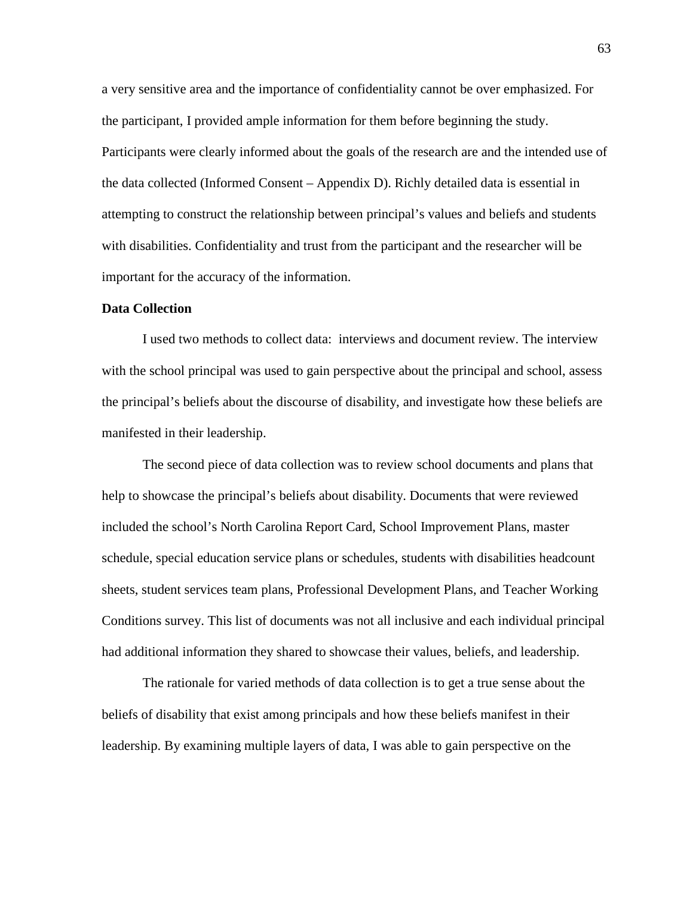a very sensitive area and the importance of confidentiality cannot be over emphasized. For the participant, I provided ample information for them before beginning the study. Participants were clearly informed about the goals of the research are and the intended use of the data collected (Informed Consent – Appendix D). Richly detailed data is essential in attempting to construct the relationship between principal's values and beliefs and students with disabilities. Confidentiality and trust from the participant and the researcher will be important for the accuracy of the information.

**Data Collection**

I used two methods to collect data: interviews and document review. The interview with the school principal was used to gain perspective about the principal and school, assess the principal's beliefs about the discourse of disability, and investigate how these beliefs are manifested in their leadership.

The second piece of data collection was to review school documents and plans that help to showcase the principal's beliefs about disability. Documents that were reviewed included the school's North Carolina Report Card, School Improvement Plans, master schedule, special education service plans or schedules, students with disabilities headcount sheets, student services team plans, Professional Development Plans, and Teacher Working Conditions survey. This list of documents was not all inclusive and each individual principal had additional information they shared to showcase their values, beliefs, and leadership.

The rationale for varied methods of data collection is to get a true sense about the beliefs of disability that exist among principals and how these beliefs manifest in their leadership. By examining multiple layers of data, I was able to gain perspective on the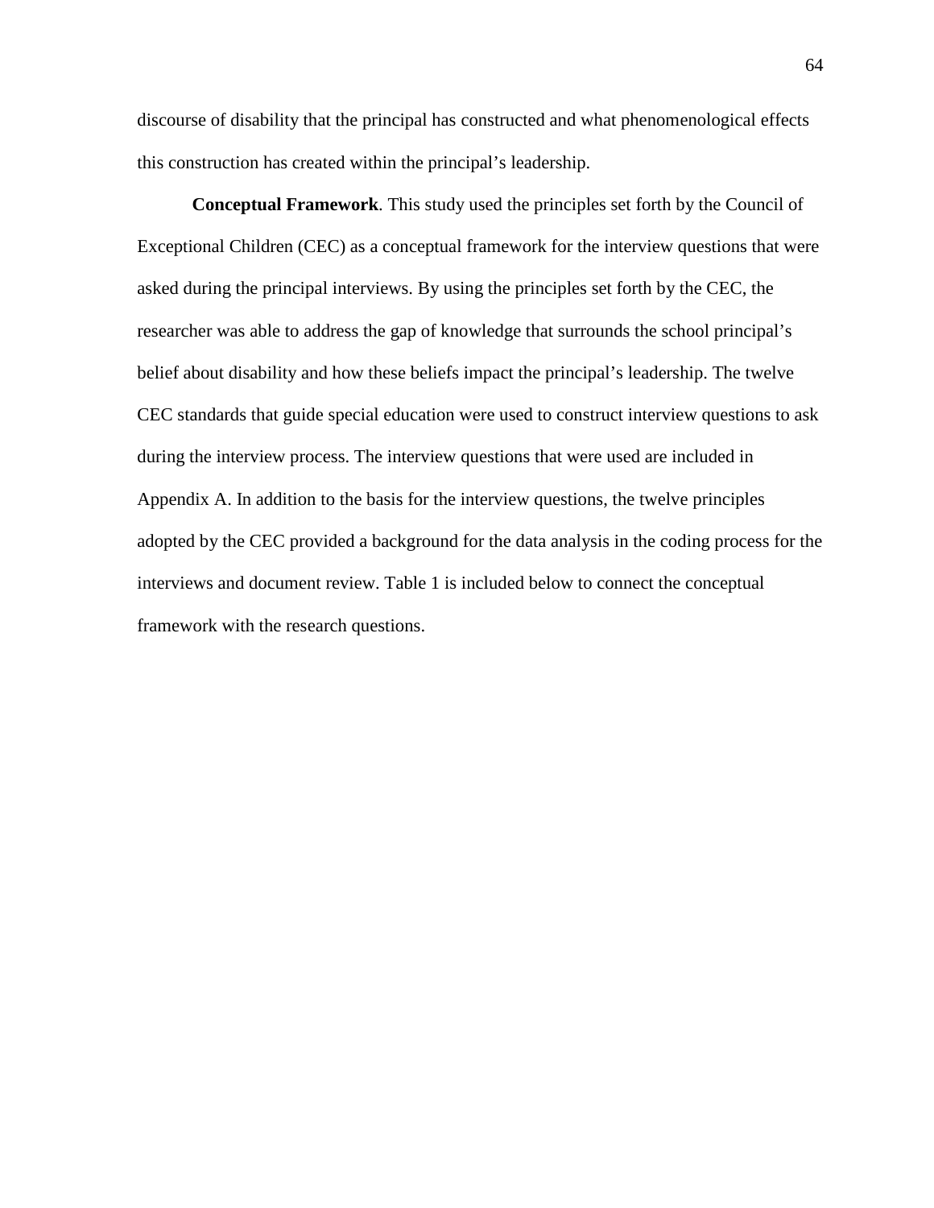discourse of disability that the principal has constructed and what phenomenological effects this construction has created within the principal's leadership.

**Conceptual Framework**. This study used the principles set forth by the Council of Exceptional Children (CEC) as a conceptual framework for the interview questions that were asked during the principal interviews. By using the principles set forth by the CEC, the researcher was able to address the gap of knowledge that surrounds the school principal's belief about disability and how these beliefs impact the principal's leadership. The twelve CEC standards that guide special education were used to construct interview questions to ask during the interview process. The interview questions that were used are included in Appendix A. In addition to the basis for the interview questions, the twelve principles adopted by the CEC provided a background for the data analysis in the coding process for the interviews and document review. Table 1 is included below to connect the conceptual framework with the research questions.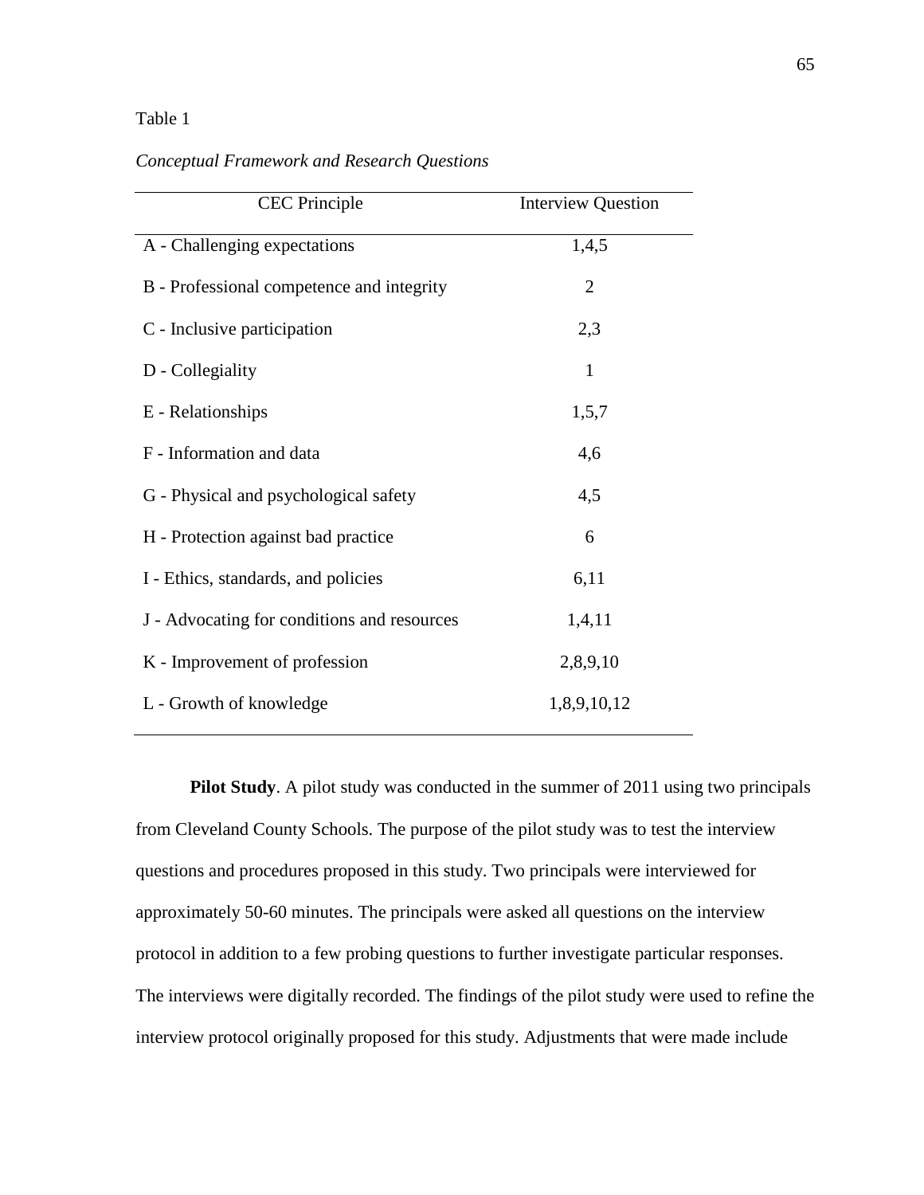Table 1

*Conceptual Framework and Research Questions*

| CEC Principle | Interview Question |
|---|---|
| A - Challenging expectations | 1,4,5 |
| B - Professional competence and integrity | 2 |
| C - Inclusive participation | 2,3 |
| D - Collegiality | 1 |
| E - Relationships | 1,5,7 |
| F - Information and data | 4,6 |
| G - Physical and psychological safety | 4,5 |
| H - Protection against bad practice | 6 |
| I - Ethics, standards, and policies | 6,11 |
| J - Advocating for conditions and resources | 1,4,11 |
| K - Improvement of profession | 2,8,9,10 |
| L - Growth of knowledge | 1,8,9,10,12 |

**Pilot Study**. A pilot study was conducted in the summer of 2011 using two principals from Cleveland County Schools. The purpose of the pilot study was to test the interview questions and procedures proposed in this study. Two principals were interviewed for approximately 50-60 minutes. The principals were asked all questions on the interview protocol in addition to a few probing questions to further investigate particular responses. The interviews were digitally recorded. The findings of the pilot study were used to refine the interview protocol originally proposed for this study. Adjustments that were made include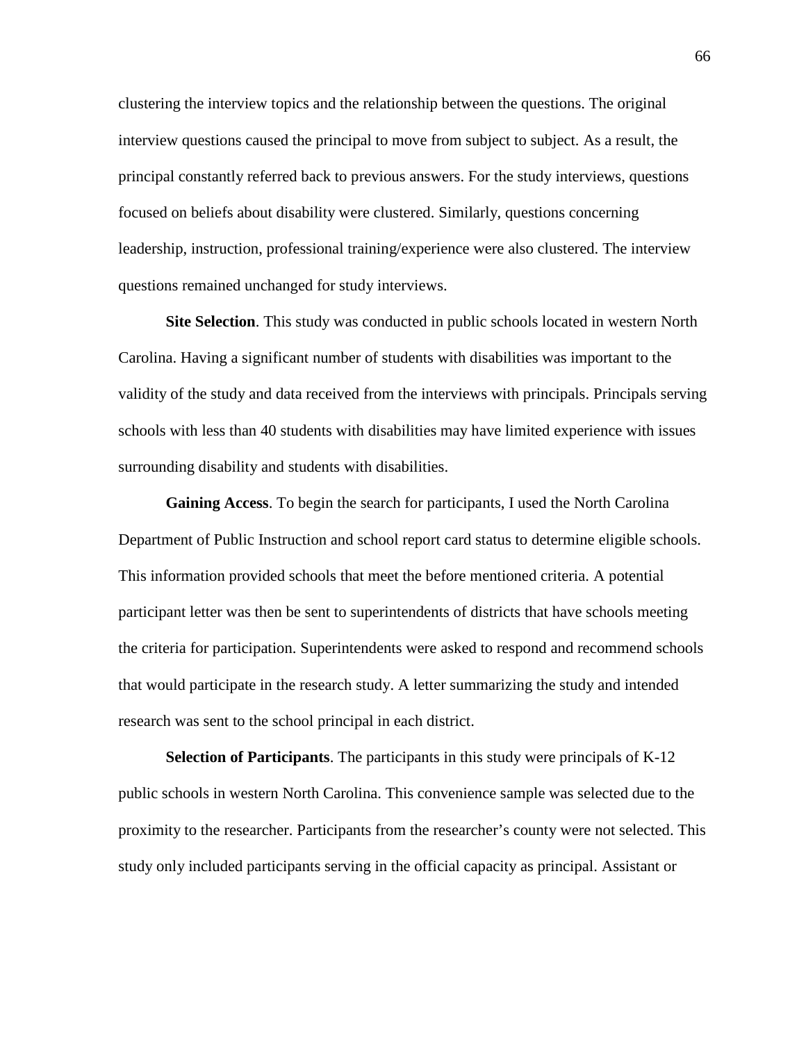clustering the interview topics and the relationship between the questions. The original interview questions caused the principal to move from subject to subject. As a result, the principal constantly referred back to previous answers. For the study interviews, questions focused on beliefs about disability were clustered. Similarly, questions concerning leadership, instruction, professional training/experience were also clustered. The interview questions remained unchanged for study interviews.

**Site Selection**. This study was conducted in public schools located in western North Carolina. Having a significant number of students with disabilities was important to the validity of the study and data received from the interviews with principals. Principals serving schools with less than 40 students with disabilities may have limited experience with issues surrounding disability and students with disabilities.

**Gaining Access**. To begin the search for participants, I used the North Carolina Department of Public Instruction and school report card status to determine eligible schools. This information provided schools that meet the before mentioned criteria. A potential participant letter was then be sent to superintendents of districts that have schools meeting the criteria for participation. Superintendents were asked to respond and recommend schools that would participate in the research study. A letter summarizing the study and intended research was sent to the school principal in each district.

**Selection of Participants**. The participants in this study were principals of K-12 public schools in western North Carolina. This convenience sample was selected due to the proximity to the researcher. Participants from the researcher's county were not selected. This study only included participants serving in the official capacity as principal. Assistant or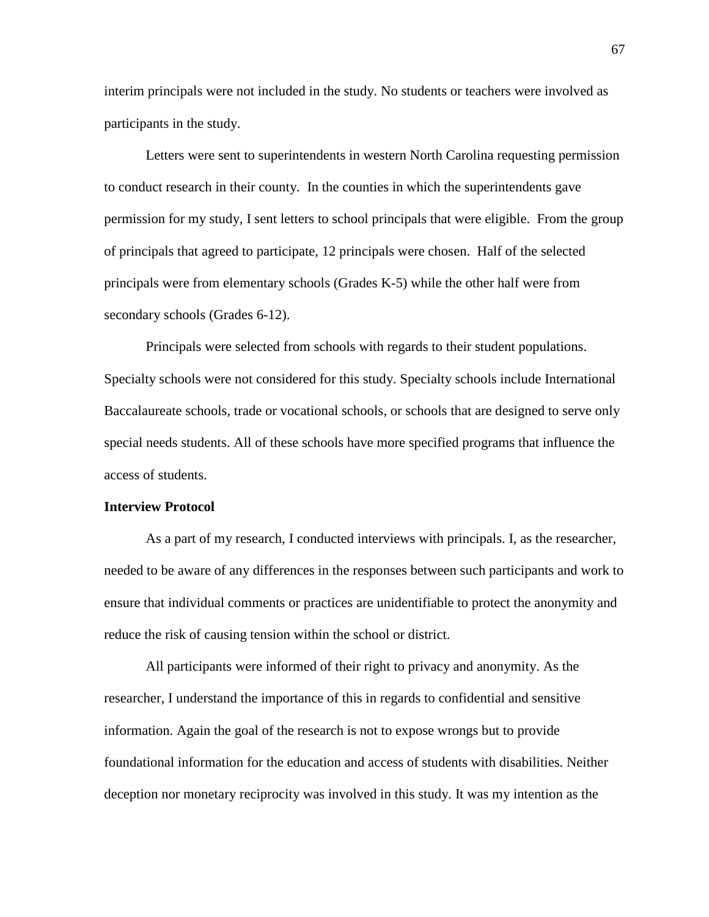interim principals were not included in the study. No students or teachers were involved as participants in the study.

Letters were sent to superintendents in western North Carolina requesting permission to conduct research in their county. In the counties in which the superintendents gave permission for my study, I sent letters to school principals that were eligible. From the group of principals that agreed to participate, 12 principals were chosen. Half of the selected principals were from elementary schools (Grades K-5) while the other half were from secondary schools (Grades 6-12).

Principals were selected from schools with regards to their student populations. Specialty schools were not considered for this study. Specialty schools include International Baccalaureate schools, trade or vocational schools, or schools that are designed to serve only special needs students. All of these schools have more specified programs that influence the access of students.

**Interview Protocol**

As a part of my research, I conducted interviews with principals. I, as the researcher, needed to be aware of any differences in the responses between such participants and work to ensure that individual comments or practices are unidentifiable to protect the anonymity and reduce the risk of causing tension within the school or district.

All participants were informed of their right to privacy and anonymity. As the researcher, I understand the importance of this in regards to confidential and sensitive information. Again the goal of the research is not to expose wrongs but to provide foundational information for the education and access of students with disabilities. Neither deception nor monetary reciprocity was involved in this study. It was my intention as the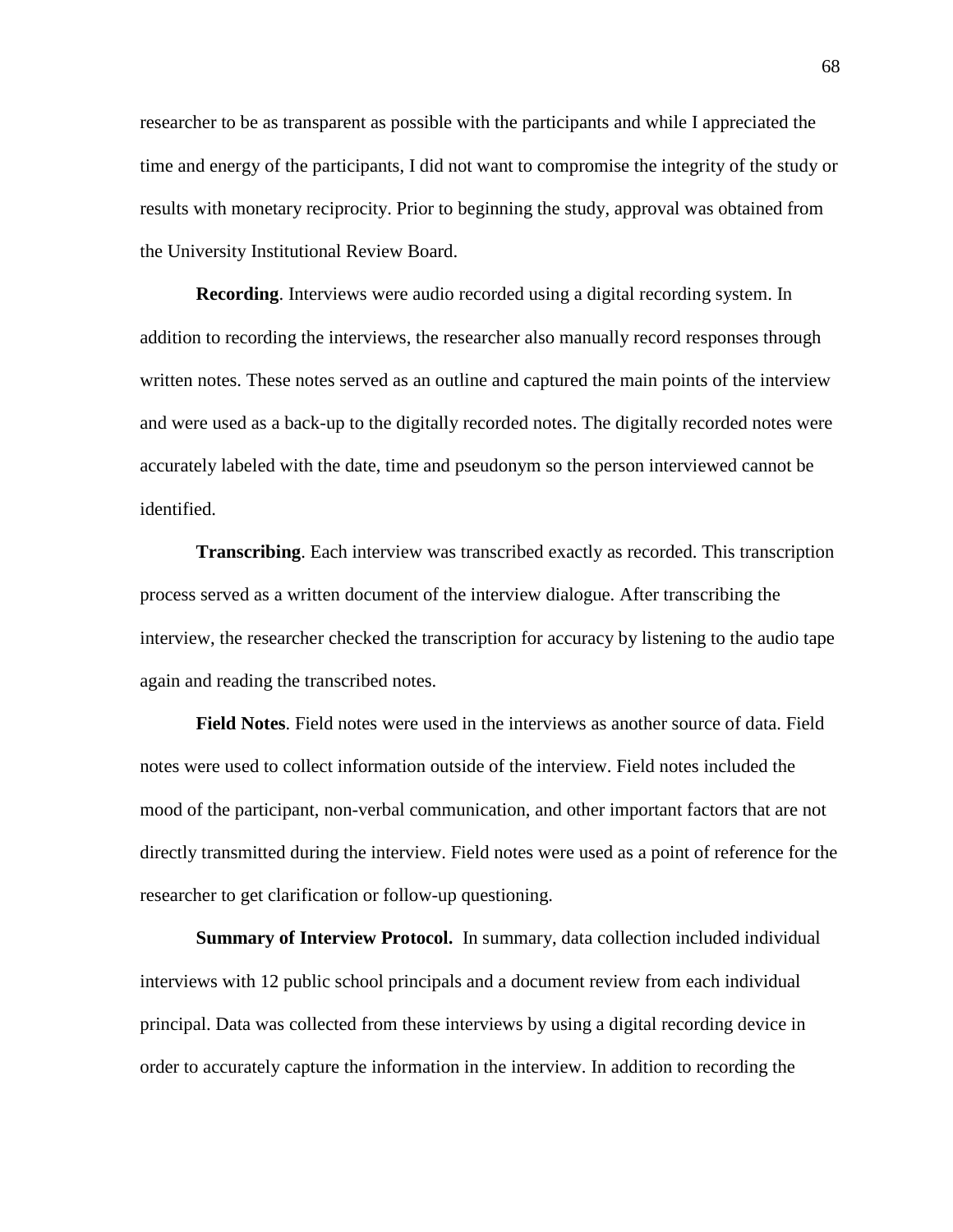researcher to be as transparent as possible with the participants and while I appreciated the time and energy of the participants, I did not want to compromise the integrity of the study or results with monetary reciprocity. Prior to beginning the study, approval was obtained from the University Institutional Review Board.

**Recording**. Interviews were audio recorded using a digital recording system. In addition to recording the interviews, the researcher also manually record responses through written notes. These notes served as an outline and captured the main points of the interview and were used as a back-up to the digitally recorded notes. The digitally recorded notes were accurately labeled with the date, time and pseudonym so the person interviewed cannot be identified.

**Transcribing**. Each interview was transcribed exactly as recorded. This transcription process served as a written document of the interview dialogue. After transcribing the interview, the researcher checked the transcription for accuracy by listening to the audio tape again and reading the transcribed notes.

**Field Notes**. Field notes were used in the interviews as another source of data. Field notes were used to collect information outside of the interview. Field notes included the mood of the participant, non-verbal communication, and other important factors that are not directly transmitted during the interview. Field notes were used as a point of reference for the researcher to get clarification or follow-up questioning.

**Summary of Interview Protocol.** In summary, data collection included individual interviews with 12 public school principals and a document review from each individual principal. Data was collected from these interviews by using a digital recording device in order to accurately capture the information in the interview. In addition to recording the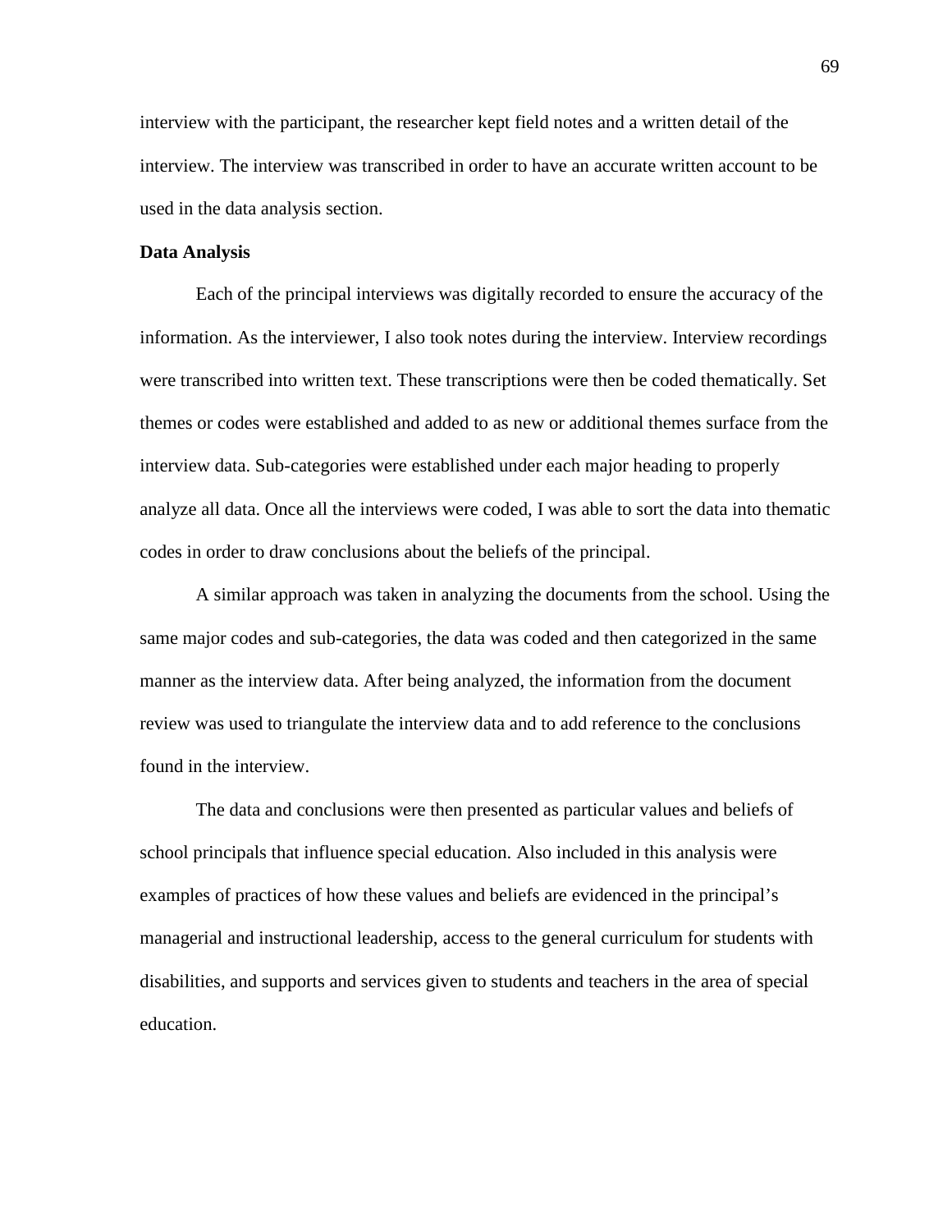interview with the participant, the researcher kept field notes and a written detail of the interview. The interview was transcribed in order to have an accurate written account to be used in the data analysis section.

**Data Analysis**

Each of the principal interviews was digitally recorded to ensure the accuracy of the information. As the interviewer, I also took notes during the interview. Interview recordings were transcribed into written text. These transcriptions were then be coded thematically. Set themes or codes were established and added to as new or additional themes surface from the interview data. Sub-categories were established under each major heading to properly analyze all data. Once all the interviews were coded, I was able to sort the data into thematic codes in order to draw conclusions about the beliefs of the principal.

A similar approach was taken in analyzing the documents from the school. Using the same major codes and sub-categories, the data was coded and then categorized in the same manner as the interview data. After being analyzed, the information from the document review was used to triangulate the interview data and to add reference to the conclusions found in the interview.

The data and conclusions were then presented as particular values and beliefs of school principals that influence special education. Also included in this analysis were examples of practices of how these values and beliefs are evidenced in the principal's managerial and instructional leadership, access to the general curriculum for students with disabilities, and supports and services given to students and teachers in the area of special education.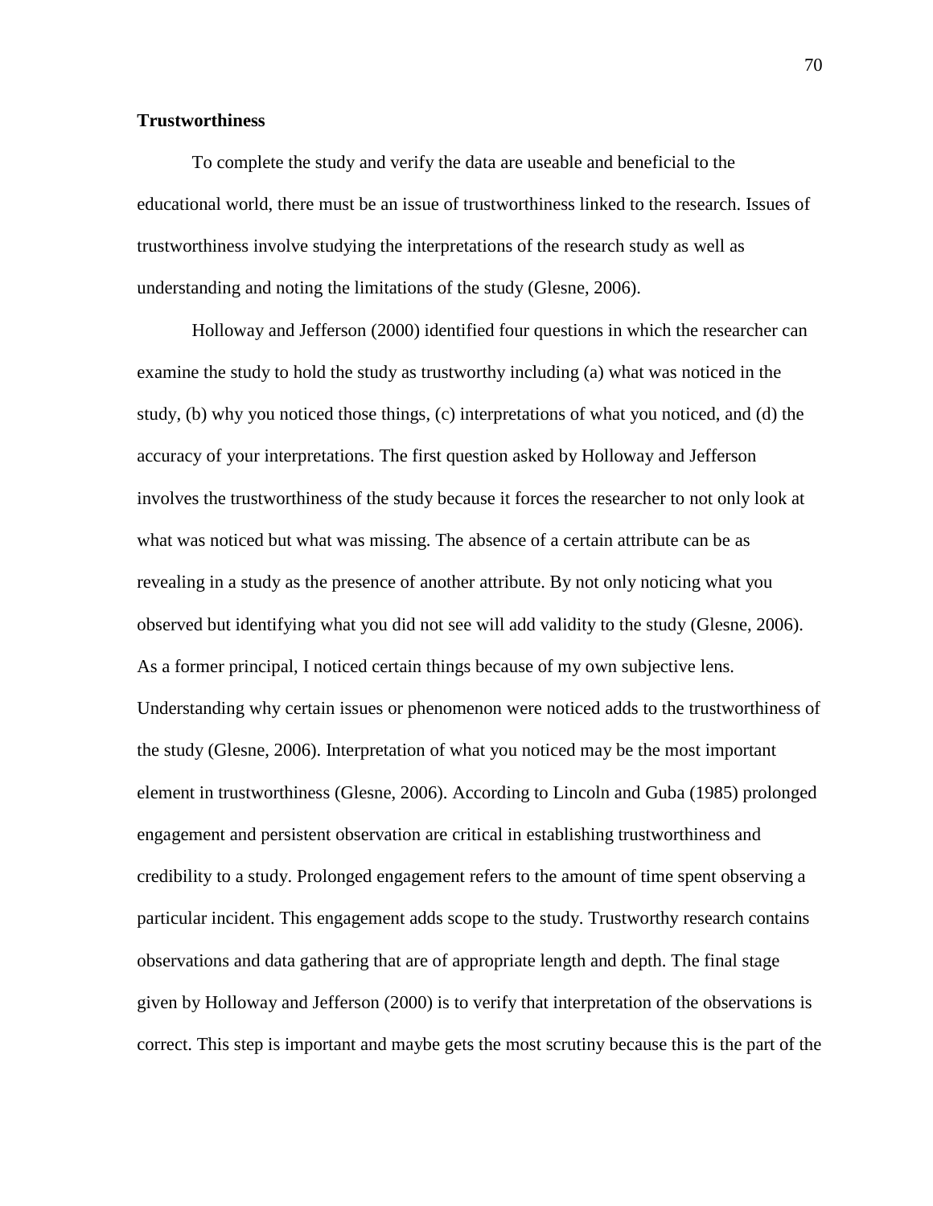**Trustworthiness**

To complete the study and verify the data are useable and beneficial to the educational world, there must be an issue of trustworthiness linked to the research. Issues of trustworthiness involve studying the interpretations of the research study as well as understanding and noting the limitations of the study (Glesne, 2006).

Holloway and Jefferson (2000) identified four questions in which the researcher can examine the study to hold the study as trustworthy including (a) what was noticed in the study, (b) why you noticed those things, (c) interpretations of what you noticed, and (d) the accuracy of your interpretations. The first question asked by Holloway and Jefferson involves the trustworthiness of the study because it forces the researcher to not only look at what was noticed but what was missing. The absence of a certain attribute can be as revealing in a study as the presence of another attribute. By not only noticing what you observed but identifying what you did not see will add validity to the study (Glesne, 2006). As a former principal, I noticed certain things because of my own subjective lens. Understanding why certain issues or phenomenon were noticed adds to the trustworthiness of the study (Glesne, 2006). Interpretation of what you noticed may be the most important element in trustworthiness (Glesne, 2006). According to Lincoln and Guba (1985) prolonged engagement and persistent observation are critical in establishing trustworthiness and credibility to a study. Prolonged engagement refers to the amount of time spent observing a particular incident. This engagement adds scope to the study. Trustworthy research contains observations and data gathering that are of appropriate length and depth. The final stage given by Holloway and Jefferson (2000) is to verify that interpretation of the observations is correct. This step is important and maybe gets the most scrutiny because this is the part of the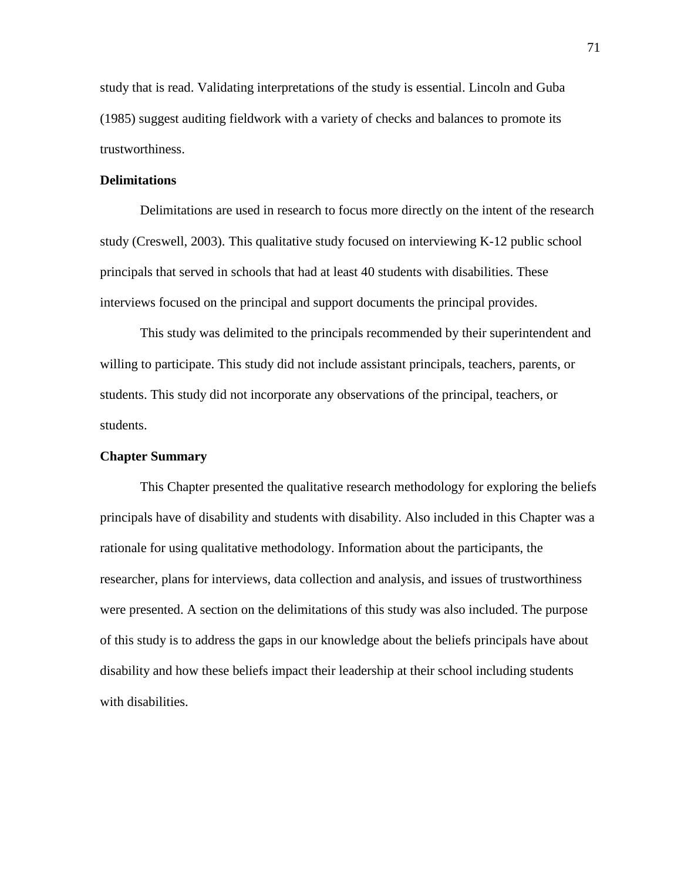study that is read. Validating interpretations of the study is essential. Lincoln and Guba (1985) suggest auditing fieldwork with a variety of checks and balances to promote its trustworthiness.

**Delimitations**

Delimitations are used in research to focus more directly on the intent of the research study (Creswell, 2003). This qualitative study focused on interviewing K-12 public school principals that served in schools that had at least 40 students with disabilities. These interviews focused on the principal and support documents the principal provides.

This study was delimited to the principals recommended by their superintendent and willing to participate. This study did not include assistant principals, teachers, parents, or students. This study did not incorporate any observations of the principal, teachers, or students.

**Chapter Summary**

This Chapter presented the qualitative research methodology for exploring the beliefs principals have of disability and students with disability. Also included in this Chapter was a rationale for using qualitative methodology. Information about the participants, the researcher, plans for interviews, data collection and analysis, and issues of trustworthiness were presented. A section on the delimitations of this study was also included. The purpose of this study is to address the gaps in our knowledge about the beliefs principals have about disability and how these beliefs impact their leadership at their school including students with disabilities.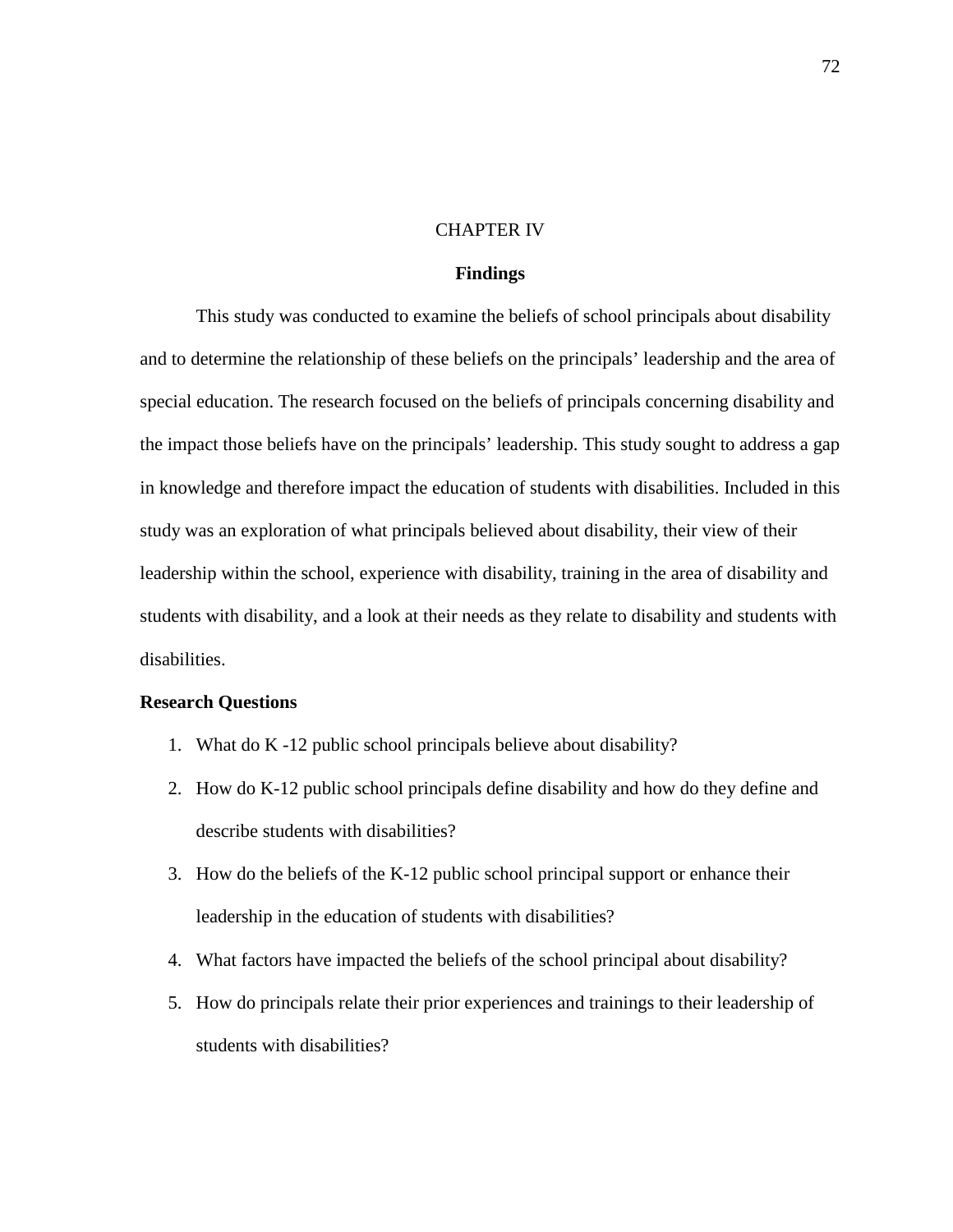# CHAPTER IV

## Findings

This study was conducted to examine the beliefs of school principals about disability and to determine the relationship of these beliefs on the principals' leadership and the area of special education. The research focused on the beliefs of principals concerning disability and the impact those beliefs have on the principals' leadership. This study sought to address a gap in knowledge and therefore impact the education of students with disabilities. Included in this study was an exploration of what principals believed about disability, their view of their leadership within the school, experience with disability, training in the area of disability and students with disability, and a look at their needs as they relate to disability and students with disabilities.

### Research Questions

1. What do K -12 public school principals believe about disability?
2. How do K-12 public school principals define disability and how do they define and describe students with disabilities?
3. How do the beliefs of the K-12 public school principal support or enhance their leadership in the education of students with disabilities?
4. What factors have impacted the beliefs of the school principal about disability?
5. How do principals relate their prior experiences and trainings to their leadership of students with disabilities?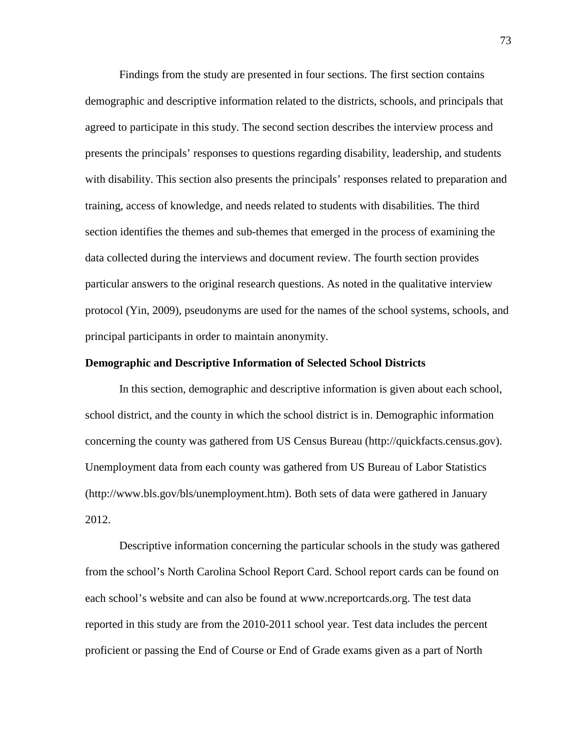Findings from the study are presented in four sections. The first section contains demographic and descriptive information related to the districts, schools, and principals that agreed to participate in this study. The second section describes the interview process and presents the principals' responses to questions regarding disability, leadership, and students with disability. This section also presents the principals' responses related to preparation and training, access of knowledge, and needs related to students with disabilities. The third section identifies the themes and sub-themes that emerged in the process of examining the data collected during the interviews and document review. The fourth section provides particular answers to the original research questions. As noted in the qualitative interview protocol (Yin, 2009), pseudonyms are used for the names of the school systems, schools, and principal participants in order to maintain anonymity.

**Demographic and Descriptive Information of Selected School Districts**

In this section, demographic and descriptive information is given about each school, school district, and the county in which the school district is in. Demographic information concerning the county was gathered from US Census Bureau (http://quickfacts.census.gov). Unemployment data from each county was gathered from US Bureau of Labor Statistics (http://www.bls.gov/bls/unemployment.htm). Both sets of data were gathered in January 2012.

Descriptive information concerning the particular schools in the study was gathered from the school's North Carolina School Report Card. School report cards can be found on each school's website and can also be found at www.ncreportcards.org. The test data reported in this study are from the 2010-2011 school year. Test data includes the percent proficient or passing the End of Course or End of Grade exams given as a part of North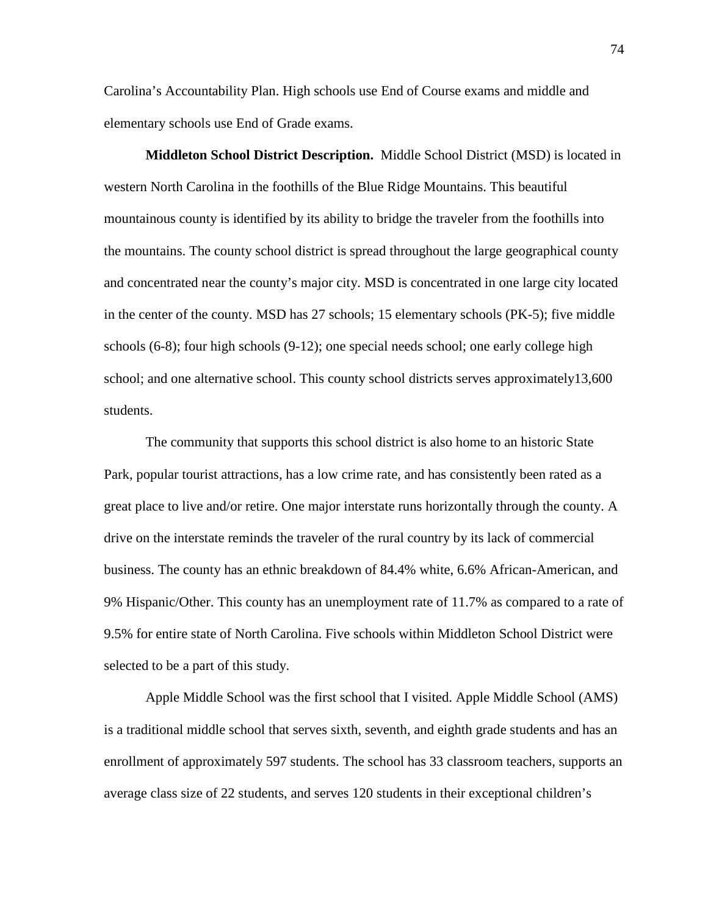Carolina's Accountability Plan. High schools use End of Course exams and middle and elementary schools use End of Grade exams.

**Middleton School District Description.** Middle School District (MSD) is located in western North Carolina in the foothills of the Blue Ridge Mountains. This beautiful mountainous county is identified by its ability to bridge the traveler from the foothills into the mountains. The county school district is spread throughout the large geographical county and concentrated near the county's major city. MSD is concentrated in one large city located in the center of the county. MSD has 27 schools; 15 elementary schools (PK-5); five middle schools (6-8); four high schools (9-12); one special needs school; one early college high school; and one alternative school. This county school districts serves approximately13,600 students.

The community that supports this school district is also home to an historic State Park, popular tourist attractions, has a low crime rate, and has consistently been rated as a great place to live and/or retire. One major interstate runs horizontally through the county. A drive on the interstate reminds the traveler of the rural country by its lack of commercial business. The county has an ethnic breakdown of 84.4% white, 6.6% African-American, and 9% Hispanic/Other. This county has an unemployment rate of 11.7% as compared to a rate of 9.5% for entire state of North Carolina. Five schools within Middleton School District were selected to be a part of this study.

Apple Middle School was the first school that I visited. Apple Middle School (AMS) is a traditional middle school that serves sixth, seventh, and eighth grade students and has an enrollment of approximately 597 students. The school has 33 classroom teachers, supports an average class size of 22 students, and serves 120 students in their exceptional children's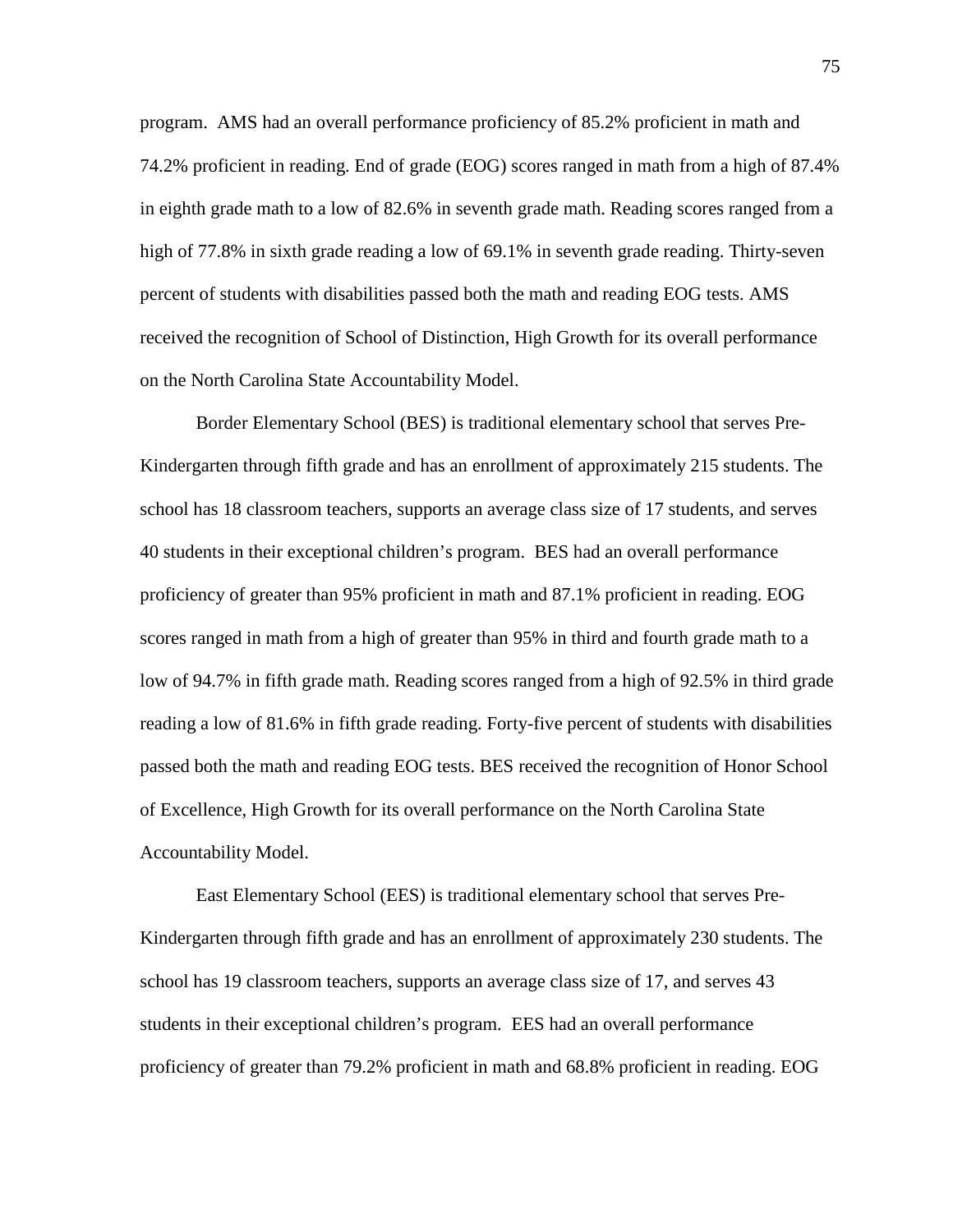program. AMS had an overall performance proficiency of 85.2% proficient in math and 74.2% proficient in reading. End of grade (EOG) scores ranged in math from a high of 87.4% in eighth grade math to a low of 82.6% in seventh grade math. Reading scores ranged from a high of 77.8% in sixth grade reading a low of 69.1% in seventh grade reading. Thirty-seven percent of students with disabilities passed both the math and reading EOG tests. AMS received the recognition of School of Distinction, High Growth for its overall performance on the North Carolina State Accountability Model.

Border Elementary School (BES) is traditional elementary school that serves Pre-Kindergarten through fifth grade and has an enrollment of approximately 215 students. The school has 18 classroom teachers, supports an average class size of 17 students, and serves 40 students in their exceptional children's program. BES had an overall performance proficiency of greater than 95% proficient in math and 87.1% proficient in reading. EOG scores ranged in math from a high of greater than 95% in third and fourth grade math to a low of 94.7% in fifth grade math. Reading scores ranged from a high of 92.5% in third grade reading a low of 81.6% in fifth grade reading. Forty-five percent of students with disabilities passed both the math and reading EOG tests. BES received the recognition of Honor School of Excellence, High Growth for its overall performance on the North Carolina State Accountability Model.

East Elementary School (EES) is traditional elementary school that serves Pre-Kindergarten through fifth grade and has an enrollment of approximately 230 students. The school has 19 classroom teachers, supports an average class size of 17, and serves 43 students in their exceptional children's program. EES had an overall performance proficiency of greater than 79.2% proficient in math and 68.8% proficient in reading. EOG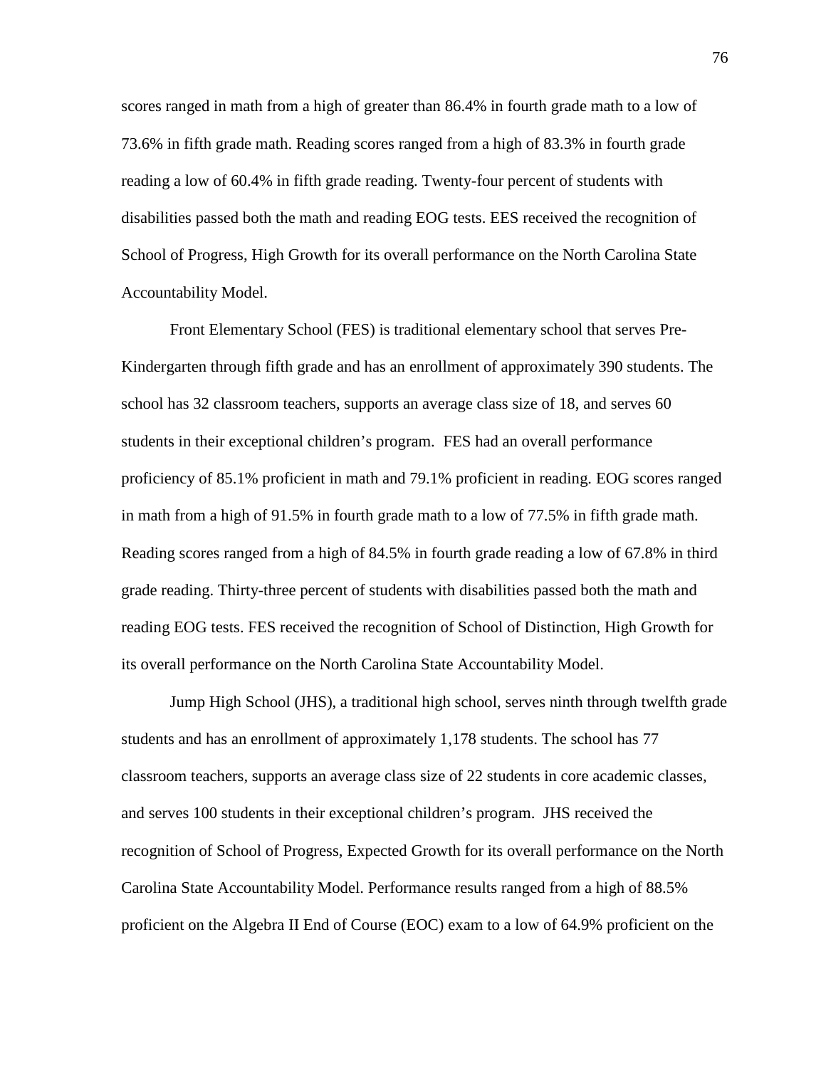scores ranged in math from a high of greater than 86.4% in fourth grade math to a low of 73.6% in fifth grade math. Reading scores ranged from a high of 83.3% in fourth grade reading a low of 60.4% in fifth grade reading. Twenty-four percent of students with disabilities passed both the math and reading EOG tests. EES received the recognition of School of Progress, High Growth for its overall performance on the North Carolina State Accountability Model.

Front Elementary School (FES) is traditional elementary school that serves Pre-Kindergarten through fifth grade and has an enrollment of approximately 390 students. The school has 32 classroom teachers, supports an average class size of 18, and serves 60 students in their exceptional children's program. FES had an overall performance proficiency of 85.1% proficient in math and 79.1% proficient in reading. EOG scores ranged in math from a high of 91.5% in fourth grade math to a low of 77.5% in fifth grade math. Reading scores ranged from a high of 84.5% in fourth grade reading a low of 67.8% in third grade reading. Thirty-three percent of students with disabilities passed both the math and reading EOG tests. FES received the recognition of School of Distinction, High Growth for its overall performance on the North Carolina State Accountability Model.

Jump High School (JHS), a traditional high school, serves ninth through twelfth grade students and has an enrollment of approximately 1,178 students. The school has 77 classroom teachers, supports an average class size of 22 students in core academic classes, and serves 100 students in their exceptional children's program. JHS received the recognition of School of Progress, Expected Growth for its overall performance on the North Carolina State Accountability Model. Performance results ranged from a high of 88.5% proficient on the Algebra II End of Course (EOC) exam to a low of 64.9% proficient on the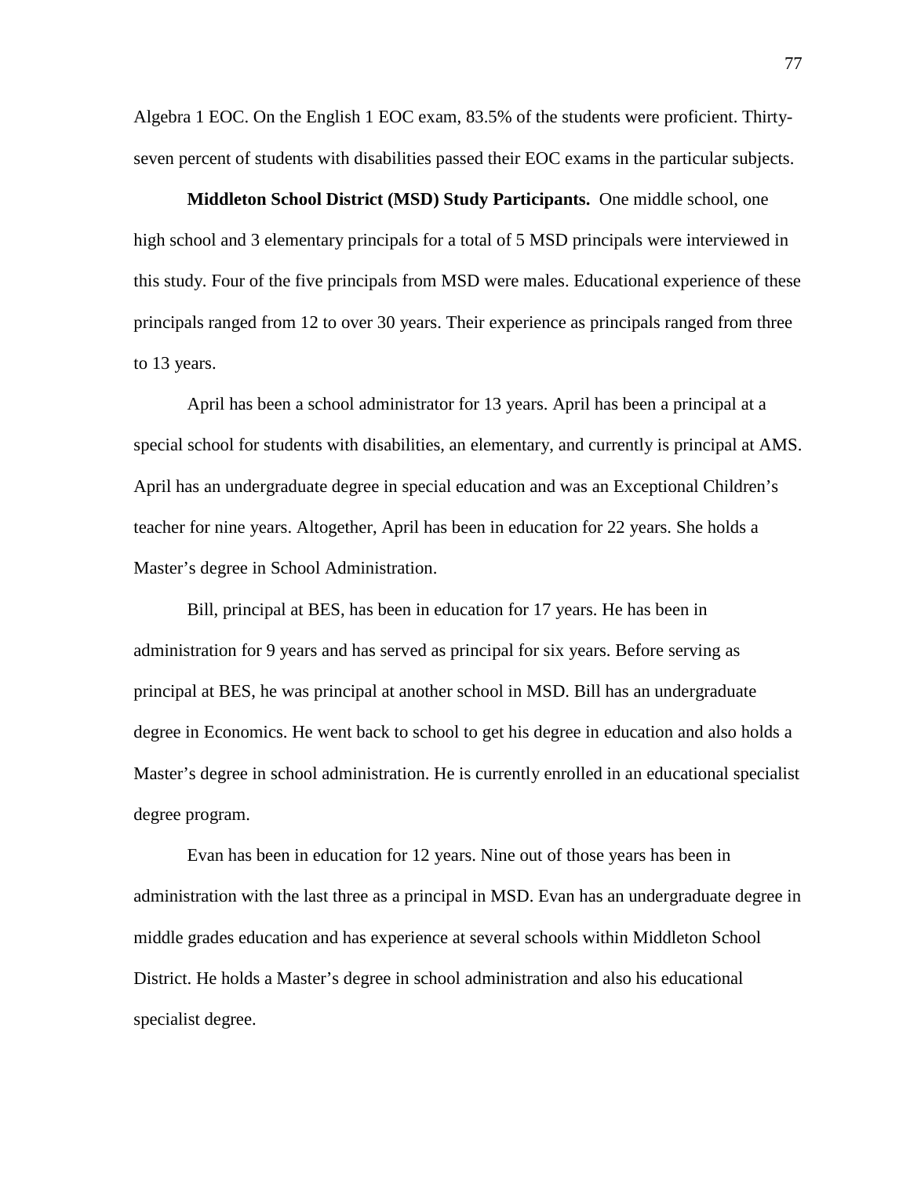Algebra 1 EOC. On the English 1 EOC exam, 83.5% of the students were proficient. Thirty-seven percent of students with disabilities passed their EOC exams in the particular subjects.

**Middleton School District (MSD) Study Participants.** One middle school, one high school and 3 elementary principals for a total of 5 MSD principals were interviewed in this study. Four of the five principals from MSD were males. Educational experience of these principals ranged from 12 to over 30 years. Their experience as principals ranged from three to 13 years.

April has been a school administrator for 13 years. April has been a principal at a special school for students with disabilities, an elementary, and currently is principal at AMS. April has an undergraduate degree in special education and was an Exceptional Children's teacher for nine years. Altogether, April has been in education for 22 years. She holds a Master's degree in School Administration.

Bill, principal at BES, has been in education for 17 years. He has been in administration for 9 years and has served as principal for six years. Before serving as principal at BES, he was principal at another school in MSD. Bill has an undergraduate degree in Economics. He went back to school to get his degree in education and also holds a Master's degree in school administration. He is currently enrolled in an educational specialist degree program.

Evan has been in education for 12 years. Nine out of those years has been in administration with the last three as a principal in MSD. Evan has an undergraduate degree in middle grades education and has experience at several schools within Middleton School District. He holds a Master's degree in school administration and also his educational specialist degree.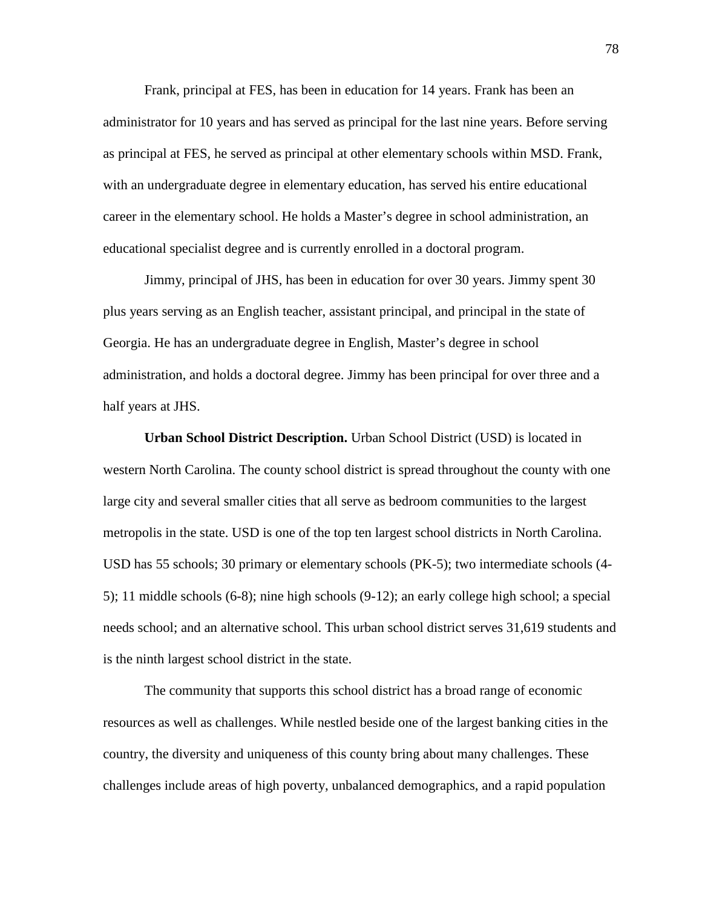Frank, principal at FES, has been in education for 14 years. Frank has been an administrator for 10 years and has served as principal for the last nine years. Before serving as principal at FES, he served as principal at other elementary schools within MSD. Frank, with an undergraduate degree in elementary education, has served his entire educational career in the elementary school. He holds a Master's degree in school administration, an educational specialist degree and is currently enrolled in a doctoral program.

Jimmy, principal of JHS, has been in education for over 30 years. Jimmy spent 30 plus years serving as an English teacher, assistant principal, and principal in the state of Georgia. He has an undergraduate degree in English, Master's degree in school administration, and holds a doctoral degree. Jimmy has been principal for over three and a half years at JHS.

**Urban School District Description.** Urban School District (USD) is located in western North Carolina. The county school district is spread throughout the county with one large city and several smaller cities that all serve as bedroom communities to the largest metropolis in the state. USD is one of the top ten largest school districts in North Carolina. USD has 55 schools; 30 primary or elementary schools (PK-5); two intermediate schools (4-5); 11 middle schools (6-8); nine high schools (9-12); an early college high school; a special needs school; and an alternative school. This urban school district serves 31,619 students and is the ninth largest school district in the state.

The community that supports this school district has a broad range of economic resources as well as challenges. While nestled beside one of the largest banking cities in the country, the diversity and uniqueness of this county bring about many challenges. These challenges include areas of high poverty, unbalanced demographics, and a rapid population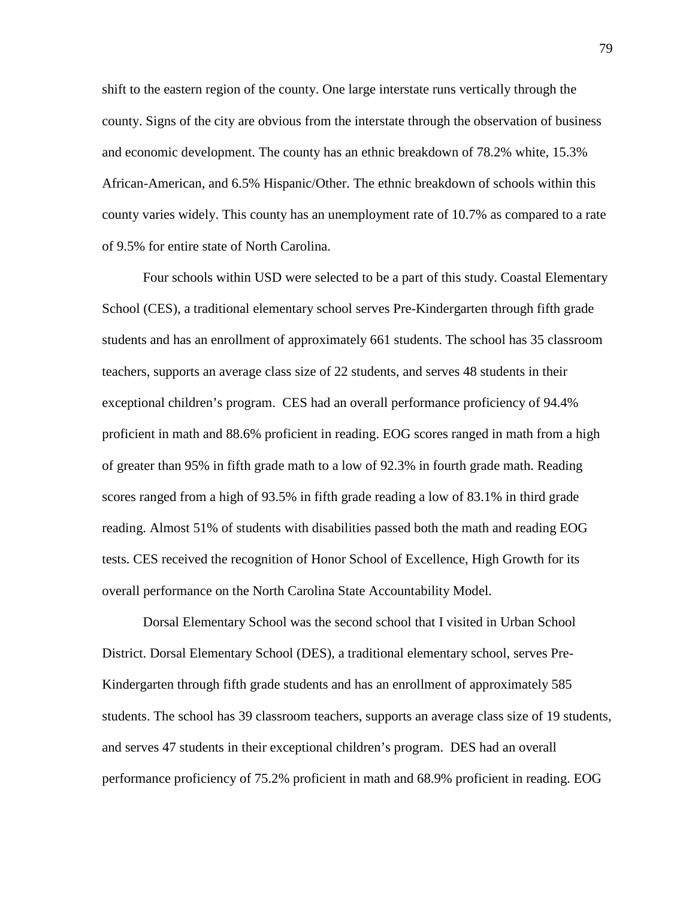shift to the eastern region of the county. One large interstate runs vertically through the county. Signs of the city are obvious from the interstate through the observation of business and economic development. The county has an ethnic breakdown of 78.2% white, 15.3% African-American, and 6.5% Hispanic/Other. The ethnic breakdown of schools within this county varies widely. This county has an unemployment rate of 10.7% as compared to a rate of 9.5% for entire state of North Carolina.

Four schools within USD were selected to be a part of this study. Coastal Elementary School (CES), a traditional elementary school serves Pre-Kindergarten through fifth grade students and has an enrollment of approximately 661 students. The school has 35 classroom teachers, supports an average class size of 22 students, and serves 48 students in their exceptional children's program. CES had an overall performance proficiency of 94.4% proficient in math and 88.6% proficient in reading. EOG scores ranged in math from a high of greater than 95% in fifth grade math to a low of 92.3% in fourth grade math. Reading scores ranged from a high of 93.5% in fifth grade reading a low of 83.1% in third grade reading. Almost 51% of students with disabilities passed both the math and reading EOG tests. CES received the recognition of Honor School of Excellence, High Growth for its overall performance on the North Carolina State Accountability Model.

Dorsal Elementary School was the second school that I visited in Urban School District. Dorsal Elementary School (DES), a traditional elementary school, serves Pre-Kindergarten through fifth grade students and has an enrollment of approximately 585 students. The school has 39 classroom teachers, supports an average class size of 19 students, and serves 47 students in their exceptional children's program. DES had an overall performance proficiency of 75.2% proficient in math and 68.9% proficient in reading. EOG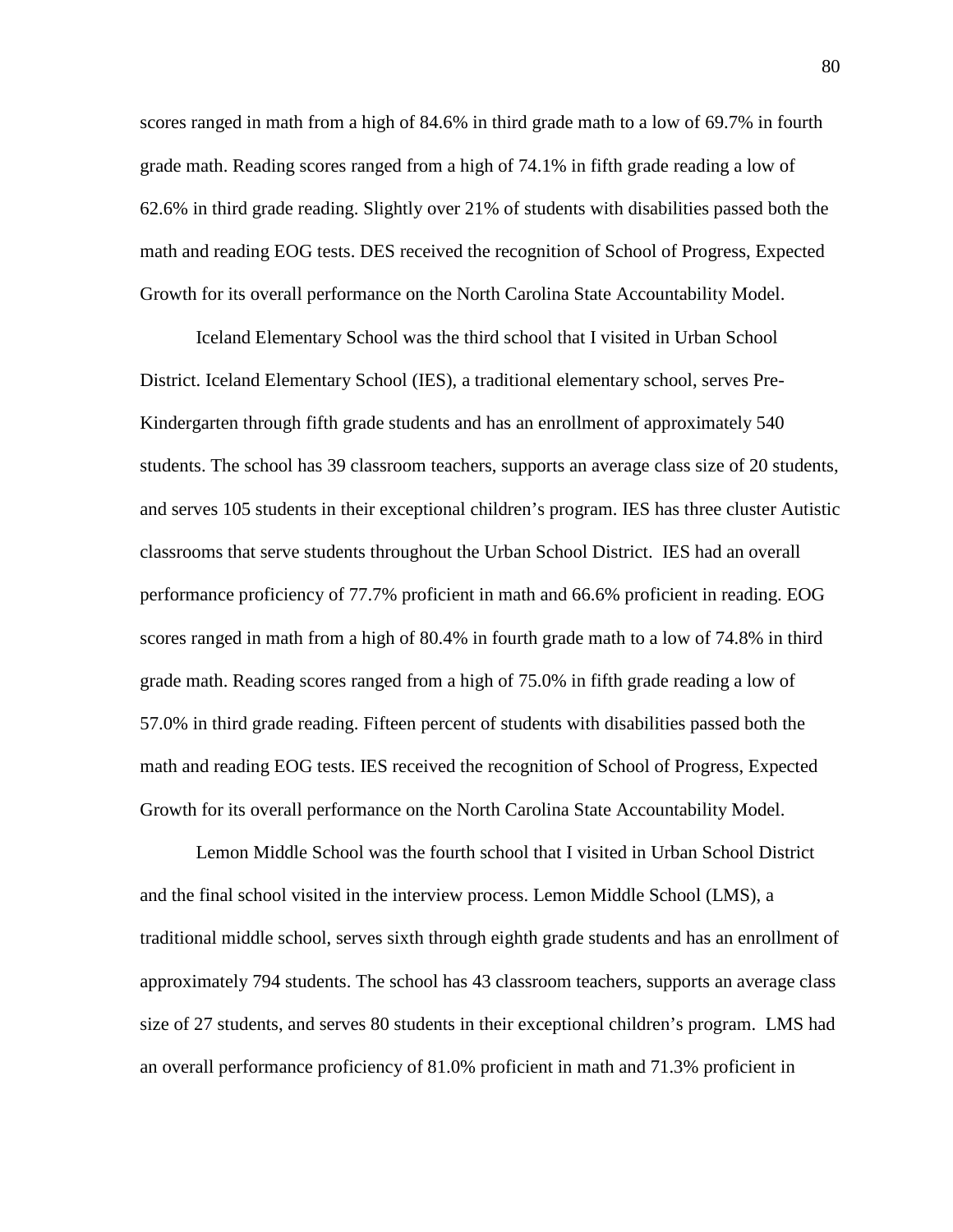scores ranged in math from a high of 84.6% in third grade math to a low of 69.7% in fourth grade math. Reading scores ranged from a high of 74.1% in fifth grade reading a low of 62.6% in third grade reading. Slightly over 21% of students with disabilities passed both the math and reading EOG tests. DES received the recognition of School of Progress, Expected Growth for its overall performance on the North Carolina State Accountability Model.

Iceland Elementary School was the third school that I visited in Urban School District. Iceland Elementary School (IES), a traditional elementary school, serves Pre-Kindergarten through fifth grade students and has an enrollment of approximately 540 students. The school has 39 classroom teachers, supports an average class size of 20 students, and serves 105 students in their exceptional children's program. IES has three cluster Autistic classrooms that serve students throughout the Urban School District. IES had an overall performance proficiency of 77.7% proficient in math and 66.6% proficient in reading. EOG scores ranged in math from a high of 80.4% in fourth grade math to a low of 74.8% in third grade math. Reading scores ranged from a high of 75.0% in fifth grade reading a low of 57.0% in third grade reading. Fifteen percent of students with disabilities passed both the math and reading EOG tests. IES received the recognition of School of Progress, Expected Growth for its overall performance on the North Carolina State Accountability Model.

Lemon Middle School was the fourth school that I visited in Urban School District and the final school visited in the interview process. Lemon Middle School (LMS), a traditional middle school, serves sixth through eighth grade students and has an enrollment of approximately 794 students. The school has 43 classroom teachers, supports an average class size of 27 students, and serves 80 students in their exceptional children's program. LMS had an overall performance proficiency of 81.0% proficient in math and 71.3% proficient in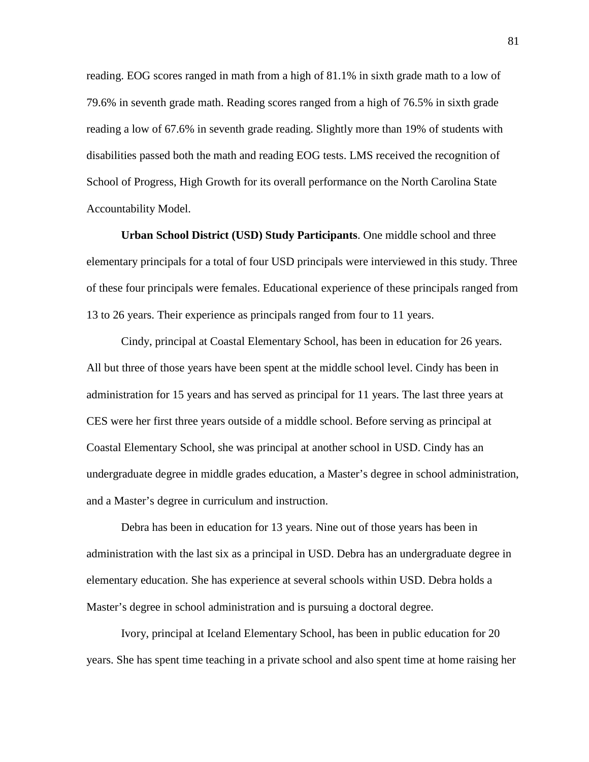reading. EOG scores ranged in math from a high of 81.1% in sixth grade math to a low of 79.6% in seventh grade math. Reading scores ranged from a high of 76.5% in sixth grade reading a low of 67.6% in seventh grade reading. Slightly more than 19% of students with disabilities passed both the math and reading EOG tests. LMS received the recognition of School of Progress, High Growth for its overall performance on the North Carolina State Accountability Model.

**Urban School District (USD) Study Participants**. One middle school and three elementary principals for a total of four USD principals were interviewed in this study. Three of these four principals were females. Educational experience of these principals ranged from 13 to 26 years. Their experience as principals ranged from four to 11 years.

Cindy, principal at Coastal Elementary School, has been in education for 26 years. All but three of those years have been spent at the middle school level. Cindy has been in administration for 15 years and has served as principal for 11 years. The last three years at CES were her first three years outside of a middle school. Before serving as principal at Coastal Elementary School, she was principal at another school in USD. Cindy has an undergraduate degree in middle grades education, a Master's degree in school administration, and a Master's degree in curriculum and instruction.

Debra has been in education for 13 years. Nine out of those years has been in administration with the last six as a principal in USD. Debra has an undergraduate degree in elementary education. She has experience at several schools within USD. Debra holds a Master's degree in school administration and is pursuing a doctoral degree.

Ivory, principal at Iceland Elementary School, has been in public education for 20 years. She has spent time teaching in a private school and also spent time at home raising her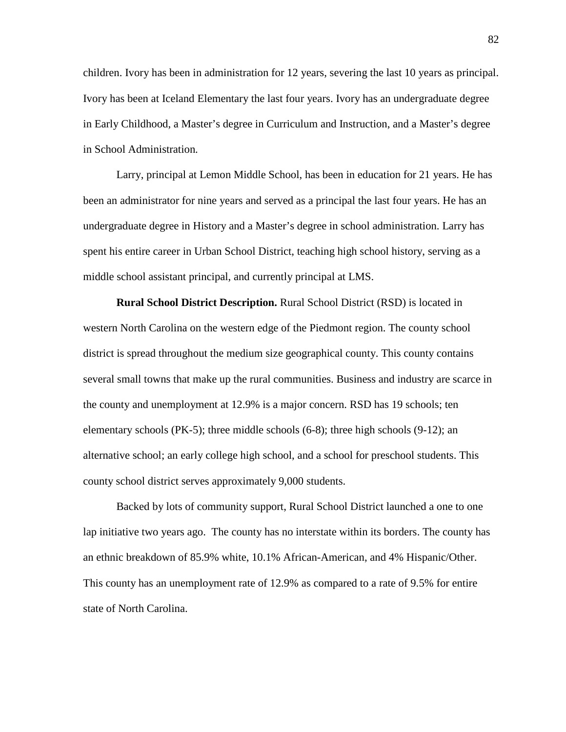children. Ivory has been in administration for 12 years, severing the last 10 years as principal. Ivory has been at Iceland Elementary the last four years. Ivory has an undergraduate degree in Early Childhood, a Master's degree in Curriculum and Instruction, and a Master's degree in School Administration.

Larry, principal at Lemon Middle School, has been in education for 21 years. He has been an administrator for nine years and served as a principal the last four years. He has an undergraduate degree in History and a Master's degree in school administration. Larry has spent his entire career in Urban School District, teaching high school history, serving as a middle school assistant principal, and currently principal at LMS.

**Rural School District Description.** Rural School District (RSD) is located in western North Carolina on the western edge of the Piedmont region. The county school district is spread throughout the medium size geographical county. This county contains several small towns that make up the rural communities. Business and industry are scarce in the county and unemployment at 12.9% is a major concern. RSD has 19 schools; ten elementary schools (PK-5); three middle schools (6-8); three high schools (9-12); an alternative school; an early college high school, and a school for preschool students. This county school district serves approximately 9,000 students.

Backed by lots of community support, Rural School District launched a one to one lap initiative two years ago. The county has no interstate within its borders. The county has an ethnic breakdown of 85.9% white, 10.1% African-American, and 4% Hispanic/Other. This county has an unemployment rate of 12.9% as compared to a rate of 9.5% for entire state of North Carolina.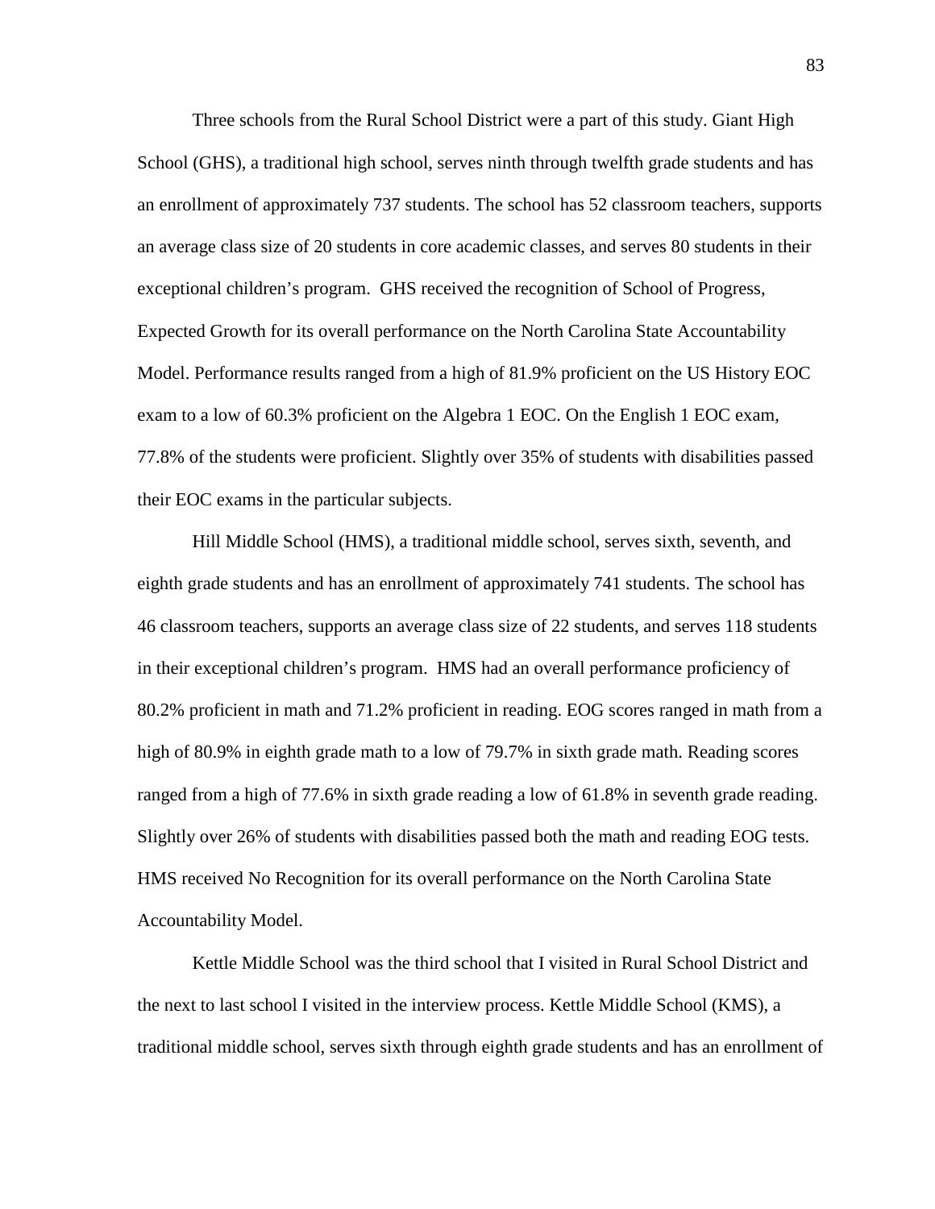Three schools from the Rural School District were a part of this study. Giant High School (GHS), a traditional high school, serves ninth through twelfth grade students and has an enrollment of approximately 737 students. The school has 52 classroom teachers, supports an average class size of 20 students in core academic classes, and serves 80 students in their exceptional children's program. GHS received the recognition of School of Progress, Expected Growth for its overall performance on the North Carolina State Accountability Model. Performance results ranged from a high of 81.9% proficient on the US History EOC exam to a low of 60.3% proficient on the Algebra 1 EOC. On the English 1 EOC exam, 77.8% of the students were proficient. Slightly over 35% of students with disabilities passed their EOC exams in the particular subjects.

Hill Middle School (HMS), a traditional middle school, serves sixth, seventh, and eighth grade students and has an enrollment of approximately 741 students. The school has 46 classroom teachers, supports an average class size of 22 students, and serves 118 students in their exceptional children's program. HMS had an overall performance proficiency of 80.2% proficient in math and 71.2% proficient in reading. EOG scores ranged in math from a high of 80.9% in eighth grade math to a low of 79.7% in sixth grade math. Reading scores ranged from a high of 77.6% in sixth grade reading a low of 61.8% in seventh grade reading. Slightly over 26% of students with disabilities passed both the math and reading EOG tests. HMS received No Recognition for its overall performance on the North Carolina State Accountability Model.

Kettle Middle School was the third school that I visited in Rural School District and the next to last school I visited in the interview process. Kettle Middle School (KMS), a traditional middle school, serves sixth through eighth grade students and has an enrollment of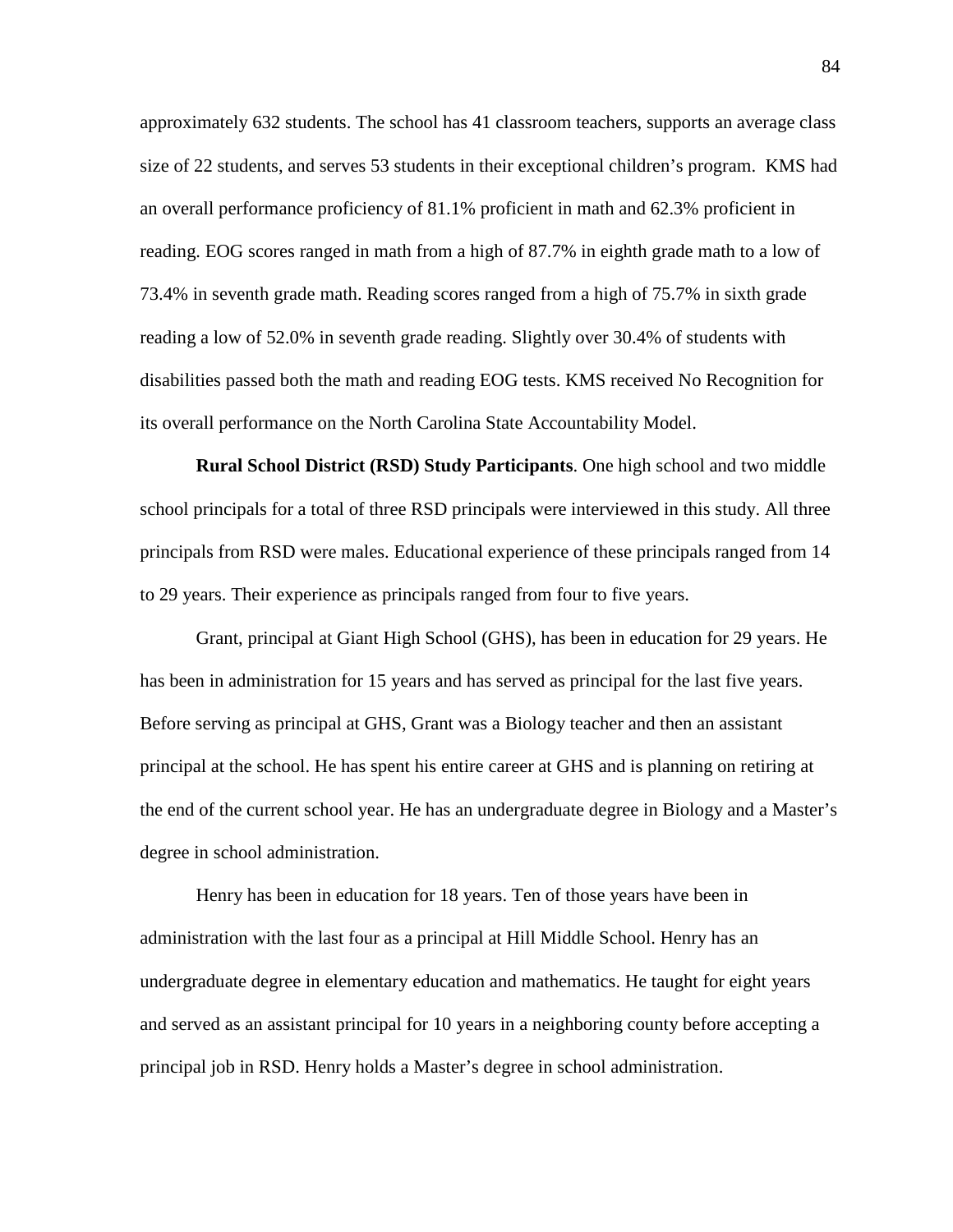approximately 632 students. The school has 41 classroom teachers, supports an average class size of 22 students, and serves 53 students in their exceptional children's program. KMS had an overall performance proficiency of 81.1% proficient in math and 62.3% proficient in reading. EOG scores ranged in math from a high of 87.7% in eighth grade math to a low of 73.4% in seventh grade math. Reading scores ranged from a high of 75.7% in sixth grade reading a low of 52.0% in seventh grade reading. Slightly over 30.4% of students with disabilities passed both the math and reading EOG tests. KMS received No Recognition for its overall performance on the North Carolina State Accountability Model.

**Rural School District (RSD) Study Participants**. One high school and two middle school principals for a total of three RSD principals were interviewed in this study. All three principals from RSD were males. Educational experience of these principals ranged from 14 to 29 years. Their experience as principals ranged from four to five years.

Grant, principal at Giant High School (GHS), has been in education for 29 years. He has been in administration for 15 years and has served as principal for the last five years. Before serving as principal at GHS, Grant was a Biology teacher and then an assistant principal at the school. He has spent his entire career at GHS and is planning on retiring at the end of the current school year. He has an undergraduate degree in Biology and a Master's degree in school administration.

Henry has been in education for 18 years. Ten of those years have been in administration with the last four as a principal at Hill Middle School. Henry has an undergraduate degree in elementary education and mathematics. He taught for eight years and served as an assistant principal for 10 years in a neighboring county before accepting a principal job in RSD. Henry holds a Master's degree in school administration.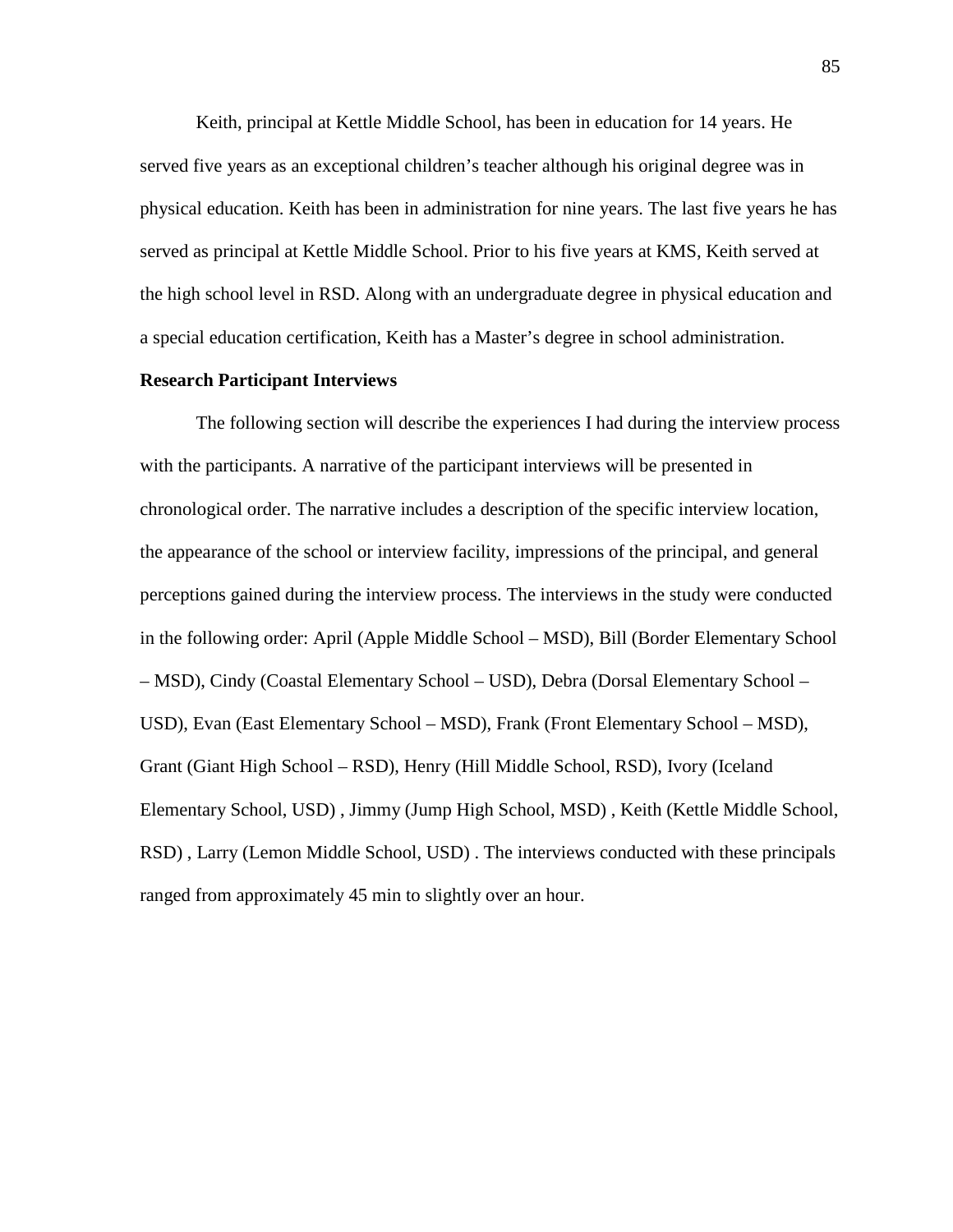Keith, principal at Kettle Middle School, has been in education for 14 years. He served five years as an exceptional children's teacher although his original degree was in physical education. Keith has been in administration for nine years. The last five years he has served as principal at Kettle Middle School. Prior to his five years at KMS, Keith served at the high school level in RSD. Along with an undergraduate degree in physical education and a special education certification, Keith has a Master's degree in school administration.

**Research Participant Interviews**

The following section will describe the experiences I had during the interview process with the participants. A narrative of the participant interviews will be presented in chronological order. The narrative includes a description of the specific interview location, the appearance of the school or interview facility, impressions of the principal, and general perceptions gained during the interview process. The interviews in the study were conducted in the following order: April (Apple Middle School – MSD), Bill (Border Elementary School – MSD), Cindy (Coastal Elementary School – USD), Debra (Dorsal Elementary School – USD), Evan (East Elementary School – MSD), Frank (Front Elementary School – MSD), Grant (Giant High School – RSD), Henry (Hill Middle School, RSD), Ivory (Iceland Elementary School, USD) , Jimmy (Jump High School, MSD) , Keith (Kettle Middle School, RSD) , Larry (Lemon Middle School, USD) . The interviews conducted with these principals ranged from approximately 45 min to slightly over an hour.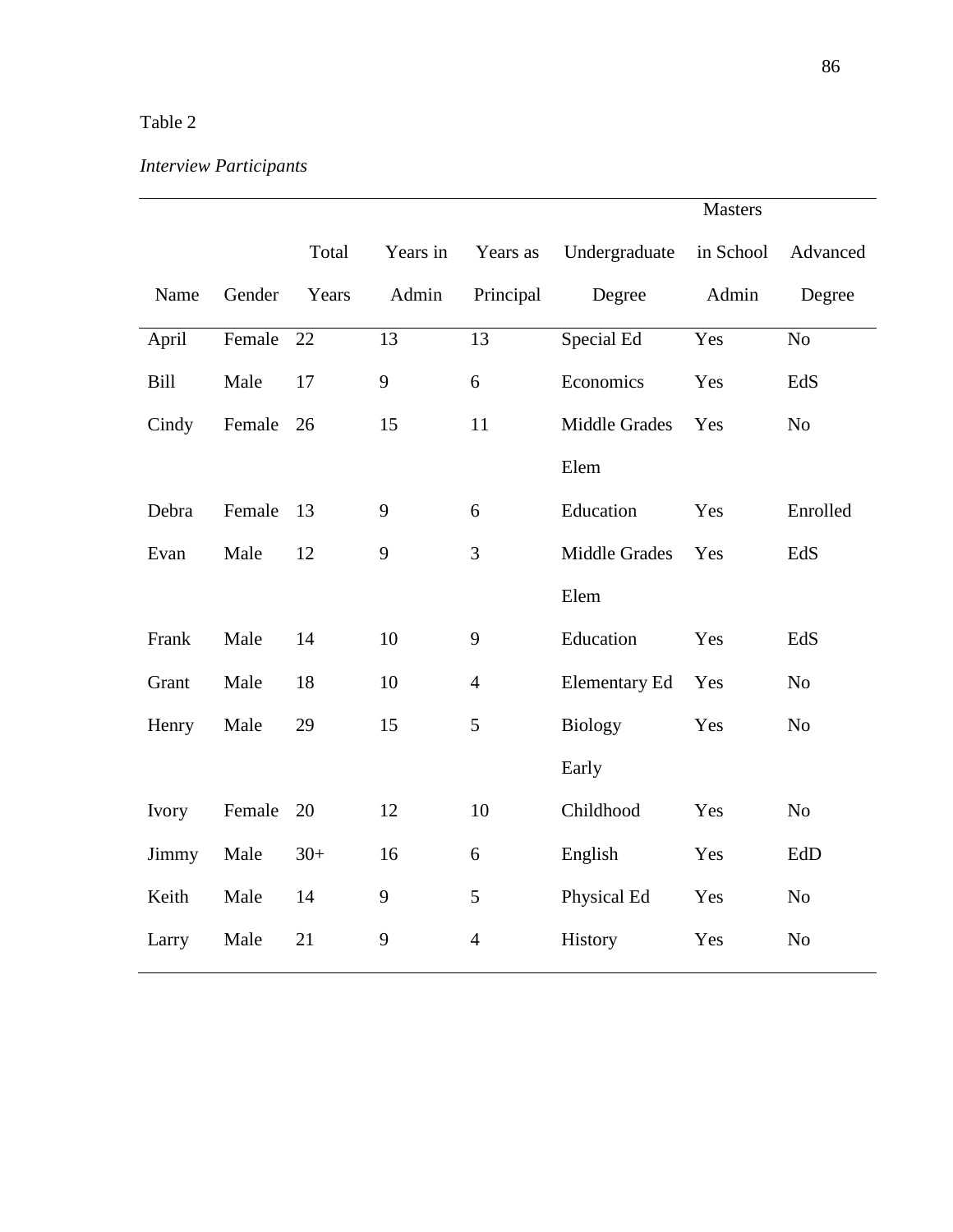Table 2

*Interview Participants*

| Name | Gender | Total Years | Years in Admin | Years as Principal | Undergraduate Degree | Masters in School Admin | Advanced Degree |
|---|---|---|---|---|---|---|---|
| April | Female | 22 | 13 | 13 | Special Ed | Yes | No |
| Bill | Male | 17 | 9 | 6 | Economics | Yes | EdS |
| Cindy | Female | 26 | 15 | 11 | Middle Grades | Yes | No |
| Debra | Female | 13 | 9 | 6 | Elem Education | Yes | Enrolled |
| Evan | Male | 12 | 9 | 3 | Middle Grades | Yes | EdS |
| Frank | Male | 14 | 10 | 9 | Elem Education | Yes | EdS |
| Grant | Male | 18 | 10 | 4 | Elementary Ed | Yes | No |
| Henry | Male | 29 | 15 | 5 | Biology | Yes | No |
| Ivory | Female | 20 | 12 | 10 | Early Childhood | Yes | No |
| Jimmy | Male | 30+ | 16 | 6 | English | Yes | EdD |
| Keith | Male | 14 | 9 | 5 | Physical Ed | Yes | No |
| Larry | Male | 21 | 9 | 4 | History | Yes | No |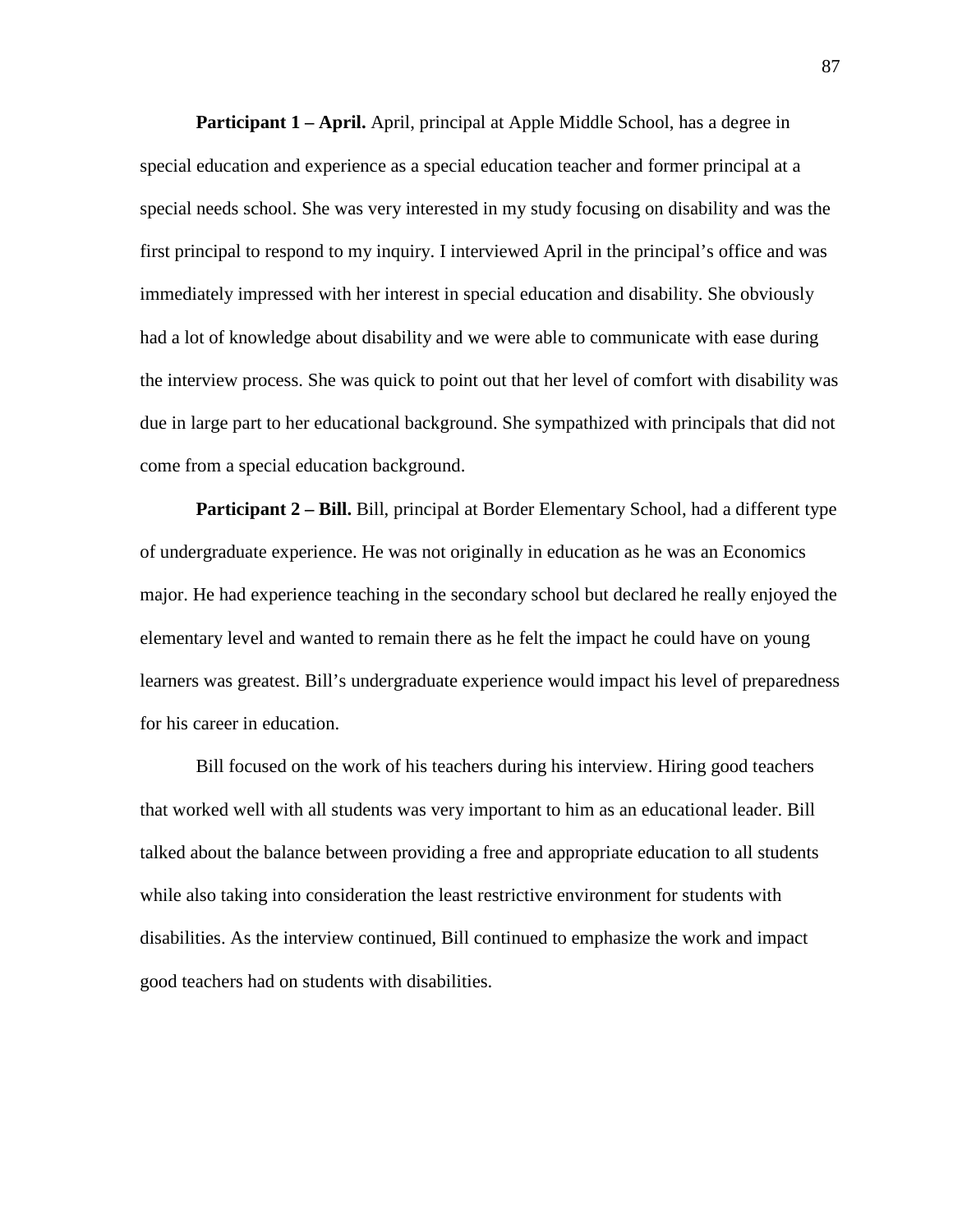**Participant 1 – April.** April, principal at Apple Middle School, has a degree in special education and experience as a special education teacher and former principal at a special needs school. She was very interested in my study focusing on disability and was the first principal to respond to my inquiry. I interviewed April in the principal's office and was immediately impressed with her interest in special education and disability. She obviously had a lot of knowledge about disability and we were able to communicate with ease during the interview process. She was quick to point out that her level of comfort with disability was due in large part to her educational background. She sympathized with principals that did not come from a special education background.

**Participant 2 – Bill.** Bill, principal at Border Elementary School, had a different type of undergraduate experience. He was not originally in education as he was an Economics major. He had experience teaching in the secondary school but declared he really enjoyed the elementary level and wanted to remain there as he felt the impact he could have on young learners was greatest. Bill's undergraduate experience would impact his level of preparedness for his career in education.

Bill focused on the work of his teachers during his interview. Hiring good teachers that worked well with all students was very important to him as an educational leader. Bill talked about the balance between providing a free and appropriate education to all students while also taking into consideration the least restrictive environment for students with disabilities. As the interview continued, Bill continued to emphasize the work and impact good teachers had on students with disabilities.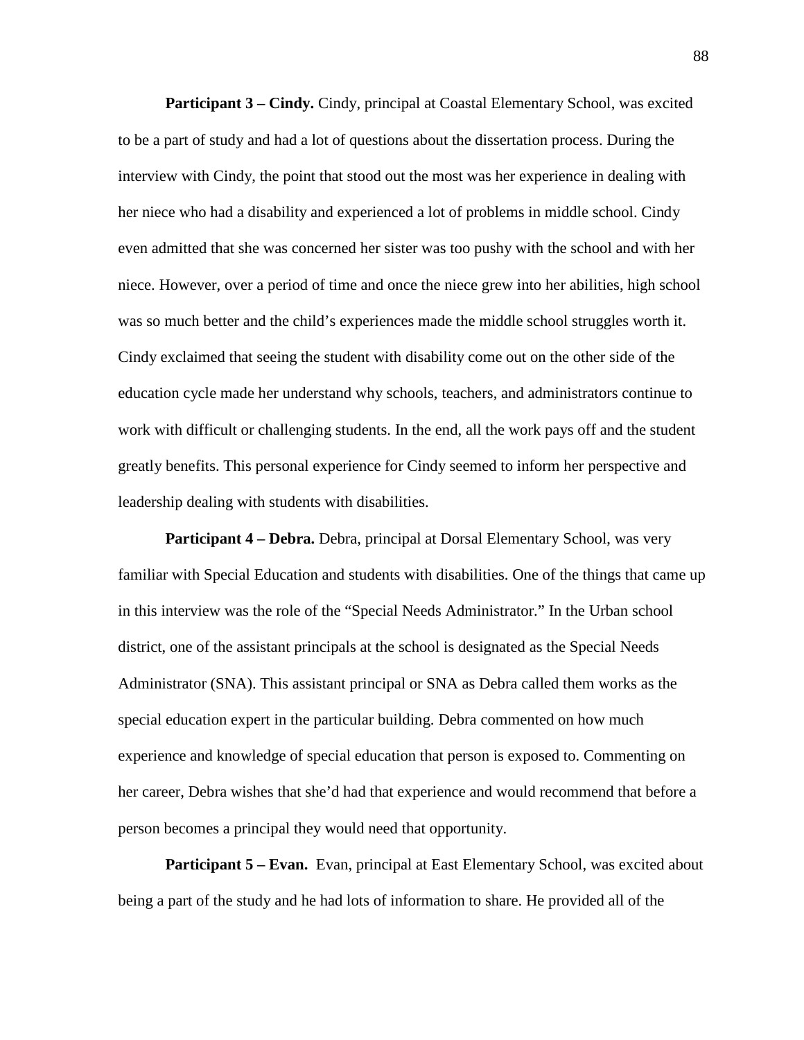**Participant 3 – Cindy.** Cindy, principal at Coastal Elementary School, was excited to be a part of study and had a lot of questions about the dissertation process. During the interview with Cindy, the point that stood out the most was her experience in dealing with her niece who had a disability and experienced a lot of problems in middle school. Cindy even admitted that she was concerned her sister was too pushy with the school and with her niece. However, over a period of time and once the niece grew into her abilities, high school was so much better and the child's experiences made the middle school struggles worth it. Cindy exclaimed that seeing the student with disability come out on the other side of the education cycle made her understand why schools, teachers, and administrators continue to work with difficult or challenging students. In the end, all the work pays off and the student greatly benefits. This personal experience for Cindy seemed to inform her perspective and leadership dealing with students with disabilities.

**Participant 4 – Debra.** Debra, principal at Dorsal Elementary School, was very familiar with Special Education and students with disabilities. One of the things that came up in this interview was the role of the "Special Needs Administrator." In the Urban school district, one of the assistant principals at the school is designated as the Special Needs Administrator (SNA). This assistant principal or SNA as Debra called them works as the special education expert in the particular building. Debra commented on how much experience and knowledge of special education that person is exposed to. Commenting on her career, Debra wishes that she'd had that experience and would recommend that before a person becomes a principal they would need that opportunity.

**Participant 5 – Evan.** Evan, principal at East Elementary School, was excited about being a part of the study and he had lots of information to share. He provided all of the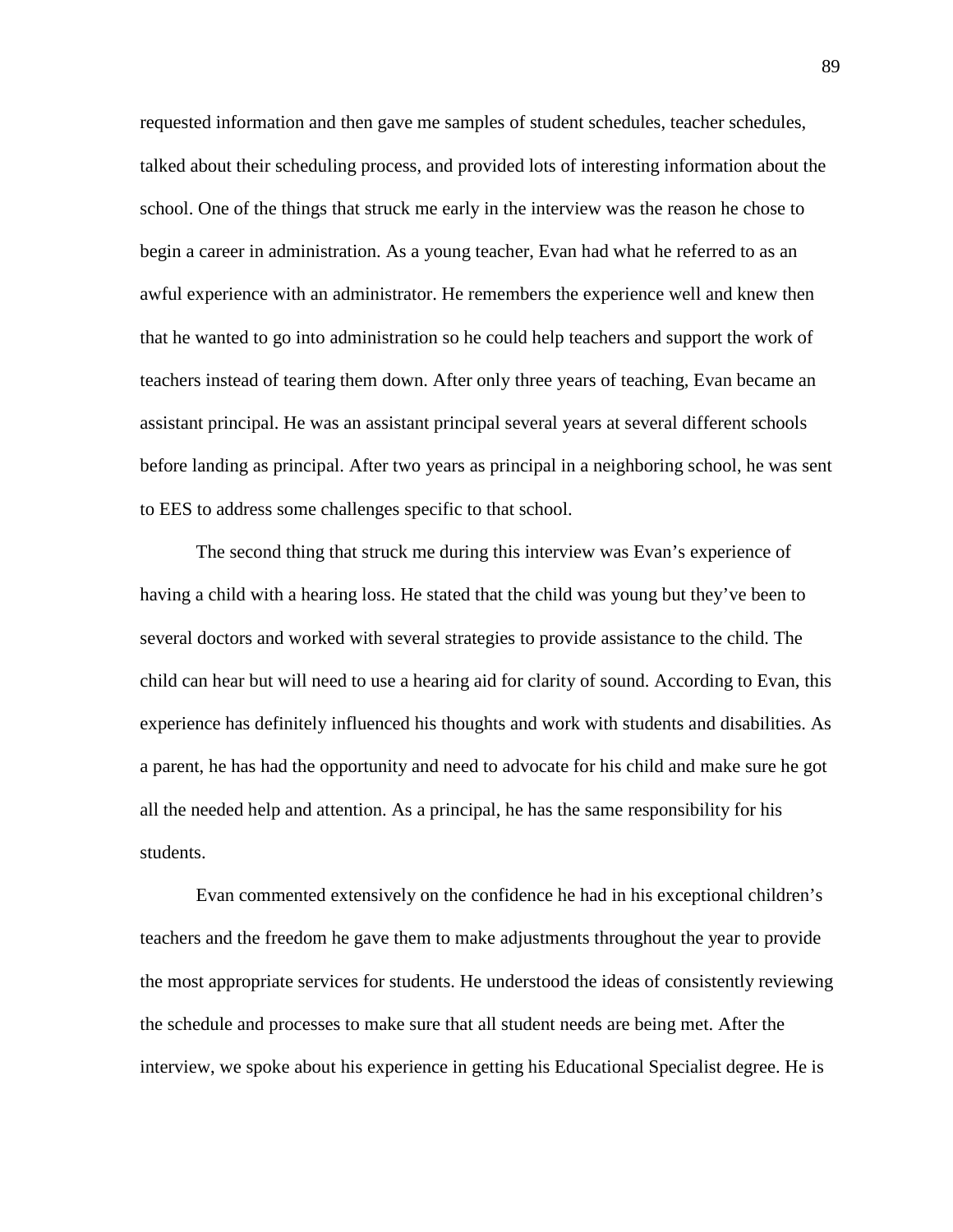requested information and then gave me samples of student schedules, teacher schedules, talked about their scheduling process, and provided lots of interesting information about the school. One of the things that struck me early in the interview was the reason he chose to begin a career in administration. As a young teacher, Evan had what he referred to as an awful experience with an administrator. He remembers the experience well and knew then that he wanted to go into administration so he could help teachers and support the work of teachers instead of tearing them down. After only three years of teaching, Evan became an assistant principal. He was an assistant principal several years at several different schools before landing as principal. After two years as principal in a neighboring school, he was sent to EES to address some challenges specific to that school.

The second thing that struck me during this interview was Evan's experience of having a child with a hearing loss. He stated that the child was young but they've been to several doctors and worked with several strategies to provide assistance to the child. The child can hear but will need to use a hearing aid for clarity of sound. According to Evan, this experience has definitely influenced his thoughts and work with students and disabilities. As a parent, he has had the opportunity and need to advocate for his child and make sure he got all the needed help and attention. As a principal, he has the same responsibility for his students.

Evan commented extensively on the confidence he had in his exceptional children's teachers and the freedom he gave them to make adjustments throughout the year to provide the most appropriate services for students. He understood the ideas of consistently reviewing the schedule and processes to make sure that all student needs are being met. After the interview, we spoke about his experience in getting his Educational Specialist degree. He is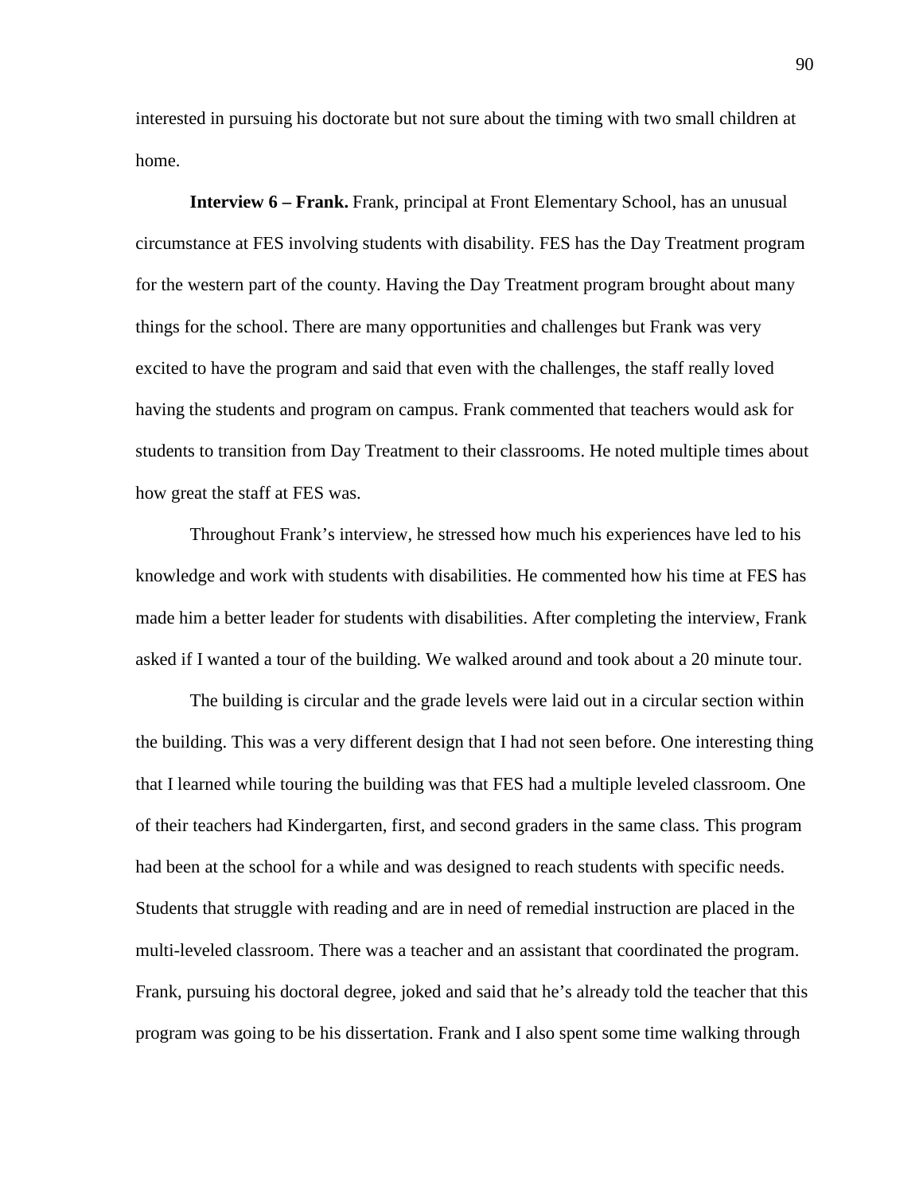interested in pursuing his doctorate but not sure about the timing with two small children at home.

**Interview 6 – Frank.** Frank, principal at Front Elementary School, has an unusual circumstance at FES involving students with disability. FES has the Day Treatment program for the western part of the county. Having the Day Treatment program brought about many things for the school. There are many opportunities and challenges but Frank was very excited to have the program and said that even with the challenges, the staff really loved having the students and program on campus. Frank commented that teachers would ask for students to transition from Day Treatment to their classrooms. He noted multiple times about how great the staff at FES was.

Throughout Frank's interview, he stressed how much his experiences have led to his knowledge and work with students with disabilities. He commented how his time at FES has made him a better leader for students with disabilities. After completing the interview, Frank asked if I wanted a tour of the building. We walked around and took about a 20 minute tour.

The building is circular and the grade levels were laid out in a circular section within the building. This was a very different design that I had not seen before. One interesting thing that I learned while touring the building was that FES had a multiple leveled classroom. One of their teachers had Kindergarten, first, and second graders in the same class. This program had been at the school for a while and was designed to reach students with specific needs. Students that struggle with reading and are in need of remedial instruction are placed in the multi-leveled classroom. There was a teacher and an assistant that coordinated the program. Frank, pursuing his doctoral degree, joked and said that he's already told the teacher that this program was going to be his dissertation. Frank and I also spent some time walking through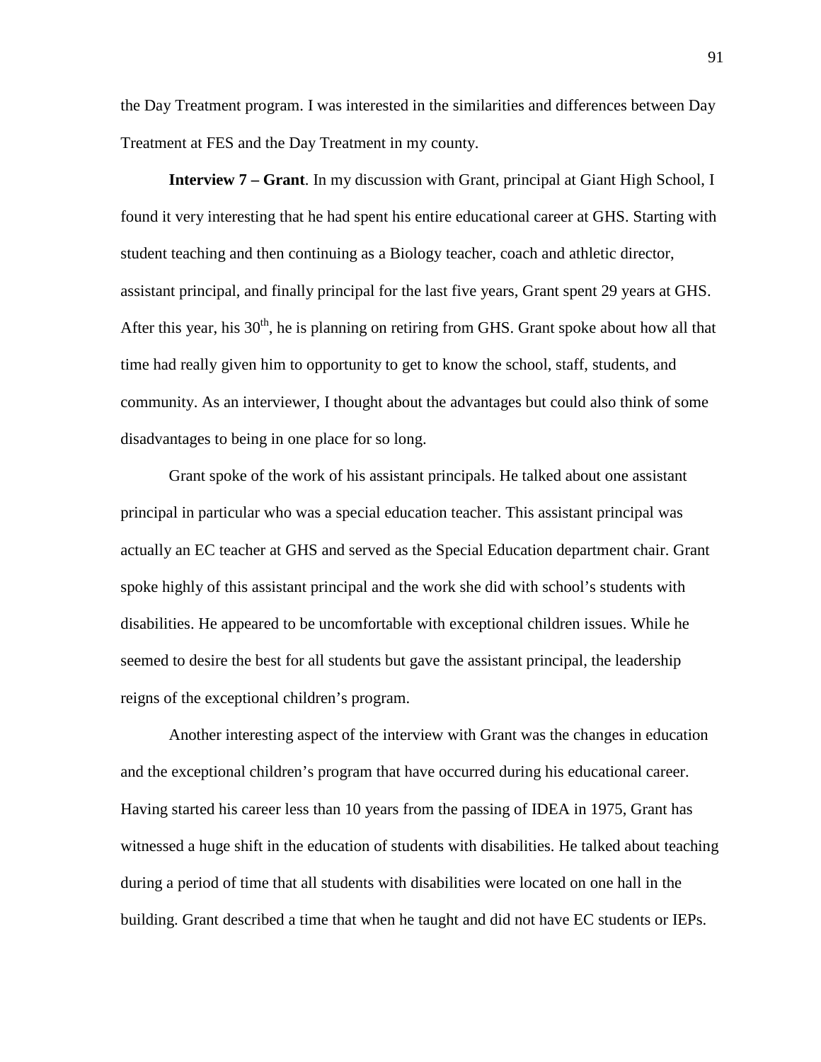the Day Treatment program. I was interested in the similarities and differences between Day Treatment at FES and the Day Treatment in my county.

**Interview 7 – Grant**. In my discussion with Grant, principal at Giant High School, I found it very interesting that he had spent his entire educational career at GHS. Starting with student teaching and then continuing as a Biology teacher, coach and athletic director, assistant principal, and finally principal for the last five years, Grant spent 29 years at GHS. After this year, his 30th, he is planning on retiring from GHS. Grant spoke about how all that time had really given him to opportunity to get to know the school, staff, students, and community. As an interviewer, I thought about the advantages but could also think of some disadvantages to being in one place for so long.

Grant spoke of the work of his assistant principals. He talked about one assistant principal in particular who was a special education teacher. This assistant principal was actually an EC teacher at GHS and served as the Special Education department chair. Grant spoke highly of this assistant principal and the work she did with school's students with disabilities. He appeared to be uncomfortable with exceptional children issues. While he seemed to desire the best for all students but gave the assistant principal, the leadership reigns of the exceptional children's program.

Another interesting aspect of the interview with Grant was the changes in education and the exceptional children's program that have occurred during his educational career. Having started his career less than 10 years from the passing of IDEA in 1975, Grant has witnessed a huge shift in the education of students with disabilities. He talked about teaching during a period of time that all students with disabilities were located on one hall in the building. Grant described a time that when he taught and did not have EC students or IEPs.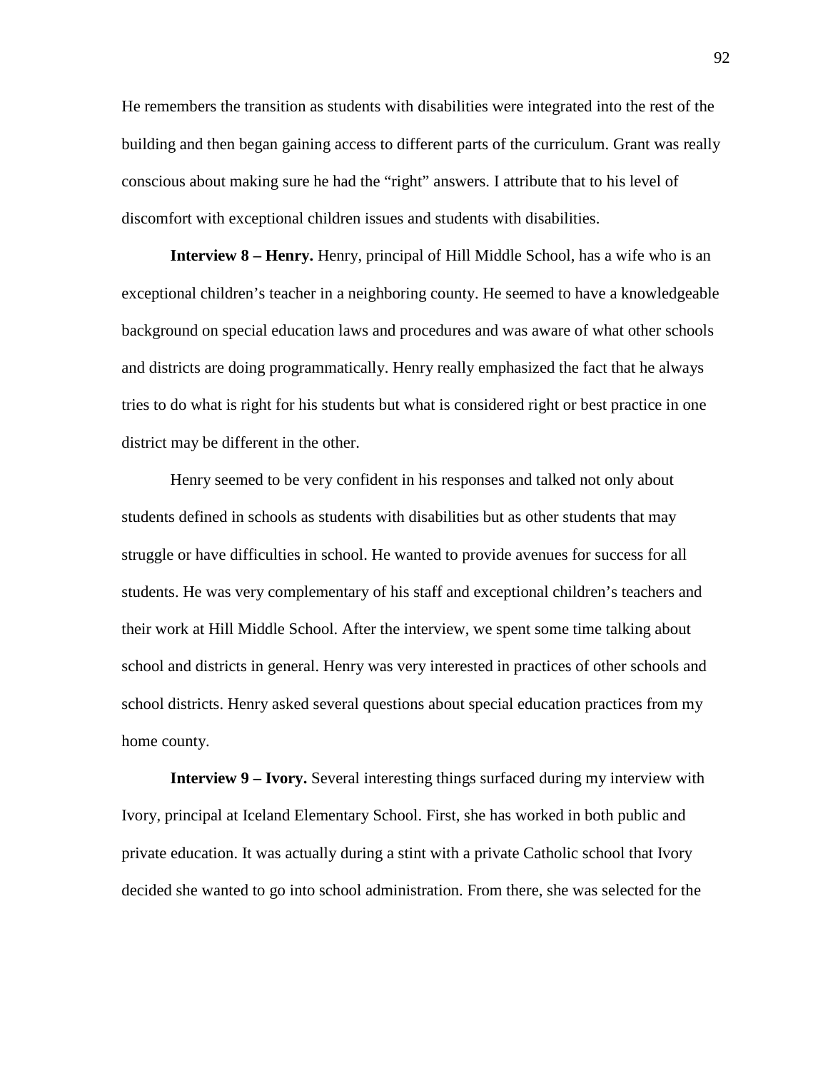He remembers the transition as students with disabilities were integrated into the rest of the building and then began gaining access to different parts of the curriculum. Grant was really conscious about making sure he had the "right" answers. I attribute that to his level of discomfort with exceptional children issues and students with disabilities.

**Interview 8 – Henry.** Henry, principal of Hill Middle School, has a wife who is an exceptional children's teacher in a neighboring county. He seemed to have a knowledgeable background on special education laws and procedures and was aware of what other schools and districts are doing programmatically. Henry really emphasized the fact that he always tries to do what is right for his students but what is considered right or best practice in one district may be different in the other.

Henry seemed to be very confident in his responses and talked not only about students defined in schools as students with disabilities but as other students that may struggle or have difficulties in school. He wanted to provide avenues for success for all students. He was very complementary of his staff and exceptional children's teachers and their work at Hill Middle School. After the interview, we spent some time talking about school and districts in general. Henry was very interested in practices of other schools and school districts. Henry asked several questions about special education practices from my home county.

**Interview 9 – Ivory.** Several interesting things surfaced during my interview with Ivory, principal at Iceland Elementary School. First, she has worked in both public and private education. It was actually during a stint with a private Catholic school that Ivory decided she wanted to go into school administration. From there, she was selected for the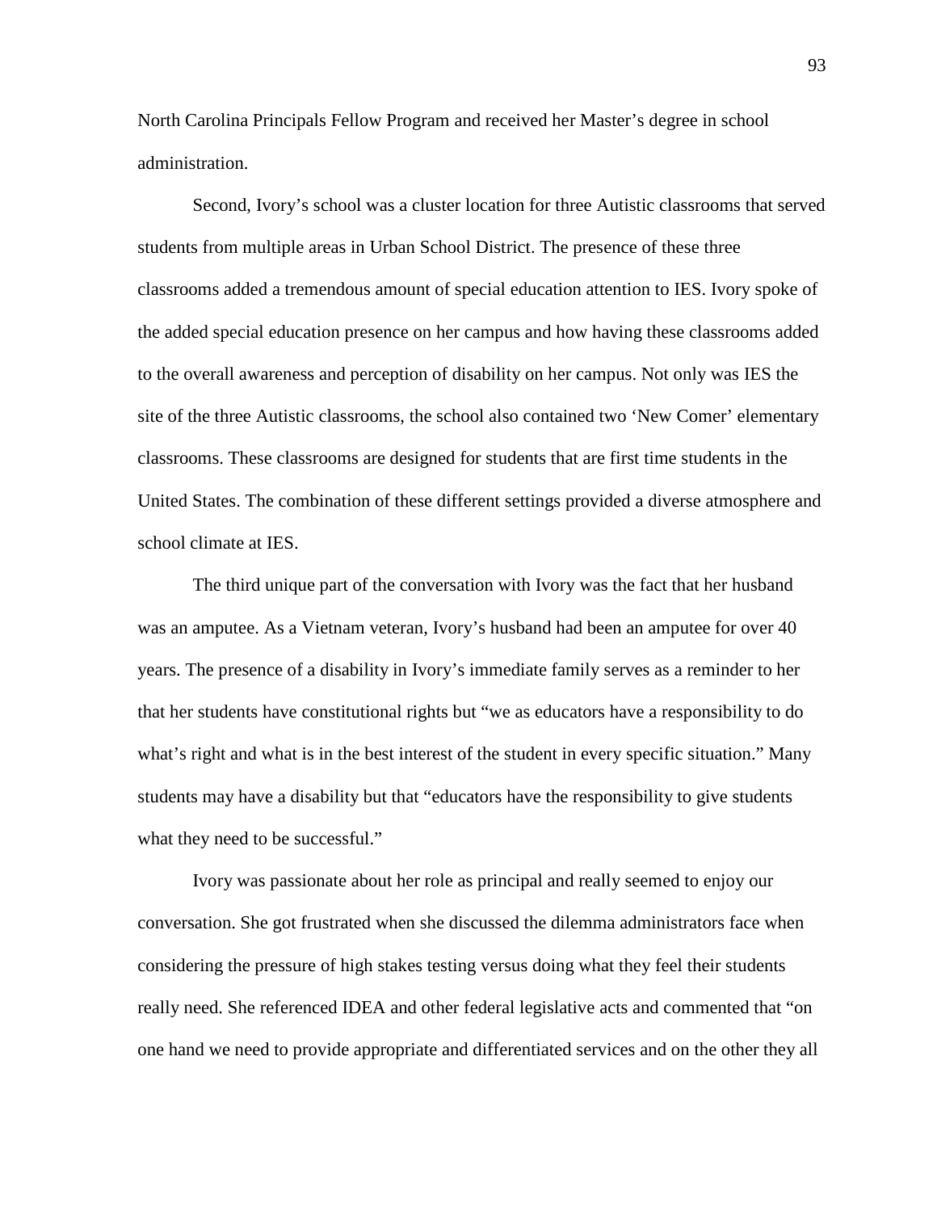North Carolina Principals Fellow Program and received her Master's degree in school administration.

Second, Ivory's school was a cluster location for three Autistic classrooms that served students from multiple areas in Urban School District. The presence of these three classrooms added a tremendous amount of special education attention to IES. Ivory spoke of the added special education presence on her campus and how having these classrooms added to the overall awareness and perception of disability on her campus. Not only was IES the site of the three Autistic classrooms, the school also contained two 'New Comer' elementary classrooms. These classrooms are designed for students that are first time students in the United States. The combination of these different settings provided a diverse atmosphere and school climate at IES.

The third unique part of the conversation with Ivory was the fact that her husband was an amputee. As a Vietnam veteran, Ivory's husband had been an amputee for over 40 years. The presence of a disability in Ivory's immediate family serves as a reminder to her that her students have constitutional rights but "we as educators have a responsibility to do what's right and what is in the best interest of the student in every specific situation." Many students may have a disability but that "educators have the responsibility to give students what they need to be successful."

Ivory was passionate about her role as principal and really seemed to enjoy our conversation. She got frustrated when she discussed the dilemma administrators face when considering the pressure of high stakes testing versus doing what they feel their students really need. She referenced IDEA and other federal legislative acts and commented that "on one hand we need to provide appropriate and differentiated services and on the other they all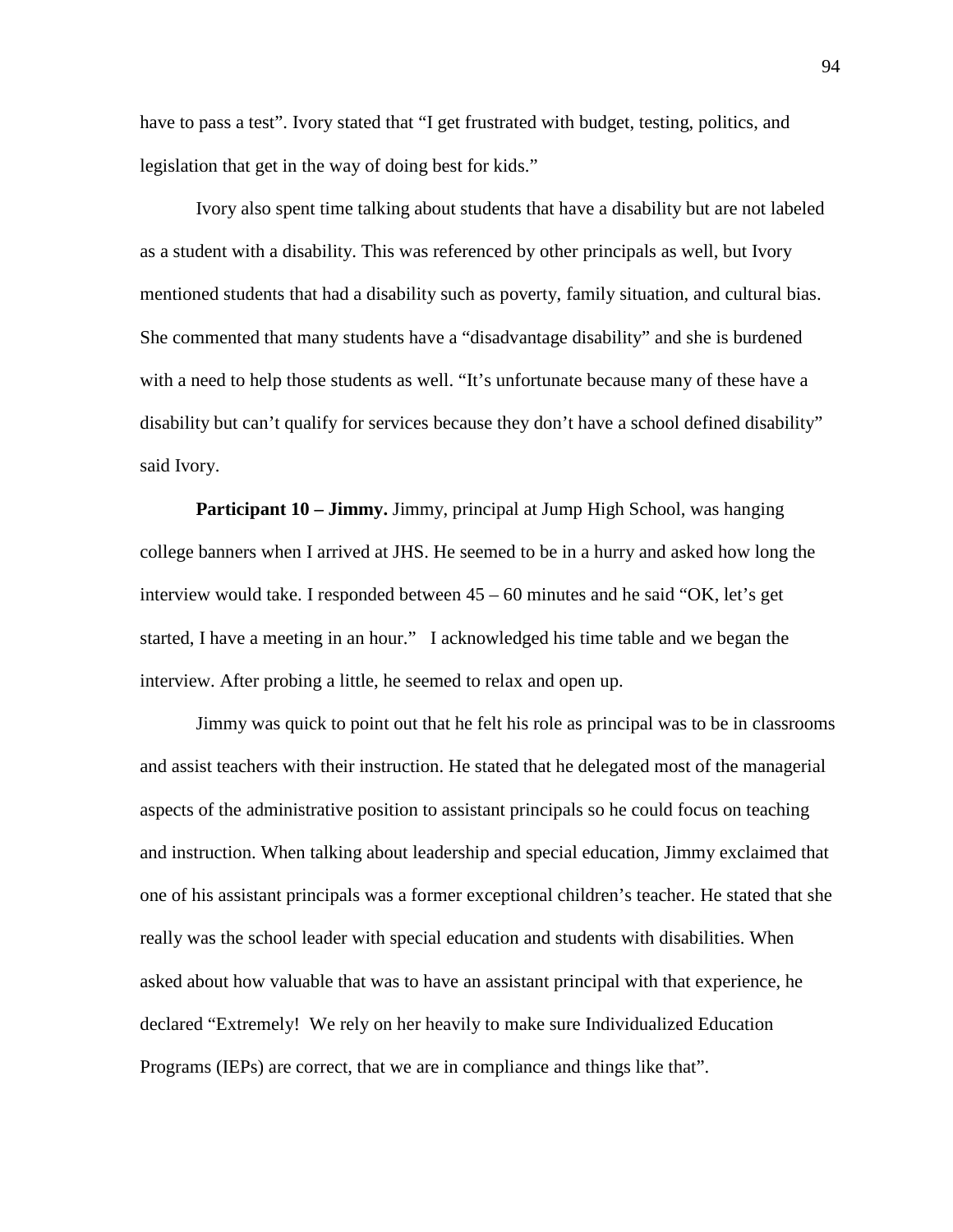have to pass a test". Ivory stated that "I get frustrated with budget, testing, politics, and legislation that get in the way of doing best for kids."

Ivory also spent time talking about students that have a disability but are not labeled as a student with a disability. This was referenced by other principals as well, but Ivory mentioned students that had a disability such as poverty, family situation, and cultural bias. She commented that many students have a "disadvantage disability" and she is burdened with a need to help those students as well. "It's unfortunate because many of these have a disability but can't qualify for services because they don't have a school defined disability" said Ivory.

**Participant 10 – Jimmy.** Jimmy, principal at Jump High School, was hanging college banners when I arrived at JHS. He seemed to be in a hurry and asked how long the interview would take. I responded between 45 – 60 minutes and he said "OK, let's get started, I have a meeting in an hour." I acknowledged his time table and we began the interview. After probing a little, he seemed to relax and open up.

Jimmy was quick to point out that he felt his role as principal was to be in classrooms and assist teachers with their instruction. He stated that he delegated most of the managerial aspects of the administrative position to assistant principals so he could focus on teaching and instruction. When talking about leadership and special education, Jimmy exclaimed that one of his assistant principals was a former exceptional children's teacher. He stated that she really was the school leader with special education and students with disabilities. When asked about how valuable that was to have an assistant principal with that experience, he declared "Extremely! We rely on her heavily to make sure Individualized Education Programs (IEPs) are correct, that we are in compliance and things like that".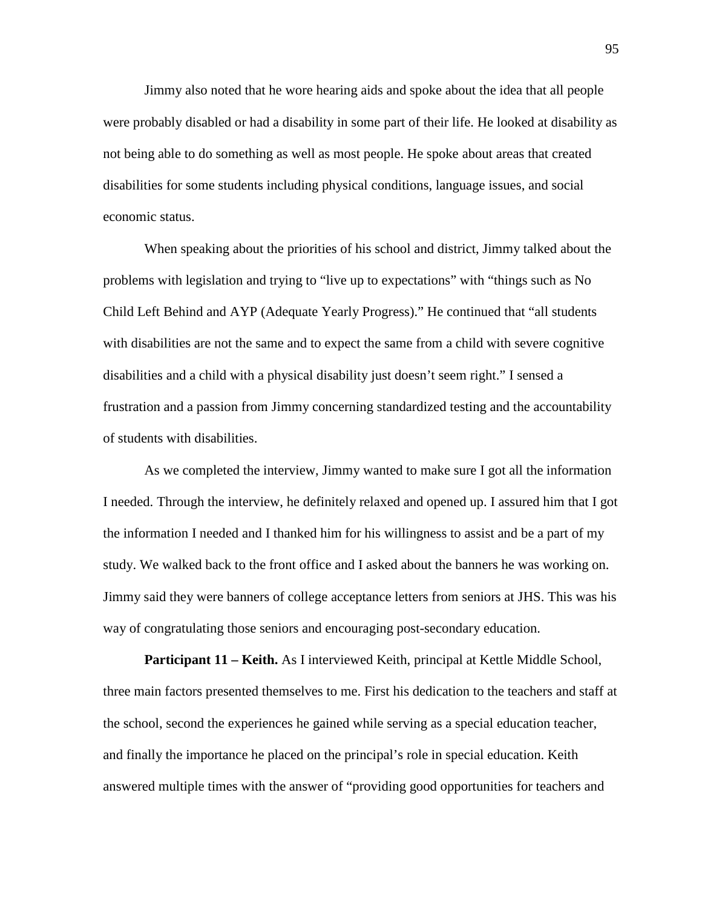Jimmy also noted that he wore hearing aids and spoke about the idea that all people were probably disabled or had a disability in some part of their life. He looked at disability as not being able to do something as well as most people. He spoke about areas that created disabilities for some students including physical conditions, language issues, and social economic status.

When speaking about the priorities of his school and district, Jimmy talked about the problems with legislation and trying to "live up to expectations" with "things such as No Child Left Behind and AYP (Adequate Yearly Progress)." He continued that "all students with disabilities are not the same and to expect the same from a child with severe cognitive disabilities and a child with a physical disability just doesn't seem right." I sensed a frustration and a passion from Jimmy concerning standardized testing and the accountability of students with disabilities.

As we completed the interview, Jimmy wanted to make sure I got all the information I needed. Through the interview, he definitely relaxed and opened up. I assured him that I got the information I needed and I thanked him for his willingness to assist and be a part of my study. We walked back to the front office and I asked about the banners he was working on. Jimmy said they were banners of college acceptance letters from seniors at JHS. This was his way of congratulating those seniors and encouraging post-secondary education.

**Participant 11 – Keith.** As I interviewed Keith, principal at Kettle Middle School, three main factors presented themselves to me. First his dedication to the teachers and staff at the school, second the experiences he gained while serving as a special education teacher, and finally the importance he placed on the principal's role in special education. Keith answered multiple times with the answer of "providing good opportunities for teachers and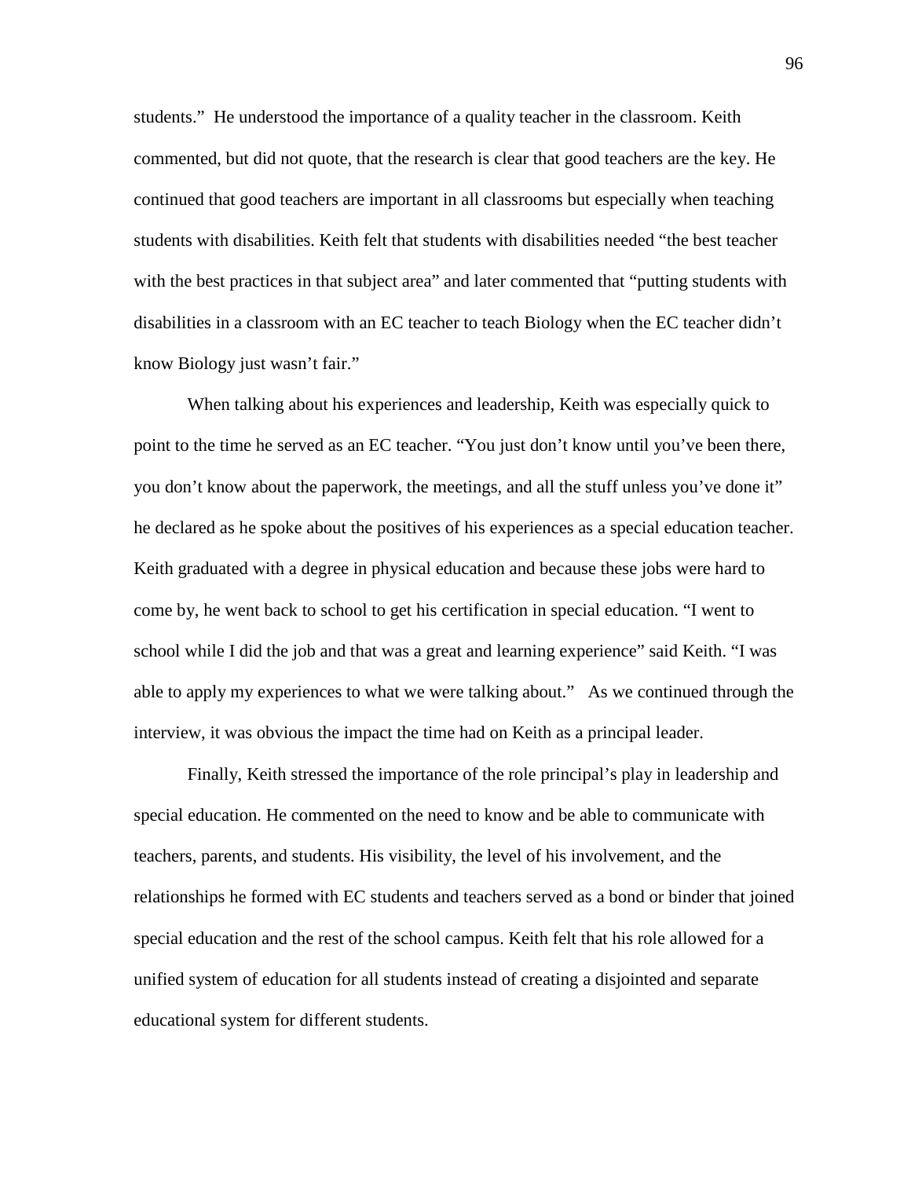students." He understood the importance of a quality teacher in the classroom. Keith commented, but did not quote, that the research is clear that good teachers are the key. He continued that good teachers are important in all classrooms but especially when teaching students with disabilities. Keith felt that students with disabilities needed "the best teacher with the best practices in that subject area" and later commented that "putting students with disabilities in a classroom with an EC teacher to teach Biology when the EC teacher didn't know Biology just wasn't fair."

When talking about his experiences and leadership, Keith was especially quick to point to the time he served as an EC teacher. "You just don't know until you've been there, you don't know about the paperwork, the meetings, and all the stuff unless you've done it" he declared as he spoke about the positives of his experiences as a special education teacher. Keith graduated with a degree in physical education and because these jobs were hard to come by, he went back to school to get his certification in special education. "I went to school while I did the job and that was a great and learning experience" said Keith. "I was able to apply my experiences to what we were talking about." As we continued through the interview, it was obvious the impact the time had on Keith as a principal leader.

Finally, Keith stressed the importance of the role principal's play in leadership and special education. He commented on the need to know and be able to communicate with teachers, parents, and students. His visibility, the level of his involvement, and the relationships he formed with EC students and teachers served as a bond or binder that joined special education and the rest of the school campus. Keith felt that his role allowed for a unified system of education for all students instead of creating a disjointed and separate educational system for different students.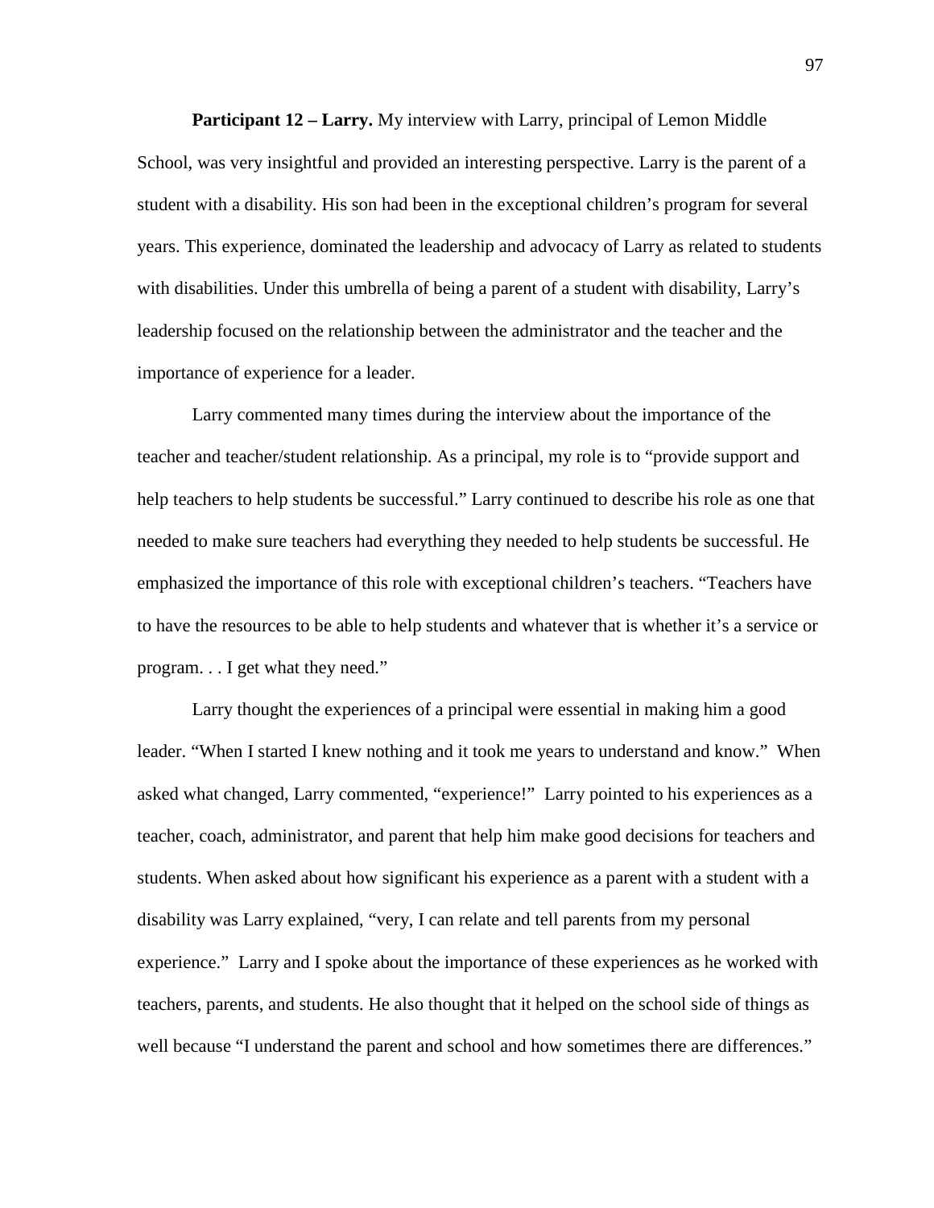**Participant 12 – Larry.** My interview with Larry, principal of Lemon Middle School, was very insightful and provided an interesting perspective. Larry is the parent of a student with a disability. His son had been in the exceptional children's program for several years. This experience, dominated the leadership and advocacy of Larry as related to students with disabilities. Under this umbrella of being a parent of a student with disability, Larry's leadership focused on the relationship between the administrator and the teacher and the importance of experience for a leader.

Larry commented many times during the interview about the importance of the teacher and teacher/student relationship. As a principal, my role is to "provide support and help teachers to help students be successful." Larry continued to describe his role as one that needed to make sure teachers had everything they needed to help students be successful. He emphasized the importance of this role with exceptional children's teachers. "Teachers have to have the resources to be able to help students and whatever that is whether it's a service or program. . . I get what they need."

Larry thought the experiences of a principal were essential in making him a good leader. "When I started I knew nothing and it took me years to understand and know." When asked what changed, Larry commented, "experience!" Larry pointed to his experiences as a teacher, coach, administrator, and parent that help him make good decisions for teachers and students. When asked about how significant his experience as a parent with a student with a disability was Larry explained, "very, I can relate and tell parents from my personal experience." Larry and I spoke about the importance of these experiences as he worked with teachers, parents, and students. He also thought that it helped on the school side of things as well because "I understand the parent and school and how sometimes there are differences."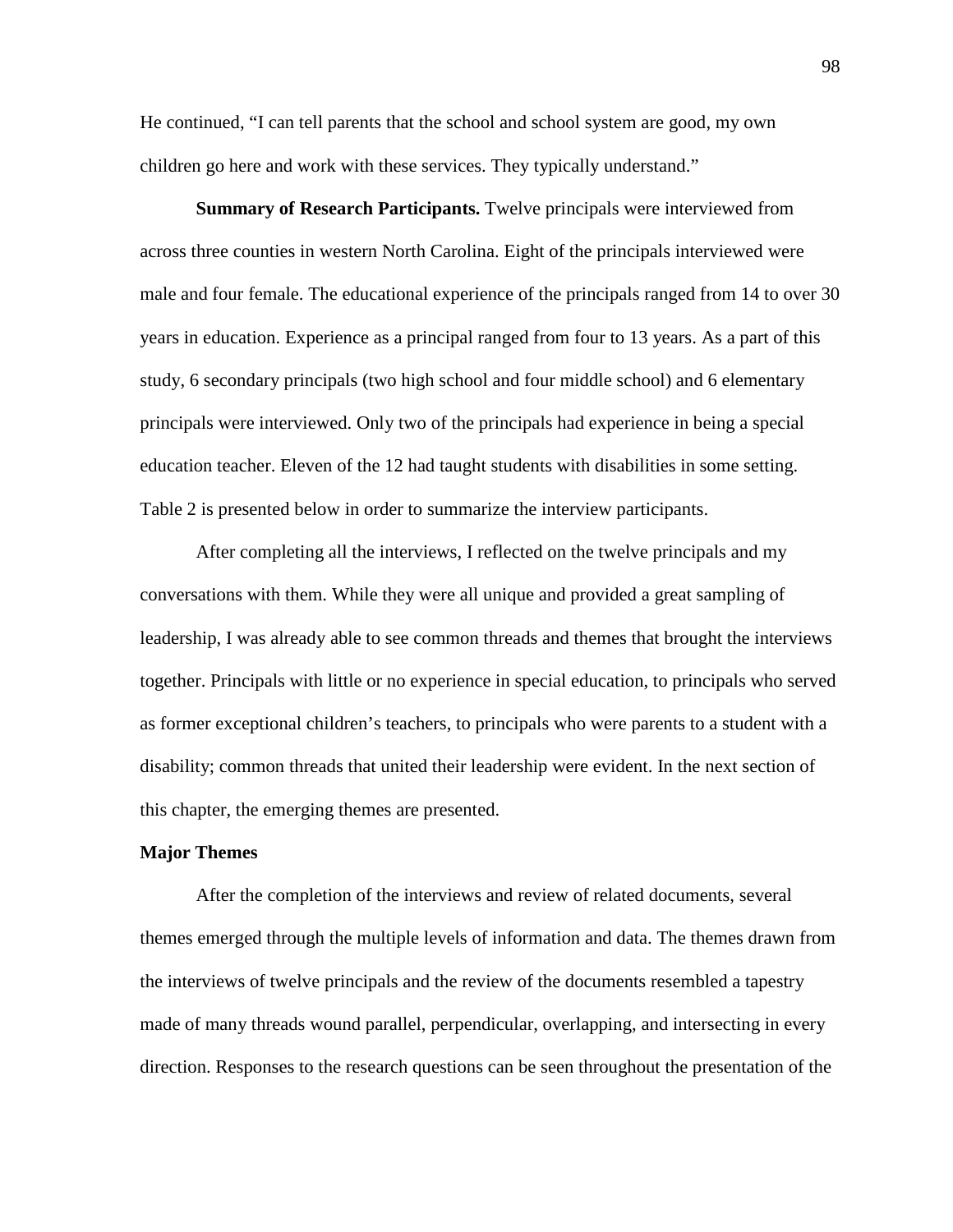He continued, "I can tell parents that the school and school system are good, my own children go here and work with these services. They typically understand."

**Summary of Research Participants.** Twelve principals were interviewed from across three counties in western North Carolina. Eight of the principals interviewed were male and four female. The educational experience of the principals ranged from 14 to over 30 years in education. Experience as a principal ranged from four to 13 years. As a part of this study, 6 secondary principals (two high school and four middle school) and 6 elementary principals were interviewed. Only two of the principals had experience in being a special education teacher. Eleven of the 12 had taught students with disabilities in some setting. Table 2 is presented below in order to summarize the interview participants.

After completing all the interviews, I reflected on the twelve principals and my conversations with them. While they were all unique and provided a great sampling of leadership, I was already able to see common threads and themes that brought the interviews together. Principals with little or no experience in special education, to principals who served as former exceptional children's teachers, to principals who were parents to a student with a disability; common threads that united their leadership were evident. In the next section of this chapter, the emerging themes are presented.

## Major Themes

After the completion of the interviews and review of related documents, several themes emerged through the multiple levels of information and data. The themes drawn from the interviews of twelve principals and the review of the documents resembled a tapestry made of many threads wound parallel, perpendicular, overlapping, and intersecting in every direction. Responses to the research questions can be seen throughout the presentation of the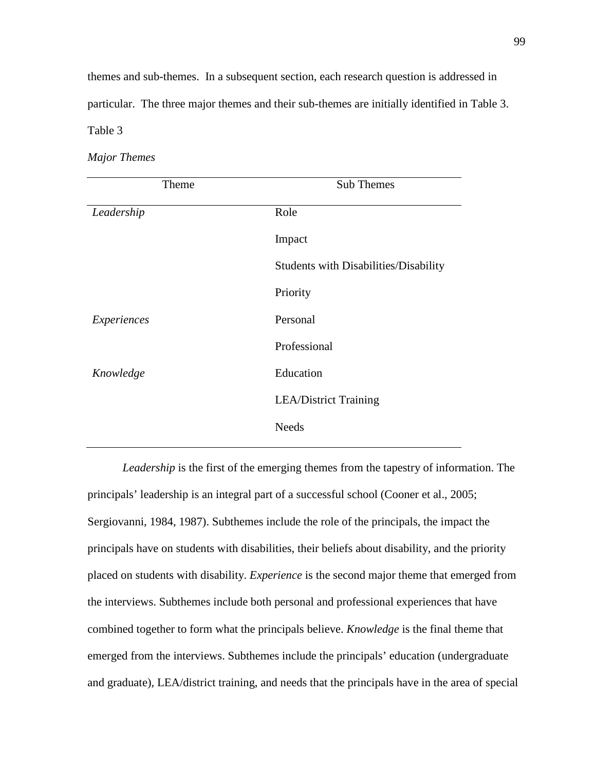themes and sub-themes. In a subsequent section, each research question is addressed in particular. The three major themes and their sub-themes are initially identified in Table 3.

Table 3

*Major Themes*

| Theme | Sub Themes |
|---|---|
| *Leadership* | Role |
| | Impact |
| | Students with Disabilities/Disability |
| | Priority |
| *Experiences* | Personal |
| | Professional |
| *Knowledge* | Education |
| | LEA/District Training |
| | Needs |

*Leadership* is the first of the emerging themes from the tapestry of information. The principals' leadership is an integral part of a successful school (Cooner et al., 2005; Sergiovanni, 1984, 1987). Subthemes include the role of the principals, the impact the principals have on students with disabilities, their beliefs about disability, and the priority placed on students with disability. *Experience* is the second major theme that emerged from the interviews. Subthemes include both personal and professional experiences that have combined together to form what the principals believe. *Knowledge* is the final theme that emerged from the interviews. Subthemes include the principals' education (undergraduate and graduate), LEA/district training, and needs that the principals have in the area of special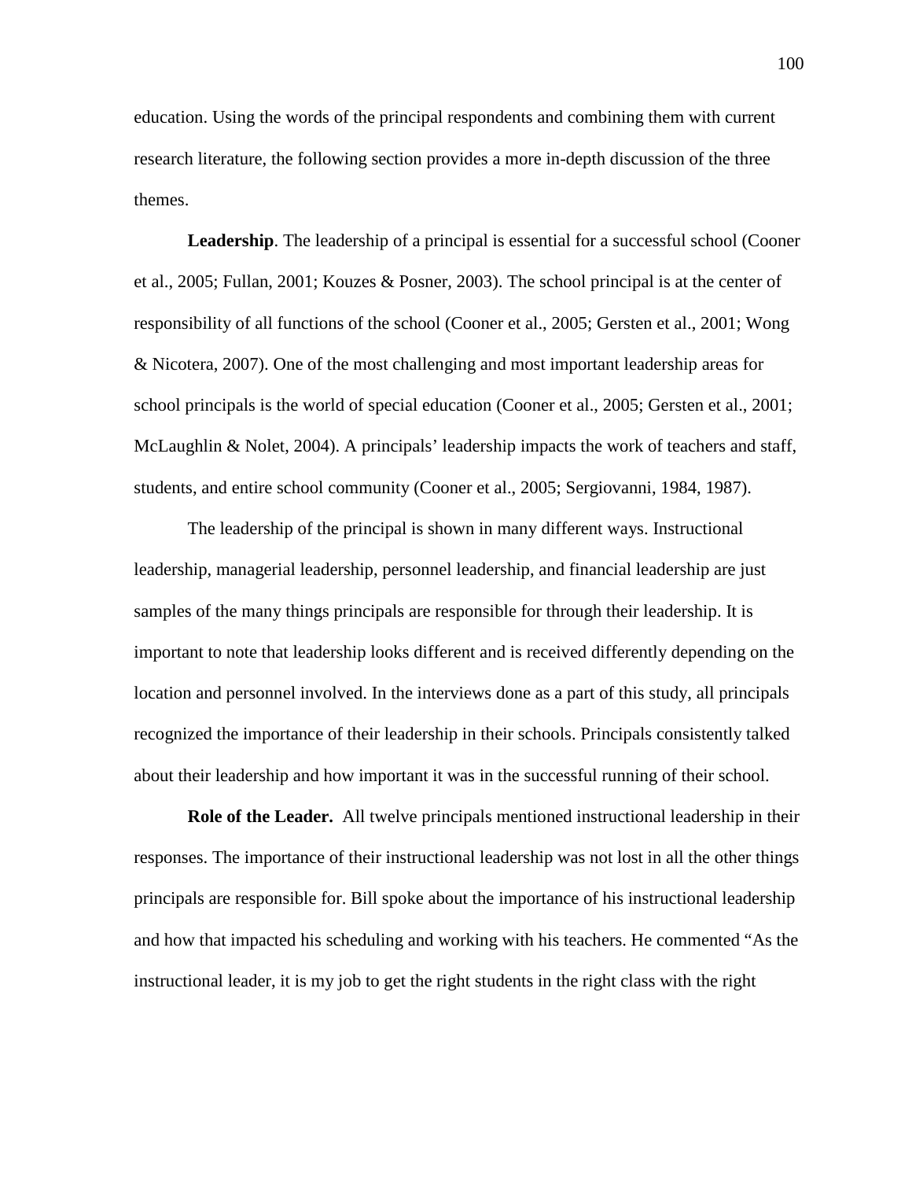education. Using the words of the principal respondents and combining them with current research literature, the following section provides a more in-depth discussion of the three themes.

**Leadership**. The leadership of a principal is essential for a successful school (Cooner et al., 2005; Fullan, 2001; Kouzes & Posner, 2003). The school principal is at the center of responsibility of all functions of the school (Cooner et al., 2005; Gersten et al., 2001; Wong & Nicotera, 2007). One of the most challenging and most important leadership areas for school principals is the world of special education (Cooner et al., 2005; Gersten et al., 2001; McLaughlin & Nolet, 2004). A principals' leadership impacts the work of teachers and staff, students, and entire school community (Cooner et al., 2005; Sergiovanni, 1984, 1987).

The leadership of the principal is shown in many different ways. Instructional leadership, managerial leadership, personnel leadership, and financial leadership are just samples of the many things principals are responsible for through their leadership. It is important to note that leadership looks different and is received differently depending on the location and personnel involved. In the interviews done as a part of this study, all principals recognized the importance of their leadership in their schools. Principals consistently talked about their leadership and how important it was in the successful running of their school.

**Role of the Leader.** All twelve principals mentioned instructional leadership in their responses. The importance of their instructional leadership was not lost in all the other things principals are responsible for. Bill spoke about the importance of his instructional leadership and how that impacted his scheduling and working with his teachers. He commented "As the instructional leader, it is my job to get the right students in the right class with the right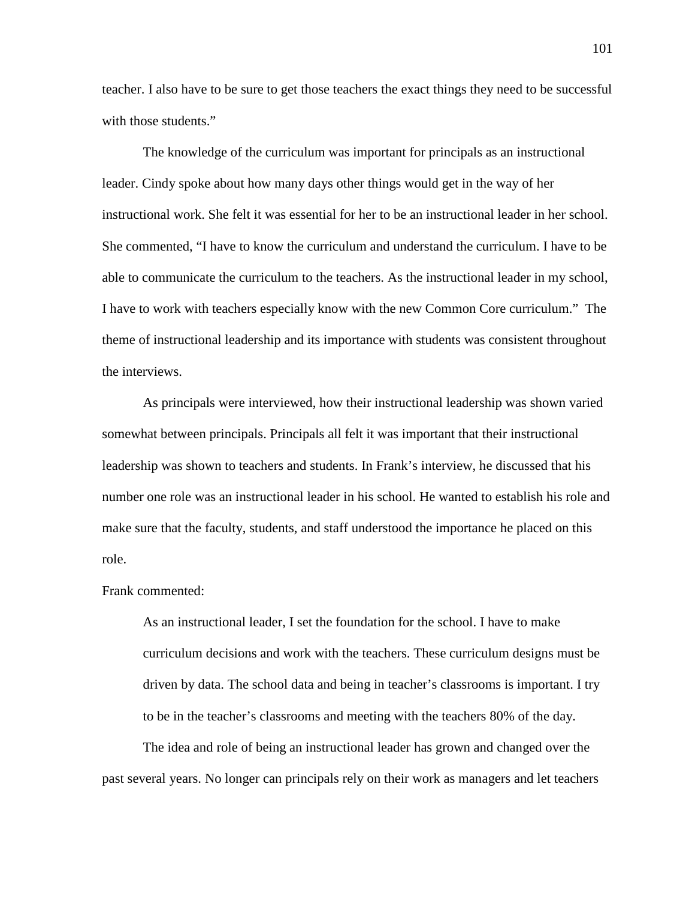teacher. I also have to be sure to get those teachers the exact things they need to be successful with those students."

The knowledge of the curriculum was important for principals as an instructional leader. Cindy spoke about how many days other things would get in the way of her instructional work. She felt it was essential for her to be an instructional leader in her school. She commented, "I have to know the curriculum and understand the curriculum. I have to be able to communicate the curriculum to the teachers. As the instructional leader in my school, I have to work with teachers especially know with the new Common Core curriculum." The theme of instructional leadership and its importance with students was consistent throughout the interviews.

As principals were interviewed, how their instructional leadership was shown varied somewhat between principals. Principals all felt it was important that their instructional leadership was shown to teachers and students. In Frank's interview, he discussed that his number one role was an instructional leader in his school. He wanted to establish his role and make sure that the faculty, students, and staff understood the importance he placed on this role.

Frank commented:

> As an instructional leader, I set the foundation for the school. I have to make curriculum decisions and work with the teachers. These curriculum designs must be driven by data. The school data and being in teacher's classrooms is important. I try to be in the teacher's classrooms and meeting with the teachers 80% of the day.

The idea and role of being an instructional leader has grown and changed over the past several years. No longer can principals rely on their work as managers and let teachers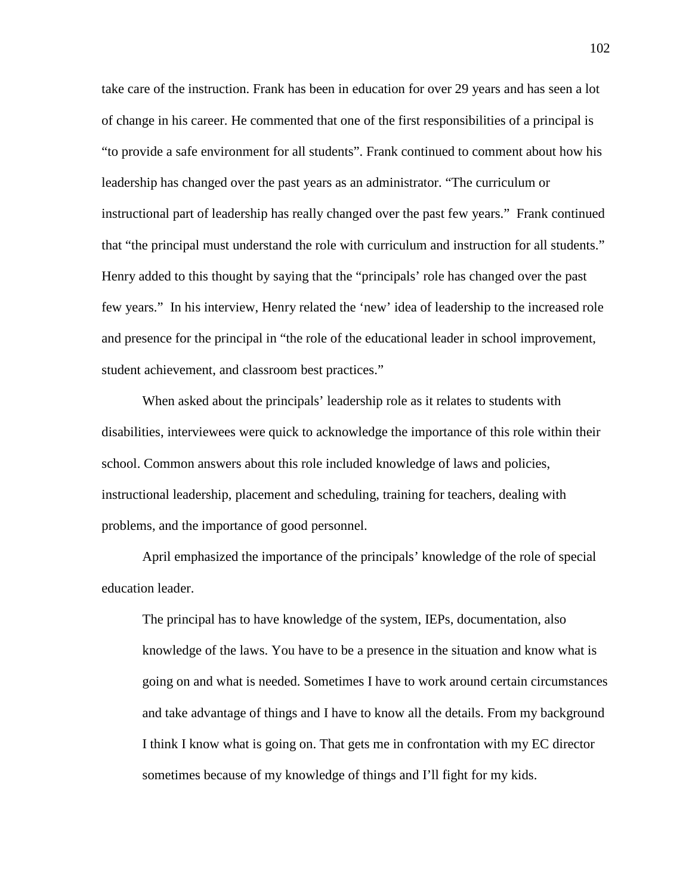take care of the instruction. Frank has been in education for over 29 years and has seen a lot of change in his career. He commented that one of the first responsibilities of a principal is "to provide a safe environment for all students". Frank continued to comment about how his leadership has changed over the past years as an administrator. "The curriculum or instructional part of leadership has really changed over the past few years." Frank continued that "the principal must understand the role with curriculum and instruction for all students." Henry added to this thought by saying that the "principals' role has changed over the past few years." In his interview, Henry related the 'new' idea of leadership to the increased role and presence for the principal in "the role of the educational leader in school improvement, student achievement, and classroom best practices."

When asked about the principals' leadership role as it relates to students with disabilities, interviewees were quick to acknowledge the importance of this role within their school. Common answers about this role included knowledge of laws and policies, instructional leadership, placement and scheduling, training for teachers, dealing with problems, and the importance of good personnel.

April emphasized the importance of the principals' knowledge of the role of special education leader.

> The principal has to have knowledge of the system, IEPs, documentation, also knowledge of the laws. You have to be a presence in the situation and know what is going on and what is needed. Sometimes I have to work around certain circumstances and take advantage of things and I have to know all the details. From my background I think I know what is going on. That gets me in confrontation with my EC director sometimes because of my knowledge of things and I'll fight for my kids.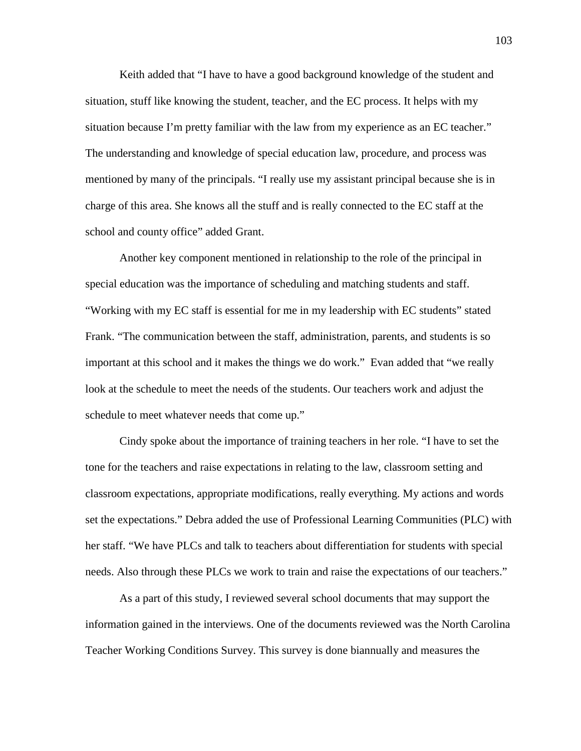Keith added that "I have to have a good background knowledge of the student and situation, stuff like knowing the student, teacher, and the EC process. It helps with my situation because I'm pretty familiar with the law from my experience as an EC teacher." The understanding and knowledge of special education law, procedure, and process was mentioned by many of the principals. "I really use my assistant principal because she is in charge of this area. She knows all the stuff and is really connected to the EC staff at the school and county office" added Grant.

Another key component mentioned in relationship to the role of the principal in special education was the importance of scheduling and matching students and staff. "Working with my EC staff is essential for me in my leadership with EC students" stated Frank. "The communication between the staff, administration, parents, and students is so important at this school and it makes the things we do work." Evan added that "we really look at the schedule to meet the needs of the students. Our teachers work and adjust the schedule to meet whatever needs that come up."

Cindy spoke about the importance of training teachers in her role. "I have to set the tone for the teachers and raise expectations in relating to the law, classroom setting and classroom expectations, appropriate modifications, really everything. My actions and words set the expectations." Debra added the use of Professional Learning Communities (PLC) with her staff. "We have PLCs and talk to teachers about differentiation for students with special needs. Also through these PLCs we work to train and raise the expectations of our teachers."

As a part of this study, I reviewed several school documents that may support the information gained in the interviews. One of the documents reviewed was the North Carolina Teacher Working Conditions Survey. This survey is done biannually and measures the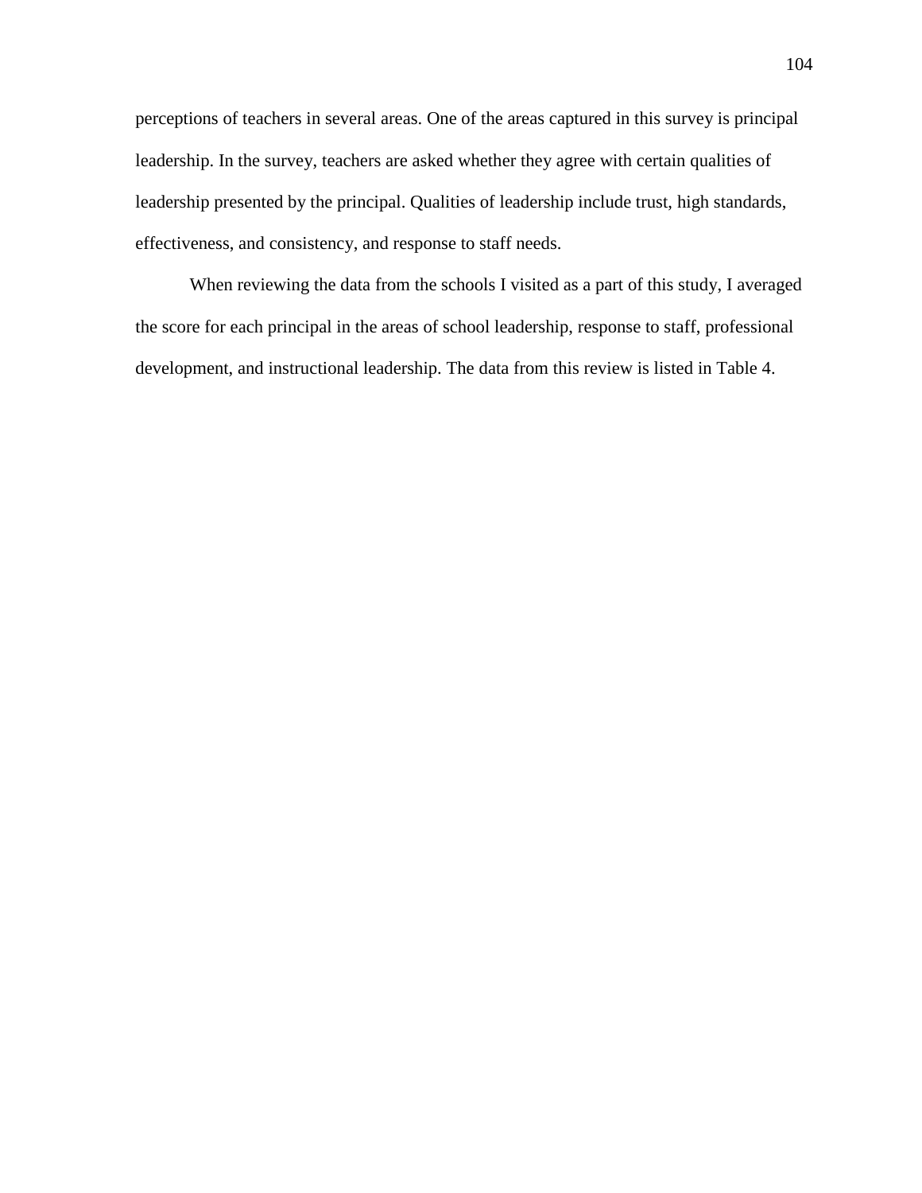perceptions of teachers in several areas. One of the areas captured in this survey is principal leadership. In the survey, teachers are asked whether they agree with certain qualities of leadership presented by the principal. Qualities of leadership include trust, high standards, effectiveness, and consistency, and response to staff needs.

When reviewing the data from the schools I visited as a part of this study, I averaged the score for each principal in the areas of school leadership, response to staff, professional development, and instructional leadership. The data from this review is listed in Table 4.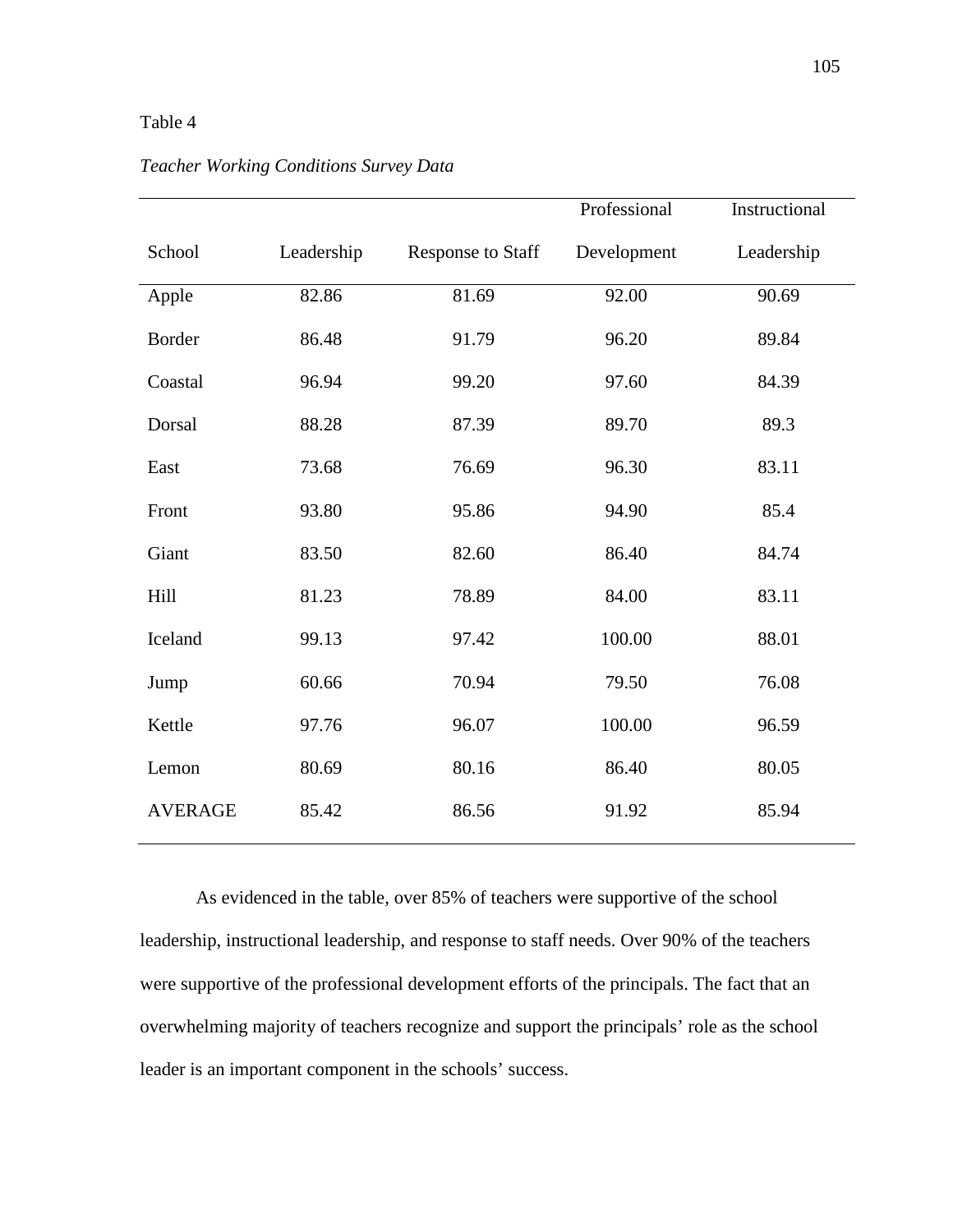Table 4

*Teacher Working Conditions Survey Data*

| School | Leadership | Response to Staff | Professional Development | Instructional Leadership |
|---|---|---|---|---|
| Apple | 82.86 | 81.69 | 92.00 | 90.69 |
| Border | 86.48 | 91.79 | 96.20 | 89.84 |
| Coastal | 96.94 | 99.20 | 97.60 | 84.39 |
| Dorsal | 88.28 | 87.39 | 89.70 | 89.3 |
| East | 73.68 | 76.69 | 96.30 | 83.11 |
| Front | 93.80 | 95.86 | 94.90 | 85.4 |
| Giant | 83.50 | 82.60 | 86.40 | 84.74 |
| Hill | 81.23 | 78.89 | 84.00 | 83.11 |
| Iceland | 99.13 | 97.42 | 100.00 | 88.01 |
| Jump | 60.66 | 70.94 | 79.50 | 76.08 |
| Kettle | 97.76 | 96.07 | 100.00 | 96.59 |
| Lemon | 80.69 | 80.16 | 86.40 | 80.05 |
| AVERAGE | 85.42 | 86.56 | 91.92 | 85.94 |

As evidenced in the table, over 85% of teachers were supportive of the school leadership, instructional leadership, and response to staff needs. Over 90% of the teachers were supportive of the professional development efforts of the principals. The fact that an overwhelming majority of teachers recognize and support the principals' role as the school leader is an important component in the schools' success.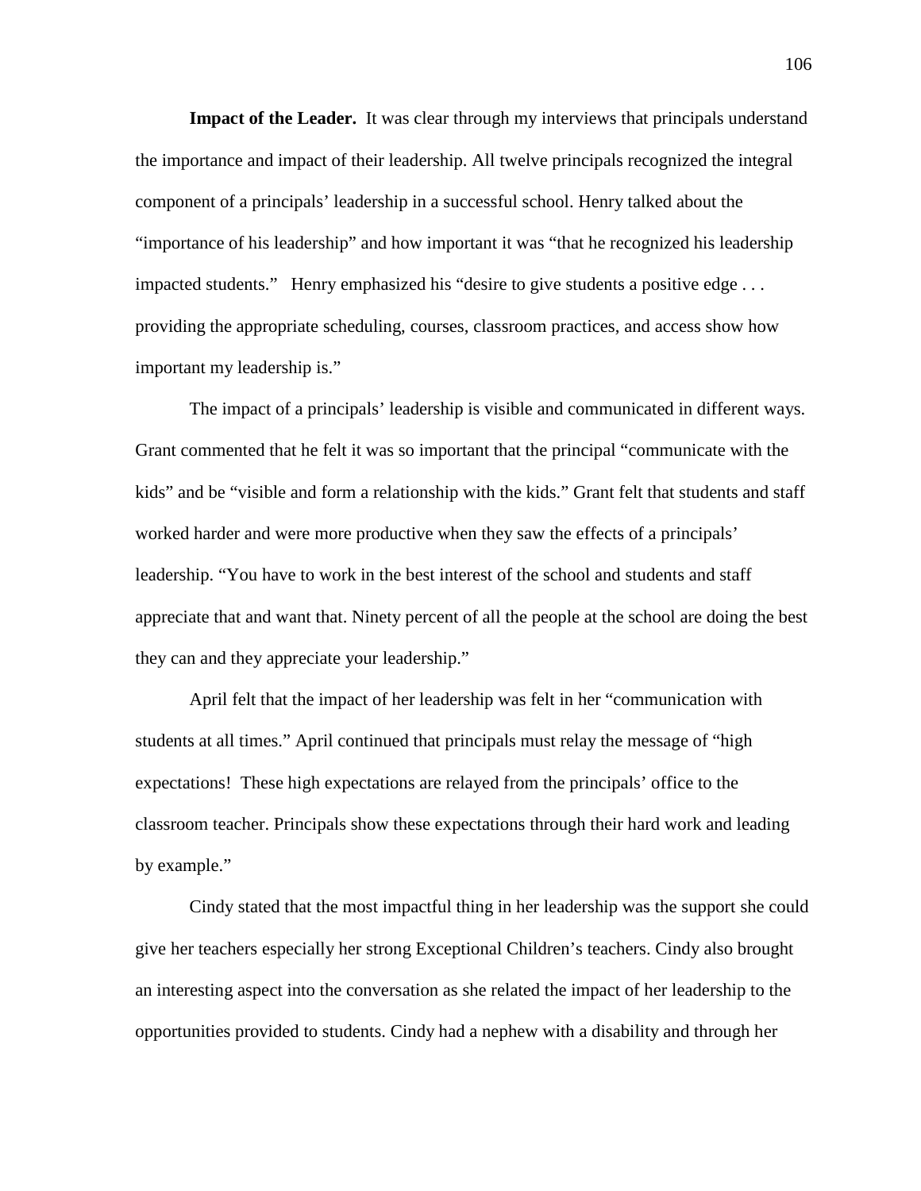**Impact of the Leader.** It was clear through my interviews that principals understand the importance and impact of their leadership. All twelve principals recognized the integral component of a principals' leadership in a successful school. Henry talked about the "importance of his leadership" and how important it was "that he recognized his leadership impacted students." Henry emphasized his "desire to give students a positive edge . . . providing the appropriate scheduling, courses, classroom practices, and access show how important my leadership is."

The impact of a principals' leadership is visible and communicated in different ways. Grant commented that he felt it was so important that the principal "communicate with the kids" and be "visible and form a relationship with the kids." Grant felt that students and staff worked harder and were more productive when they saw the effects of a principals' leadership. "You have to work in the best interest of the school and students and staff appreciate that and want that. Ninety percent of all the people at the school are doing the best they can and they appreciate your leadership."

April felt that the impact of her leadership was felt in her "communication with students at all times." April continued that principals must relay the message of "high expectations! These high expectations are relayed from the principals' office to the classroom teacher. Principals show these expectations through their hard work and leading by example."

Cindy stated that the most impactful thing in her leadership was the support she could give her teachers especially her strong Exceptional Children's teachers. Cindy also brought an interesting aspect into the conversation as she related the impact of her leadership to the opportunities provided to students. Cindy had a nephew with a disability and through her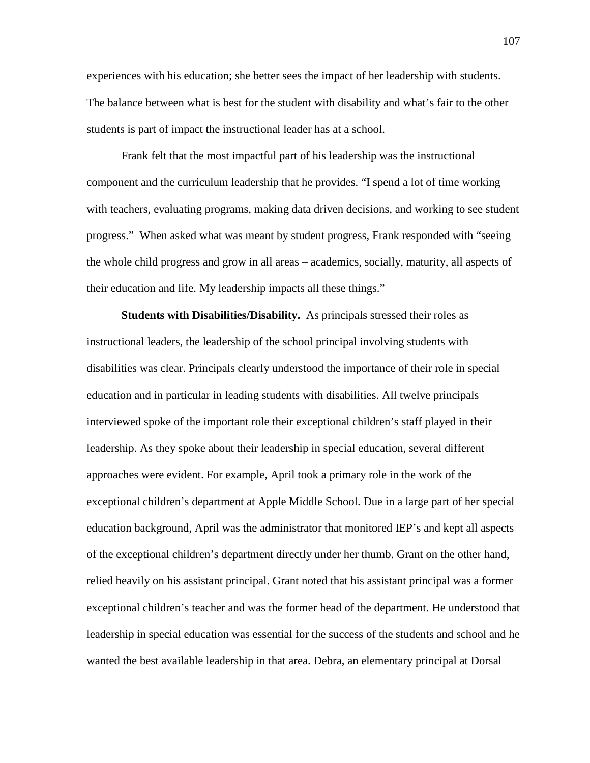experiences with his education; she better sees the impact of her leadership with students. The balance between what is best for the student with disability and what's fair to the other students is part of impact the instructional leader has at a school.

Frank felt that the most impactful part of his leadership was the instructional component and the curriculum leadership that he provides. "I spend a lot of time working with teachers, evaluating programs, making data driven decisions, and working to see student progress." When asked what was meant by student progress, Frank responded with "seeing the whole child progress and grow in all areas – academics, socially, maturity, all aspects of their education and life. My leadership impacts all these things."

**Students with Disabilities/Disability.** As principals stressed their roles as instructional leaders, the leadership of the school principal involving students with disabilities was clear. Principals clearly understood the importance of their role in special education and in particular in leading students with disabilities. All twelve principals interviewed spoke of the important role their exceptional children's staff played in their leadership. As they spoke about their leadership in special education, several different approaches were evident. For example, April took a primary role in the work of the exceptional children's department at Apple Middle School. Due in a large part of her special education background, April was the administrator that monitored IEP's and kept all aspects of the exceptional children's department directly under her thumb. Grant on the other hand, relied heavily on his assistant principal. Grant noted that his assistant principal was a former exceptional children's teacher and was the former head of the department. He understood that leadership in special education was essential for the success of the students and school and he wanted the best available leadership in that area. Debra, an elementary principal at Dorsal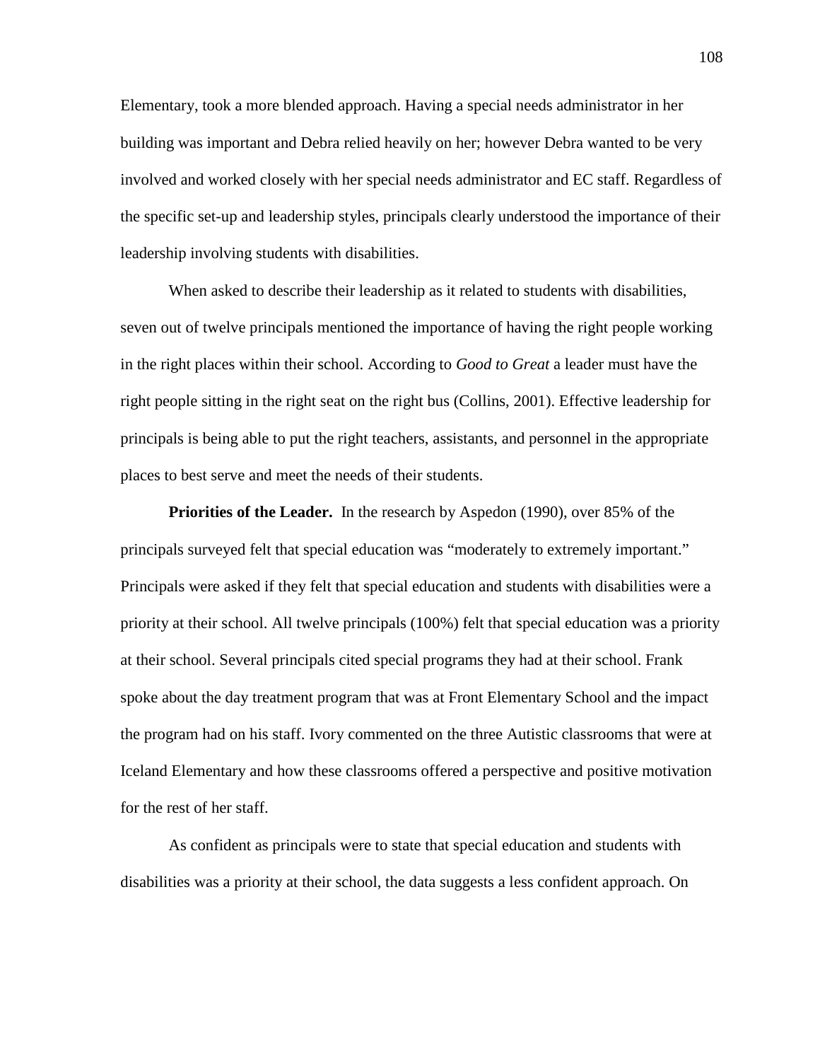Elementary, took a more blended approach. Having a special needs administrator in her building was important and Debra relied heavily on her; however Debra wanted to be very involved and worked closely with her special needs administrator and EC staff. Regardless of the specific set-up and leadership styles, principals clearly understood the importance of their leadership involving students with disabilities.

When asked to describe their leadership as it related to students with disabilities, seven out of twelve principals mentioned the importance of having the right people working in the right places within their school. According to *Good to Great* a leader must have the right people sitting in the right seat on the right bus (Collins, 2001). Effective leadership for principals is being able to put the right teachers, assistants, and personnel in the appropriate places to best serve and meet the needs of their students.

**Priorities of the Leader.** In the research by Aspedon (1990), over 85% of the principals surveyed felt that special education was "moderately to extremely important." Principals were asked if they felt that special education and students with disabilities were a priority at their school. All twelve principals (100%) felt that special education was a priority at their school. Several principals cited special programs they had at their school. Frank spoke about the day treatment program that was at Front Elementary School and the impact the program had on his staff. Ivory commented on the three Autistic classrooms that were at Iceland Elementary and how these classrooms offered a perspective and positive motivation for the rest of her staff.

As confident as principals were to state that special education and students with disabilities was a priority at their school, the data suggests a less confident approach. On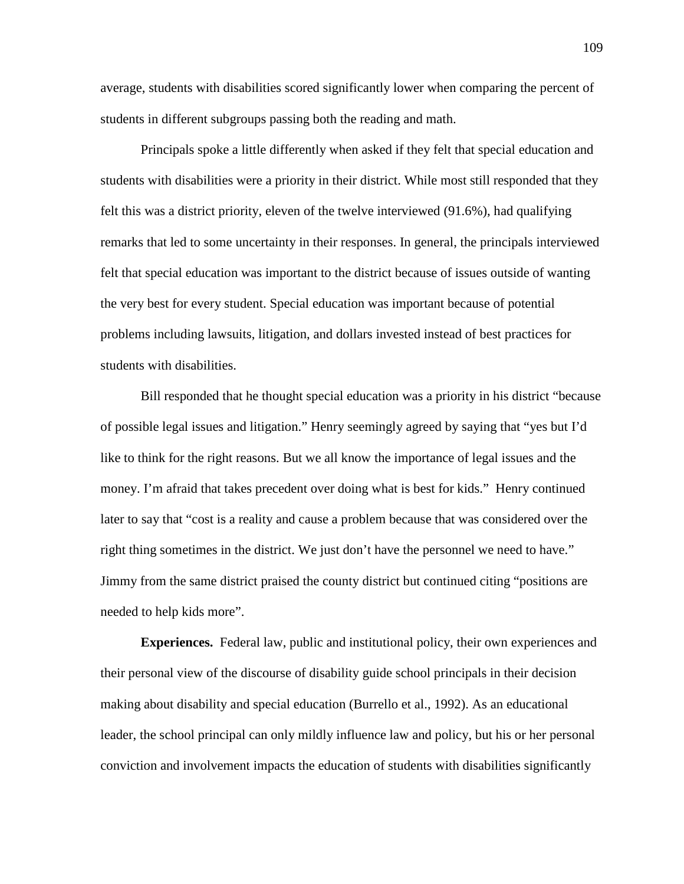average, students with disabilities scored significantly lower when comparing the percent of students in different subgroups passing both the reading and math.

Principals spoke a little differently when asked if they felt that special education and students with disabilities were a priority in their district. While most still responded that they felt this was a district priority, eleven of the twelve interviewed (91.6%), had qualifying remarks that led to some uncertainty in their responses. In general, the principals interviewed felt that special education was important to the district because of issues outside of wanting the very best for every student. Special education was important because of potential problems including lawsuits, litigation, and dollars invested instead of best practices for students with disabilities.

Bill responded that he thought special education was a priority in his district "because of possible legal issues and litigation." Henry seemingly agreed by saying that "yes but I'd like to think for the right reasons. But we all know the importance of legal issues and the money. I'm afraid that takes precedent over doing what is best for kids." Henry continued later to say that "cost is a reality and cause a problem because that was considered over the right thing sometimes in the district. We just don't have the personnel we need to have." Jimmy from the same district praised the county district but continued citing "positions are needed to help kids more".

**Experiences.** Federal law, public and institutional policy, their own experiences and their personal view of the discourse of disability guide school principals in their decision making about disability and special education (Burrello et al., 1992). As an educational leader, the school principal can only mildly influence law and policy, but his or her personal conviction and involvement impacts the education of students with disabilities significantly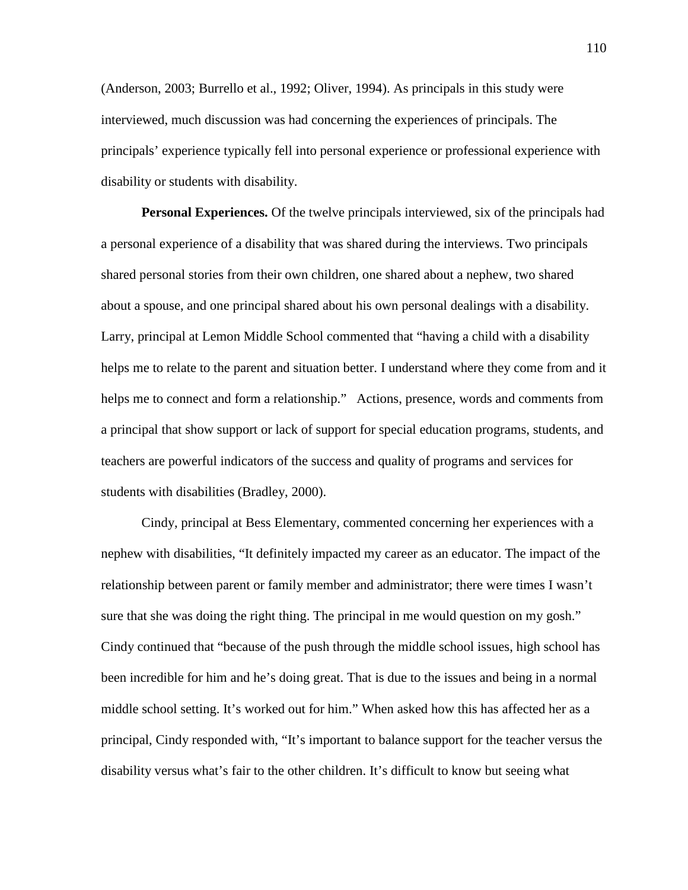(Anderson, 2003; Burrello et al., 1992; Oliver, 1994). As principals in this study were interviewed, much discussion was had concerning the experiences of principals. The principals' experience typically fell into personal experience or professional experience with disability or students with disability.

**Personal Experiences.** Of the twelve principals interviewed, six of the principals had a personal experience of a disability that was shared during the interviews. Two principals shared personal stories from their own children, one shared about a nephew, two shared about a spouse, and one principal shared about his own personal dealings with a disability. Larry, principal at Lemon Middle School commented that "having a child with a disability helps me to relate to the parent and situation better. I understand where they come from and it helps me to connect and form a relationship." Actions, presence, words and comments from a principal that show support or lack of support for special education programs, students, and teachers are powerful indicators of the success and quality of programs and services for students with disabilities (Bradley, 2000).

Cindy, principal at Bess Elementary, commented concerning her experiences with a nephew with disabilities, "It definitely impacted my career as an educator. The impact of the relationship between parent or family member and administrator; there were times I wasn't sure that she was doing the right thing. The principal in me would question on my gosh." Cindy continued that "because of the push through the middle school issues, high school has been incredible for him and he's doing great. That is due to the issues and being in a normal middle school setting. It's worked out for him." When asked how this has affected her as a principal, Cindy responded with, "It's important to balance support for the teacher versus the disability versus what's fair to the other children. It's difficult to know but seeing what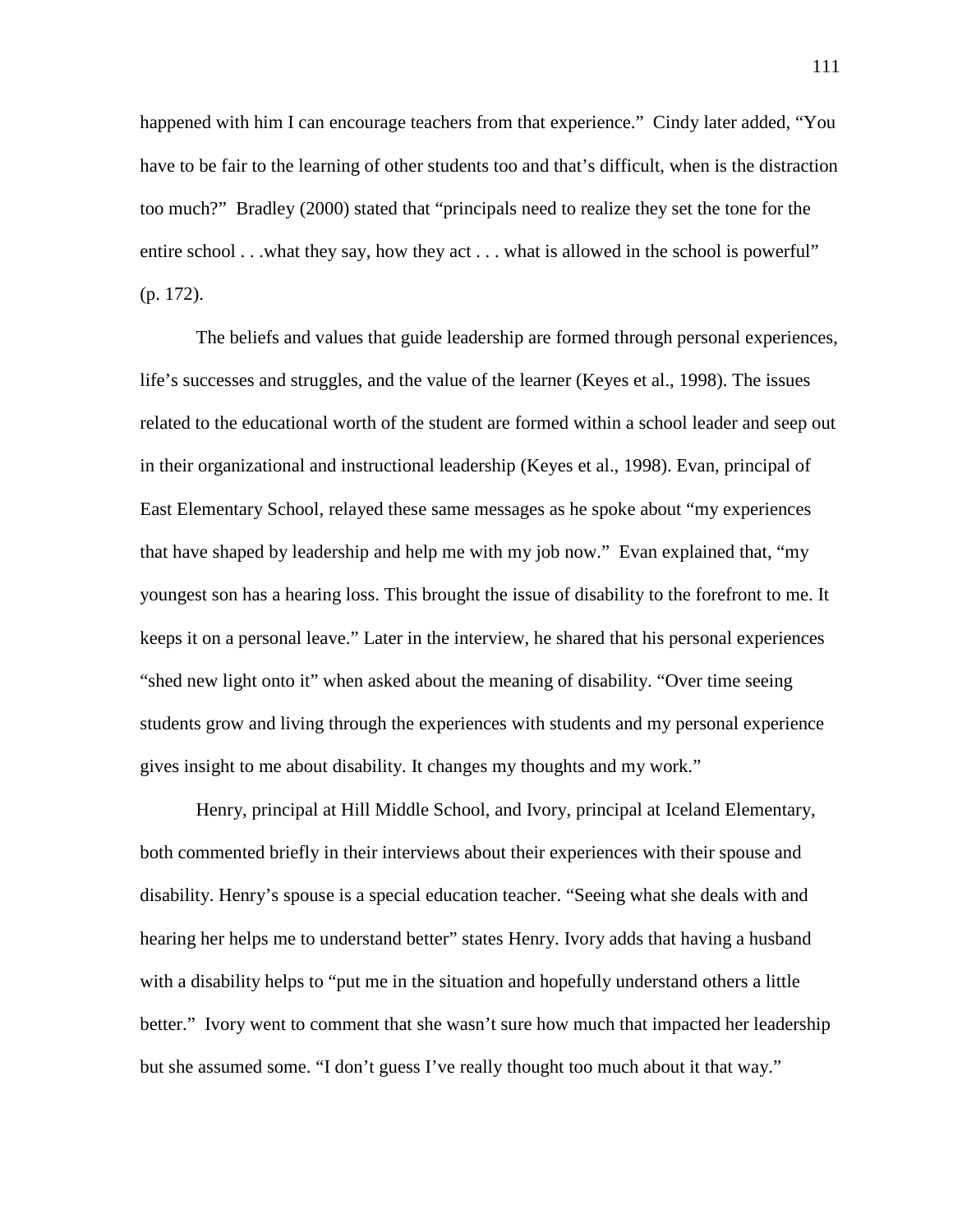happened with him I can encourage teachers from that experience." Cindy later added, "You have to be fair to the learning of other students too and that's difficult, when is the distraction too much?" Bradley (2000) stated that "principals need to realize they set the tone for the entire school . . .what they say, how they act . . . what is allowed in the school is powerful" (p. 172).

The beliefs and values that guide leadership are formed through personal experiences, life's successes and struggles, and the value of the learner (Keyes et al., 1998). The issues related to the educational worth of the student are formed within a school leader and seep out in their organizational and instructional leadership (Keyes et al., 1998). Evan, principal of East Elementary School, relayed these same messages as he spoke about "my experiences that have shaped by leadership and help me with my job now." Evan explained that, "my youngest son has a hearing loss. This brought the issue of disability to the forefront to me. It keeps it on a personal leave." Later in the interview, he shared that his personal experiences "shed new light onto it" when asked about the meaning of disability. "Over time seeing students grow and living through the experiences with students and my personal experience gives insight to me about disability. It changes my thoughts and my work."

Henry, principal at Hill Middle School, and Ivory, principal at Iceland Elementary, both commented briefly in their interviews about their experiences with their spouse and disability. Henry's spouse is a special education teacher. "Seeing what she deals with and hearing her helps me to understand better" states Henry. Ivory adds that having a husband with a disability helps to "put me in the situation and hopefully understand others a little better." Ivory went to comment that she wasn't sure how much that impacted her leadership but she assumed some. "I don't guess I've really thought too much about it that way."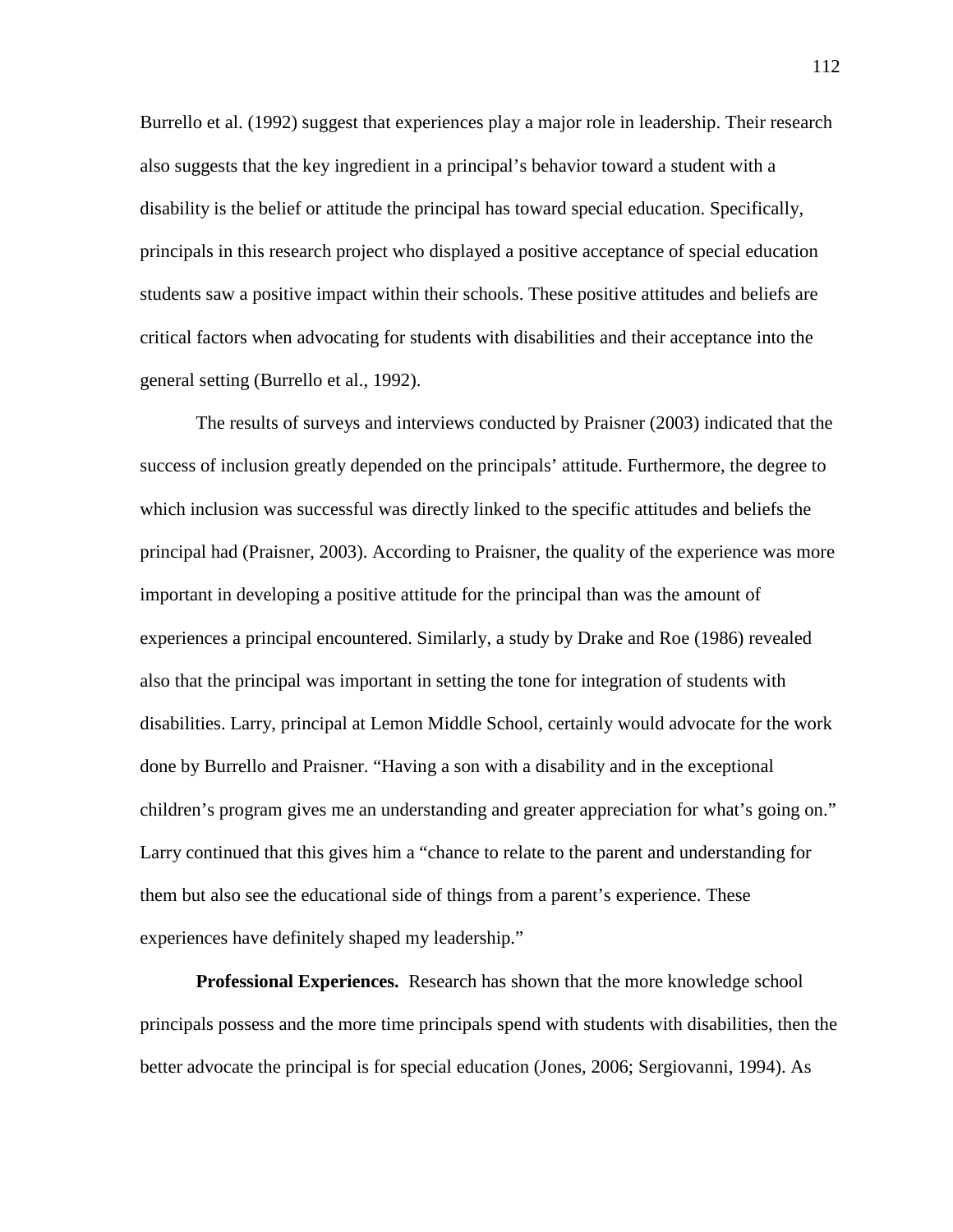Burrello et al. (1992) suggest that experiences play a major role in leadership. Their research also suggests that the key ingredient in a principal's behavior toward a student with a disability is the belief or attitude the principal has toward special education. Specifically, principals in this research project who displayed a positive acceptance of special education students saw a positive impact within their schools. These positive attitudes and beliefs are critical factors when advocating for students with disabilities and their acceptance into the general setting (Burrello et al., 1992).

The results of surveys and interviews conducted by Praisner (2003) indicated that the success of inclusion greatly depended on the principals' attitude. Furthermore, the degree to which inclusion was successful was directly linked to the specific attitudes and beliefs the principal had (Praisner, 2003). According to Praisner, the quality of the experience was more important in developing a positive attitude for the principal than was the amount of experiences a principal encountered. Similarly, a study by Drake and Roe (1986) revealed also that the principal was important in setting the tone for integration of students with disabilities. Larry, principal at Lemon Middle School, certainly would advocate for the work done by Burrello and Praisner. "Having a son with a disability and in the exceptional children's program gives me an understanding and greater appreciation for what's going on." Larry continued that this gives him a "chance to relate to the parent and understanding for them but also see the educational side of things from a parent's experience. These experiences have definitely shaped my leadership."

**Professional Experiences.** Research has shown that the more knowledge school principals possess and the more time principals spend with students with disabilities, then the better advocate the principal is for special education (Jones, 2006; Sergiovanni, 1994). As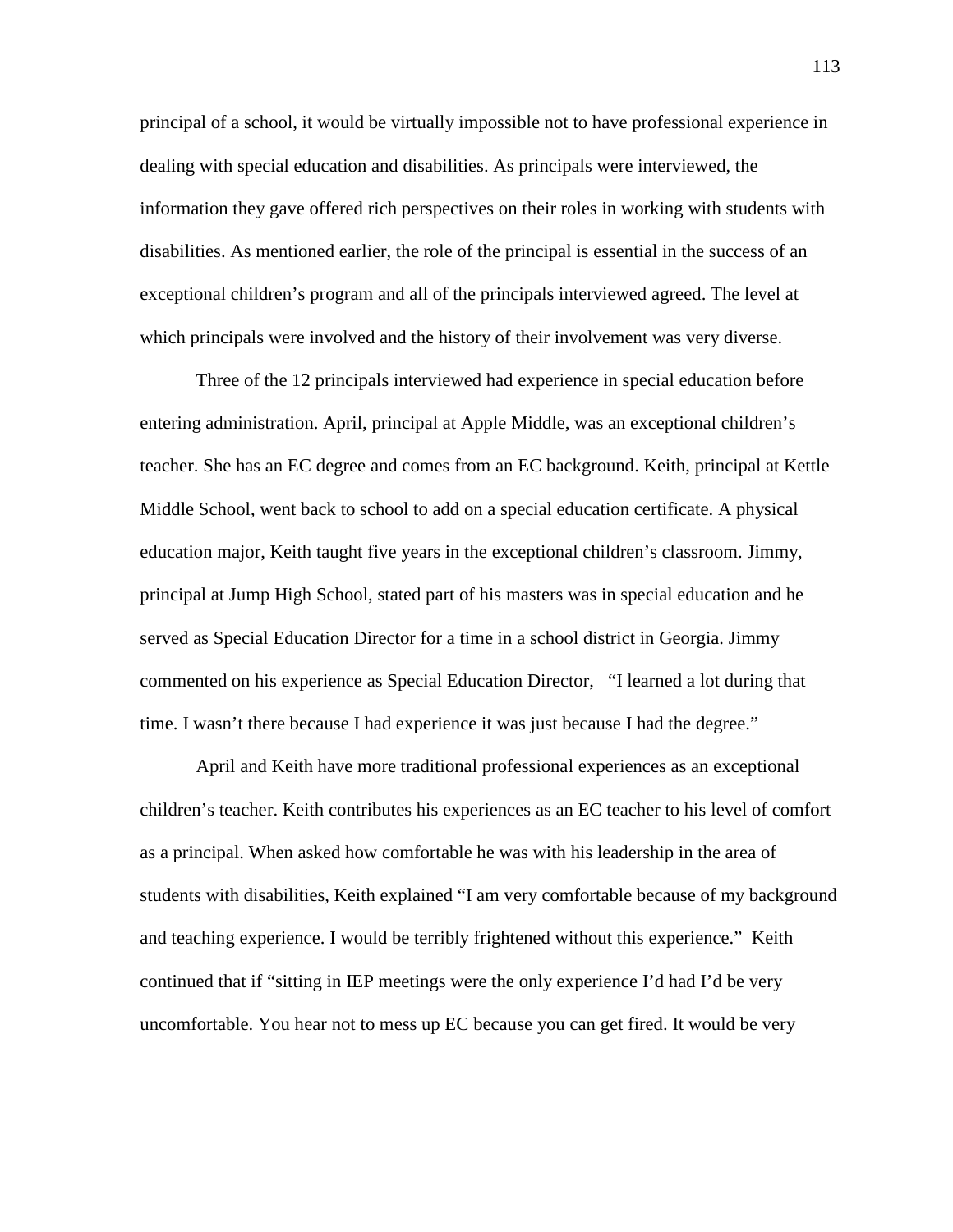principal of a school, it would be virtually impossible not to have professional experience in dealing with special education and disabilities. As principals were interviewed, the information they gave offered rich perspectives on their roles in working with students with disabilities. As mentioned earlier, the role of the principal is essential in the success of an exceptional children's program and all of the principals interviewed agreed. The level at which principals were involved and the history of their involvement was very diverse.

Three of the 12 principals interviewed had experience in special education before entering administration. April, principal at Apple Middle, was an exceptional children's teacher. She has an EC degree and comes from an EC background. Keith, principal at Kettle Middle School, went back to school to add on a special education certificate. A physical education major, Keith taught five years in the exceptional children's classroom. Jimmy, principal at Jump High School, stated part of his masters was in special education and he served as Special Education Director for a time in a school district in Georgia. Jimmy commented on his experience as Special Education Director, "I learned a lot during that time. I wasn't there because I had experience it was just because I had the degree."

April and Keith have more traditional professional experiences as an exceptional children's teacher. Keith contributes his experiences as an EC teacher to his level of comfort as a principal. When asked how comfortable he was with his leadership in the area of students with disabilities, Keith explained "I am very comfortable because of my background and teaching experience. I would be terribly frightened without this experience." Keith continued that if "sitting in IEP meetings were the only experience I'd had I'd be very uncomfortable. You hear not to mess up EC because you can get fired. It would be very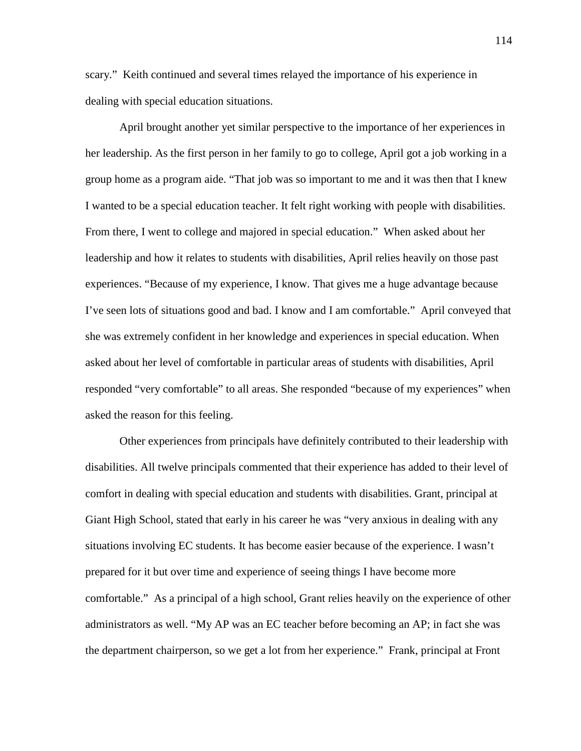scary." Keith continued and several times relayed the importance of his experience in dealing with special education situations.

April brought another yet similar perspective to the importance of her experiences in her leadership. As the first person in her family to go to college, April got a job working in a group home as a program aide. "That job was so important to me and it was then that I knew I wanted to be a special education teacher. It felt right working with people with disabilities. From there, I went to college and majored in special education." When asked about her leadership and how it relates to students with disabilities, April relies heavily on those past experiences. "Because of my experience, I know. That gives me a huge advantage because I've seen lots of situations good and bad. I know and I am comfortable." April conveyed that she was extremely confident in her knowledge and experiences in special education. When asked about her level of comfortable in particular areas of students with disabilities, April responded "very comfortable" to all areas. She responded "because of my experiences" when asked the reason for this feeling.

Other experiences from principals have definitely contributed to their leadership with disabilities. All twelve principals commented that their experience has added to their level of comfort in dealing with special education and students with disabilities. Grant, principal at Giant High School, stated that early in his career he was "very anxious in dealing with any situations involving EC students. It has become easier because of the experience. I wasn't prepared for it but over time and experience of seeing things I have become more comfortable." As a principal of a high school, Grant relies heavily on the experience of other administrators as well. "My AP was an EC teacher before becoming an AP; in fact she was the department chairperson, so we get a lot from her experience." Frank, principal at Front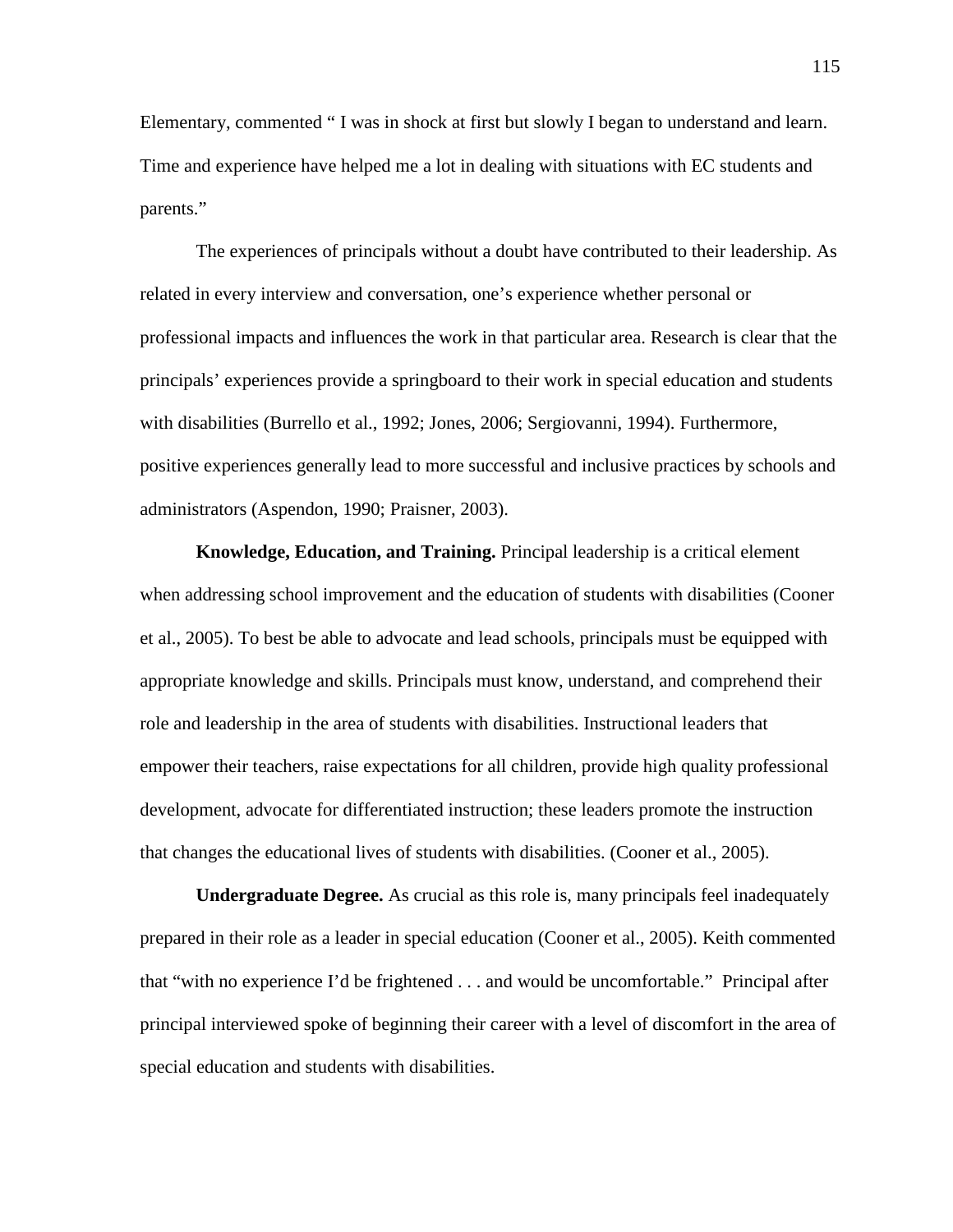Elementary, commented " I was in shock at first but slowly I began to understand and learn. Time and experience have helped me a lot in dealing with situations with EC students and parents."

The experiences of principals without a doubt have contributed to their leadership. As related in every interview and conversation, one's experience whether personal or professional impacts and influences the work in that particular area. Research is clear that the principals' experiences provide a springboard to their work in special education and students with disabilities (Burrello et al., 1992; Jones, 2006; Sergiovanni, 1994). Furthermore, positive experiences generally lead to more successful and inclusive practices by schools and administrators (Aspendon, 1990; Praisner, 2003).

**Knowledge, Education, and Training.** Principal leadership is a critical element when addressing school improvement and the education of students with disabilities (Cooner et al., 2005). To best be able to advocate and lead schools, principals must be equipped with appropriate knowledge and skills. Principals must know, understand, and comprehend their role and leadership in the area of students with disabilities. Instructional leaders that empower their teachers, raise expectations for all children, provide high quality professional development, advocate for differentiated instruction; these leaders promote the instruction that changes the educational lives of students with disabilities. (Cooner et al., 2005).

**Undergraduate Degree.** As crucial as this role is, many principals feel inadequately prepared in their role as a leader in special education (Cooner et al., 2005). Keith commented that "with no experience I'd be frightened . . . and would be uncomfortable." Principal after principal interviewed spoke of beginning their career with a level of discomfort in the area of special education and students with disabilities.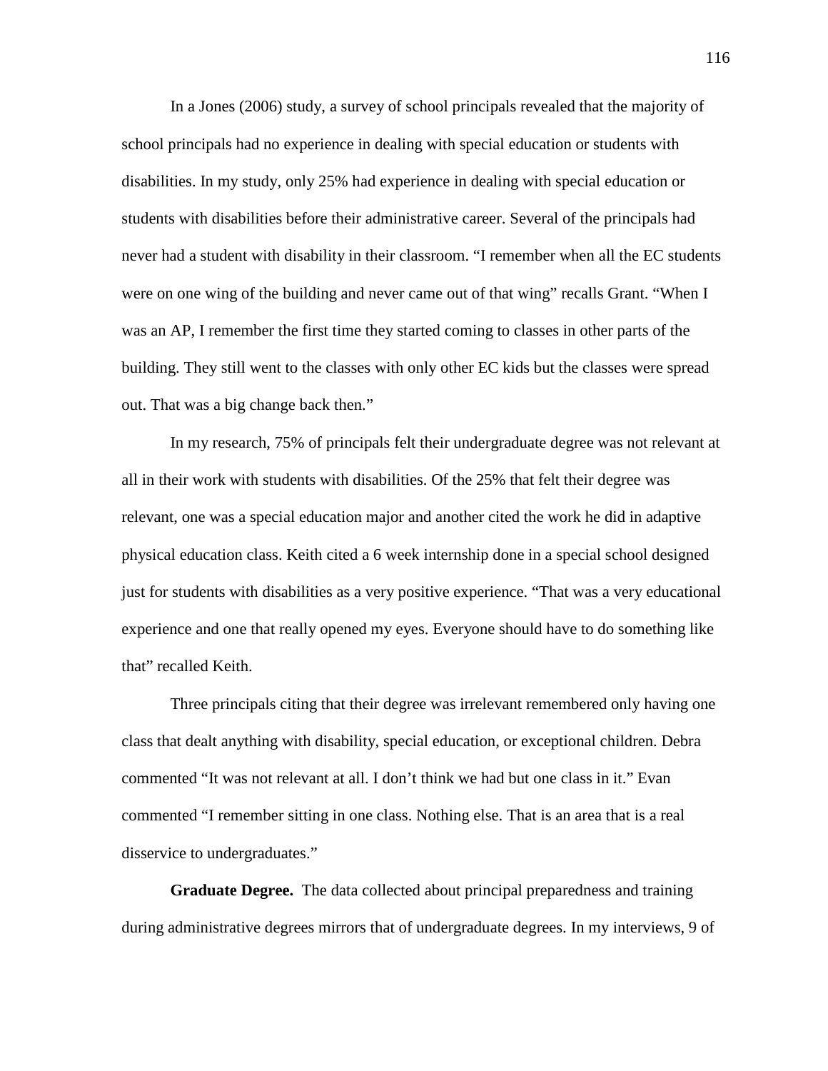In a Jones (2006) study, a survey of school principals revealed that the majority of school principals had no experience in dealing with special education or students with disabilities. In my study, only 25% had experience in dealing with special education or students with disabilities before their administrative career. Several of the principals had never had a student with disability in their classroom. "I remember when all the EC students were on one wing of the building and never came out of that wing" recalls Grant. "When I was an AP, I remember the first time they started coming to classes in other parts of the building. They still went to the classes with only other EC kids but the classes were spread out. That was a big change back then."

In my research, 75% of principals felt their undergraduate degree was not relevant at all in their work with students with disabilities. Of the 25% that felt their degree was relevant, one was a special education major and another cited the work he did in adaptive physical education class. Keith cited a 6 week internship done in a special school designed just for students with disabilities as a very positive experience. "That was a very educational experience and one that really opened my eyes. Everyone should have to do something like that" recalled Keith.

Three principals citing that their degree was irrelevant remembered only having one class that dealt anything with disability, special education, or exceptional children. Debra commented "It was not relevant at all. I don't think we had but one class in it." Evan commented "I remember sitting in one class. Nothing else. That is an area that is a real disservice to undergraduates."

**Graduate Degree.** The data collected about principal preparedness and training during administrative degrees mirrors that of undergraduate degrees. In my interviews, 9 of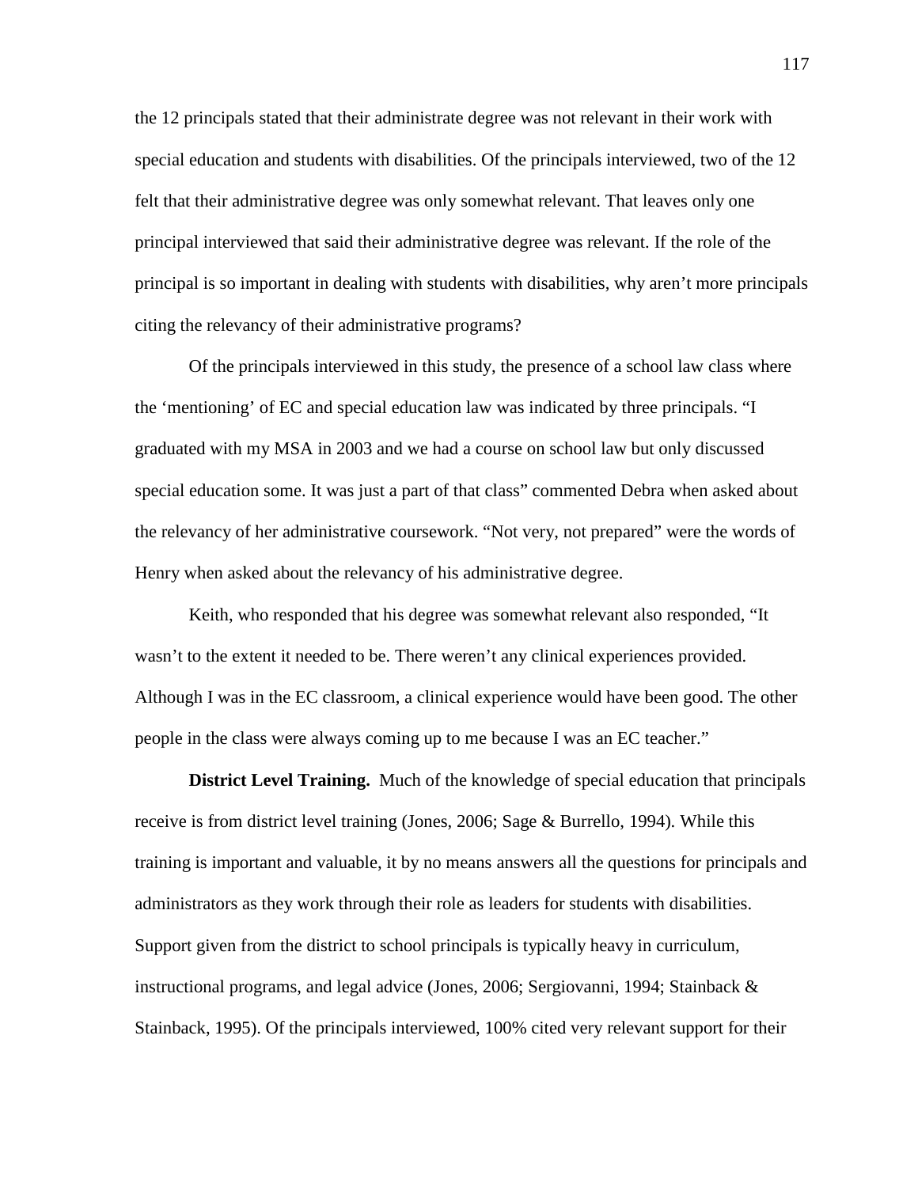the 12 principals stated that their administrate degree was not relevant in their work with special education and students with disabilities. Of the principals interviewed, two of the 12 felt that their administrative degree was only somewhat relevant. That leaves only one principal interviewed that said their administrative degree was relevant. If the role of the principal is so important in dealing with students with disabilities, why aren't more principals citing the relevancy of their administrative programs?

Of the principals interviewed in this study, the presence of a school law class where the 'mentioning' of EC and special education law was indicated by three principals. "I graduated with my MSA in 2003 and we had a course on school law but only discussed special education some. It was just a part of that class" commented Debra when asked about the relevancy of her administrative coursework. "Not very, not prepared" were the words of Henry when asked about the relevancy of his administrative degree.

Keith, who responded that his degree was somewhat relevant also responded, "It wasn't to the extent it needed to be. There weren't any clinical experiences provided. Although I was in the EC classroom, a clinical experience would have been good. The other people in the class were always coming up to me because I was an EC teacher."

**District Level Training.** Much of the knowledge of special education that principals receive is from district level training (Jones, 2006; Sage & Burrello, 1994). While this training is important and valuable, it by no means answers all the questions for principals and administrators as they work through their role as leaders for students with disabilities. Support given from the district to school principals is typically heavy in curriculum, instructional programs, and legal advice (Jones, 2006; Sergiovanni, 1994; Stainback & Stainback, 1995). Of the principals interviewed, 100% cited very relevant support for their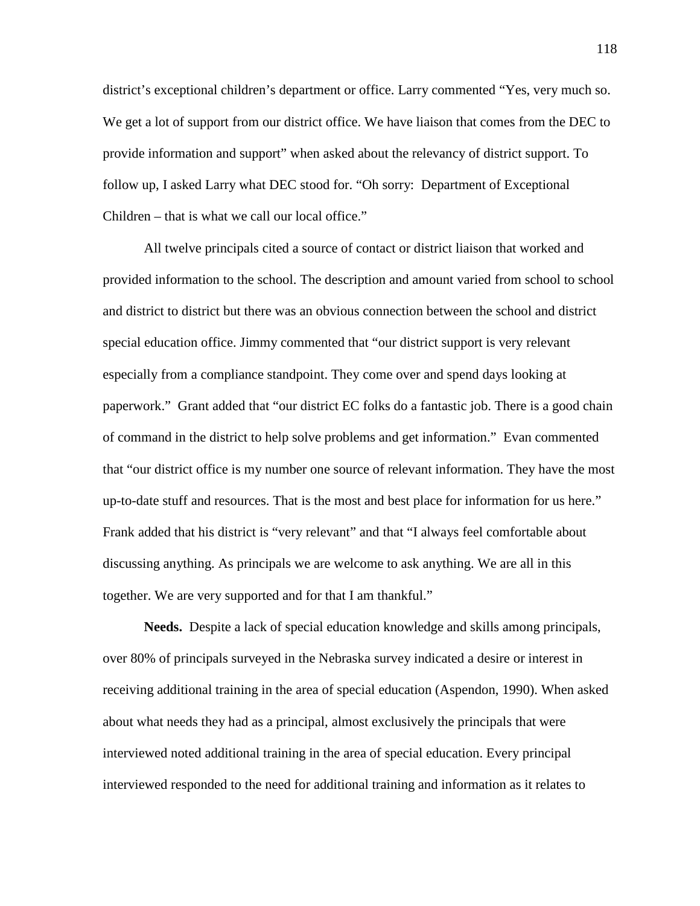district's exceptional children's department or office. Larry commented "Yes, very much so. We get a lot of support from our district office. We have liaison that comes from the DEC to provide information and support" when asked about the relevancy of district support. To follow up, I asked Larry what DEC stood for. "Oh sorry:  Department of Exceptional Children – that is what we call our local office."

All twelve principals cited a source of contact or district liaison that worked and provided information to the school. The description and amount varied from school to school and district to district but there was an obvious connection between the school and district special education office. Jimmy commented that "our district support is very relevant especially from a compliance standpoint. They come over and spend days looking at paperwork."  Grant added that "our district EC folks do a fantastic job. There is a good chain of command in the district to help solve problems and get information."  Evan commented that "our district office is my number one source of relevant information. They have the most up-to-date stuff and resources. That is the most and best place for information for us here." Frank added that his district is "very relevant" and that "I always feel comfortable about discussing anything. As principals we are welcome to ask anything. We are all in this together. We are very supported and for that I am thankful."

**Needs.**  Despite a lack of special education knowledge and skills among principals, over 80% of principals surveyed in the Nebraska survey indicated a desire or interest in receiving additional training in the area of special education (Aspendon, 1990). When asked about what needs they had as a principal, almost exclusively the principals that were interviewed noted additional training in the area of special education. Every principal interviewed responded to the need for additional training and information as it relates to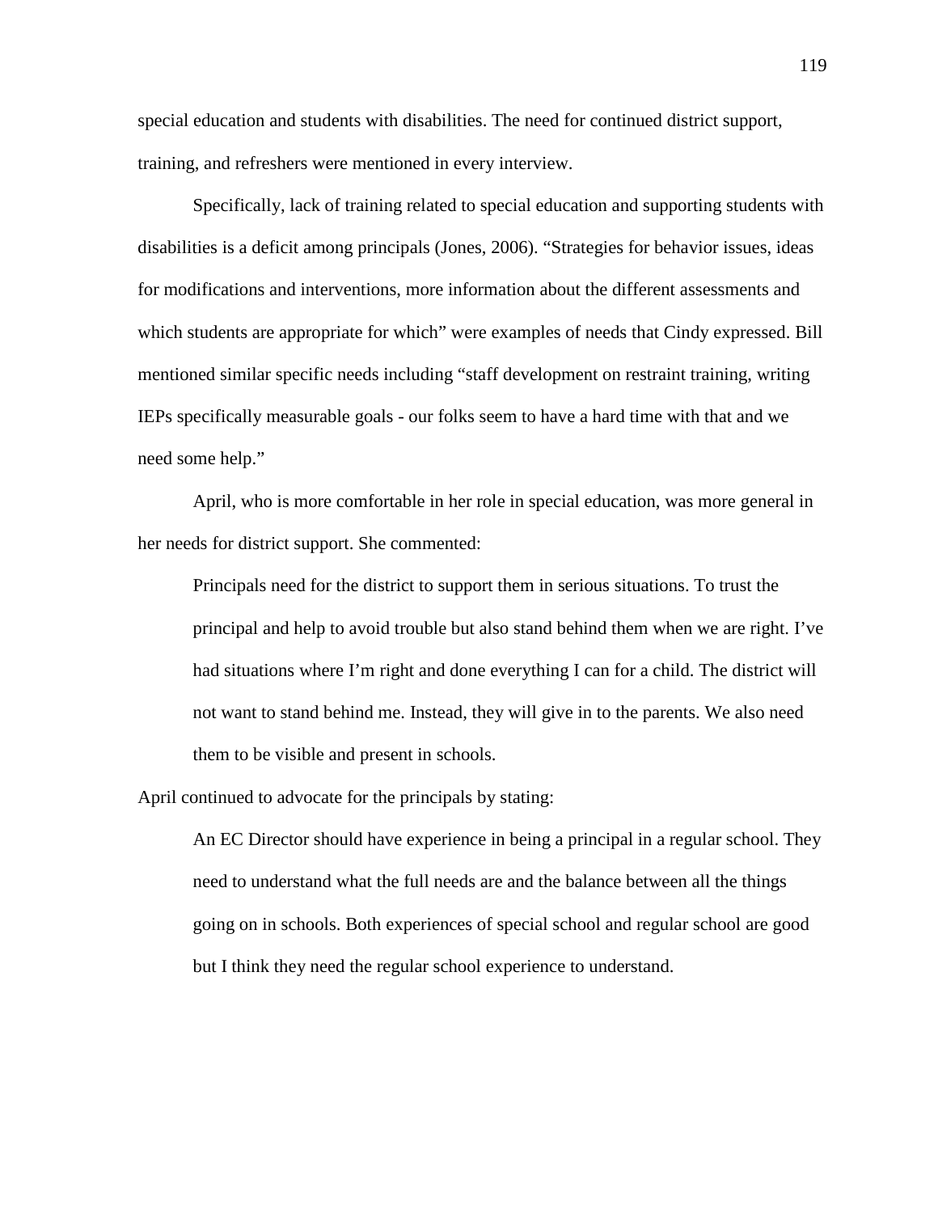special education and students with disabilities. The need for continued district support, training, and refreshers were mentioned in every interview.

Specifically, lack of training related to special education and supporting students with disabilities is a deficit among principals (Jones, 2006). "Strategies for behavior issues, ideas for modifications and interventions, more information about the different assessments and which students are appropriate for which" were examples of needs that Cindy expressed. Bill mentioned similar specific needs including "staff development on restraint training, writing IEPs specifically measurable goals - our folks seem to have a hard time with that and we need some help."

April, who is more comfortable in her role in special education, was more general in her needs for district support. She commented:

> Principals need for the district to support them in serious situations. To trust the principal and help to avoid trouble but also stand behind them when we are right. I've had situations where I'm right and done everything I can for a child. The district will not want to stand behind me. Instead, they will give in to the parents. We also need them to be visible and present in schools.

April continued to advocate for the principals by stating:

> An EC Director should have experience in being a principal in a regular school. They need to understand what the full needs are and the balance between all the things going on in schools. Both experiences of special school and regular school are good but I think they need the regular school experience to understand.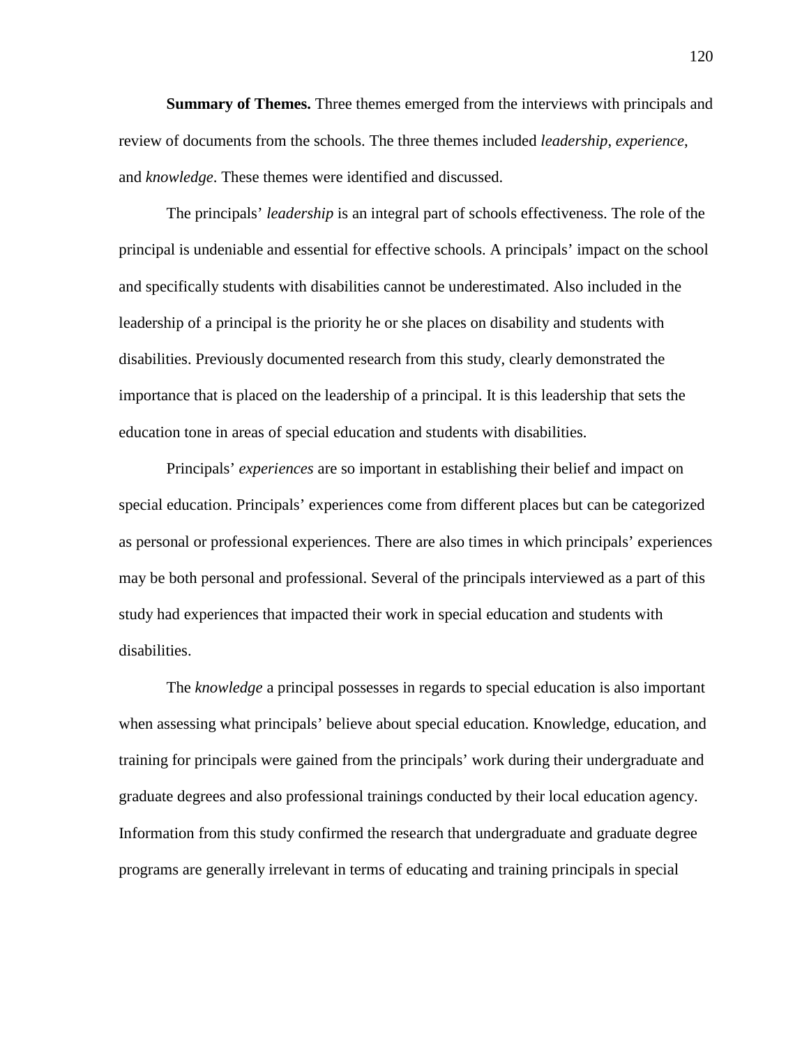**Summary of Themes.** Three themes emerged from the interviews with principals and review of documents from the schools. The three themes included *leadership*, *experience*, and *knowledge*. These themes were identified and discussed.

The principals' *leadership* is an integral part of schools effectiveness. The role of the principal is undeniable and essential for effective schools. A principals' impact on the school and specifically students with disabilities cannot be underestimated. Also included in the leadership of a principal is the priority he or she places on disability and students with disabilities. Previously documented research from this study, clearly demonstrated the importance that is placed on the leadership of a principal. It is this leadership that sets the education tone in areas of special education and students with disabilities.

Principals' *experiences* are so important in establishing their belief and impact on special education. Principals' experiences come from different places but can be categorized as personal or professional experiences. There are also times in which principals' experiences may be both personal and professional. Several of the principals interviewed as a part of this study had experiences that impacted their work in special education and students with disabilities.

The *knowledge* a principal possesses in regards to special education is also important when assessing what principals' believe about special education. Knowledge, education, and training for principals were gained from the principals' work during their undergraduate and graduate degrees and also professional trainings conducted by their local education agency. Information from this study confirmed the research that undergraduate and graduate degree programs are generally irrelevant in terms of educating and training principals in special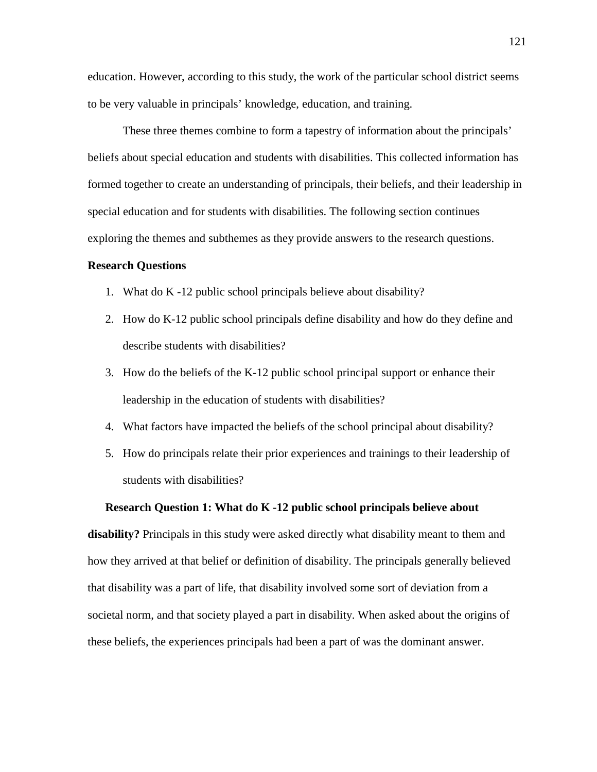education. However, according to this study, the work of the particular school district seems to be very valuable in principals' knowledge, education, and training.

These three themes combine to form a tapestry of information about the principals' beliefs about special education and students with disabilities. This collected information has formed together to create an understanding of principals, their beliefs, and their leadership in special education and for students with disabilities. The following section continues exploring the themes and subthemes as they provide answers to the research questions.

## Research Questions

1. What do K -12 public school principals believe about disability?
2. How do K-12 public school principals define disability and how do they define and describe students with disabilities?
3. How do the beliefs of the K-12 public school principal support or enhance their leadership in the education of students with disabilities?
4. What factors have impacted the beliefs of the school principal about disability?
5. How do principals relate their prior experiences and trainings to their leadership of students with disabilities?

**Research Question 1: What do K -12 public school principals believe about disability?** Principals in this study were asked directly what disability meant to them and how they arrived at that belief or definition of disability. The principals generally believed that disability was a part of life, that disability involved some sort of deviation from a societal norm, and that society played a part in disability. When asked about the origins of these beliefs, the experiences principals had been a part of was the dominant answer.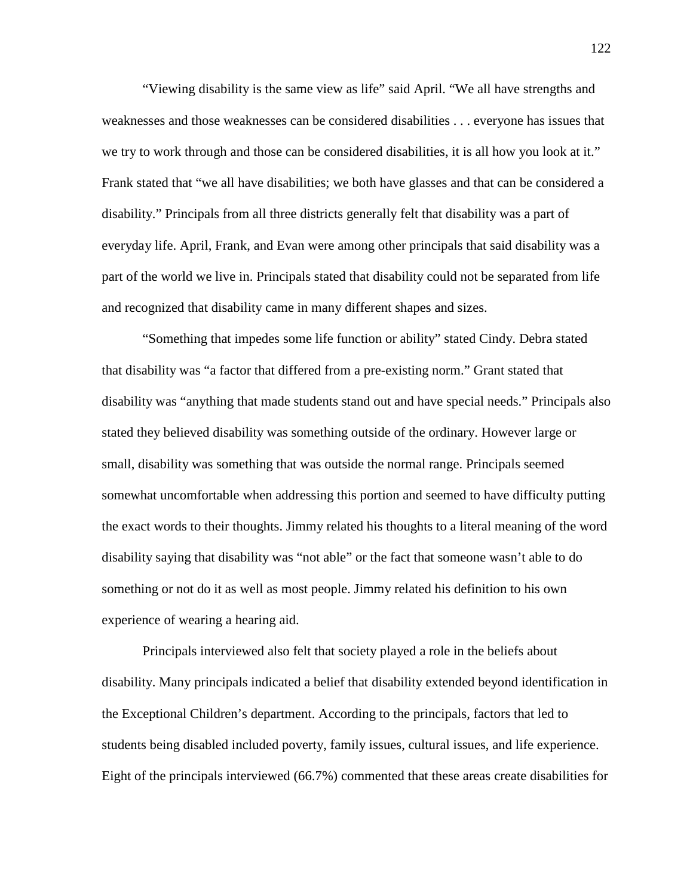"Viewing disability is the same view as life" said April. "We all have strengths and weaknesses and those weaknesses can be considered disabilities . . . everyone has issues that we try to work through and those can be considered disabilities, it is all how you look at it." Frank stated that "we all have disabilities; we both have glasses and that can be considered a disability." Principals from all three districts generally felt that disability was a part of everyday life. April, Frank, and Evan were among other principals that said disability was a part of the world we live in. Principals stated that disability could not be separated from life and recognized that disability came in many different shapes and sizes.

"Something that impedes some life function or ability" stated Cindy. Debra stated that disability was "a factor that differed from a pre-existing norm." Grant stated that disability was "anything that made students stand out and have special needs." Principals also stated they believed disability was something outside of the ordinary. However large or small, disability was something that was outside the normal range. Principals seemed somewhat uncomfortable when addressing this portion and seemed to have difficulty putting the exact words to their thoughts. Jimmy related his thoughts to a literal meaning of the word disability saying that disability was "not able" or the fact that someone wasn't able to do something or not do it as well as most people. Jimmy related his definition to his own experience of wearing a hearing aid.

Principals interviewed also felt that society played a role in the beliefs about disability. Many principals indicated a belief that disability extended beyond identification in the Exceptional Children's department. According to the principals, factors that led to students being disabled included poverty, family issues, cultural issues, and life experience. Eight of the principals interviewed (66.7%) commented that these areas create disabilities for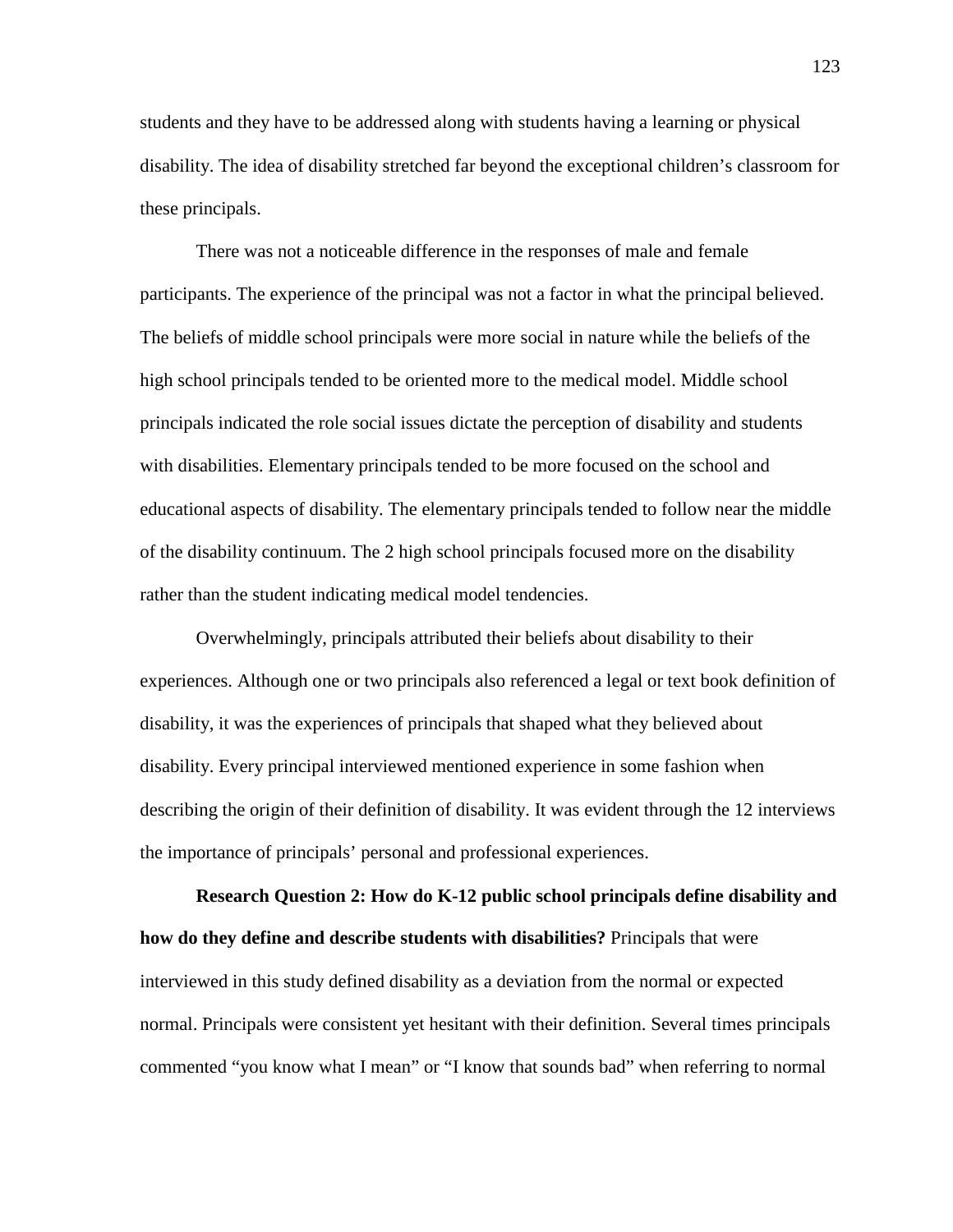students and they have to be addressed along with students having a learning or physical disability. The idea of disability stretched far beyond the exceptional children's classroom for these principals.

There was not a noticeable difference in the responses of male and female participants. The experience of the principal was not a factor in what the principal believed. The beliefs of middle school principals were more social in nature while the beliefs of the high school principals tended to be oriented more to the medical model. Middle school principals indicated the role social issues dictate the perception of disability and students with disabilities. Elementary principals tended to be more focused on the school and educational aspects of disability. The elementary principals tended to follow near the middle of the disability continuum. The 2 high school principals focused more on the disability rather than the student indicating medical model tendencies.

Overwhelmingly, principals attributed their beliefs about disability to their experiences. Although one or two principals also referenced a legal or text book definition of disability, it was the experiences of principals that shaped what they believed about disability. Every principal interviewed mentioned experience in some fashion when describing the origin of their definition of disability. It was evident through the 12 interviews the importance of principals' personal and professional experiences.

**Research Question 2: How do K-12 public school principals define disability and how do they define and describe students with disabilities?** Principals that were interviewed in this study defined disability as a deviation from the normal or expected normal. Principals were consistent yet hesitant with their definition. Several times principals commented "you know what I mean" or "I know that sounds bad" when referring to normal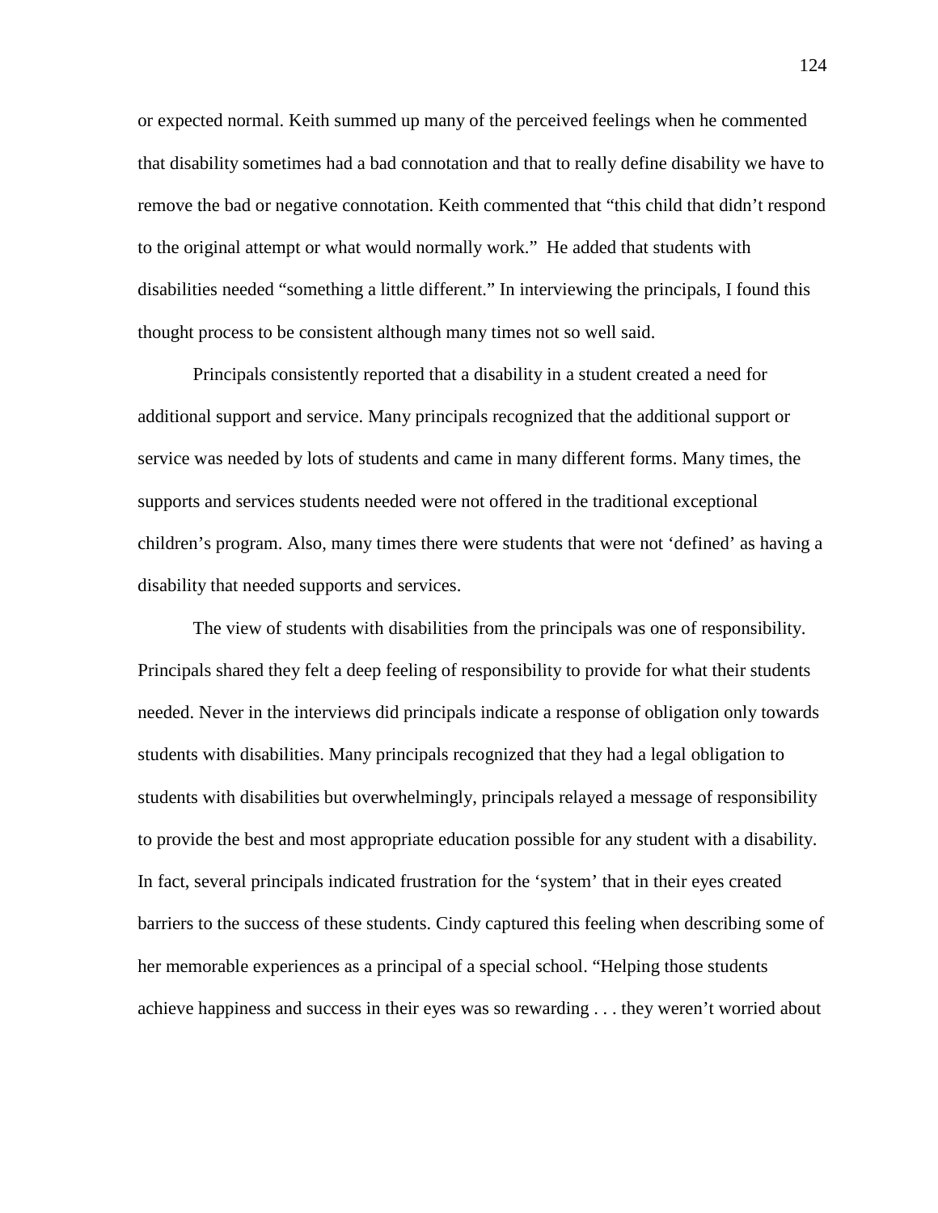or expected normal. Keith summed up many of the perceived feelings when he commented that disability sometimes had a bad connotation and that to really define disability we have to remove the bad or negative connotation. Keith commented that "this child that didn't respond to the original attempt or what would normally work." He added that students with disabilities needed "something a little different." In interviewing the principals, I found this thought process to be consistent although many times not so well said.

Principals consistently reported that a disability in a student created a need for additional support and service. Many principals recognized that the additional support or service was needed by lots of students and came in many different forms. Many times, the supports and services students needed were not offered in the traditional exceptional children's program. Also, many times there were students that were not 'defined' as having a disability that needed supports and services.

The view of students with disabilities from the principals was one of responsibility. Principals shared they felt a deep feeling of responsibility to provide for what their students needed. Never in the interviews did principals indicate a response of obligation only towards students with disabilities. Many principals recognized that they had a legal obligation to students with disabilities but overwhelmingly, principals relayed a message of responsibility to provide the best and most appropriate education possible for any student with a disability. In fact, several principals indicated frustration for the 'system' that in their eyes created barriers to the success of these students. Cindy captured this feeling when describing some of her memorable experiences as a principal of a special school. "Helping those students achieve happiness and success in their eyes was so rewarding . . . they weren't worried about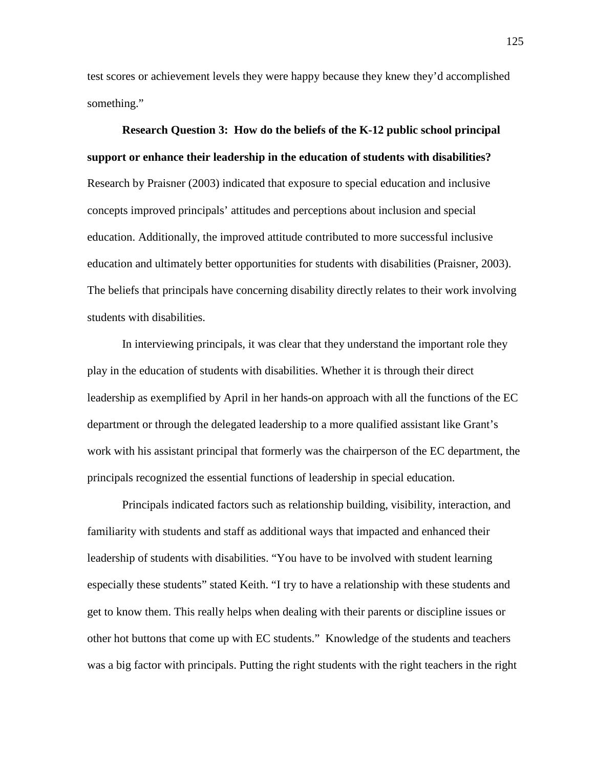test scores or achievement levels they were happy because they knew they'd accomplished something."

**Research Question 3: How do the beliefs of the K-12 public school principal support or enhance their leadership in the education of students with disabilities?**

Research by Praisner (2003) indicated that exposure to special education and inclusive concepts improved principals' attitudes and perceptions about inclusion and special education. Additionally, the improved attitude contributed to more successful inclusive education and ultimately better opportunities for students with disabilities (Praisner, 2003). The beliefs that principals have concerning disability directly relates to their work involving students with disabilities.

In interviewing principals, it was clear that they understand the important role they play in the education of students with disabilities. Whether it is through their direct leadership as exemplified by April in her hands-on approach with all the functions of the EC department or through the delegated leadership to a more qualified assistant like Grant's work with his assistant principal that formerly was the chairperson of the EC department, the principals recognized the essential functions of leadership in special education.

Principals indicated factors such as relationship building, visibility, interaction, and familiarity with students and staff as additional ways that impacted and enhanced their leadership of students with disabilities. "You have to be involved with student learning especially these students" stated Keith. "I try to have a relationship with these students and get to know them. This really helps when dealing with their parents or discipline issues or other hot buttons that come up with EC students." Knowledge of the students and teachers was a big factor with principals. Putting the right students with the right teachers in the right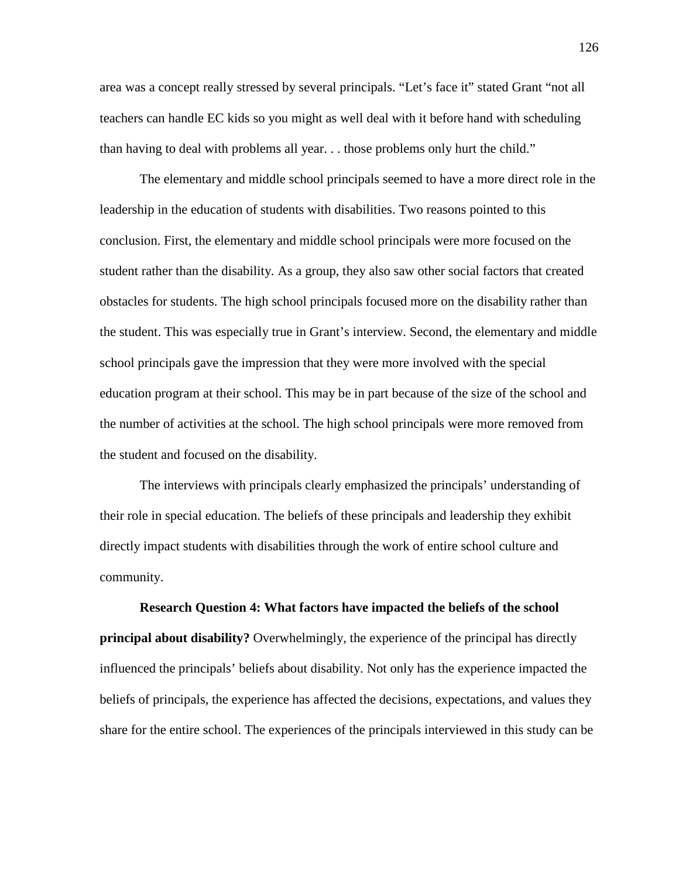area was a concept really stressed by several principals. “Let’s face it” stated Grant “not all teachers can handle EC kids so you might as well deal with it before hand with scheduling than having to deal with problems all year. . . those problems only hurt the child.”

The elementary and middle school principals seemed to have a more direct role in the leadership in the education of students with disabilities. Two reasons pointed to this conclusion. First, the elementary and middle school principals were more focused on the student rather than the disability. As a group, they also saw other social factors that created obstacles for students. The high school principals focused more on the disability rather than the student. This was especially true in Grant’s interview. Second, the elementary and middle school principals gave the impression that they were more involved with the special education program at their school. This may be in part because of the size of the school and the number of activities at the school. The high school principals were more removed from the student and focused on the disability.

The interviews with principals clearly emphasized the principals’ understanding of their role in special education. The beliefs of these principals and leadership they exhibit directly impact students with disabilities through the work of entire school culture and community.

**Research Question 4: What factors have impacted the beliefs of the school principal about disability?** Overwhelmingly, the experience of the principal has directly influenced the principals’ beliefs about disability. Not only has the experience impacted the beliefs of principals, the experience has affected the decisions, expectations, and values they share for the entire school. The experiences of the principals interviewed in this study can be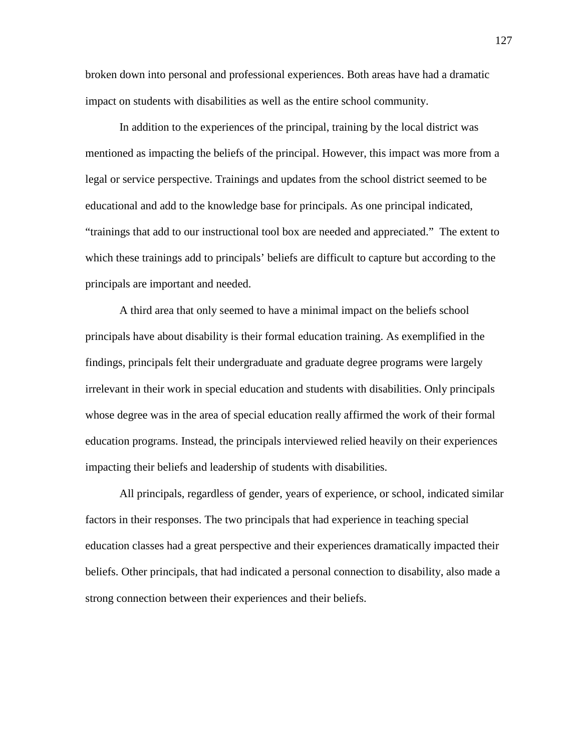broken down into personal and professional experiences. Both areas have had a dramatic impact on students with disabilities as well as the entire school community.

In addition to the experiences of the principal, training by the local district was mentioned as impacting the beliefs of the principal. However, this impact was more from a legal or service perspective. Trainings and updates from the school district seemed to be educational and add to the knowledge base for principals. As one principal indicated, "trainings that add to our instructional tool box are needed and appreciated." The extent to which these trainings add to principals' beliefs are difficult to capture but according to the principals are important and needed.

A third area that only seemed to have a minimal impact on the beliefs school principals have about disability is their formal education training. As exemplified in the findings, principals felt their undergraduate and graduate degree programs were largely irrelevant in their work in special education and students with disabilities. Only principals whose degree was in the area of special education really affirmed the work of their formal education programs. Instead, the principals interviewed relied heavily on their experiences impacting their beliefs and leadership of students with disabilities.

All principals, regardless of gender, years of experience, or school, indicated similar factors in their responses. The two principals that had experience in teaching special education classes had a great perspective and their experiences dramatically impacted their beliefs. Other principals, that had indicated a personal connection to disability, also made a strong connection between their experiences and their beliefs.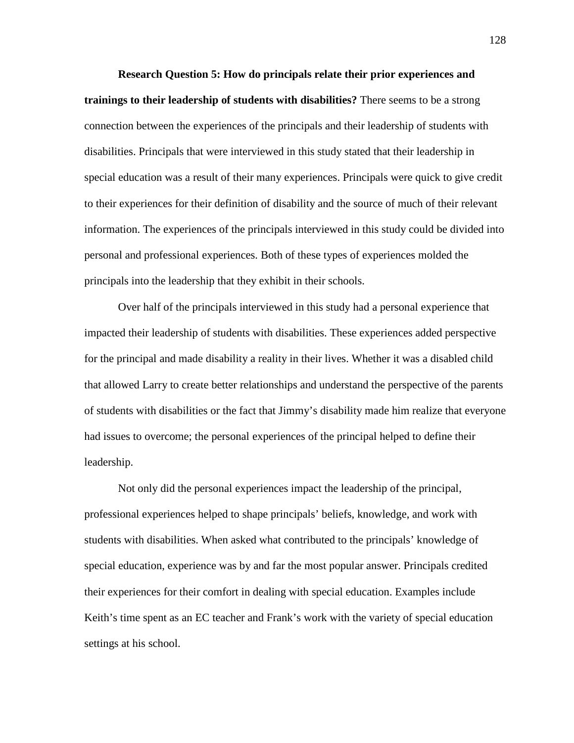**Research Question 5: How do principals relate their prior experiences and trainings to their leadership of students with disabilities?** There seems to be a strong connection between the experiences of the principals and their leadership of students with disabilities. Principals that were interviewed in this study stated that their leadership in special education was a result of their many experiences. Principals were quick to give credit to their experiences for their definition of disability and the source of much of their relevant information. The experiences of the principals interviewed in this study could be divided into personal and professional experiences. Both of these types of experiences molded the principals into the leadership that they exhibit in their schools.

Over half of the principals interviewed in this study had a personal experience that impacted their leadership of students with disabilities. These experiences added perspective for the principal and made disability a reality in their lives. Whether it was a disabled child that allowed Larry to create better relationships and understand the perspective of the parents of students with disabilities or the fact that Jimmy's disability made him realize that everyone had issues to overcome; the personal experiences of the principal helped to define their leadership.

Not only did the personal experiences impact the leadership of the principal, professional experiences helped to shape principals' beliefs, knowledge, and work with students with disabilities. When asked what contributed to the principals' knowledge of special education, experience was by and far the most popular answer. Principals credited their experiences for their comfort in dealing with special education. Examples include Keith's time spent as an EC teacher and Frank's work with the variety of special education settings at his school.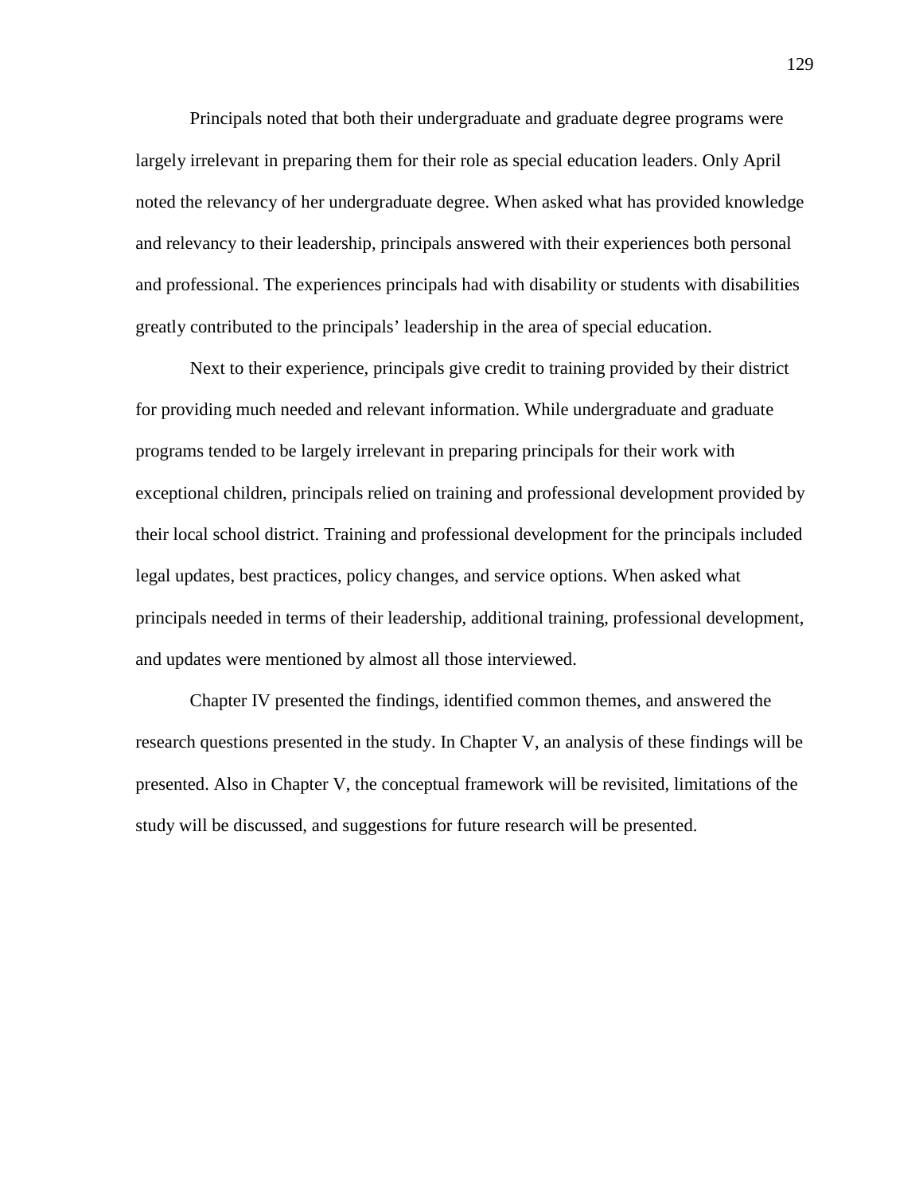Principals noted that both their undergraduate and graduate degree programs were largely irrelevant in preparing them for their role as special education leaders. Only April noted the relevancy of her undergraduate degree. When asked what has provided knowledge and relevancy to their leadership, principals answered with their experiences both personal and professional. The experiences principals had with disability or students with disabilities greatly contributed to the principals' leadership in the area of special education.

Next to their experience, principals give credit to training provided by their district for providing much needed and relevant information. While undergraduate and graduate programs tended to be largely irrelevant in preparing principals for their work with exceptional children, principals relied on training and professional development provided by their local school district. Training and professional development for the principals included legal updates, best practices, policy changes, and service options. When asked what principals needed in terms of their leadership, additional training, professional development, and updates were mentioned by almost all those interviewed.

Chapter IV presented the findings, identified common themes, and answered the research questions presented in the study. In Chapter V, an analysis of these findings will be presented. Also in Chapter V, the conceptual framework will be revisited, limitations of the study will be discussed, and suggestions for future research will be presented.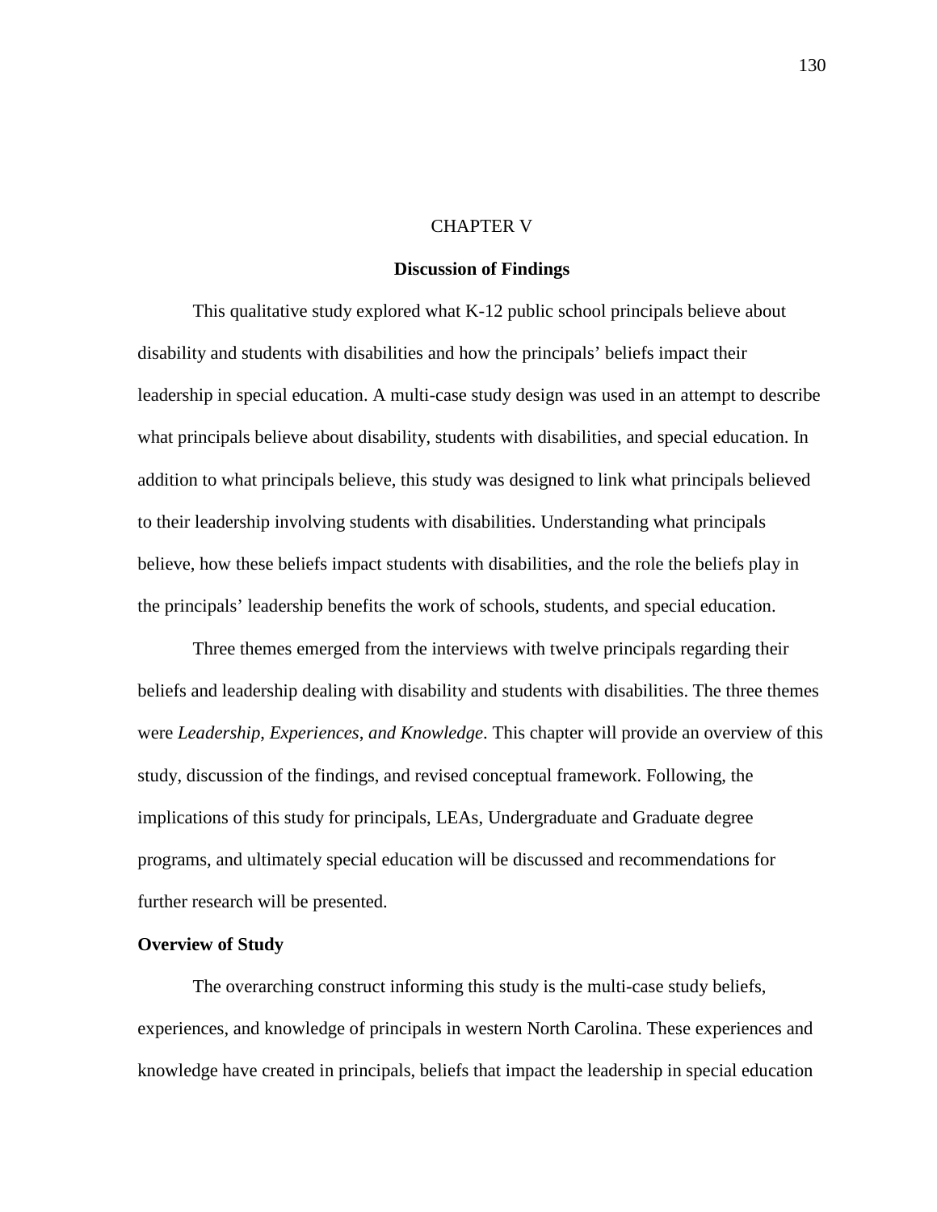# CHAPTER V

## Discussion of Findings

This qualitative study explored what K-12 public school principals believe about disability and students with disabilities and how the principals' beliefs impact their leadership in special education. A multi-case study design was used in an attempt to describe what principals believe about disability, students with disabilities, and special education. In addition to what principals believe, this study was designed to link what principals believed to their leadership involving students with disabilities. Understanding what principals believe, how these beliefs impact students with disabilities, and the role the beliefs play in the principals' leadership benefits the work of schools, students, and special education.

Three themes emerged from the interviews with twelve principals regarding their beliefs and leadership dealing with disability and students with disabilities. The three themes were *Leadership*, *Experiences*, *and Knowledge*. This chapter will provide an overview of this study, discussion of the findings, and revised conceptual framework. Following, the implications of this study for principals, LEAs, Undergraduate and Graduate degree programs, and ultimately special education will be discussed and recommendations for further research will be presented.

### Overview of Study

The overarching construct informing this study is the multi-case study beliefs, experiences, and knowledge of principals in western North Carolina. These experiences and knowledge have created in principals, beliefs that impact the leadership in special education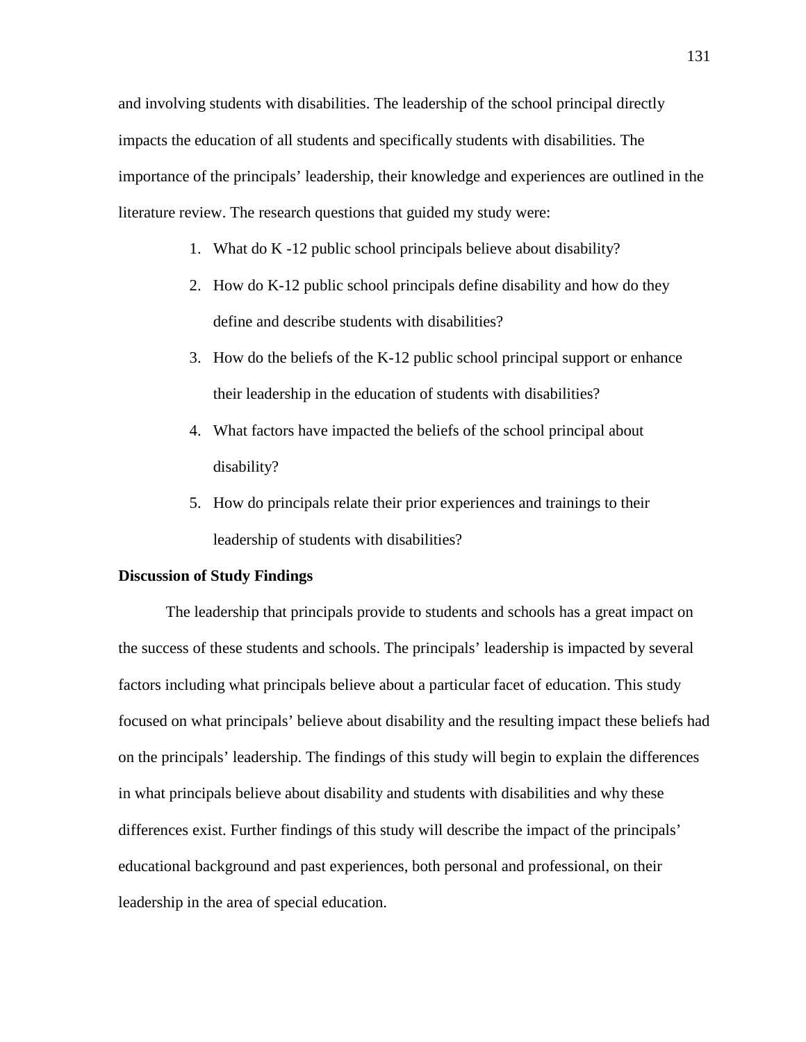and involving students with disabilities. The leadership of the school principal directly impacts the education of all students and specifically students with disabilities. The importance of the principals' leadership, their knowledge and experiences are outlined in the literature review. The research questions that guided my study were:

1. What do K -12 public school principals believe about disability?
2. How do K-12 public school principals define disability and how do they define and describe students with disabilities?
3. How do the beliefs of the K-12 public school principal support or enhance their leadership in the education of students with disabilities?
4. What factors have impacted the beliefs of the school principal about disability?
5. How do principals relate their prior experiences and trainings to their leadership of students with disabilities?

**Discussion of Study Findings**

The leadership that principals provide to students and schools has a great impact on the success of these students and schools. The principals' leadership is impacted by several factors including what principals believe about a particular facet of education. This study focused on what principals' believe about disability and the resulting impact these beliefs had on the principals' leadership. The findings of this study will begin to explain the differences in what principals believe about disability and students with disabilities and why these differences exist. Further findings of this study will describe the impact of the principals' educational background and past experiences, both personal and professional, on their leadership in the area of special education.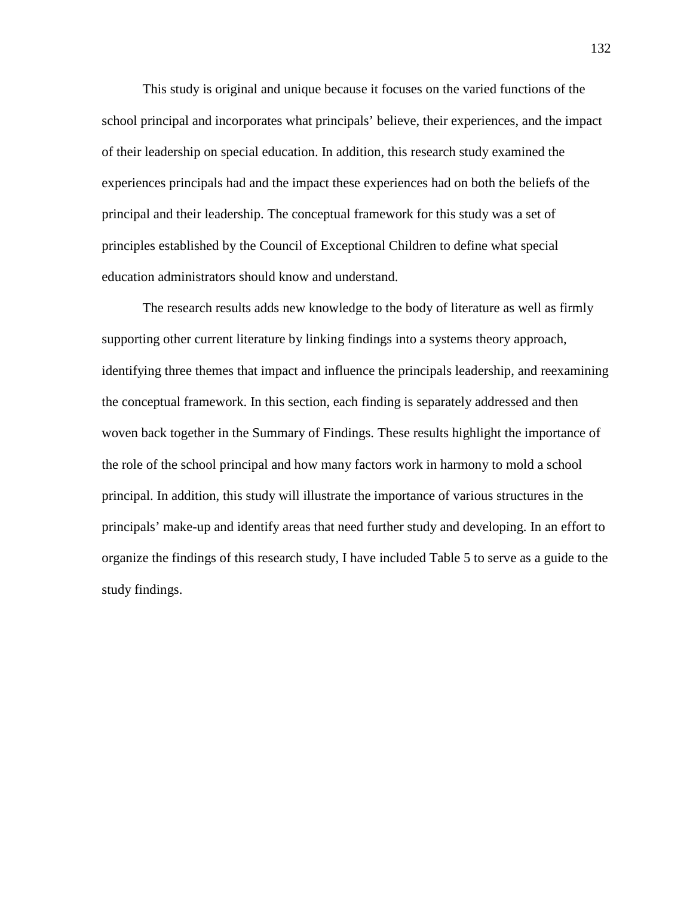This study is original and unique because it focuses on the varied functions of the school principal and incorporates what principals' believe, their experiences, and the impact of their leadership on special education. In addition, this research study examined the experiences principals had and the impact these experiences had on both the beliefs of the principal and their leadership. The conceptual framework for this study was a set of principles established by the Council of Exceptional Children to define what special education administrators should know and understand.

The research results adds new knowledge to the body of literature as well as firmly supporting other current literature by linking findings into a systems theory approach, identifying three themes that impact and influence the principals leadership, and reexamining the conceptual framework. In this section, each finding is separately addressed and then woven back together in the Summary of Findings. These results highlight the importance of the role of the school principal and how many factors work in harmony to mold a school principal. In addition, this study will illustrate the importance of various structures in the principals' make-up and identify areas that need further study and developing. In an effort to organize the findings of this research study, I have included Table 5 to serve as a guide to the study findings.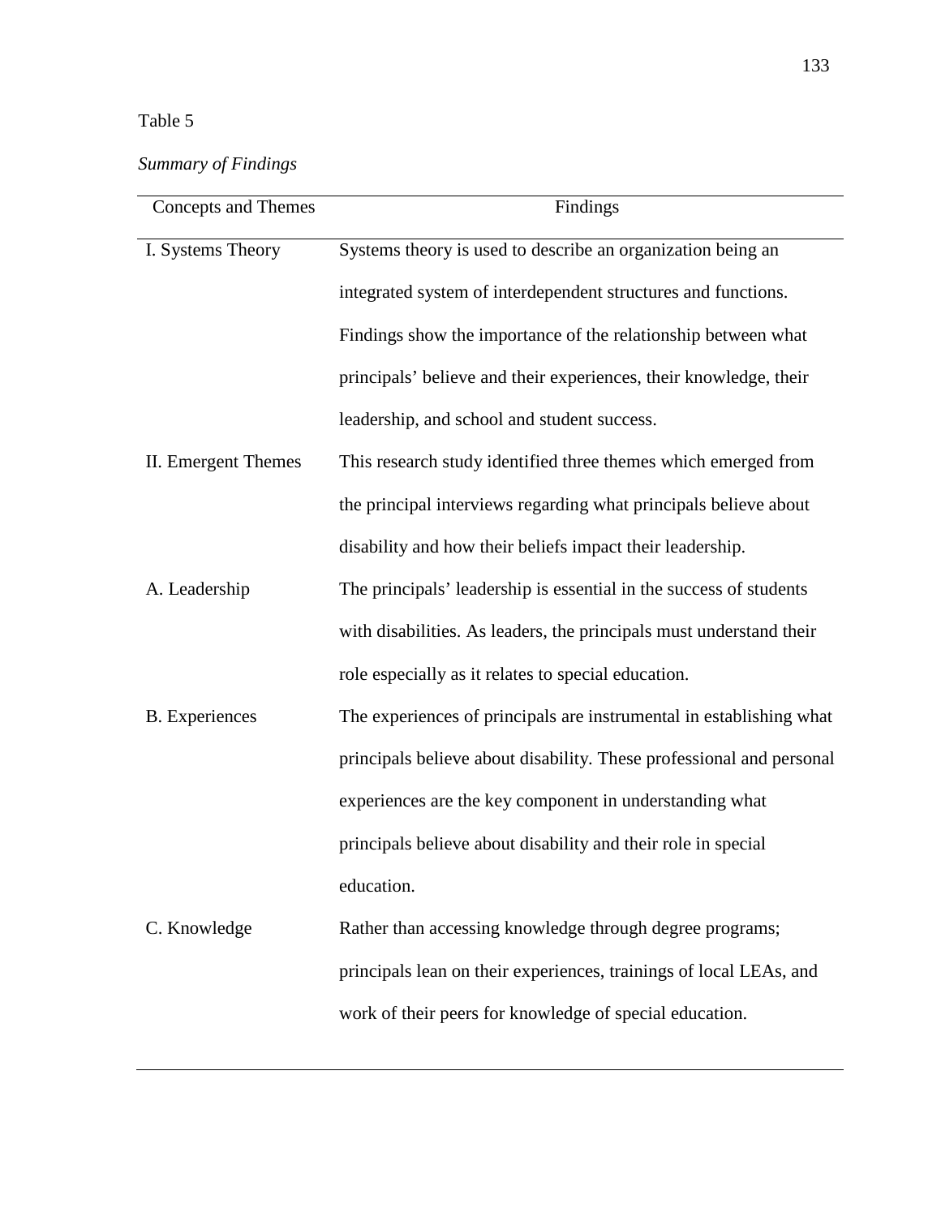Table 5

*Summary of Findings*

| Concepts and Themes | Findings |
|---|---|
| I. Systems Theory | Systems theory is used to describe an organization being an integrated system of interdependent structures and functions. Findings show the importance of the relationship between what principals' believe and their experiences, their knowledge, their leadership, and school and student success. |
| II. Emergent Themes | This research study identified three themes which emerged from the principal interviews regarding what principals believe about disability and how their beliefs impact their leadership. |
| A. Leadership | The principals' leadership is essential in the success of students with disabilities. As leaders, the principals must understand their role especially as it relates to special education. |
| B. Experiences | The experiences of principals are instrumental in establishing what principals believe about disability. These professional and personal experiences are the key component in understanding what principals believe about disability and their role in special education. |
| C. Knowledge | Rather than accessing knowledge through degree programs; principals lean on their experiences, trainings of local LEAs, and work of their peers for knowledge of special education. |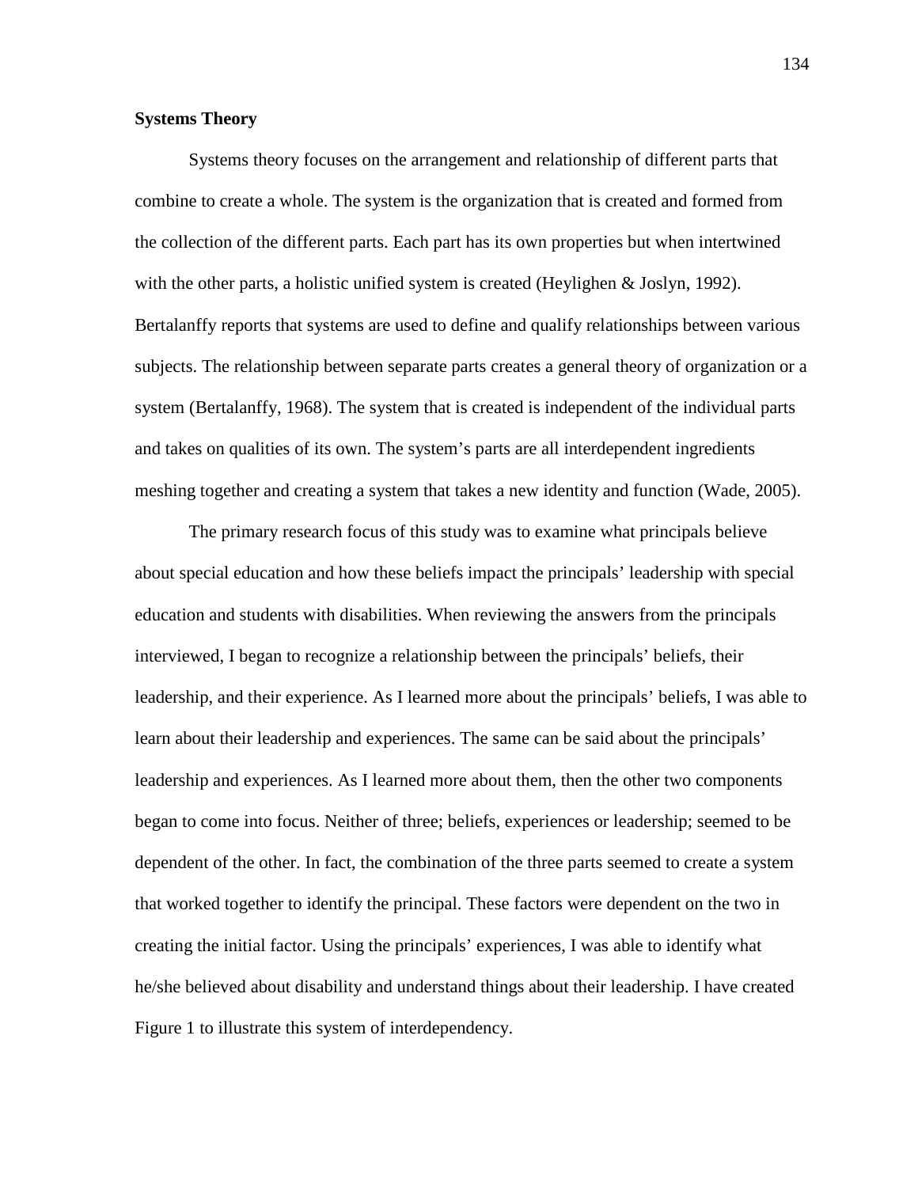**Systems Theory**

Systems theory focuses on the arrangement and relationship of different parts that combine to create a whole. The system is the organization that is created and formed from the collection of the different parts. Each part has its own properties but when intertwined with the other parts, a holistic unified system is created (Heylighen & Joslyn, 1992). Bertalanffy reports that systems are used to define and qualify relationships between various subjects. The relationship between separate parts creates a general theory of organization or a system (Bertalanffy, 1968). The system that is created is independent of the individual parts and takes on qualities of its own. The system's parts are all interdependent ingredients meshing together and creating a system that takes a new identity and function (Wade, 2005).

The primary research focus of this study was to examine what principals believe about special education and how these beliefs impact the principals' leadership with special education and students with disabilities. When reviewing the answers from the principals interviewed, I began to recognize a relationship between the principals' beliefs, their leadership, and their experience. As I learned more about the principals' beliefs, I was able to learn about their leadership and experiences. The same can be said about the principals' leadership and experiences. As I learned more about them, then the other two components began to come into focus. Neither of three; beliefs, experiences or leadership; seemed to be dependent of the other. In fact, the combination of the three parts seemed to create a system that worked together to identify the principal. These factors were dependent on the two in creating the initial factor. Using the principals' experiences, I was able to identify what he/she believed about disability and understand things about their leadership. I have created Figure 1 to illustrate this system of interdependency.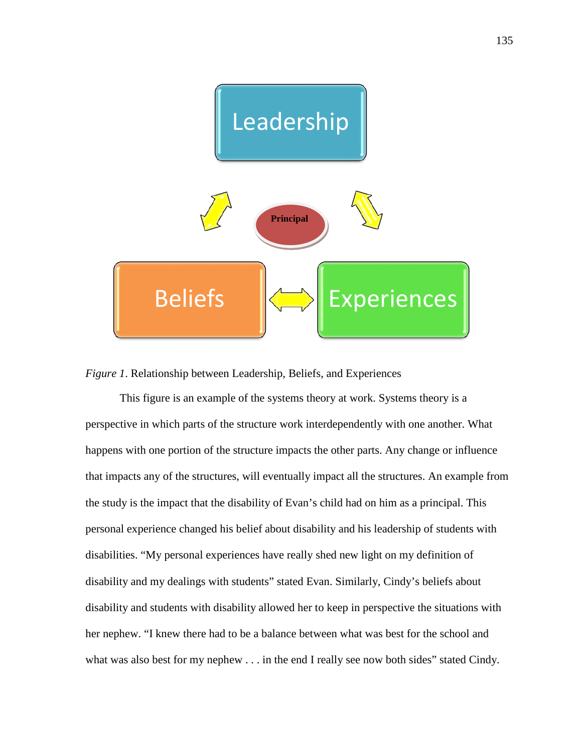*Figure 1*. Relationship between Leadership, Beliefs, and Experiences

This figure is an example of the systems theory at work. Systems theory is a perspective in which parts of the structure work interdependently with one another. What happens with one portion of the structure impacts the other parts. Any change or influence that impacts any of the structures, will eventually impact all the structures. An example from the study is the impact that the disability of Evan's child had on him as a principal. This personal experience changed his belief about disability and his leadership of students with disabilities. "My personal experiences have really shed new light on my definition of disability and my dealings with students" stated Evan. Similarly, Cindy's beliefs about disability and students with disability allowed her to keep in perspective the situations with her nephew. "I knew there had to be a balance between what was best for the school and what was also best for my nephew . . . in the end I really see now both sides" stated Cindy.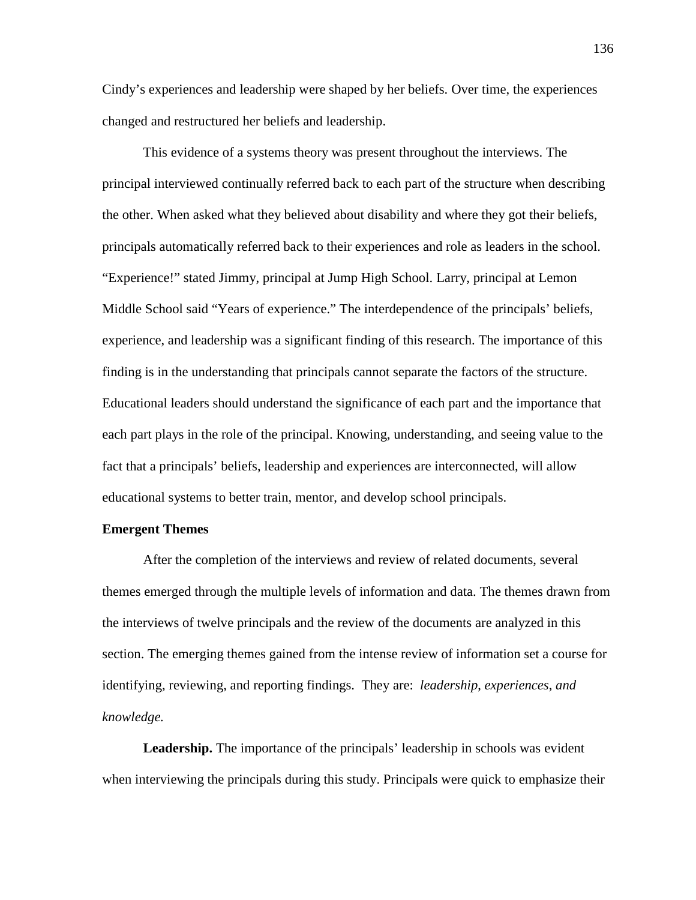Cindy's experiences and leadership were shaped by her beliefs. Over time, the experiences changed and restructured her beliefs and leadership.

This evidence of a systems theory was present throughout the interviews. The principal interviewed continually referred back to each part of the structure when describing the other. When asked what they believed about disability and where they got their beliefs, principals automatically referred back to their experiences and role as leaders in the school. "Experience!" stated Jimmy, principal at Jump High School. Larry, principal at Lemon Middle School said "Years of experience." The interdependence of the principals' beliefs, experience, and leadership was a significant finding of this research. The importance of this finding is in the understanding that principals cannot separate the factors of the structure. Educational leaders should understand the significance of each part and the importance that each part plays in the role of the principal. Knowing, understanding, and seeing value to the fact that a principals' beliefs, leadership and experiences are interconnected, will allow educational systems to better train, mentor, and develop school principals.

**Emergent Themes**

After the completion of the interviews and review of related documents, several themes emerged through the multiple levels of information and data. The themes drawn from the interviews of twelve principals and the review of the documents are analyzed in this section. The emerging themes gained from the intense review of information set a course for identifying, reviewing, and reporting findings. They are: *leadership, experiences, and knowledge.*

**Leadership.** The importance of the principals' leadership in schools was evident when interviewing the principals during this study. Principals were quick to emphasize their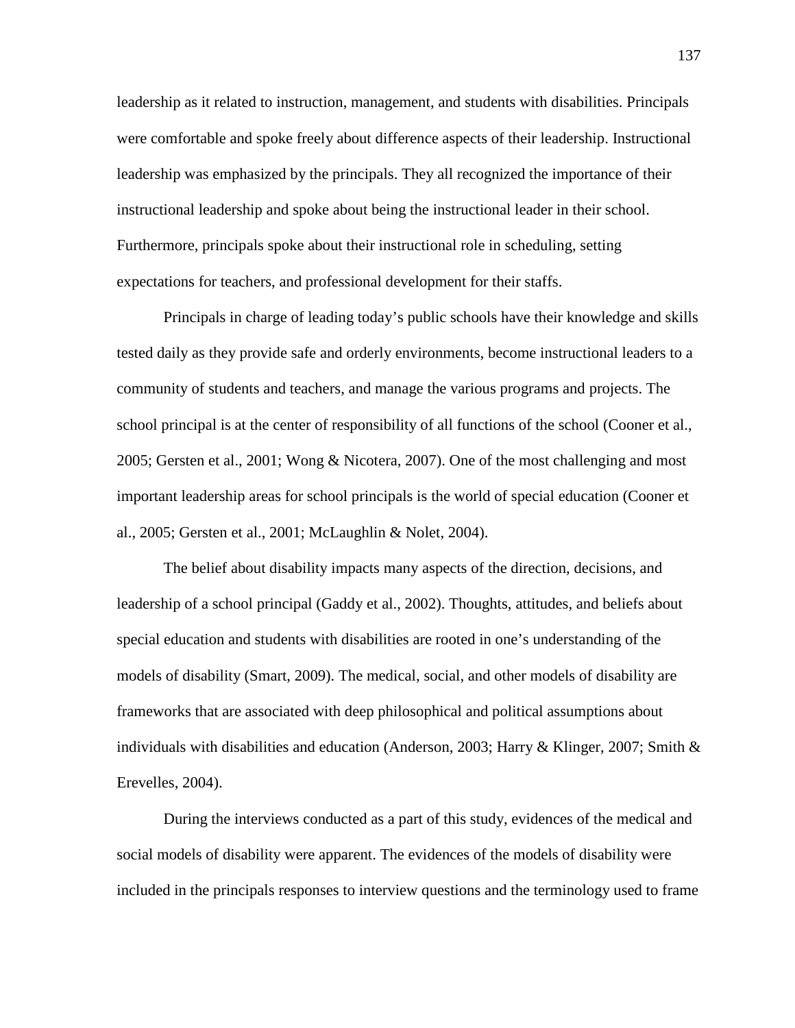leadership as it related to instruction, management, and students with disabilities. Principals were comfortable and spoke freely about difference aspects of their leadership. Instructional leadership was emphasized by the principals. They all recognized the importance of their instructional leadership and spoke about being the instructional leader in their school. Furthermore, principals spoke about their instructional role in scheduling, setting expectations for teachers, and professional development for their staffs.

Principals in charge of leading today's public schools have their knowledge and skills tested daily as they provide safe and orderly environments, become instructional leaders to a community of students and teachers, and manage the various programs and projects. The school principal is at the center of responsibility of all functions of the school (Cooner et al., 2005; Gersten et al., 2001; Wong & Nicotera, 2007). One of the most challenging and most important leadership areas for school principals is the world of special education (Cooner et al., 2005; Gersten et al., 2001; McLaughlin & Nolet, 2004).

The belief about disability impacts many aspects of the direction, decisions, and leadership of a school principal (Gaddy et al., 2002). Thoughts, attitudes, and beliefs about special education and students with disabilities are rooted in one's understanding of the models of disability (Smart, 2009). The medical, social, and other models of disability are frameworks that are associated with deep philosophical and political assumptions about individuals with disabilities and education (Anderson, 2003; Harry & Klinger, 2007; Smith & Erevelles, 2004).

During the interviews conducted as a part of this study, evidences of the medical and social models of disability were apparent. The evidences of the models of disability were included in the principals responses to interview questions and the terminology used to frame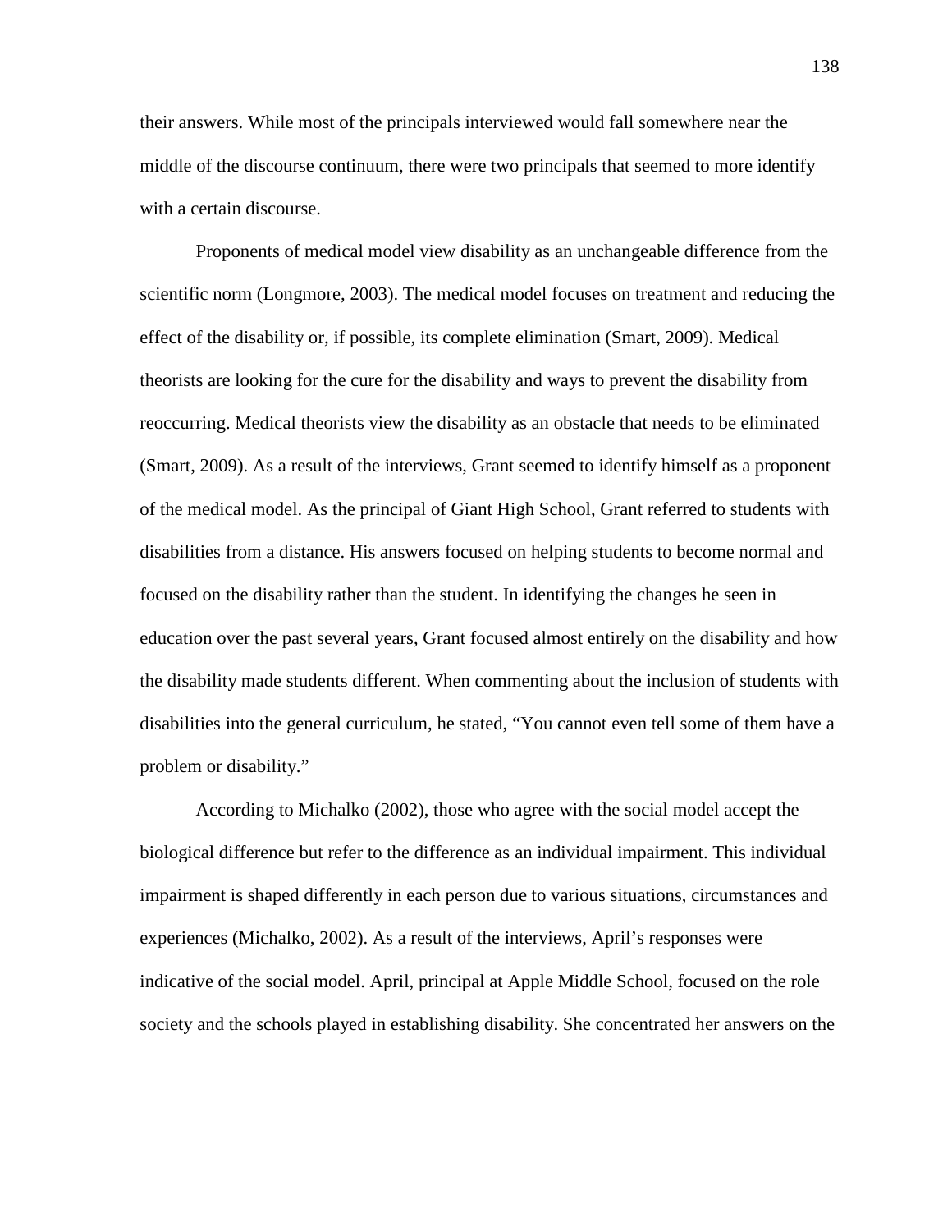their answers. While most of the principals interviewed would fall somewhere near the middle of the discourse continuum, there were two principals that seemed to more identify with a certain discourse.

Proponents of medical model view disability as an unchangeable difference from the scientific norm (Longmore, 2003). The medical model focuses on treatment and reducing the effect of the disability or, if possible, its complete elimination (Smart, 2009). Medical theorists are looking for the cure for the disability and ways to prevent the disability from reoccurring. Medical theorists view the disability as an obstacle that needs to be eliminated (Smart, 2009). As a result of the interviews, Grant seemed to identify himself as a proponent of the medical model. As the principal of Giant High School, Grant referred to students with disabilities from a distance. His answers focused on helping students to become normal and focused on the disability rather than the student. In identifying the changes he seen in education over the past several years, Grant focused almost entirely on the disability and how the disability made students different. When commenting about the inclusion of students with disabilities into the general curriculum, he stated, "You cannot even tell some of them have a problem or disability."

According to Michalko (2002), those who agree with the social model accept the biological difference but refer to the difference as an individual impairment. This individual impairment is shaped differently in each person due to various situations, circumstances and experiences (Michalko, 2002). As a result of the interviews, April's responses were indicative of the social model. April, principal at Apple Middle School, focused on the role society and the schools played in establishing disability. She concentrated her answers on the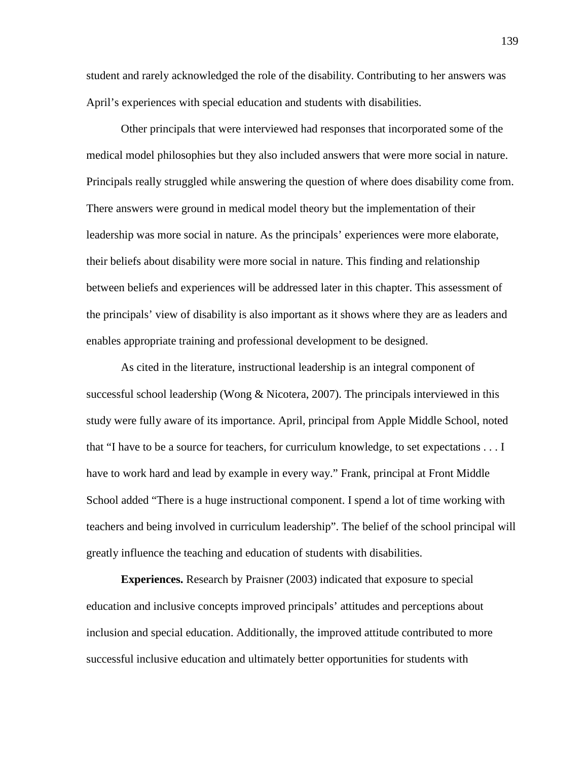student and rarely acknowledged the role of the disability. Contributing to her answers was April's experiences with special education and students with disabilities.

Other principals that were interviewed had responses that incorporated some of the medical model philosophies but they also included answers that were more social in nature. Principals really struggled while answering the question of where does disability come from. There answers were ground in medical model theory but the implementation of their leadership was more social in nature. As the principals' experiences were more elaborate, their beliefs about disability were more social in nature. This finding and relationship between beliefs and experiences will be addressed later in this chapter. This assessment of the principals' view of disability is also important as it shows where they are as leaders and enables appropriate training and professional development to be designed.

As cited in the literature, instructional leadership is an integral component of successful school leadership (Wong & Nicotera, 2007). The principals interviewed in this study were fully aware of its importance. April, principal from Apple Middle School, noted that "I have to be a source for teachers, for curriculum knowledge, to set expectations . . . I have to work hard and lead by example in every way." Frank, principal at Front Middle School added "There is a huge instructional component. I spend a lot of time working with teachers and being involved in curriculum leadership". The belief of the school principal will greatly influence the teaching and education of students with disabilities.

**Experiences.** Research by Praisner (2003) indicated that exposure to special education and inclusive concepts improved principals' attitudes and perceptions about inclusion and special education. Additionally, the improved attitude contributed to more successful inclusive education and ultimately better opportunities for students with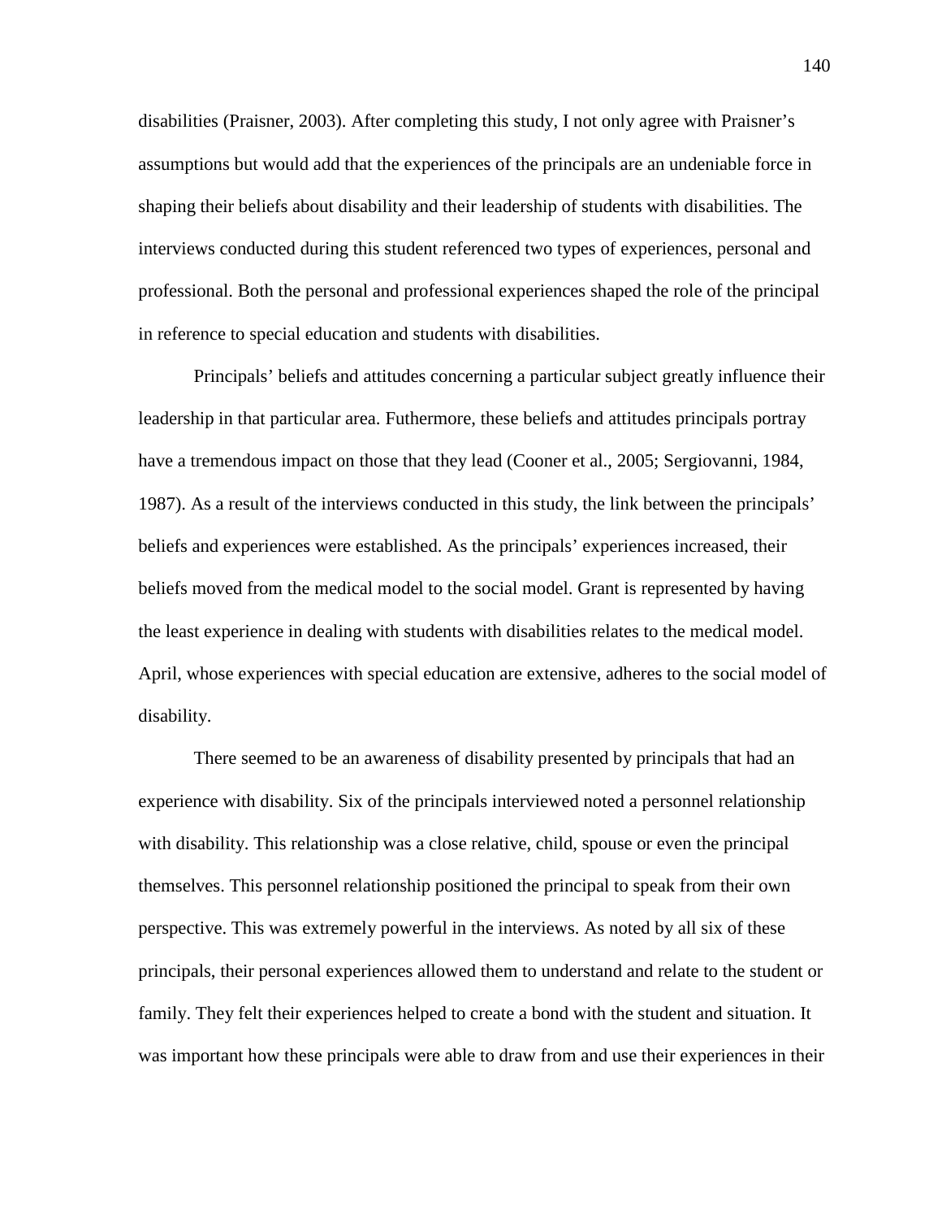disabilities (Praisner, 2003). After completing this study, I not only agree with Praisner's assumptions but would add that the experiences of the principals are an undeniable force in shaping their beliefs about disability and their leadership of students with disabilities. The interviews conducted during this student referenced two types of experiences, personal and professional. Both the personal and professional experiences shaped the role of the principal in reference to special education and students with disabilities.

Principals' beliefs and attitudes concerning a particular subject greatly influence their leadership in that particular area. Futhermore, these beliefs and attitudes principals portray have a tremendous impact on those that they lead (Cooner et al., 2005; Sergiovanni, 1984, 1987). As a result of the interviews conducted in this study, the link between the principals' beliefs and experiences were established. As the principals' experiences increased, their beliefs moved from the medical model to the social model. Grant is represented by having the least experience in dealing with students with disabilities relates to the medical model. April, whose experiences with special education are extensive, adheres to the social model of disability.

There seemed to be an awareness of disability presented by principals that had an experience with disability. Six of the principals interviewed noted a personnel relationship with disability. This relationship was a close relative, child, spouse or even the principal themselves. This personnel relationship positioned the principal to speak from their own perspective. This was extremely powerful in the interviews. As noted by all six of these principals, their personal experiences allowed them to understand and relate to the student or family. They felt their experiences helped to create a bond with the student and situation. It was important how these principals were able to draw from and use their experiences in their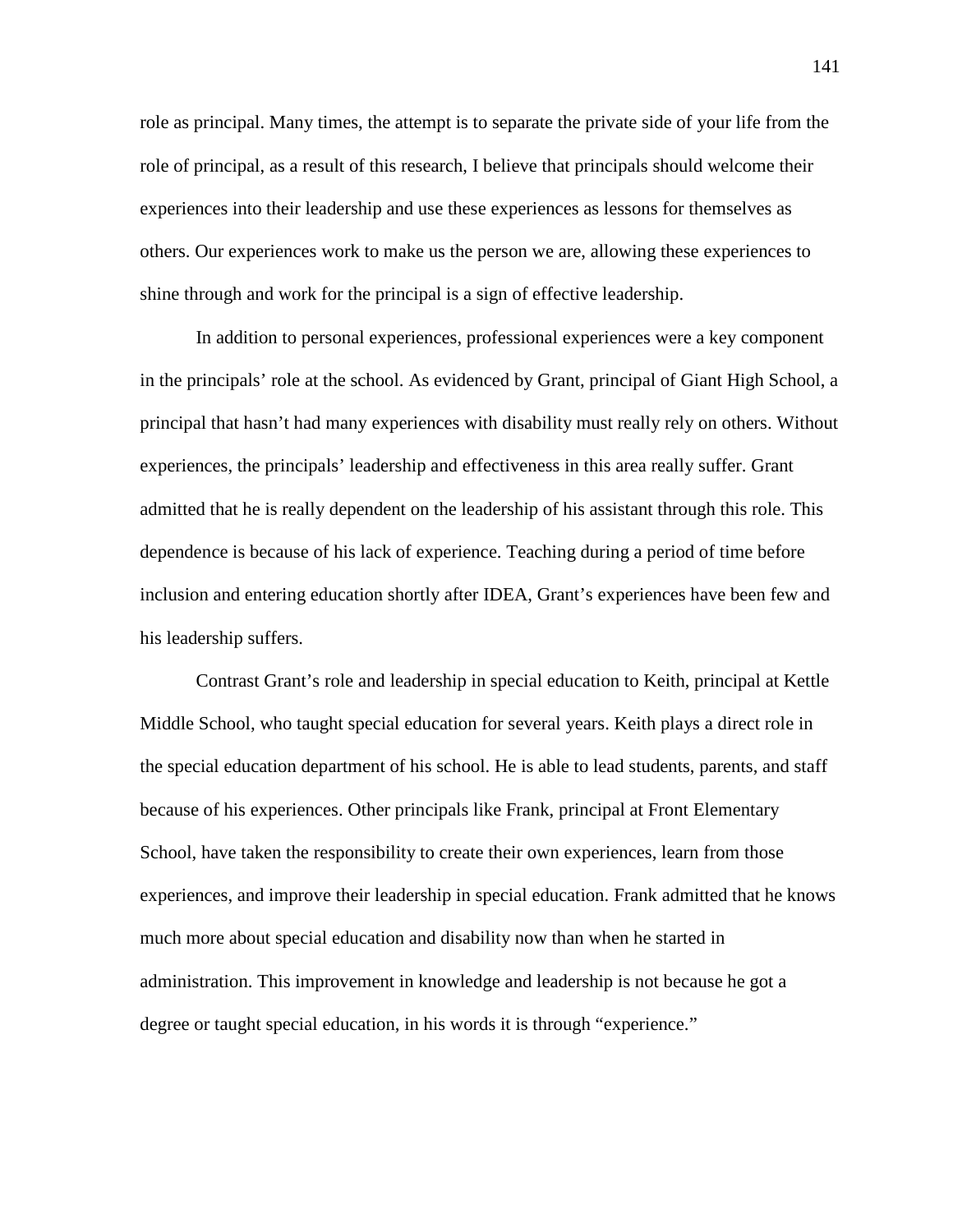role as principal. Many times, the attempt is to separate the private side of your life from the role of principal, as a result of this research, I believe that principals should welcome their experiences into their leadership and use these experiences as lessons for themselves as others. Our experiences work to make us the person we are, allowing these experiences to shine through and work for the principal is a sign of effective leadership.

In addition to personal experiences, professional experiences were a key component in the principals' role at the school. As evidenced by Grant, principal of Giant High School, a principal that hasn't had many experiences with disability must really rely on others. Without experiences, the principals' leadership and effectiveness in this area really suffer. Grant admitted that he is really dependent on the leadership of his assistant through this role. This dependence is because of his lack of experience. Teaching during a period of time before inclusion and entering education shortly after IDEA, Grant's experiences have been few and his leadership suffers.

Contrast Grant's role and leadership in special education to Keith, principal at Kettle Middle School, who taught special education for several years. Keith plays a direct role in the special education department of his school. He is able to lead students, parents, and staff because of his experiences. Other principals like Frank, principal at Front Elementary School, have taken the responsibility to create their own experiences, learn from those experiences, and improve their leadership in special education. Frank admitted that he knows much more about special education and disability now than when he started in administration. This improvement in knowledge and leadership is not because he got a degree or taught special education, in his words it is through "experience."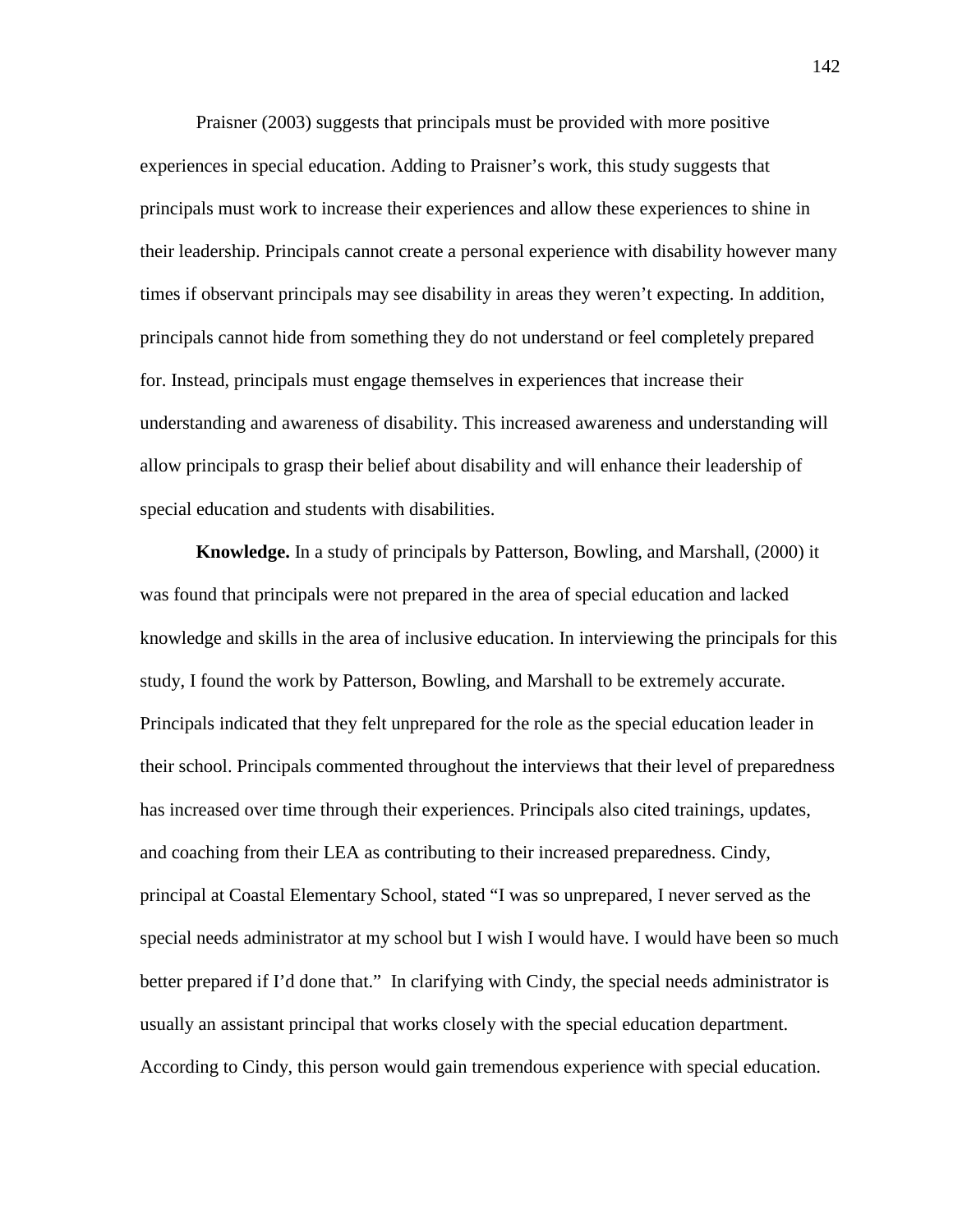Praisner (2003) suggests that principals must be provided with more positive experiences in special education. Adding to Praisner's work, this study suggests that principals must work to increase their experiences and allow these experiences to shine in their leadership. Principals cannot create a personal experience with disability however many times if observant principals may see disability in areas they weren't expecting. In addition, principals cannot hide from something they do not understand or feel completely prepared for. Instead, principals must engage themselves in experiences that increase their understanding and awareness of disability. This increased awareness and understanding will allow principals to grasp their belief about disability and will enhance their leadership of special education and students with disabilities.

**Knowledge.** In a study of principals by Patterson, Bowling, and Marshall, (2000) it was found that principals were not prepared in the area of special education and lacked knowledge and skills in the area of inclusive education. In interviewing the principals for this study, I found the work by Patterson, Bowling, and Marshall to be extremely accurate. Principals indicated that they felt unprepared for the role as the special education leader in their school. Principals commented throughout the interviews that their level of preparedness has increased over time through their experiences. Principals also cited trainings, updates, and coaching from their LEA as contributing to their increased preparedness. Cindy, principal at Coastal Elementary School, stated "I was so unprepared, I never served as the special needs administrator at my school but I wish I would have. I would have been so much better prepared if I'd done that." In clarifying with Cindy, the special needs administrator is usually an assistant principal that works closely with the special education department. According to Cindy, this person would gain tremendous experience with special education.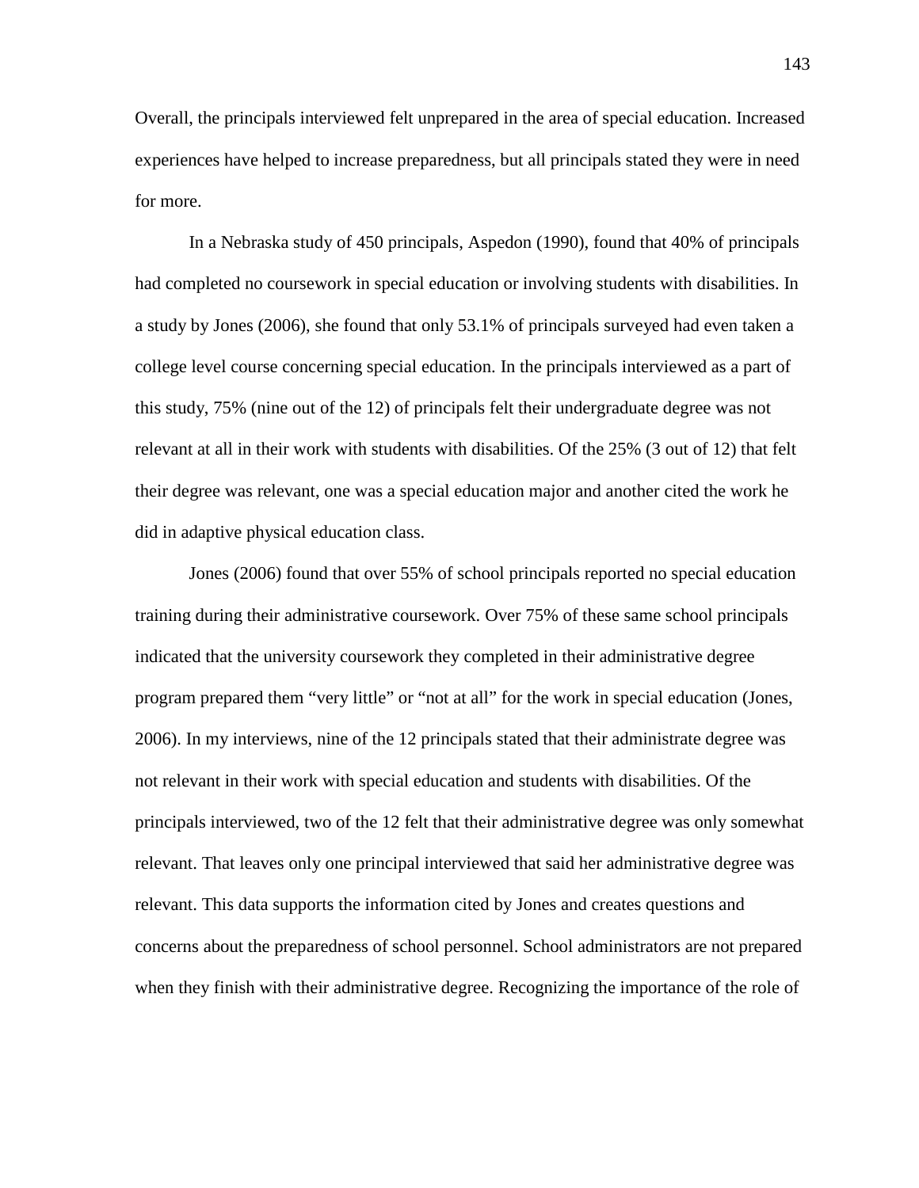Overall, the principals interviewed felt unprepared in the area of special education. Increased experiences have helped to increase preparedness, but all principals stated they were in need for more.

In a Nebraska study of 450 principals, Aspedon (1990), found that 40% of principals had completed no coursework in special education or involving students with disabilities. In a study by Jones (2006), she found that only 53.1% of principals surveyed had even taken a college level course concerning special education. In the principals interviewed as a part of this study, 75% (nine out of the 12) of principals felt their undergraduate degree was not relevant at all in their work with students with disabilities. Of the 25% (3 out of 12) that felt their degree was relevant, one was a special education major and another cited the work he did in adaptive physical education class.

Jones (2006) found that over 55% of school principals reported no special education training during their administrative coursework. Over 75% of these same school principals indicated that the university coursework they completed in their administrative degree program prepared them "very little" or "not at all" for the work in special education (Jones, 2006). In my interviews, nine of the 12 principals stated that their administrate degree was not relevant in their work with special education and students with disabilities. Of the principals interviewed, two of the 12 felt that their administrative degree was only somewhat relevant. That leaves only one principal interviewed that said her administrative degree was relevant. This data supports the information cited by Jones and creates questions and concerns about the preparedness of school personnel. School administrators are not prepared when they finish with their administrative degree. Recognizing the importance of the role of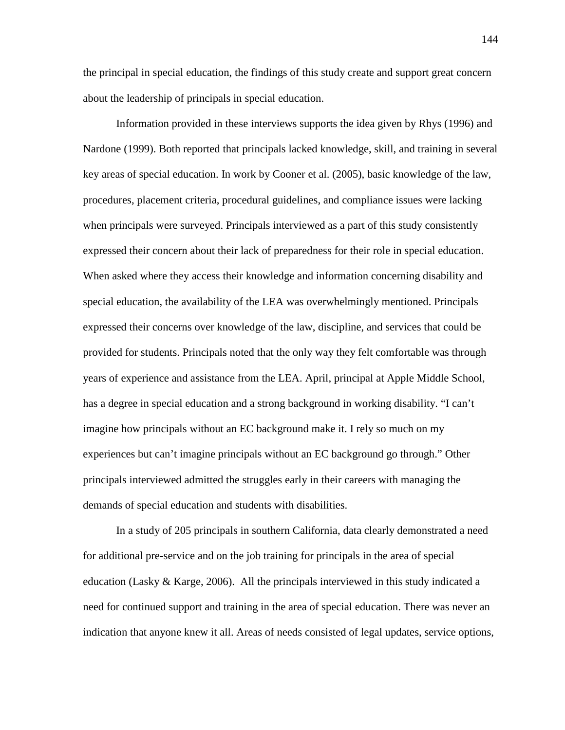the principal in special education, the findings of this study create and support great concern about the leadership of principals in special education.

Information provided in these interviews supports the idea given by Rhys (1996) and Nardone (1999). Both reported that principals lacked knowledge, skill, and training in several key areas of special education. In work by Cooner et al. (2005), basic knowledge of the law, procedures, placement criteria, procedural guidelines, and compliance issues were lacking when principals were surveyed. Principals interviewed as a part of this study consistently expressed their concern about their lack of preparedness for their role in special education. When asked where they access their knowledge and information concerning disability and special education, the availability of the LEA was overwhelmingly mentioned. Principals expressed their concerns over knowledge of the law, discipline, and services that could be provided for students. Principals noted that the only way they felt comfortable was through years of experience and assistance from the LEA. April, principal at Apple Middle School, has a degree in special education and a strong background in working disability. "I can't imagine how principals without an EC background make it. I rely so much on my experiences but can't imagine principals without an EC background go through." Other principals interviewed admitted the struggles early in their careers with managing the demands of special education and students with disabilities.

In a study of 205 principals in southern California, data clearly demonstrated a need for additional pre-service and on the job training for principals in the area of special education (Lasky & Karge, 2006). All the principals interviewed in this study indicated a need for continued support and training in the area of special education. There was never an indication that anyone knew it all. Areas of needs consisted of legal updates, service options,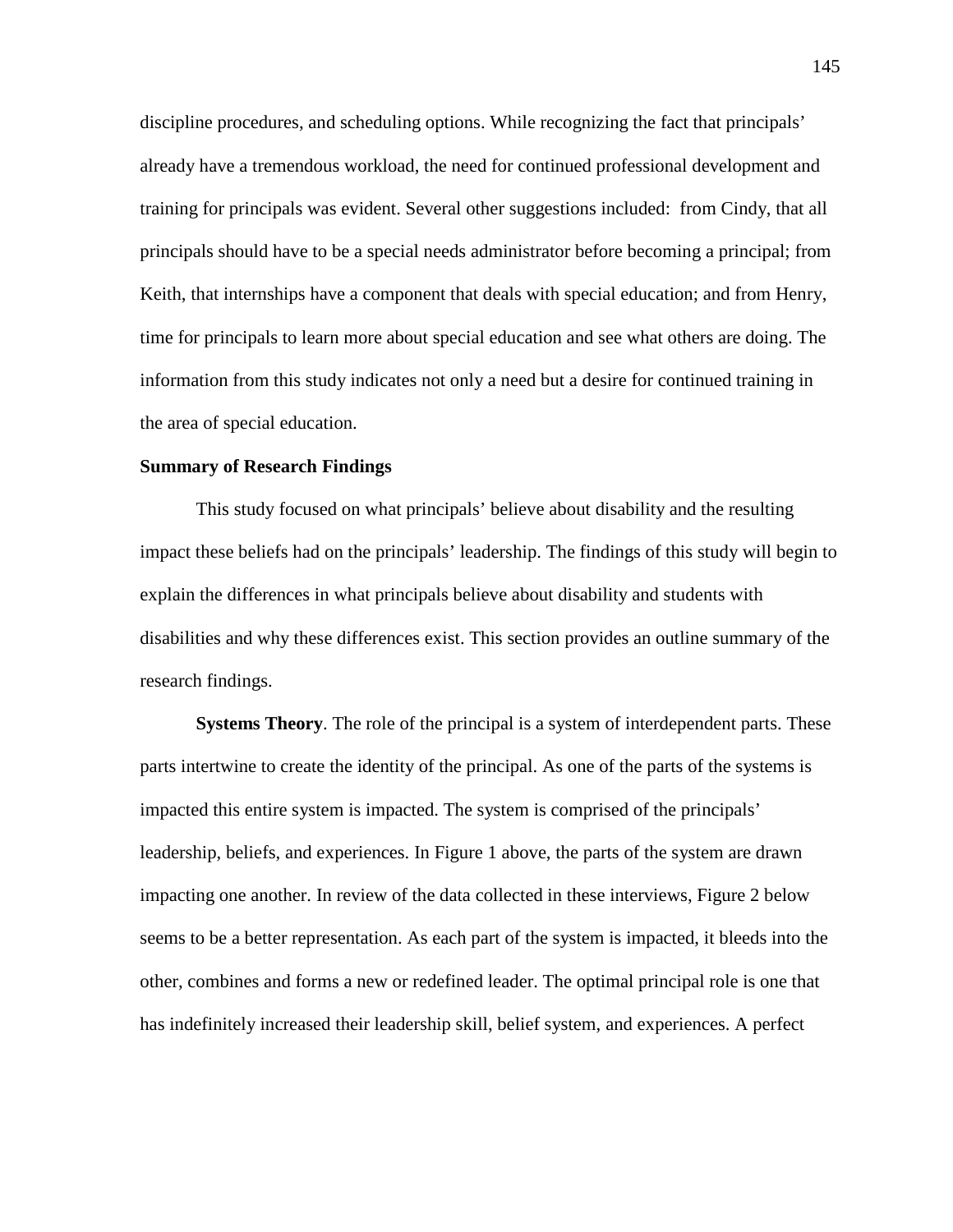discipline procedures, and scheduling options. While recognizing the fact that principals' already have a tremendous workload, the need for continued professional development and training for principals was evident. Several other suggestions included: from Cindy, that all principals should have to be a special needs administrator before becoming a principal; from Keith, that internships have a component that deals with special education; and from Henry, time for principals to learn more about special education and see what others are doing. The information from this study indicates not only a need but a desire for continued training in the area of special education.

**Summary of Research Findings**

This study focused on what principals' believe about disability and the resulting impact these beliefs had on the principals' leadership. The findings of this study will begin to explain the differences in what principals believe about disability and students with disabilities and why these differences exist. This section provides an outline summary of the research findings.

**Systems Theory**. The role of the principal is a system of interdependent parts. These parts intertwine to create the identity of the principal. As one of the parts of the systems is impacted this entire system is impacted. The system is comprised of the principals' leadership, beliefs, and experiences. In Figure 1 above, the parts of the system are drawn impacting one another. In review of the data collected in these interviews, Figure 2 below seems to be a better representation. As each part of the system is impacted, it bleeds into the other, combines and forms a new or redefined leader. The optimal principal role is one that has indefinitely increased their leadership skill, belief system, and experiences. A perfect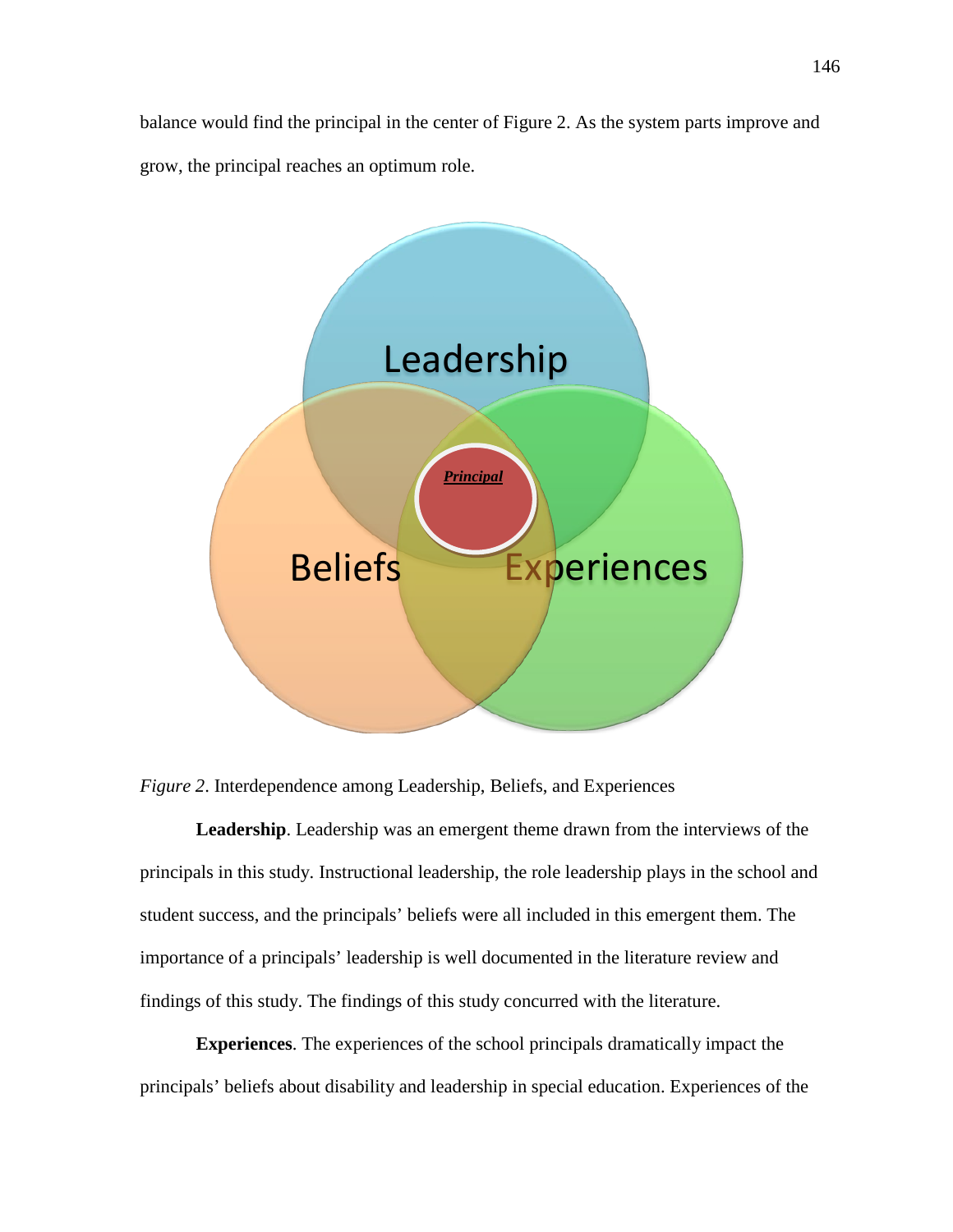balance would find the principal in the center of Figure 2. As the system parts improve and grow, the principal reaches an optimum role.

Leadership

*Principal*

Beliefs

Experiences

*Figure 2*. Interdependence among Leadership, Beliefs, and Experiences

**Leadership**. Leadership was an emergent theme drawn from the interviews of the principals in this study. Instructional leadership, the role leadership plays in the school and student success, and the principals' beliefs were all included in this emergent them. The importance of a principals' leadership is well documented in the literature review and findings of this study. The findings of this study concurred with the literature.

**Experiences**. The experiences of the school principals dramatically impact the principals' beliefs about disability and leadership in special education. Experiences of the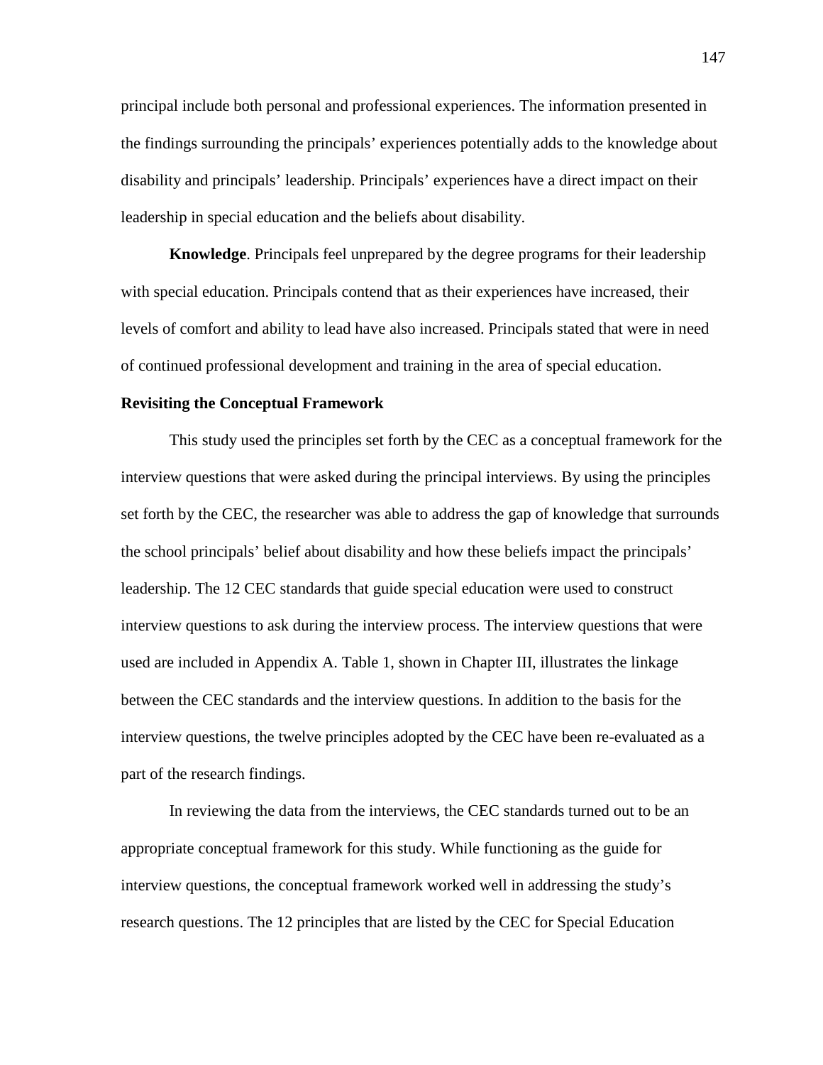principal include both personal and professional experiences. The information presented in the findings surrounding the principals' experiences potentially adds to the knowledge about disability and principals' leadership. Principals' experiences have a direct impact on their leadership in special education and the beliefs about disability.

**Knowledge**. Principals feel unprepared by the degree programs for their leadership with special education. Principals contend that as their experiences have increased, their levels of comfort and ability to lead have also increased. Principals stated that were in need of continued professional development and training in the area of special education.

**Revisiting the Conceptual Framework**

This study used the principles set forth by the CEC as a conceptual framework for the interview questions that were asked during the principal interviews. By using the principles set forth by the CEC, the researcher was able to address the gap of knowledge that surrounds the school principals' belief about disability and how these beliefs impact the principals' leadership. The 12 CEC standards that guide special education were used to construct interview questions to ask during the interview process. The interview questions that were used are included in Appendix A. Table 1, shown in Chapter III, illustrates the linkage between the CEC standards and the interview questions. In addition to the basis for the interview questions, the twelve principles adopted by the CEC have been re-evaluated as a part of the research findings.

In reviewing the data from the interviews, the CEC standards turned out to be an appropriate conceptual framework for this study. While functioning as the guide for interview questions, the conceptual framework worked well in addressing the study's research questions. The 12 principles that are listed by the CEC for Special Education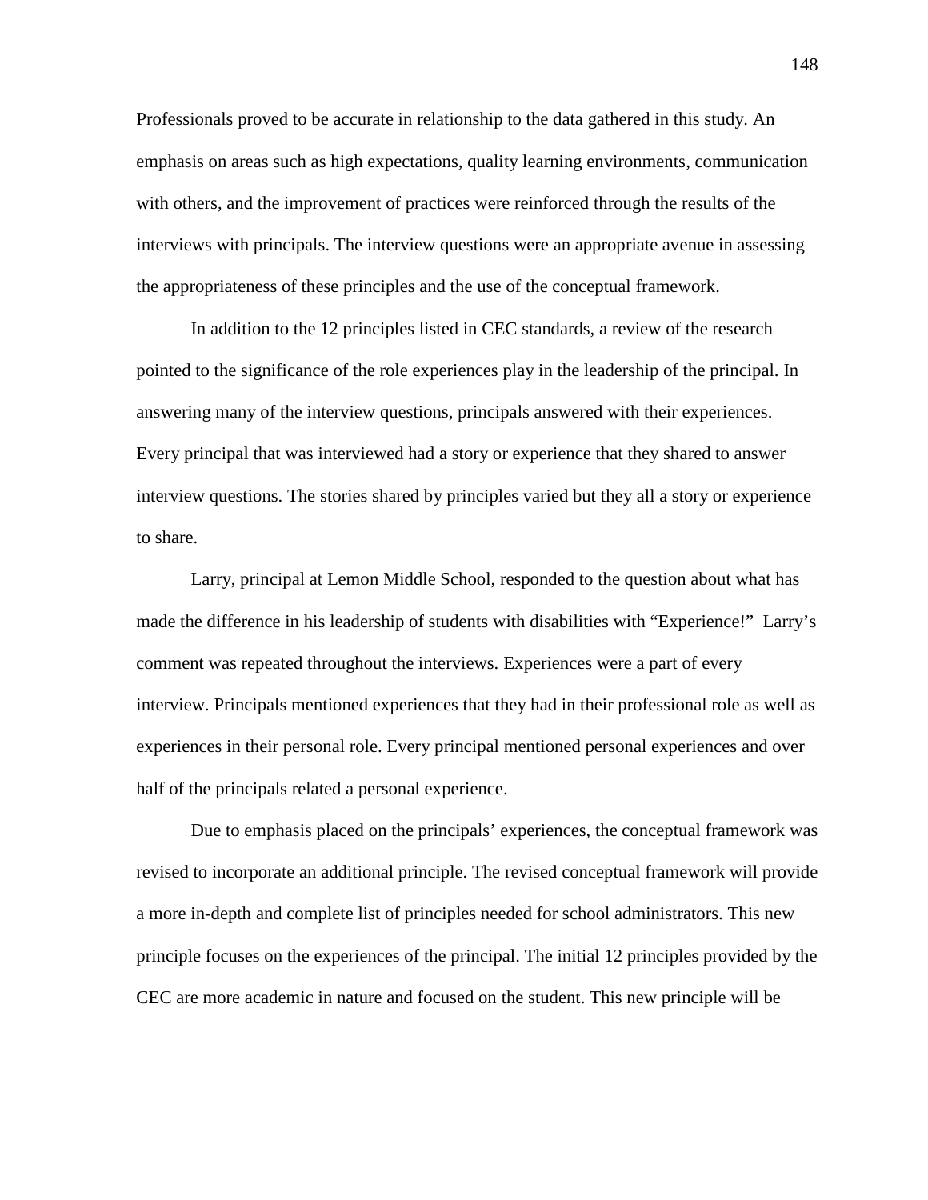Professionals proved to be accurate in relationship to the data gathered in this study. An emphasis on areas such as high expectations, quality learning environments, communication with others, and the improvement of practices were reinforced through the results of the interviews with principals. The interview questions were an appropriate avenue in assessing the appropriateness of these principles and the use of the conceptual framework.

In addition to the 12 principles listed in CEC standards, a review of the research pointed to the significance of the role experiences play in the leadership of the principal. In answering many of the interview questions, principals answered with their experiences. Every principal that was interviewed had a story or experience that they shared to answer interview questions. The stories shared by principles varied but they all a story or experience to share.

Larry, principal at Lemon Middle School, responded to the question about what has made the difference in his leadership of students with disabilities with "Experience!" Larry's comment was repeated throughout the interviews. Experiences were a part of every interview. Principals mentioned experiences that they had in their professional role as well as experiences in their personal role. Every principal mentioned personal experiences and over half of the principals related a personal experience.

Due to emphasis placed on the principals' experiences, the conceptual framework was revised to incorporate an additional principle. The revised conceptual framework will provide a more in-depth and complete list of principles needed for school administrators. This new principle focuses on the experiences of the principal. The initial 12 principles provided by the CEC are more academic in nature and focused on the student. This new principle will be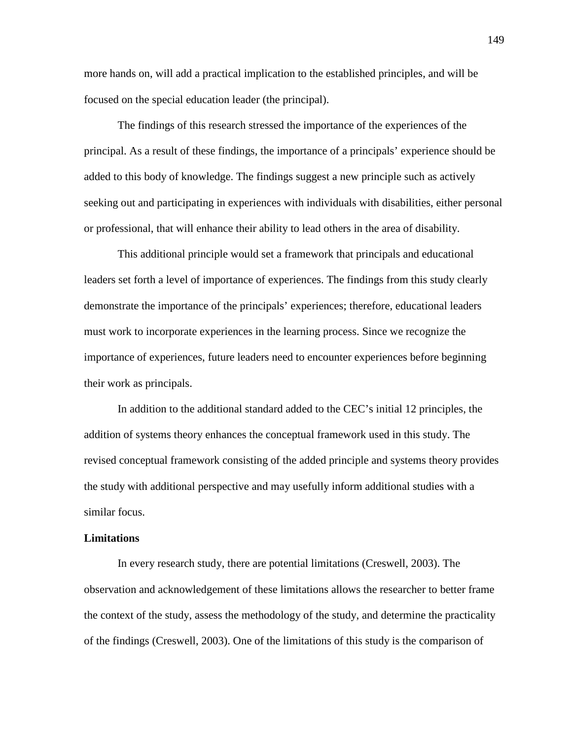more hands on, will add a practical implication to the established principles, and will be focused on the special education leader (the principal).

The findings of this research stressed the importance of the experiences of the principal. As a result of these findings, the importance of a principals' experience should be added to this body of knowledge. The findings suggest a new principle such as actively seeking out and participating in experiences with individuals with disabilities, either personal or professional, that will enhance their ability to lead others in the area of disability.

This additional principle would set a framework that principals and educational leaders set forth a level of importance of experiences. The findings from this study clearly demonstrate the importance of the principals' experiences; therefore, educational leaders must work to incorporate experiences in the learning process. Since we recognize the importance of experiences, future leaders need to encounter experiences before beginning their work as principals.

In addition to the additional standard added to the CEC's initial 12 principles, the addition of systems theory enhances the conceptual framework used in this study. The revised conceptual framework consisting of the added principle and systems theory provides the study with additional perspective and may usefully inform additional studies with a similar focus.

**Limitations**

In every research study, there are potential limitations (Creswell, 2003). The observation and acknowledgement of these limitations allows the researcher to better frame the context of the study, assess the methodology of the study, and determine the practicality of the findings (Creswell, 2003). One of the limitations of this study is the comparison of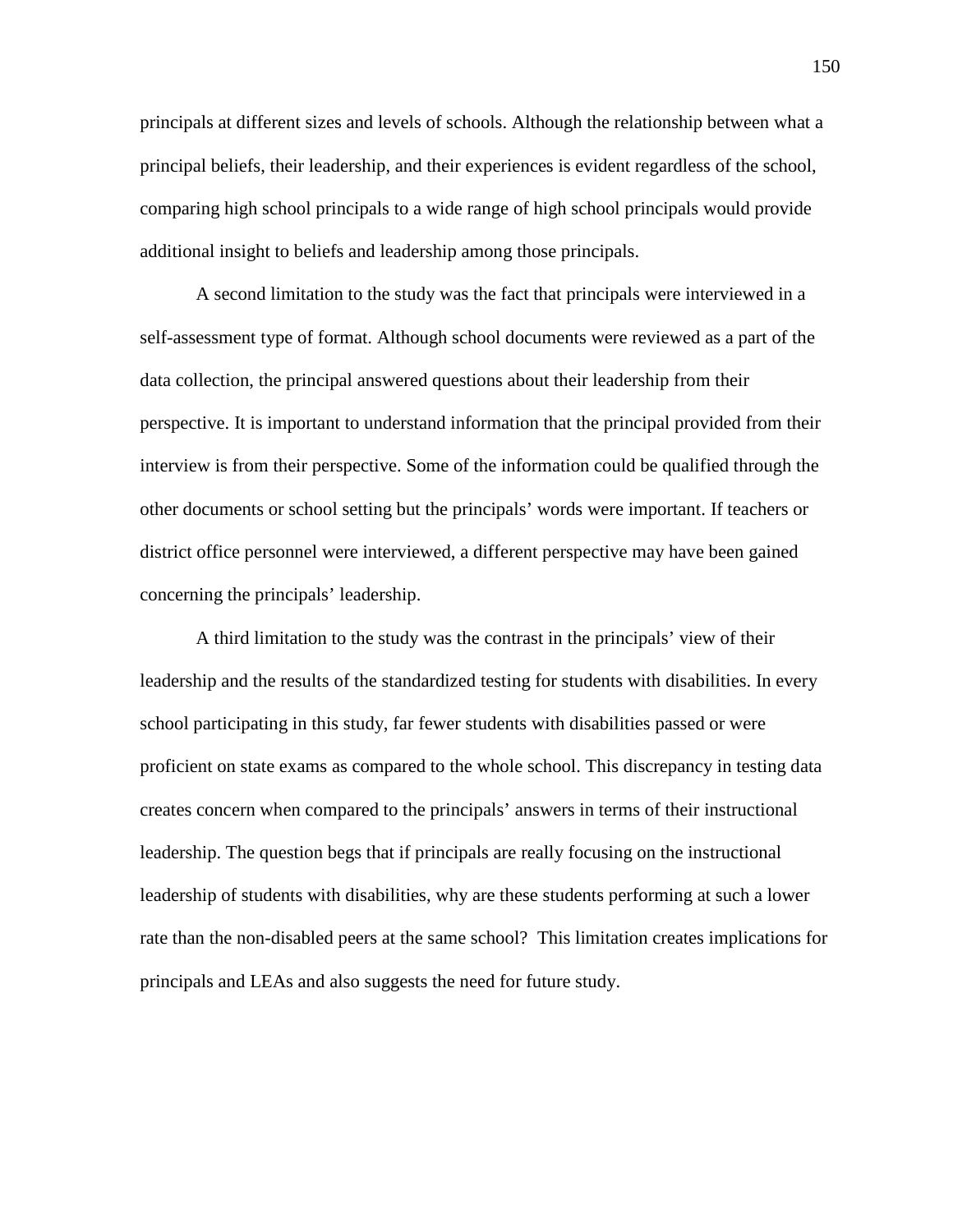principals at different sizes and levels of schools. Although the relationship between what a principal beliefs, their leadership, and their experiences is evident regardless of the school, comparing high school principals to a wide range of high school principals would provide additional insight to beliefs and leadership among those principals.

A second limitation to the study was the fact that principals were interviewed in a self-assessment type of format. Although school documents were reviewed as a part of the data collection, the principal answered questions about their leadership from their perspective. It is important to understand information that the principal provided from their interview is from their perspective. Some of the information could be qualified through the other documents or school setting but the principals' words were important. If teachers or district office personnel were interviewed, a different perspective may have been gained concerning the principals' leadership.

A third limitation to the study was the contrast in the principals' view of their leadership and the results of the standardized testing for students with disabilities. In every school participating in this study, far fewer students with disabilities passed or were proficient on state exams as compared to the whole school. This discrepancy in testing data creates concern when compared to the principals' answers in terms of their instructional leadership. The question begs that if principals are really focusing on the instructional leadership of students with disabilities, why are these students performing at such a lower rate than the non-disabled peers at the same school? This limitation creates implications for principals and LEAs and also suggests the need for future study.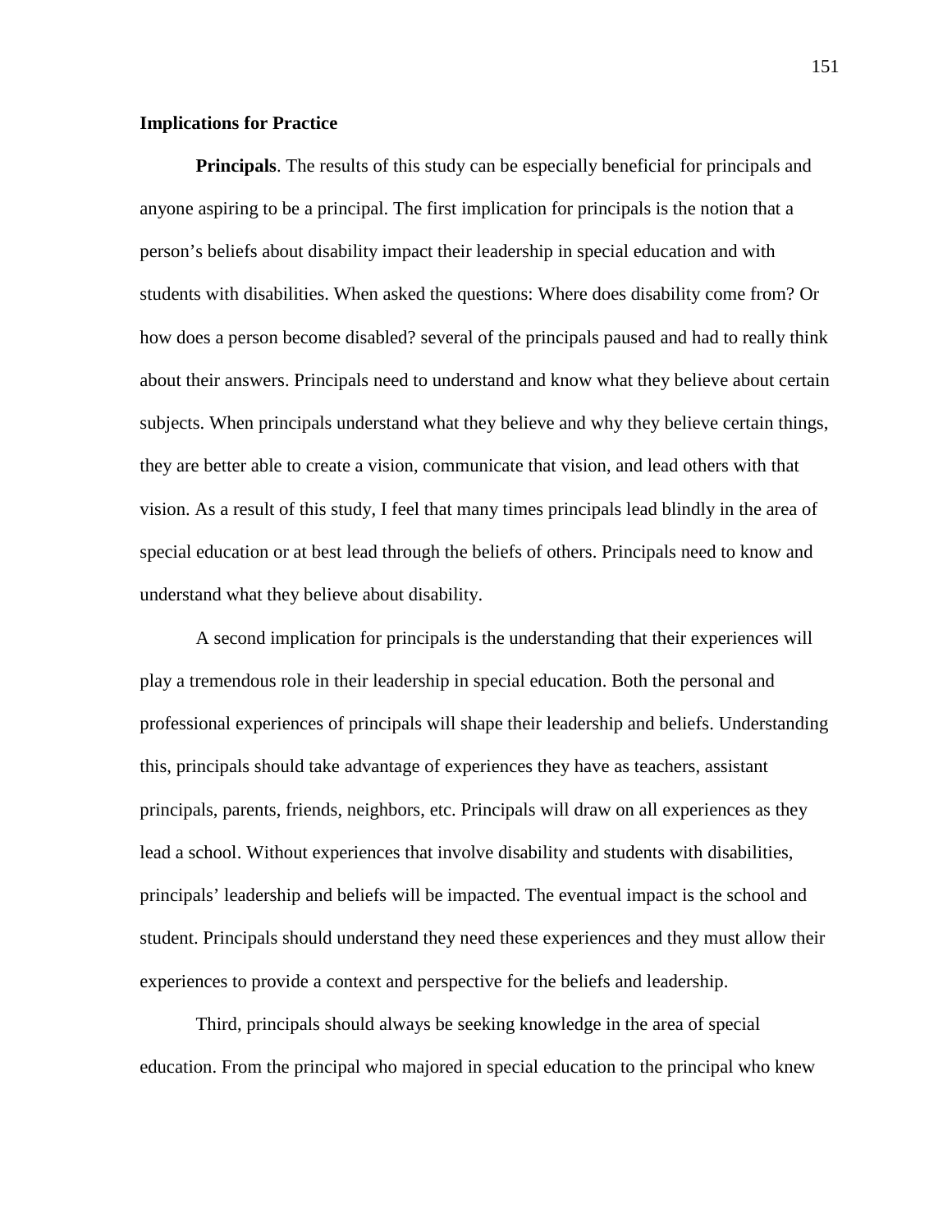## Implications for Practice

**Principals**. The results of this study can be especially beneficial for principals and anyone aspiring to be a principal. The first implication for principals is the notion that a person's beliefs about disability impact their leadership in special education and with students with disabilities. When asked the questions: Where does disability come from? Or how does a person become disabled? several of the principals paused and had to really think about their answers. Principals need to understand and know what they believe about certain subjects. When principals understand what they believe and why they believe certain things, they are better able to create a vision, communicate that vision, and lead others with that vision. As a result of this study, I feel that many times principals lead blindly in the area of special education or at best lead through the beliefs of others. Principals need to know and understand what they believe about disability.

A second implication for principals is the understanding that their experiences will play a tremendous role in their leadership in special education. Both the personal and professional experiences of principals will shape their leadership and beliefs. Understanding this, principals should take advantage of experiences they have as teachers, assistant principals, parents, friends, neighbors, etc. Principals will draw on all experiences as they lead a school. Without experiences that involve disability and students with disabilities, principals' leadership and beliefs will be impacted. The eventual impact is the school and student. Principals should understand they need these experiences and they must allow their experiences to provide a context and perspective for the beliefs and leadership.

Third, principals should always be seeking knowledge in the area of special education. From the principal who majored in special education to the principal who knew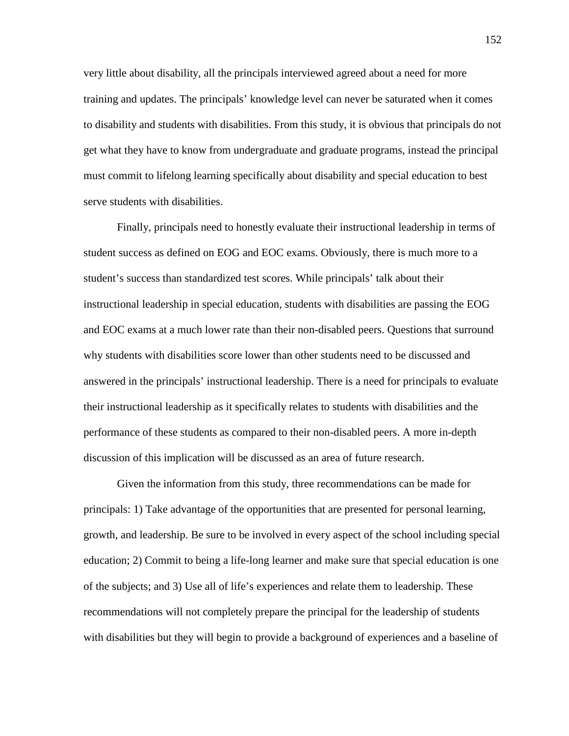very little about disability, all the principals interviewed agreed about a need for more training and updates. The principals' knowledge level can never be saturated when it comes to disability and students with disabilities. From this study, it is obvious that principals do not get what they have to know from undergraduate and graduate programs, instead the principal must commit to lifelong learning specifically about disability and special education to best serve students with disabilities.

Finally, principals need to honestly evaluate their instructional leadership in terms of student success as defined on EOG and EOC exams. Obviously, there is much more to a student's success than standardized test scores. While principals' talk about their instructional leadership in special education, students with disabilities are passing the EOG and EOC exams at a much lower rate than their non-disabled peers. Questions that surround why students with disabilities score lower than other students need to be discussed and answered in the principals' instructional leadership. There is a need for principals to evaluate their instructional leadership as it specifically relates to students with disabilities and the performance of these students as compared to their non-disabled peers. A more in-depth discussion of this implication will be discussed as an area of future research.

Given the information from this study, three recommendations can be made for principals: 1) Take advantage of the opportunities that are presented for personal learning, growth, and leadership. Be sure to be involved in every aspect of the school including special education; 2) Commit to being a life-long learner and make sure that special education is one of the subjects; and 3) Use all of life's experiences and relate them to leadership. These recommendations will not completely prepare the principal for the leadership of students with disabilities but they will begin to provide a background of experiences and a baseline of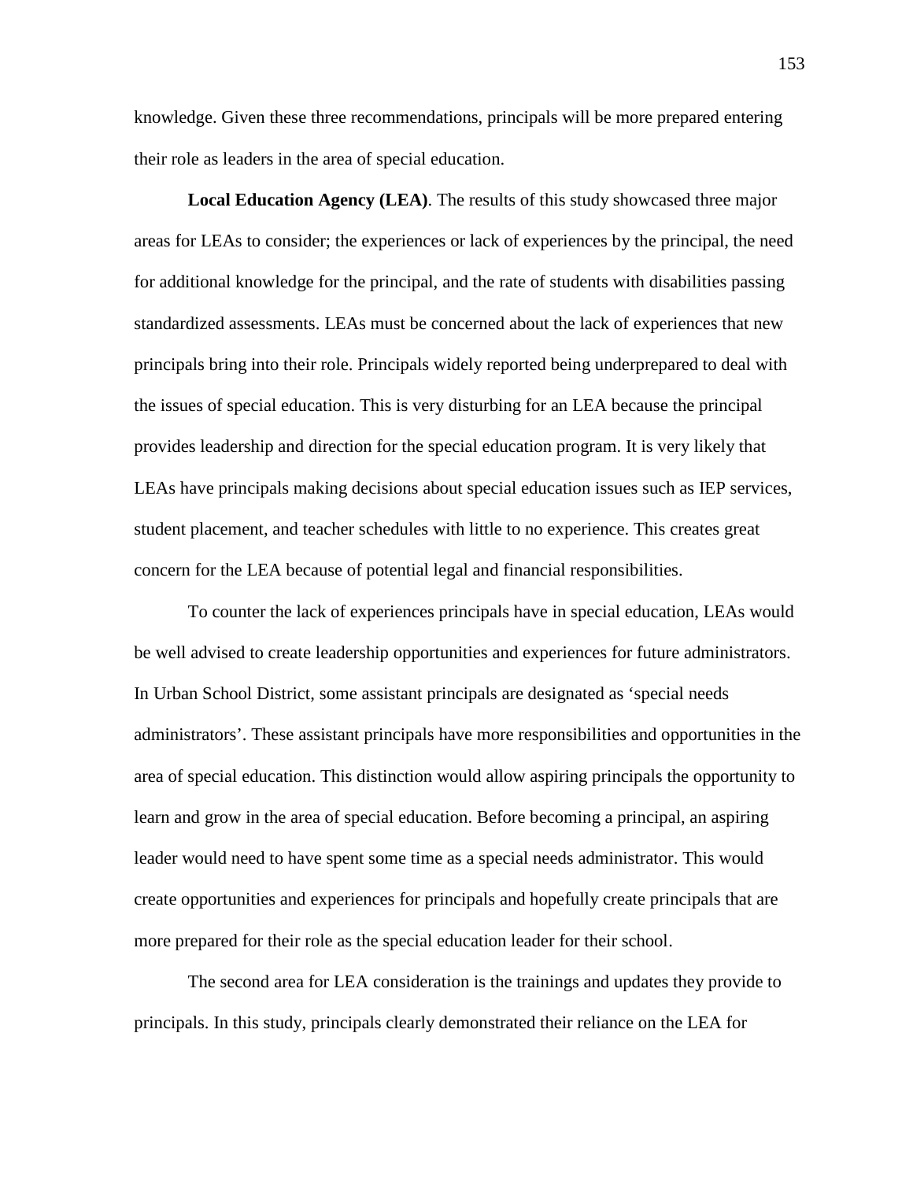knowledge. Given these three recommendations, principals will be more prepared entering their role as leaders in the area of special education.

**Local Education Agency (LEA)**. The results of this study showcased three major areas for LEAs to consider; the experiences or lack of experiences by the principal, the need for additional knowledge for the principal, and the rate of students with disabilities passing standardized assessments. LEAs must be concerned about the lack of experiences that new principals bring into their role. Principals widely reported being underprepared to deal with the issues of special education. This is very disturbing for an LEA because the principal provides leadership and direction for the special education program. It is very likely that LEAs have principals making decisions about special education issues such as IEP services, student placement, and teacher schedules with little to no experience. This creates great concern for the LEA because of potential legal and financial responsibilities.

To counter the lack of experiences principals have in special education, LEAs would be well advised to create leadership opportunities and experiences for future administrators. In Urban School District, some assistant principals are designated as 'special needs administrators'. These assistant principals have more responsibilities and opportunities in the area of special education. This distinction would allow aspiring principals the opportunity to learn and grow in the area of special education. Before becoming a principal, an aspiring leader would need to have spent some time as a special needs administrator. This would create opportunities and experiences for principals and hopefully create principals that are more prepared for their role as the special education leader for their school.

The second area for LEA consideration is the trainings and updates they provide to principals. In this study, principals clearly demonstrated their reliance on the LEA for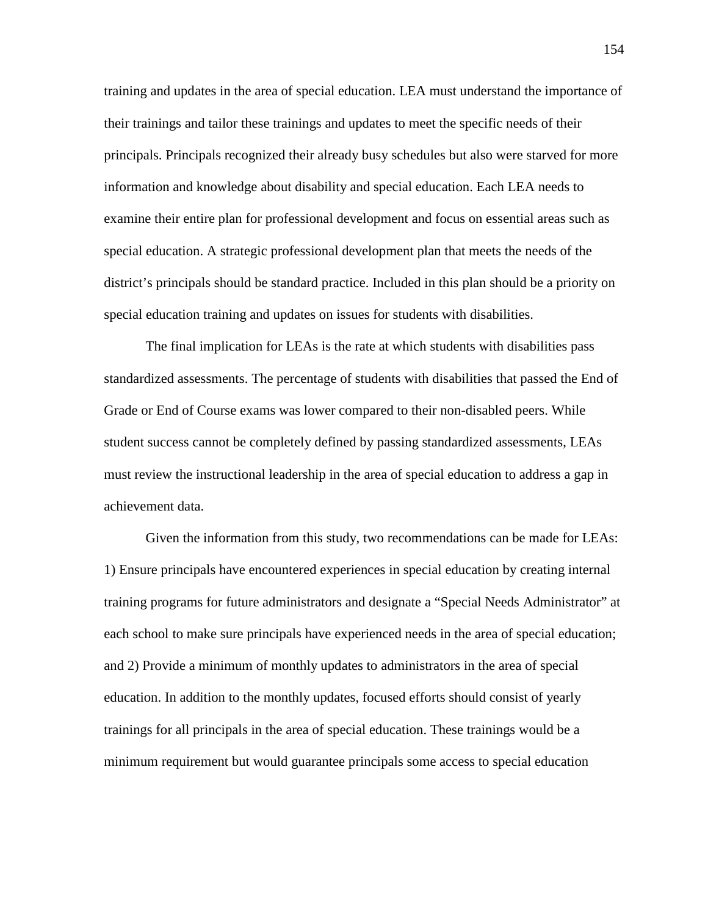training and updates in the area of special education. LEA must understand the importance of their trainings and tailor these trainings and updates to meet the specific needs of their principals. Principals recognized their already busy schedules but also were starved for more information and knowledge about disability and special education. Each LEA needs to examine their entire plan for professional development and focus on essential areas such as special education. A strategic professional development plan that meets the needs of the district's principals should be standard practice. Included in this plan should be a priority on special education training and updates on issues for students with disabilities.

The final implication for LEAs is the rate at which students with disabilities pass standardized assessments. The percentage of students with disabilities that passed the End of Grade or End of Course exams was lower compared to their non-disabled peers. While student success cannot be completely defined by passing standardized assessments, LEAs must review the instructional leadership in the area of special education to address a gap in achievement data.

Given the information from this study, two recommendations can be made for LEAs: 1) Ensure principals have encountered experiences in special education by creating internal training programs for future administrators and designate a "Special Needs Administrator" at each school to make sure principals have experienced needs in the area of special education; and 2) Provide a minimum of monthly updates to administrators in the area of special education. In addition to the monthly updates, focused efforts should consist of yearly trainings for all principals in the area of special education. These trainings would be a minimum requirement but would guarantee principals some access to special education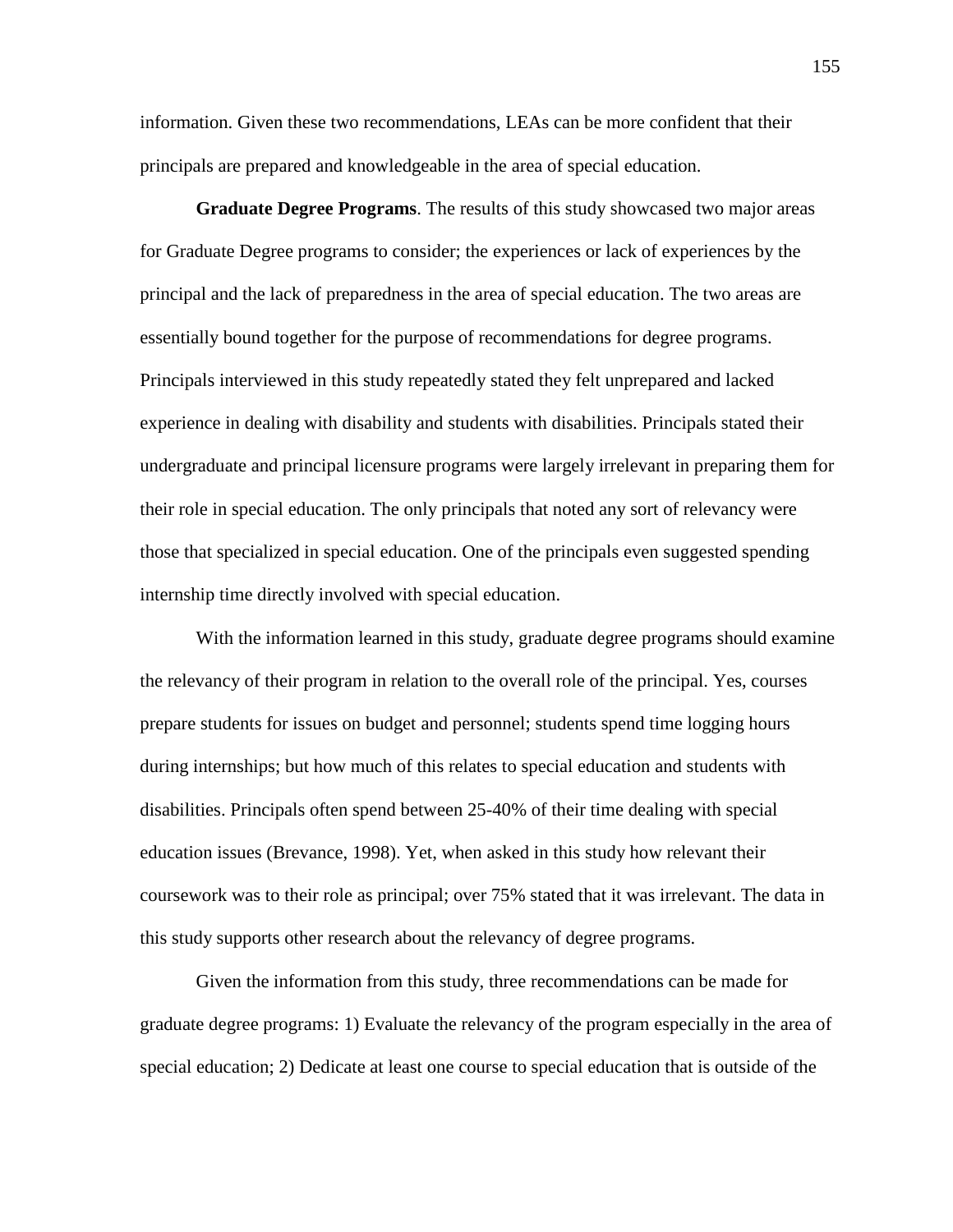information. Given these two recommendations, LEAs can be more confident that their principals are prepared and knowledgeable in the area of special education.

**Graduate Degree Programs**. The results of this study showcased two major areas for Graduate Degree programs to consider; the experiences or lack of experiences by the principal and the lack of preparedness in the area of special education. The two areas are essentially bound together for the purpose of recommendations for degree programs. Principals interviewed in this study repeatedly stated they felt unprepared and lacked experience in dealing with disability and students with disabilities. Principals stated their undergraduate and principal licensure programs were largely irrelevant in preparing them for their role in special education. The only principals that noted any sort of relevancy were those that specialized in special education. One of the principals even suggested spending internship time directly involved with special education.

With the information learned in this study, graduate degree programs should examine the relevancy of their program in relation to the overall role of the principal. Yes, courses prepare students for issues on budget and personnel; students spend time logging hours during internships; but how much of this relates to special education and students with disabilities. Principals often spend between 25-40% of their time dealing with special education issues (Brevance, 1998). Yet, when asked in this study how relevant their coursework was to their role as principal; over 75% stated that it was irrelevant. The data in this study supports other research about the relevancy of degree programs.

Given the information from this study, three recommendations can be made for graduate degree programs: 1) Evaluate the relevancy of the program especially in the area of special education; 2) Dedicate at least one course to special education that is outside of the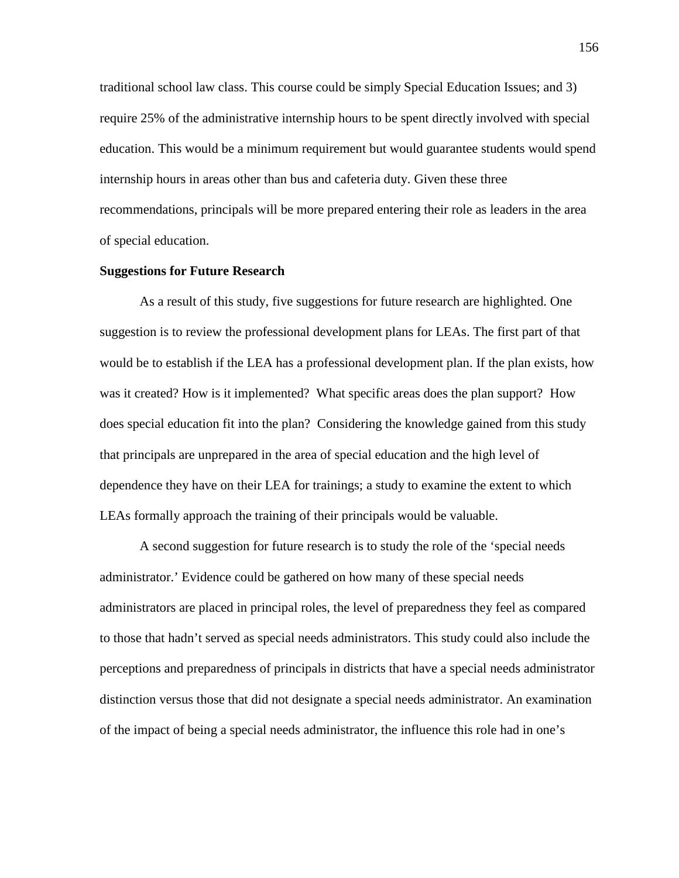traditional school law class. This course could be simply Special Education Issues; and 3) require 25% of the administrative internship hours to be spent directly involved with special education. This would be a minimum requirement but would guarantee students would spend internship hours in areas other than bus and cafeteria duty. Given these three recommendations, principals will be more prepared entering their role as leaders in the area of special education.

**Suggestions for Future Research**

As a result of this study, five suggestions for future research are highlighted. One suggestion is to review the professional development plans for LEAs. The first part of that would be to establish if the LEA has a professional development plan. If the plan exists, how was it created? How is it implemented? What specific areas does the plan support? How does special education fit into the plan? Considering the knowledge gained from this study that principals are unprepared in the area of special education and the high level of dependence they have on their LEA for trainings; a study to examine the extent to which LEAs formally approach the training of their principals would be valuable.

A second suggestion for future research is to study the role of the 'special needs administrator.' Evidence could be gathered on how many of these special needs administrators are placed in principal roles, the level of preparedness they feel as compared to those that hadn't served as special needs administrators. This study could also include the perceptions and preparedness of principals in districts that have a special needs administrator distinction versus those that did not designate a special needs administrator. An examination of the impact of being a special needs administrator, the influence this role had in one's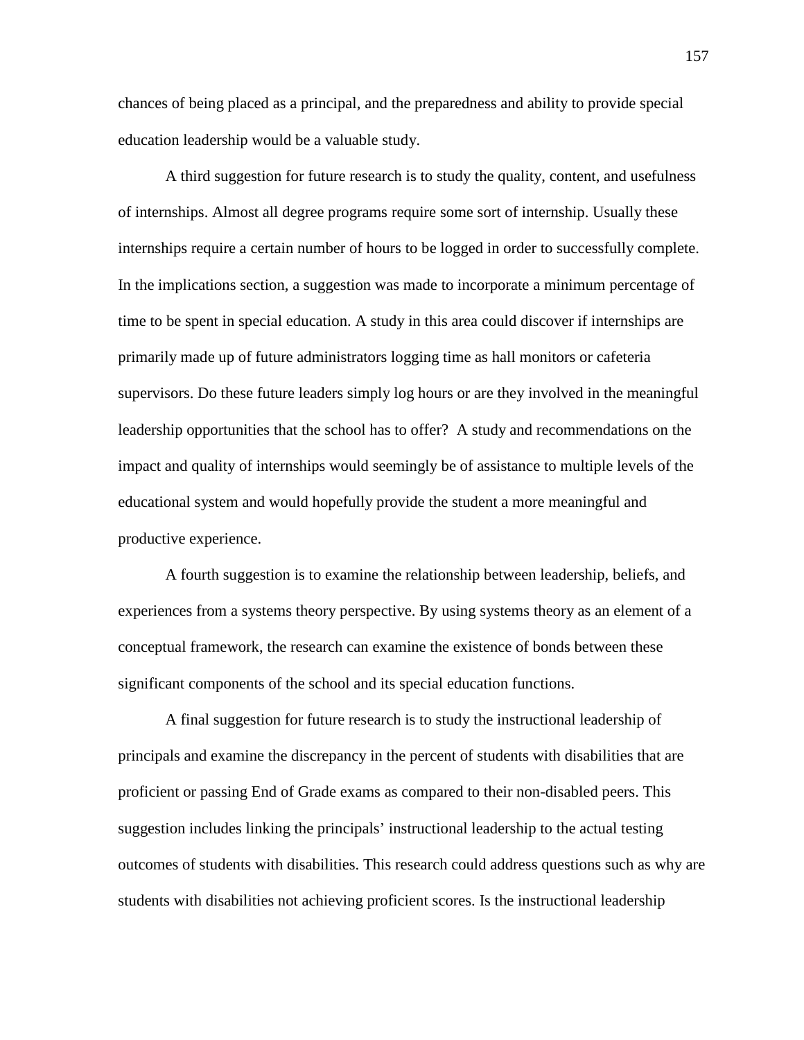chances of being placed as a principal, and the preparedness and ability to provide special education leadership would be a valuable study.

A third suggestion for future research is to study the quality, content, and usefulness of internships. Almost all degree programs require some sort of internship. Usually these internships require a certain number of hours to be logged in order to successfully complete. In the implications section, a suggestion was made to incorporate a minimum percentage of time to be spent in special education. A study in this area could discover if internships are primarily made up of future administrators logging time as hall monitors or cafeteria supervisors. Do these future leaders simply log hours or are they involved in the meaningful leadership opportunities that the school has to offer?  A study and recommendations on the impact and quality of internships would seemingly be of assistance to multiple levels of the educational system and would hopefully provide the student a more meaningful and productive experience.

A fourth suggestion is to examine the relationship between leadership, beliefs, and experiences from a systems theory perspective. By using systems theory as an element of a conceptual framework, the research can examine the existence of bonds between these significant components of the school and its special education functions.

A final suggestion for future research is to study the instructional leadership of principals and examine the discrepancy in the percent of students with disabilities that are proficient or passing End of Grade exams as compared to their non-disabled peers. This suggestion includes linking the principals' instructional leadership to the actual testing outcomes of students with disabilities. This research could address questions such as why are students with disabilities not achieving proficient scores. Is the instructional leadership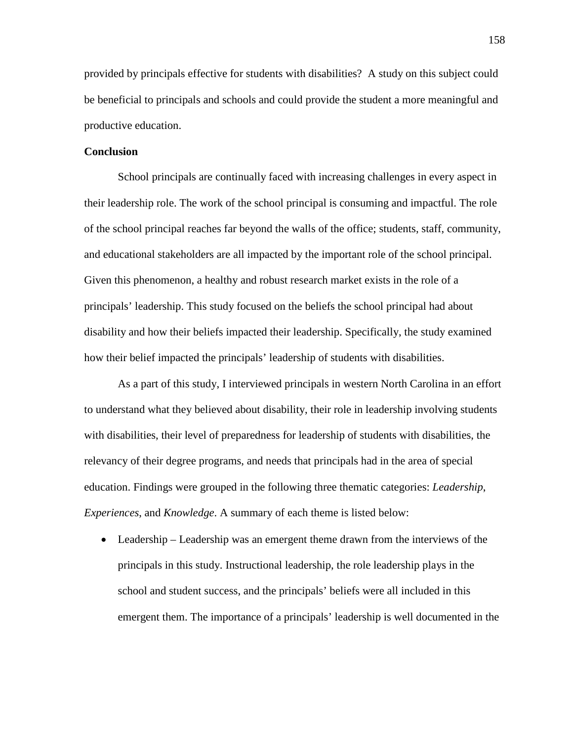provided by principals effective for students with disabilities? A study on this subject could be beneficial to principals and schools and could provide the student a more meaningful and productive education.

**Conclusion**

School principals are continually faced with increasing challenges in every aspect in their leadership role. The work of the school principal is consuming and impactful. The role of the school principal reaches far beyond the walls of the office; students, staff, community, and educational stakeholders are all impacted by the important role of the school principal. Given this phenomenon, a healthy and robust research market exists in the role of a principals' leadership. This study focused on the beliefs the school principal had about disability and how their beliefs impacted their leadership. Specifically, the study examined how their belief impacted the principals' leadership of students with disabilities.

As a part of this study, I interviewed principals in western North Carolina in an effort to understand what they believed about disability, their role in leadership involving students with disabilities, their level of preparedness for leadership of students with disabilities, the relevancy of their degree programs, and needs that principals had in the area of special education. Findings were grouped in the following three thematic categories: *Leadership*, *Experiences*, and *Knowledge*. A summary of each theme is listed below:

- Leadership – Leadership was an emergent theme drawn from the interviews of the principals in this study. Instructional leadership, the role leadership plays in the school and student success, and the principals' beliefs were all included in this emergent them. The importance of a principals' leadership is well documented in the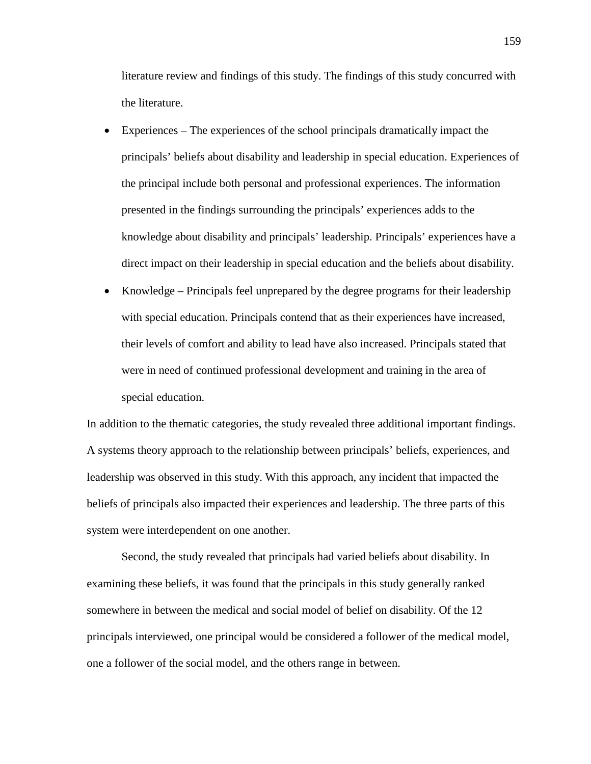literature review and findings of this study. The findings of this study concurred with the literature.

- Experiences – The experiences of the school principals dramatically impact the principals' beliefs about disability and leadership in special education. Experiences of the principal include both personal and professional experiences. The information presented in the findings surrounding the principals' experiences adds to the knowledge about disability and principals' leadership. Principals' experiences have a direct impact on their leadership in special education and the beliefs about disability.
- Knowledge – Principals feel unprepared by the degree programs for their leadership with special education. Principals contend that as their experiences have increased, their levels of comfort and ability to lead have also increased. Principals stated that were in need of continued professional development and training in the area of special education.

In addition to the thematic categories, the study revealed three additional important findings. A systems theory approach to the relationship between principals' beliefs, experiences, and leadership was observed in this study. With this approach, any incident that impacted the beliefs of principals also impacted their experiences and leadership. The three parts of this system were interdependent on one another.

Second, the study revealed that principals had varied beliefs about disability. In examining these beliefs, it was found that the principals in this study generally ranked somewhere in between the medical and social model of belief on disability. Of the 12 principals interviewed, one principal would be considered a follower of the medical model, one a follower of the social model, and the others range in between.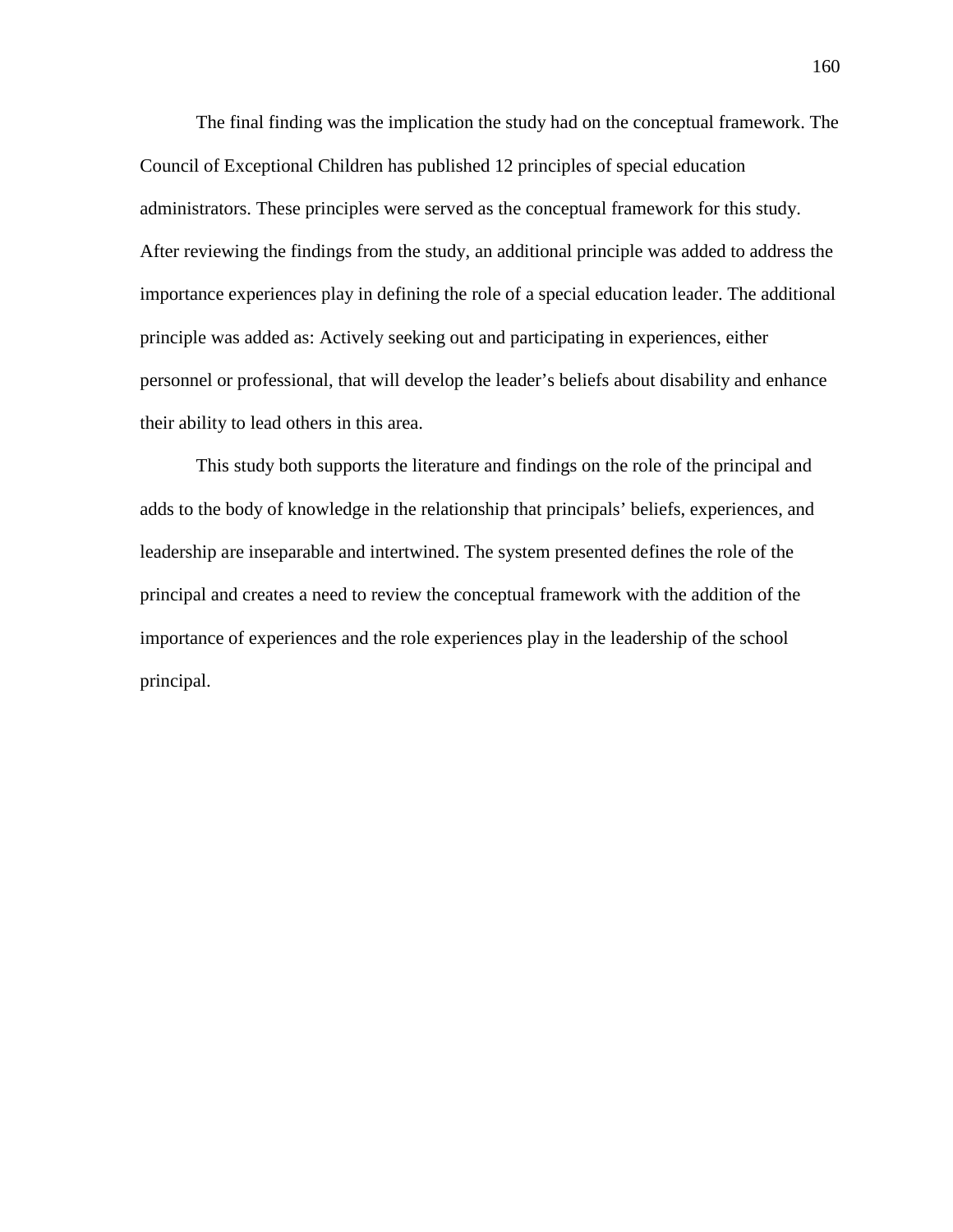The final finding was the implication the study had on the conceptual framework. The Council of Exceptional Children has published 12 principles of special education administrators. These principles were served as the conceptual framework for this study. After reviewing the findings from the study, an additional principle was added to address the importance experiences play in defining the role of a special education leader. The additional principle was added as: Actively seeking out and participating in experiences, either personnel or professional, that will develop the leader’s beliefs about disability and enhance their ability to lead others in this area.

This study both supports the literature and findings on the role of the principal and adds to the body of knowledge in the relationship that principals’ beliefs, experiences, and leadership are inseparable and intertwined. The system presented defines the role of the principal and creates a need to review the conceptual framework with the addition of the importance of experiences and the role experiences play in the leadership of the school principal.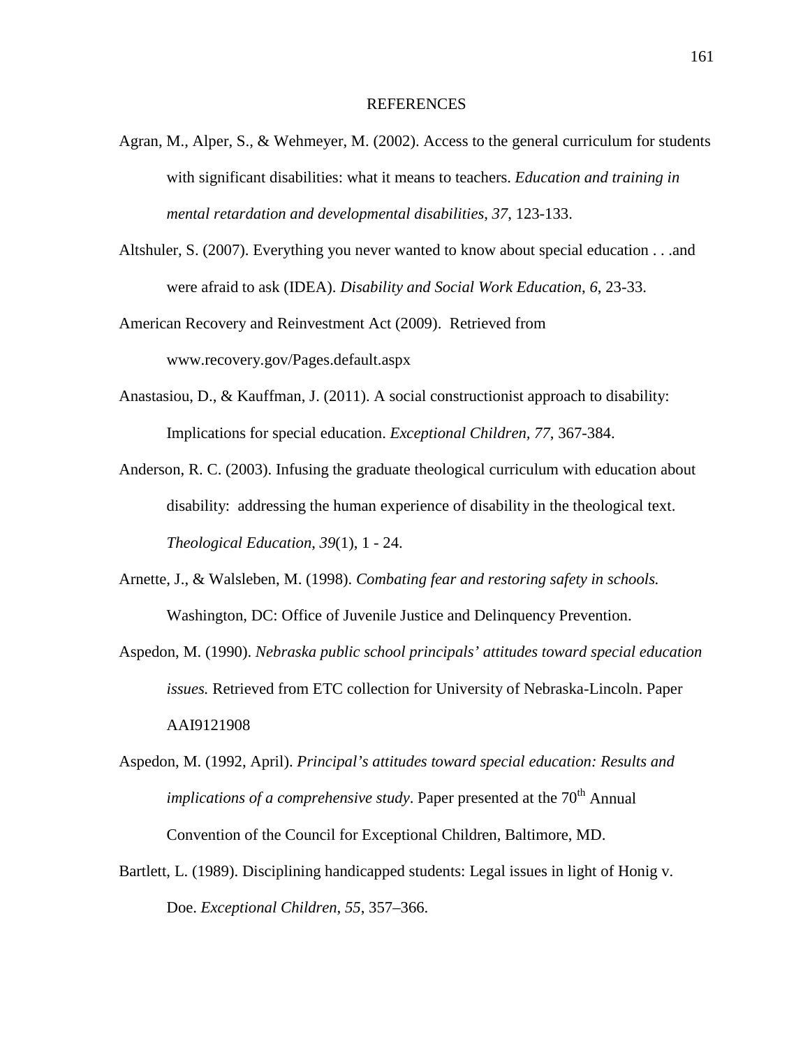# REFERENCES

Agran, M., Alper, S., & Wehmeyer, M. (2002). Access to the general curriculum for students with significant disabilities: what it means to teachers. *Education and training in mental retardation and developmental disabilities*, *37*, 123-133.

Altshuler, S. (2007). Everything you never wanted to know about special education . . .and were afraid to ask (IDEA). *Disability and Social Work Education*, *6*, 23-33.

American Recovery and Reinvestment Act (2009). Retrieved from www.recovery.gov/Pages.default.aspx

Anastasiou, D., & Kauffman, J. (2011). A social constructionist approach to disability: Implications for special education. *Exceptional Children, 77*, 367-384.

Anderson, R. C. (2003). Infusing the graduate theological curriculum with education about disability: addressing the human experience of disability in the theological text. *Theological Education*, *39*(1), 1 - 24.

Arnette, J., & Walsleben, M. (1998). *Combating fear and restoring safety in schools.* Washington, DC: Office of Juvenile Justice and Delinquency Prevention.

Aspedon, M. (1990). *Nebraska public school principals' attitudes toward special education issues.* Retrieved from ETC collection for University of Nebraska-Lincoln. Paper AAI9121908

Aspedon, M. (1992, April). *Principal's attitudes toward special education: Results and implications of a comprehensive study*. Paper presented at the 70th Annual Convention of the Council for Exceptional Children, Baltimore, MD.

Bartlett, L. (1989). Disciplining handicapped students: Legal issues in light of Honig v. Doe. *Exceptional Children*, *55*, 357–366.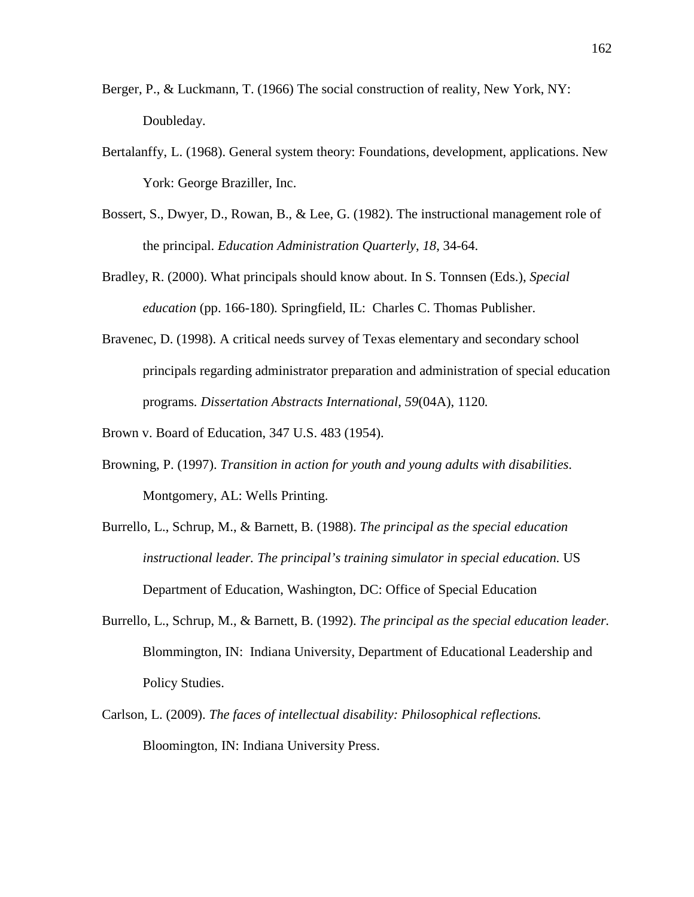Berger, P., & Luckmann, T. (1966) The social construction of reality, New York, NY: Doubleday.

Bertalanffy, L. (1968). General system theory: Foundations, development, applications. New York: George Braziller, Inc.

Bossert, S., Dwyer, D., Rowan, B., & Lee, G. (1982). The instructional management role of the principal. *Education Administration Quarterly*, *18*, 34-64.

Bradley, R. (2000). What principals should know about. In S. Tonnsen (Eds.), *Special education* (pp. 166-180)*.* Springfield, IL: Charles C. Thomas Publisher.

Bravenec, D. (1998). A critical needs survey of Texas elementary and secondary school principals regarding administrator preparation and administration of special education programs*. Dissertation Abstracts International*, *59*(04A), 1120*.*

Brown v. Board of Education, 347 U.S. 483 (1954).

Browning, P. (1997). *Transition in action for youth and young adults with disabilities*. Montgomery, AL: Wells Printing*.*

Burrello, L., Schrup, M., & Barnett, B. (1988). *The principal as the special education instructional leader. The principal's training simulator in special education.* US Department of Education, Washington, DC: Office of Special Education

Burrello, L., Schrup, M., & Barnett, B. (1992). *The principal as the special education leader.* Blommington, IN: Indiana University, Department of Educational Leadership and Policy Studies.

Carlson, L. (2009). *The faces of intellectual disability: Philosophical reflections.* Bloomington, IN: Indiana University Press.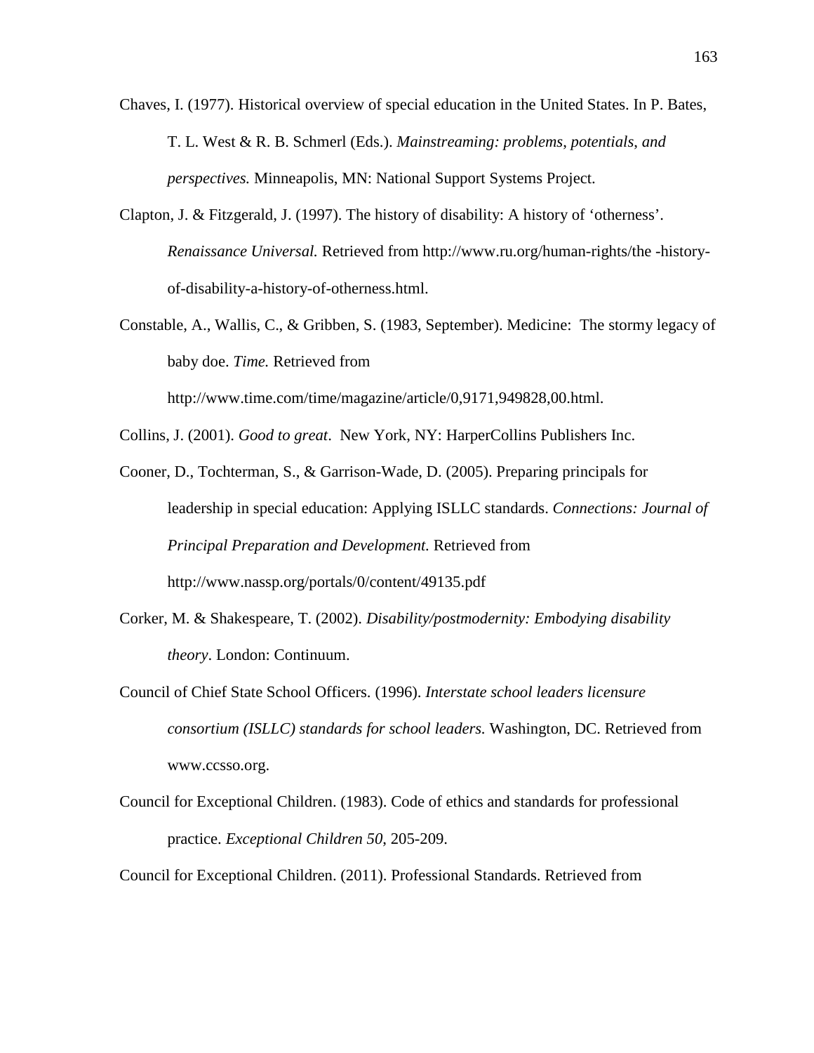Chaves, I. (1977). Historical overview of special education in the United States. In P. Bates, T. L. West & R. B. Schmerl (Eds.). *Mainstreaming: problems, potentials, and perspectives.* Minneapolis, MN: National Support Systems Project.

Clapton, J. & Fitzgerald, J. (1997). The history of disability: A history of 'otherness'. *Renaissance Universal.* Retrieved from http://www.ru.org/human-rights/the -history-of-disability-a-history-of-otherness.html.

Constable, A., Wallis, C., & Gribben, S. (1983, September). Medicine: The stormy legacy of baby doe. *Time.* Retrieved from http://www.time.com/time/magazine/article/0,9171,949828,00.html.

Collins, J. (2001). *Good to great*. New York, NY: HarperCollins Publishers Inc.

Cooner, D., Tochterman, S., & Garrison-Wade, D. (2005). Preparing principals for leadership in special education: Applying ISLLC standards. *Connections: Journal of Principal Preparation and Development.* Retrieved from http://www.nassp.org/portals/0/content/49135.pdf

Corker, M. & Shakespeare, T. (2002). *Disability/postmodernity: Embodying disability theory*. London: Continuum.

Council of Chief State School Officers. (1996). *Interstate school leaders licensure consortium (ISLLC) standards for school leaders.* Washington, DC. Retrieved from www.ccsso.org.

Council for Exceptional Children. (1983). Code of ethics and standards for professional practice. *Exceptional Children 50*, 205-209.

Council for Exceptional Children. (2011). Professional Standards. Retrieved from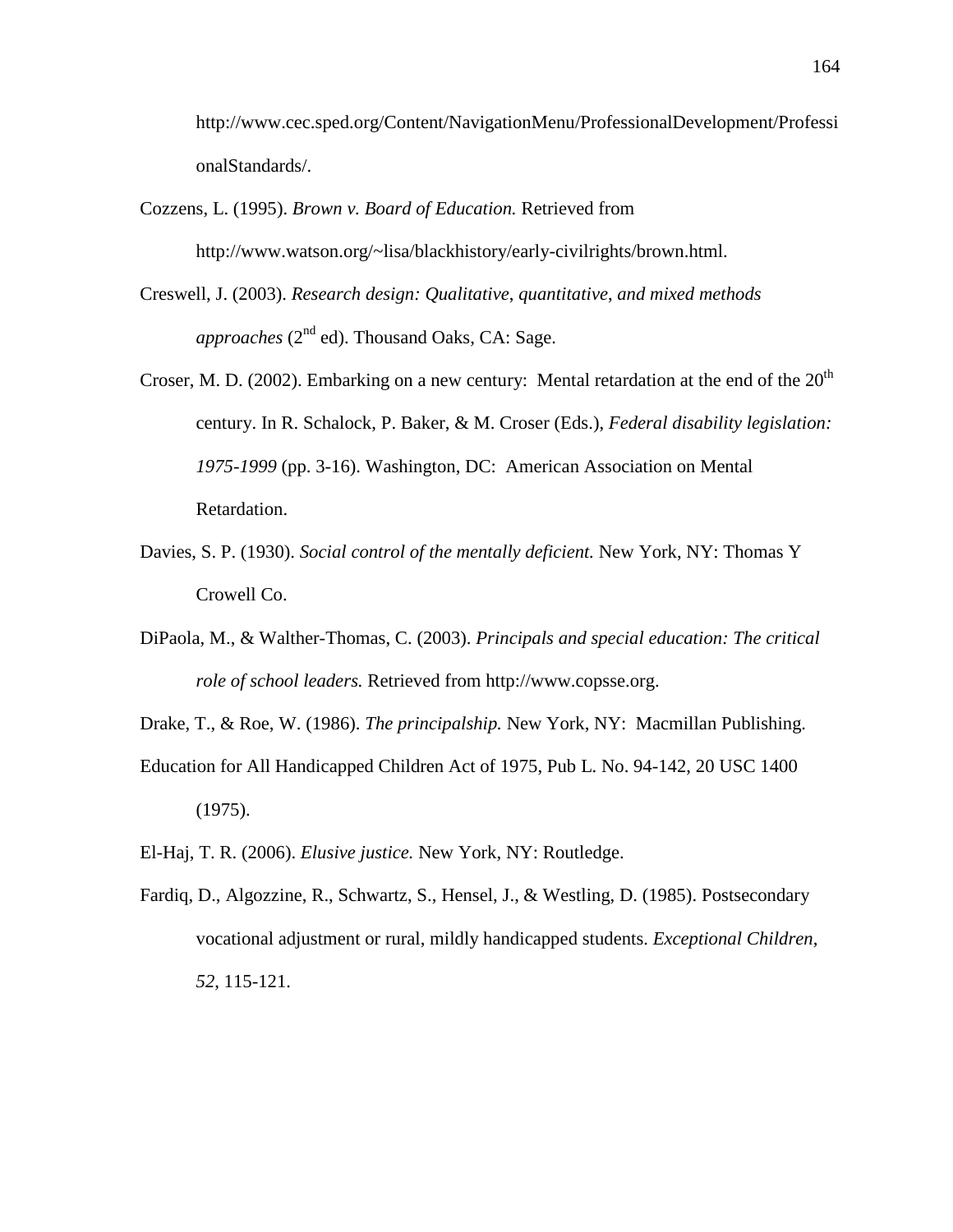http://www.cec.sped.org/Content/NavigationMenu/ProfessionalDevelopment/ProfessionalStandards/.

Cozzens, L. (1995). *Brown v. Board of Education.* Retrieved from http://www.watson.org/~lisa/blackhistory/early-civilrights/brown.html.

Creswell, J. (2003). *Research design: Qualitative, quantitative, and mixed methods approaches* (2nd ed). Thousand Oaks, CA: Sage.

Croser, M. D. (2002). Embarking on a new century: Mental retardation at the end of the 20th century. In R. Schalock, P. Baker, & M. Croser (Eds.), *Federal disability legislation: 1975-1999* (pp. 3-16). Washington, DC: American Association on Mental Retardation.

Davies, S. P. (1930). *Social control of the mentally deficient.* New York, NY: Thomas Y Crowell Co.

DiPaola, M., & Walther-Thomas, C. (2003). *Principals and special education: The critical role of school leaders.* Retrieved from http://www.copsse.org.

Drake, T., & Roe, W. (1986). *The principalship.* New York, NY: Macmillan Publishing.

Education for All Handicapped Children Act of 1975, Pub L. No. 94-142, 20 USC 1400 (1975).

El-Haj, T. R. (2006). *Elusive justice.* New York, NY: Routledge.

Fardiq, D., Algozzine, R., Schwartz, S., Hensel, J., & Westling, D. (1985). Postsecondary vocational adjustment or rural, mildly handicapped students. *Exceptional Children*, *52*, 115-121.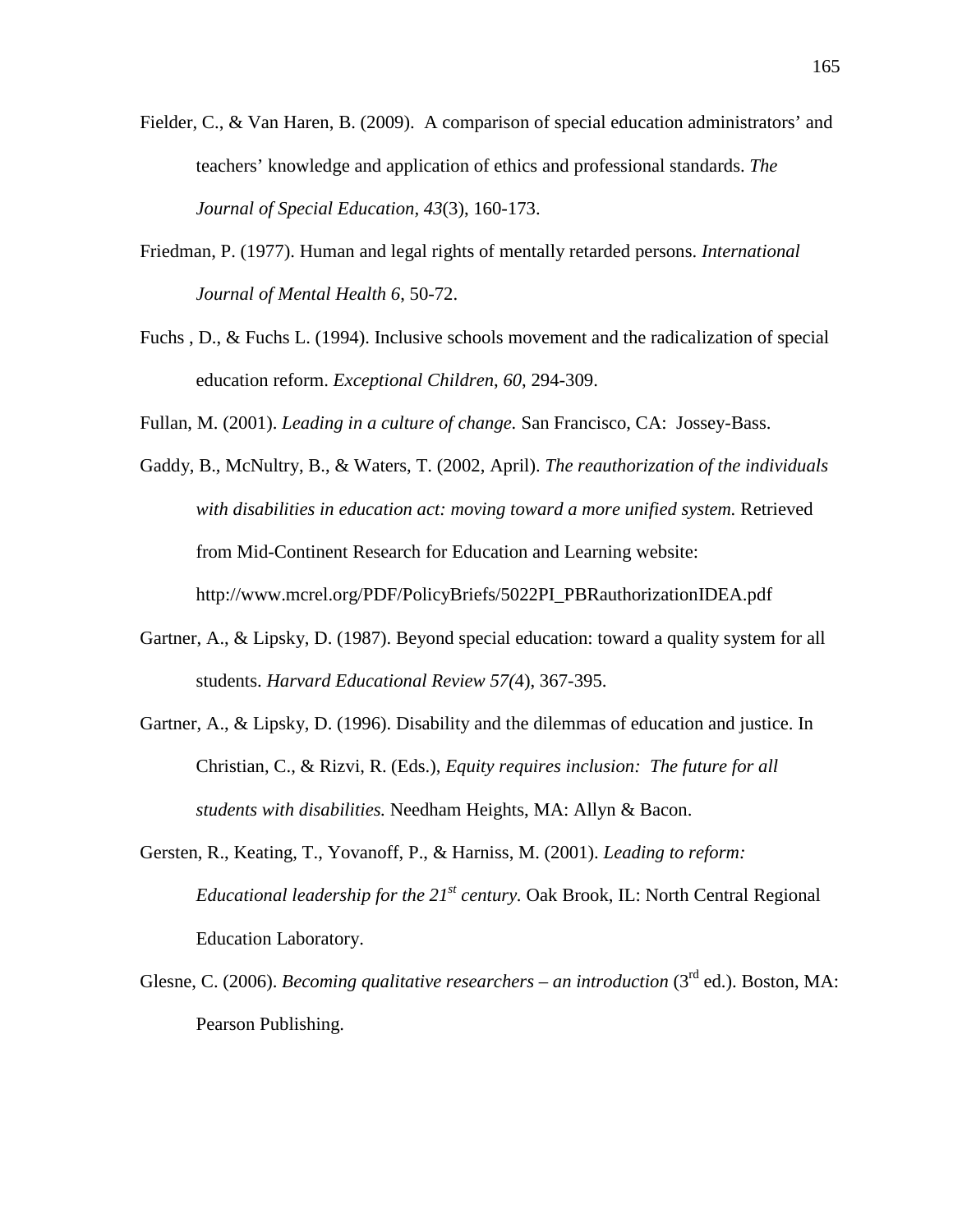Fielder, C., & Van Haren, B. (2009). A comparison of special education administrators' and teachers' knowledge and application of ethics and professional standards. *The Journal of Special Education*, *43*(3), 160-173.

Friedman, P. (1977). Human and legal rights of mentally retarded persons. *International Journal of Mental Health 6*, 50-72.

Fuchs , D., & Fuchs L. (1994). Inclusive schools movement and the radicalization of special education reform. *Exceptional Children*, *60*, 294-309.

Fullan, M. (2001). *Leading in a culture of change.* San Francisco, CA: Jossey-Bass.

Gaddy, B., McNultry, B., & Waters, T. (2002, April). *The reauthorization of the individuals with disabilities in education act: moving toward a more unified system.* Retrieved from Mid-Continent Research for Education and Learning website: http://www.mcrel.org/PDF/PolicyBriefs/5022PI_PBRauthorizationIDEA.pdf

Gartner, A., & Lipsky, D. (1987). Beyond special education: toward a quality system for all students. *Harvard Educational Review 57(*4), 367-395.

Gartner, A., & Lipsky, D. (1996). Disability and the dilemmas of education and justice. In Christian, C., & Rizvi, R. (Eds.), *Equity requires inclusion: The future for all students with disabilities.* Needham Heights, MA: Allyn & Bacon.

Gersten, R., Keating, T., Yovanoff, P., & Harniss, M. (2001). *Leading to reform: Educational leadership for the 21st century.* Oak Brook, IL: North Central Regional Education Laboratory.

Glesne, C. (2006). *Becoming qualitative researchers – an introduction* (3rd ed.). Boston, MA: Pearson Publishing.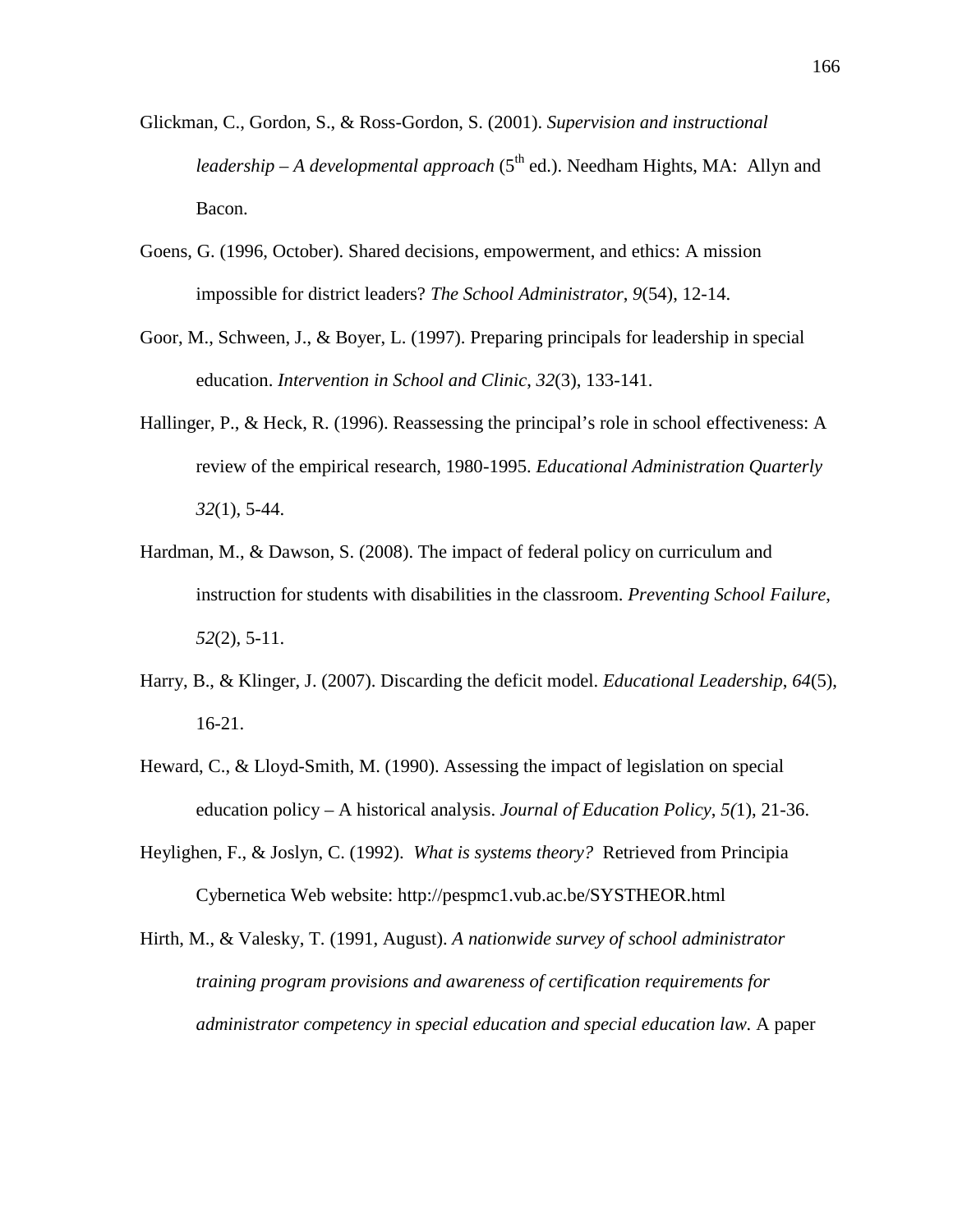Glickman, C., Gordon, S., & Ross-Gordon, S. (2001). *Supervision and instructional leadership – A developmental approach* (5th ed.). Needham Hights, MA: Allyn and Bacon.

Goens, G. (1996, October). Shared decisions, empowerment, and ethics: A mission impossible for district leaders? *The School Administrator*, *9*(54), 12-14.

Goor, M., Schween, J., & Boyer, L. (1997). Preparing principals for leadership in special education. *Intervention in School and Clinic*, *32*(3), 133-141.

Hallinger, P., & Heck, R. (1996). Reassessing the principal's role in school effectiveness: A review of the empirical research, 1980-1995. *Educational Administration Quarterly 32*(1), 5-44.

Hardman, M., & Dawson, S. (2008). The impact of federal policy on curriculum and instruction for students with disabilities in the classroom. *Preventing School Failure*, *52*(2), 5-11.

Harry, B., & Klinger, J. (2007). Discarding the deficit model. *Educational Leadership*, *64*(5), 16-21.

Heward, C., & Lloyd-Smith, M. (1990). Assessing the impact of legislation on special education policy – A historical analysis. *Journal of Education Policy*, *5(*1), 21-36.

Heylighen, F., & Joslyn, C. (1992). *What is systems theory?* Retrieved from Principia Cybernetica Web website: http://pespmc1.vub.ac.be/SYSTHEOR.html

Hirth, M., & Valesky, T. (1991, August). *A nationwide survey of school administrator training program provisions and awareness of certification requirements for administrator competency in special education and special education law.* A paper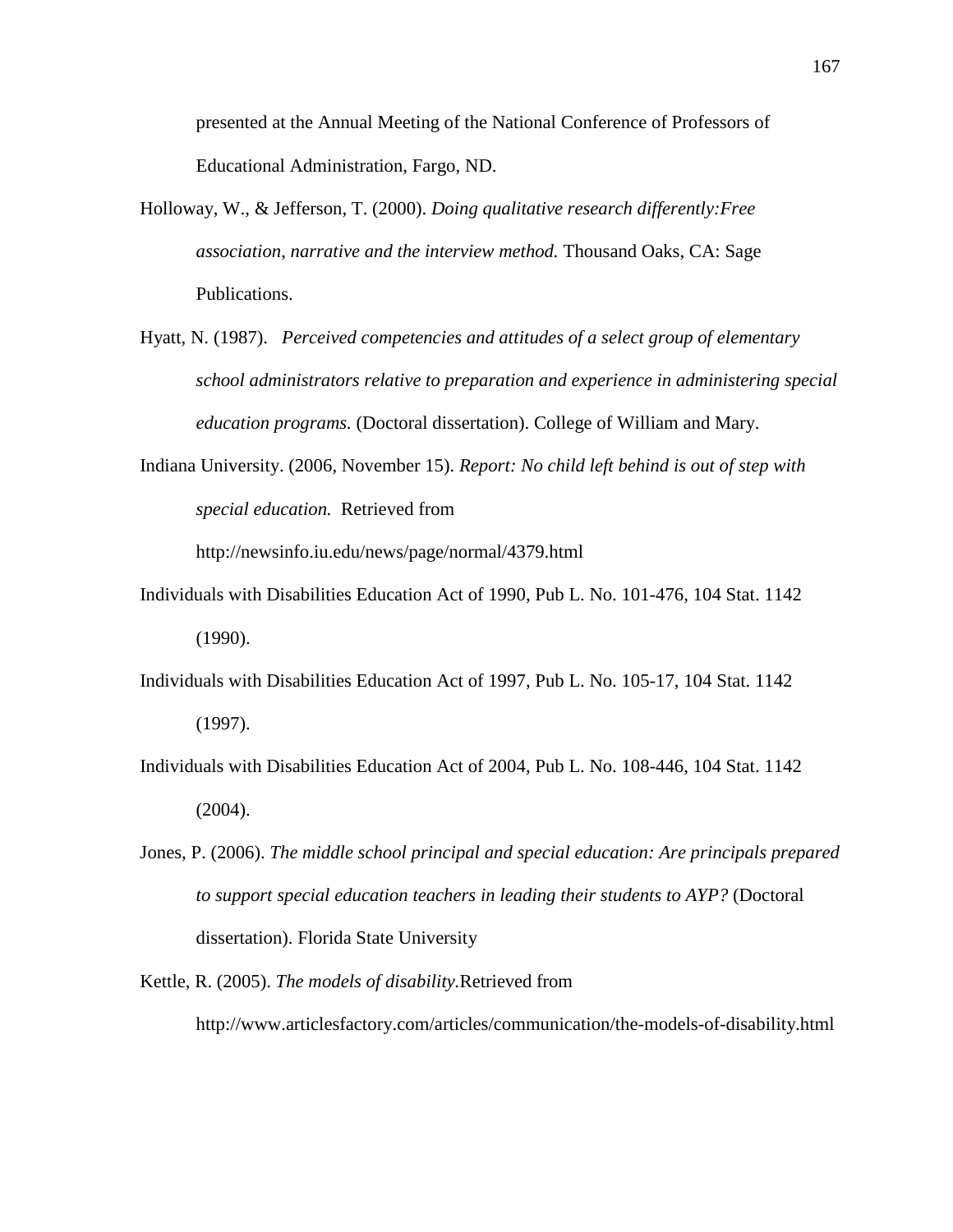presented at the Annual Meeting of the National Conference of Professors of Educational Administration, Fargo, ND.

Holloway, W., & Jefferson, T. (2000). *Doing qualitative research differently:Free association, narrative and the interview method.* Thousand Oaks, CA: Sage Publications.

Hyatt, N. (1987). *Perceived competencies and attitudes of a select group of elementary school administrators relative to preparation and experience in administering special education programs.* (Doctoral dissertation). College of William and Mary.

Indiana University. (2006, November 15). *Report: No child left behind is out of step with special education.* Retrieved from http://newsinfo.iu.edu/news/page/normal/4379.html

Individuals with Disabilities Education Act of 1990, Pub L. No. 101-476, 104 Stat. 1142 (1990).

Individuals with Disabilities Education Act of 1997, Pub L. No. 105-17, 104 Stat. 1142 (1997).

Individuals with Disabilities Education Act of 2004, Pub L. No. 108-446, 104 Stat. 1142 (2004).

Jones, P. (2006). *The middle school principal and special education: Are principals prepared to support special education teachers in leading their students to AYP?* (Doctoral dissertation). Florida State University

Kettle, R. (2005). *The models of disability.*Retrieved from http://www.articlesfactory.com/articles/communication/the-models-of-disability.html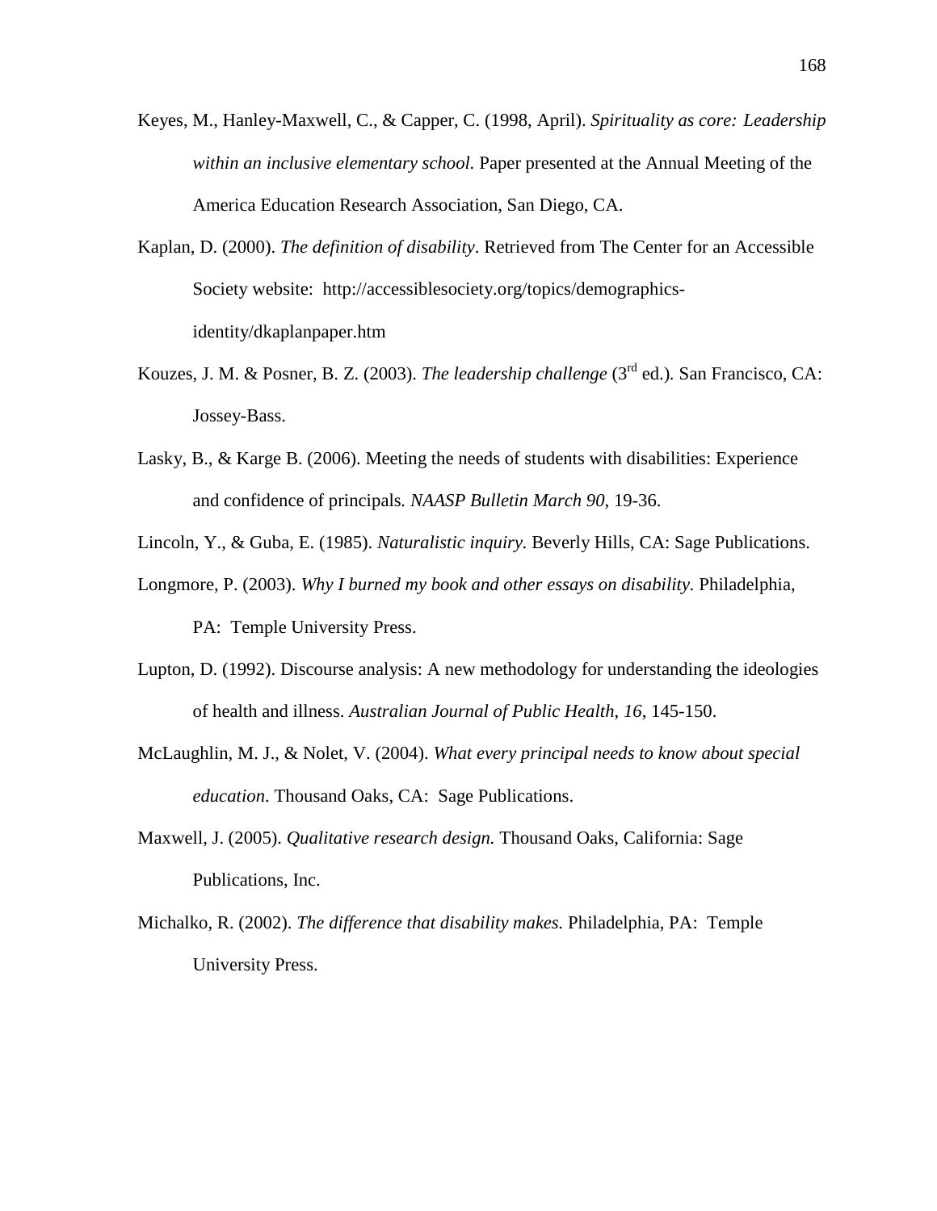Keyes, M., Hanley-Maxwell, C., & Capper, C. (1998, April). *Spirituality as core: Leadership within an inclusive elementary school.* Paper presented at the Annual Meeting of the America Education Research Association, San Diego, CA.

Kaplan, D. (2000). *The definition of disability*. Retrieved from The Center for an Accessible Society website: http://accessiblesociety.org/topics/demographics-identity/dkaplanpaper.htm

Kouzes, J. M. & Posner, B. Z. (2003). *The leadership challenge* (3rd ed.)*.* San Francisco, CA: Jossey-Bass.

Lasky, B., & Karge B. (2006). Meeting the needs of students with disabilities: Experience and confidence of principals*. NAASP Bulletin March 90*, 19-36.

Lincoln, Y., & Guba, E. (1985). *Naturalistic inquiry.* Beverly Hills, CA: Sage Publications.

Longmore, P. (2003). *Why I burned my book and other essays on disability.* Philadelphia, PA: Temple University Press.

Lupton, D. (1992). Discourse analysis: A new methodology for understanding the ideologies of health and illness. *Australian Journal of Public Health*, *16*, 145-150.

McLaughlin, M. J., & Nolet, V. (2004). *What every principal needs to know about special education*. Thousand Oaks, CA: Sage Publications.

Maxwell, J. (2005). *Qualitative research design.* Thousand Oaks, California: Sage Publications, Inc.

Michalko, R. (2002). *The difference that disability makes.* Philadelphia, PA: Temple University Press.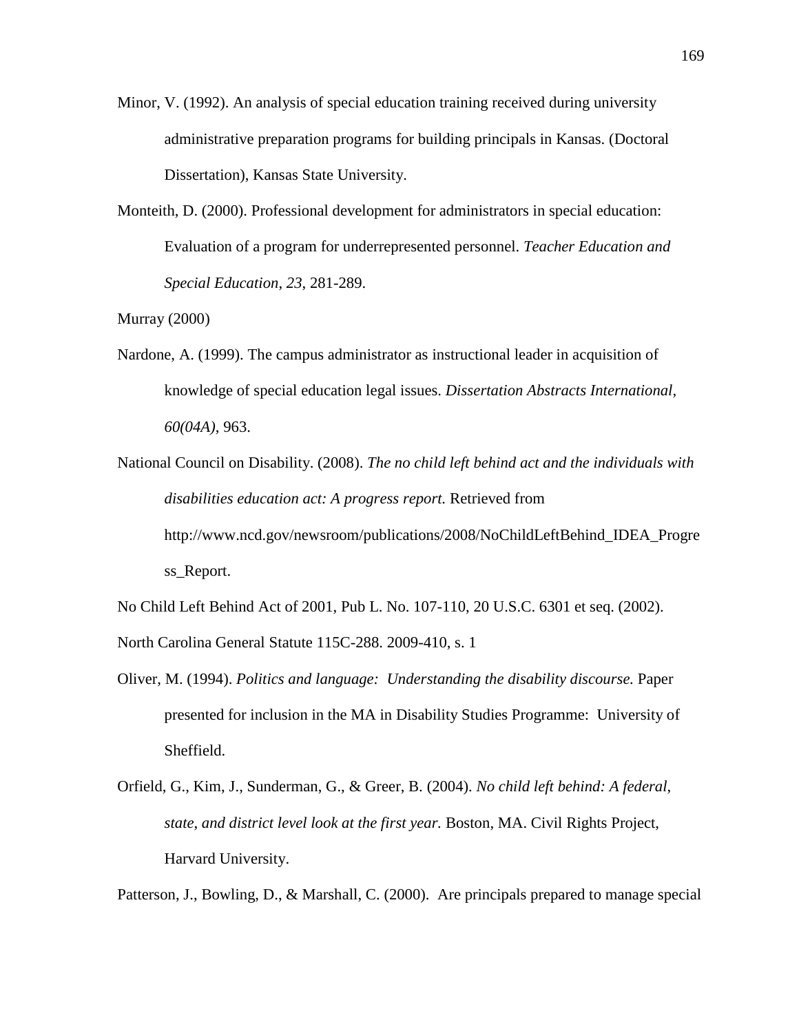Minor, V. (1992). An analysis of special education training received during university administrative preparation programs for building principals in Kansas. (Doctoral Dissertation), Kansas State University.

Monteith, D. (2000). Professional development for administrators in special education: Evaluation of a program for underrepresented personnel. *Teacher Education and Special Education*, *23*, 281-289.

Murray (2000)

Nardone, A. (1999). The campus administrator as instructional leader in acquisition of knowledge of special education legal issues. *Dissertation Abstracts International*, *60(04A)*, 963.

National Council on Disability. (2008). *The no child left behind act and the individuals with disabilities education act: A progress report.* Retrieved from http://www.ncd.gov/newsroom/publications/2008/NoChildLeftBehind_IDEA_Progress_Report.

No Child Left Behind Act of 2001, Pub L. No. 107-110, 20 U.S.C. 6301 et seq. (2002).

North Carolina General Statute 115C-288. 2009-410, s. 1

Oliver, M. (1994). *Politics and language: Understanding the disability discourse.* Paper presented for inclusion in the MA in Disability Studies Programme: University of Sheffield.

Orfield, G., Kim, J., Sunderman, G., & Greer, B. (2004). *No child left behind: A federal, state, and district level look at the first year.* Boston, MA. Civil Rights Project, Harvard University.

Patterson, J., Bowling, D., & Marshall, C. (2000). Are principals prepared to manage special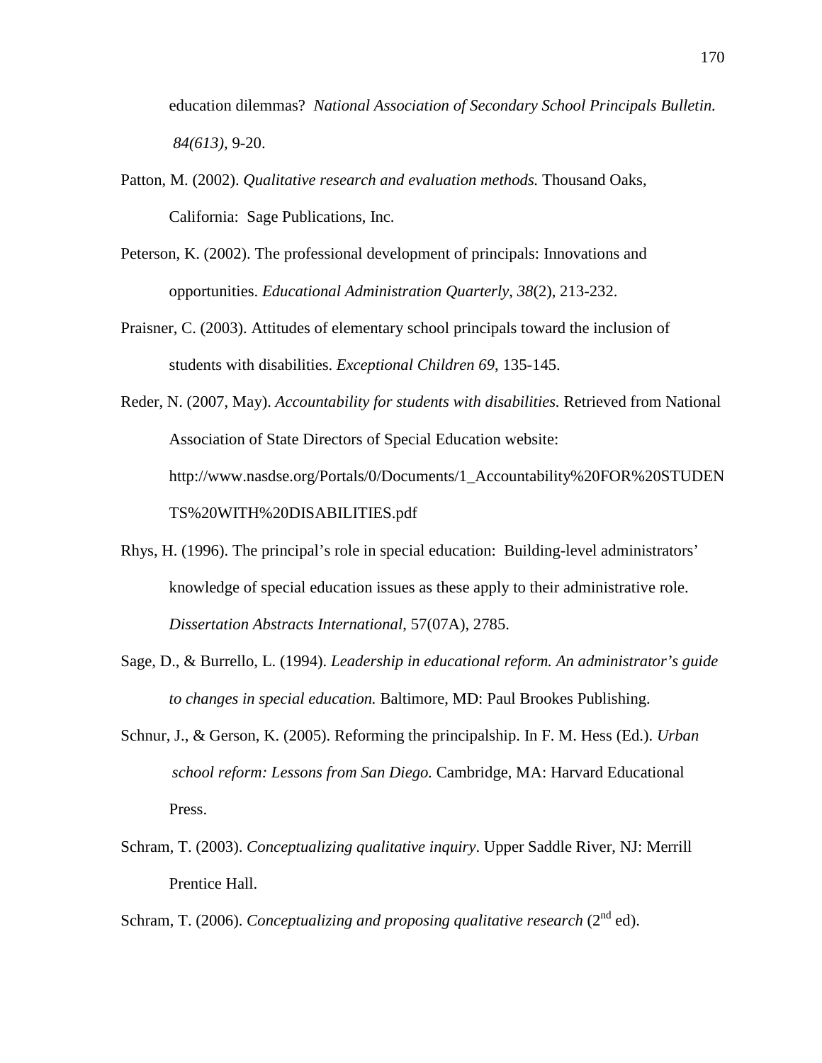education dilemmas? *National Association of Secondary School Principals Bulletin. 84(613)*, 9-20.

Patton, M. (2002). *Qualitative research and evaluation methods.* Thousand Oaks, California: Sage Publications, Inc.

Peterson, K. (2002). The professional development of principals: Innovations and opportunities. *Educational Administration Quarterly*, *38*(2), 213-232.

Praisner, C. (2003). Attitudes of elementary school principals toward the inclusion of students with disabilities. *Exceptional Children 69,* 135-145.

Reder, N. (2007, May). *Accountability for students with disabilities.* Retrieved from National Association of State Directors of Special Education website: http://www.nasdse.org/Portals/0/Documents/1_Accountability%20FOR%20STUDENTS%20WITH%20DISABILITIES.pdf

Rhys, H. (1996). The principal's role in special education: Building-level administrators' knowledge of special education issues as these apply to their administrative role. *Dissertation Abstracts International*, 57(07A), 2785.

Sage, D., & Burrello, L. (1994). *Leadership in educational reform. An administrator's guide to changes in special education.* Baltimore, MD: Paul Brookes Publishing.

Schnur, J., & Gerson, K. (2005). Reforming the principalship. In F. M. Hess (Ed.). *Urban school reform: Lessons from San Diego.* Cambridge, MA: Harvard Educational Press.

Schram, T. (2003). *Conceptualizing qualitative inquiry*. Upper Saddle River, NJ: Merrill Prentice Hall.

Schram, T. (2006). *Conceptualizing and proposing qualitative research* (2nd ed).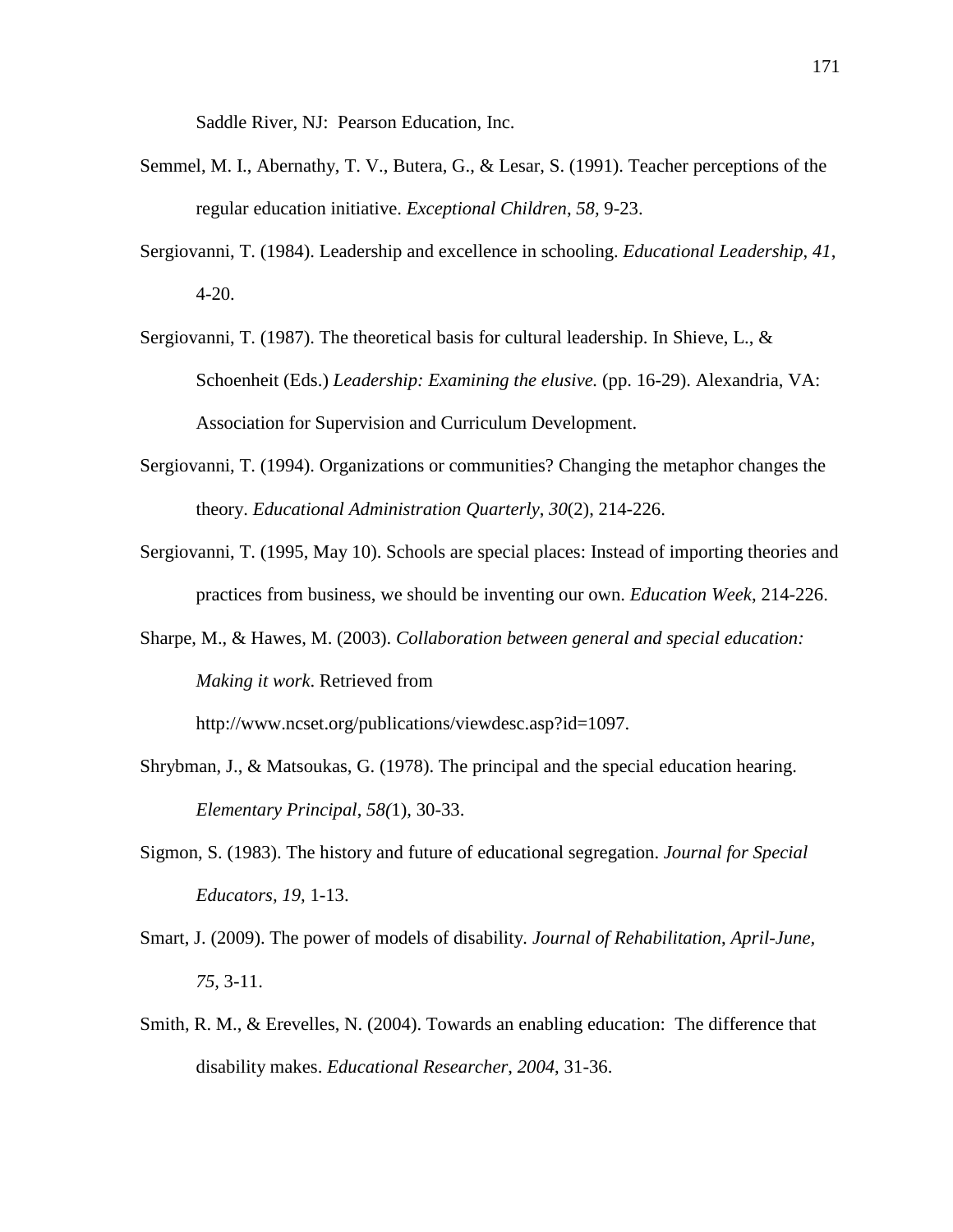Saddle River, NJ: Pearson Education, Inc.

Semmel, M. I., Abernathy, T. V., Butera, G., & Lesar, S. (1991). Teacher perceptions of the regular education initiative. *Exceptional Children*, *58*, 9-23.

Sergiovanni, T. (1984). Leadership and excellence in schooling. *Educational Leadership, 41*, 4-20.

Sergiovanni, T. (1987). The theoretical basis for cultural leadership. In Shieve, L., & Schoenheit (Eds.) *Leadership: Examining the elusive.* (pp. 16-29). Alexandria, VA: Association for Supervision and Curriculum Development.

Sergiovanni, T. (1994). Organizations or communities? Changing the metaphor changes the theory. *Educational Administration Quarterly*, *30*(2), 214-226.

Sergiovanni, T. (1995, May 10). Schools are special places: Instead of importing theories and practices from business, we should be inventing our own. *Education Week*, 214-226.

Sharpe, M., & Hawes, M. (2003). *Collaboration between general and special education: Making it work*. Retrieved from http://www.ncset.org/publications/viewdesc.asp?id=1097.

Shrybman, J., & Matsoukas, G. (1978). The principal and the special education hearing. *Elementary Principal*, *58(*1), 30-33.

Sigmon, S. (1983). The history and future of educational segregation. *Journal for Special Educators, 19,* 1-13.

Smart, J. (2009). The power of models of disability. *Journal of Rehabilitation*, *April-June, 75*, 3-11.

Smith, R. M., & Erevelles, N. (2004). Towards an enabling education: The difference that disability makes. *Educational Researcher*, *2004*, 31-36.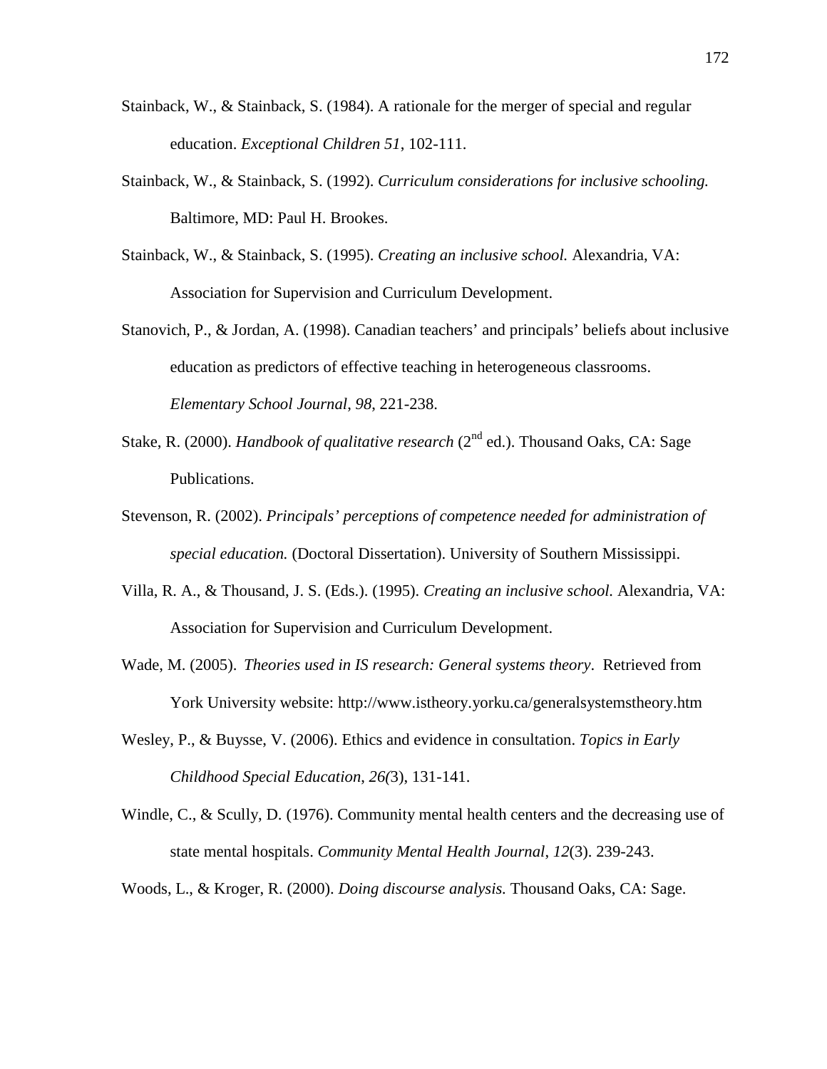Stainback, W., & Stainback, S. (1984). A rationale for the merger of special and regular education. *Exceptional Children 51*, 102-111.

Stainback, W., & Stainback, S. (1992). *Curriculum considerations for inclusive schooling.* Baltimore, MD: Paul H. Brookes.

Stainback, W., & Stainback, S. (1995). *Creating an inclusive school.* Alexandria, VA: Association for Supervision and Curriculum Development.

Stanovich, P., & Jordan, A. (1998). Canadian teachers' and principals' beliefs about inclusive education as predictors of effective teaching in heterogeneous classrooms. *Elementary School Journal, 98*, 221-238.

Stake, R. (2000). *Handbook of qualitative research* (2nd ed.). Thousand Oaks, CA: Sage Publications.

Stevenson, R. (2002). *Principals' perceptions of competence needed for administration of special education.* (Doctoral Dissertation). University of Southern Mississippi.

Villa, R. A., & Thousand, J. S. (Eds.). (1995). *Creating an inclusive school.* Alexandria, VA: Association for Supervision and Curriculum Development.

Wade, M. (2005). *Theories used in IS research: General systems theory*. Retrieved from York University website: http://www.istheory.yorku.ca/generalsystemstheory.htm

Wesley, P., & Buysse, V. (2006). Ethics and evidence in consultation. *Topics in Early Childhood Special Education*, *26(*3), 131-141.

Windle, C., & Scully, D. (1976). Community mental health centers and the decreasing use of state mental hospitals. *Community Mental Health Journal*, *12*(3). 239-243.

Woods, L., & Kroger, R. (2000). *Doing discourse analysis.* Thousand Oaks, CA: Sage.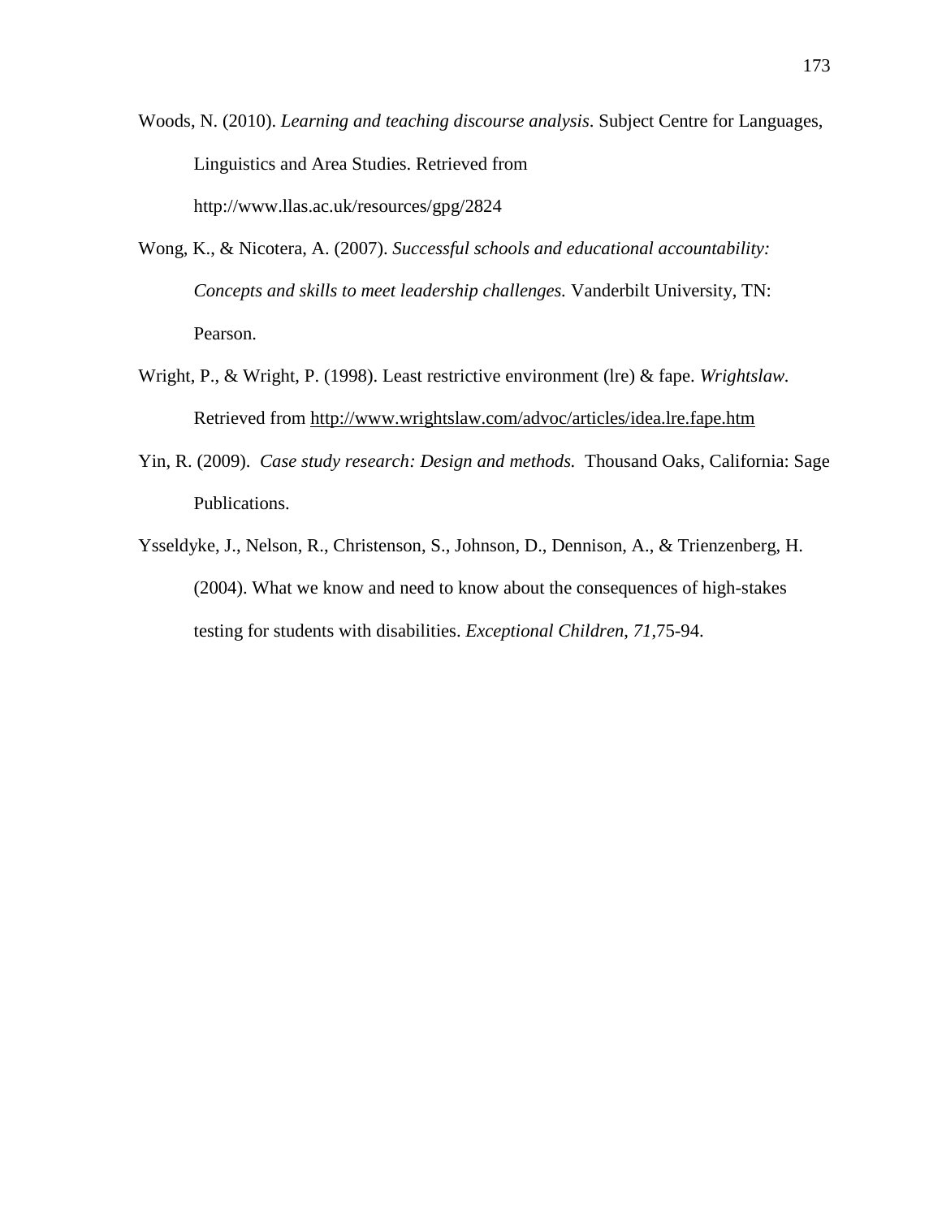Woods, N. (2010). *Learning and teaching discourse analysis*. Subject Centre for Languages, Linguistics and Area Studies. Retrieved from http://www.llas.ac.uk/resources/gpg/2824

Wong, K., & Nicotera, A. (2007). *Successful schools and educational accountability: Concepts and skills to meet leadership challenges.* Vanderbilt University, TN: Pearson.

Wright, P., & Wright, P. (1998). Least restrictive environment (lre) & fape. *Wrightslaw.* Retrieved from http://www.wrightslaw.com/advoc/articles/idea.lre.fape.htm

Yin, R. (2009). *Case study research: Design and methods.* Thousand Oaks, California: Sage Publications.

Ysseldyke, J., Nelson, R., Christenson, S., Johnson, D., Dennison, A., & Trienzenberg, H. (2004). What we know and need to know about the consequences of high-stakes testing for students with disabilities. *Exceptional Children, 71,*75-94.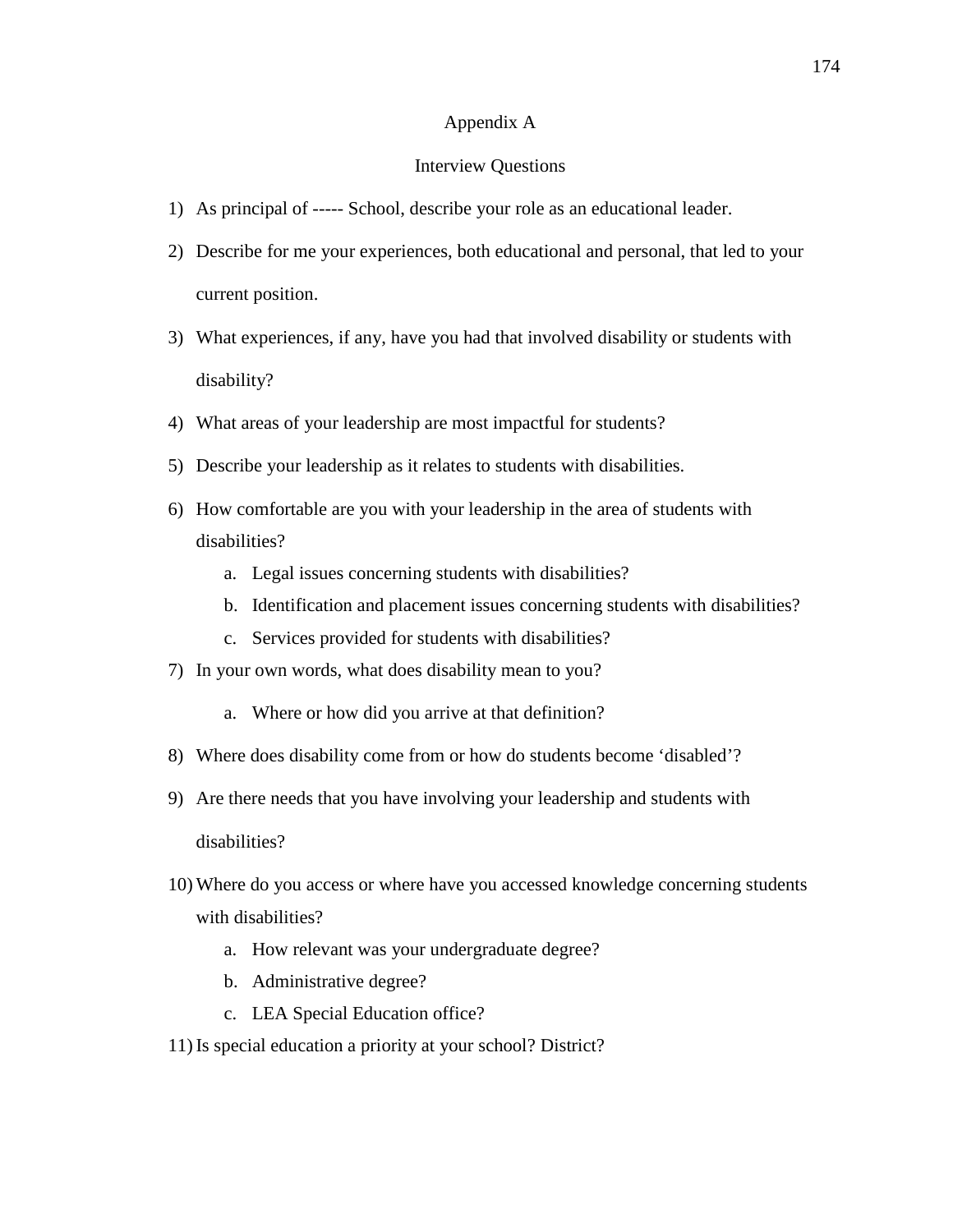# Appendix A

## Interview Questions

1) As principal of ----- School, describe your role as an educational leader.
2) Describe for me your experiences, both educational and personal, that led to your current position.
3) What experiences, if any, have you had that involved disability or students with disability?
4) What areas of your leadership are most impactful for students?
5) Describe your leadership as it relates to students with disabilities.
6) How comfortable are you with your leadership in the area of students with disabilities?
   a. Legal issues concerning students with disabilities?
   b. Identification and placement issues concerning students with disabilities?
   c. Services provided for students with disabilities?
7) In your own words, what does disability mean to you?
   a. Where or how did you arrive at that definition?
8) Where does disability come from or how do students become 'disabled'?
9) Are there needs that you have involving your leadership and students with disabilities?
10) Where do you access or where have you accessed knowledge concerning students with disabilities?
    a. How relevant was your undergraduate degree?
    b. Administrative degree?
    c. LEA Special Education office?
11) Is special education a priority at your school? District?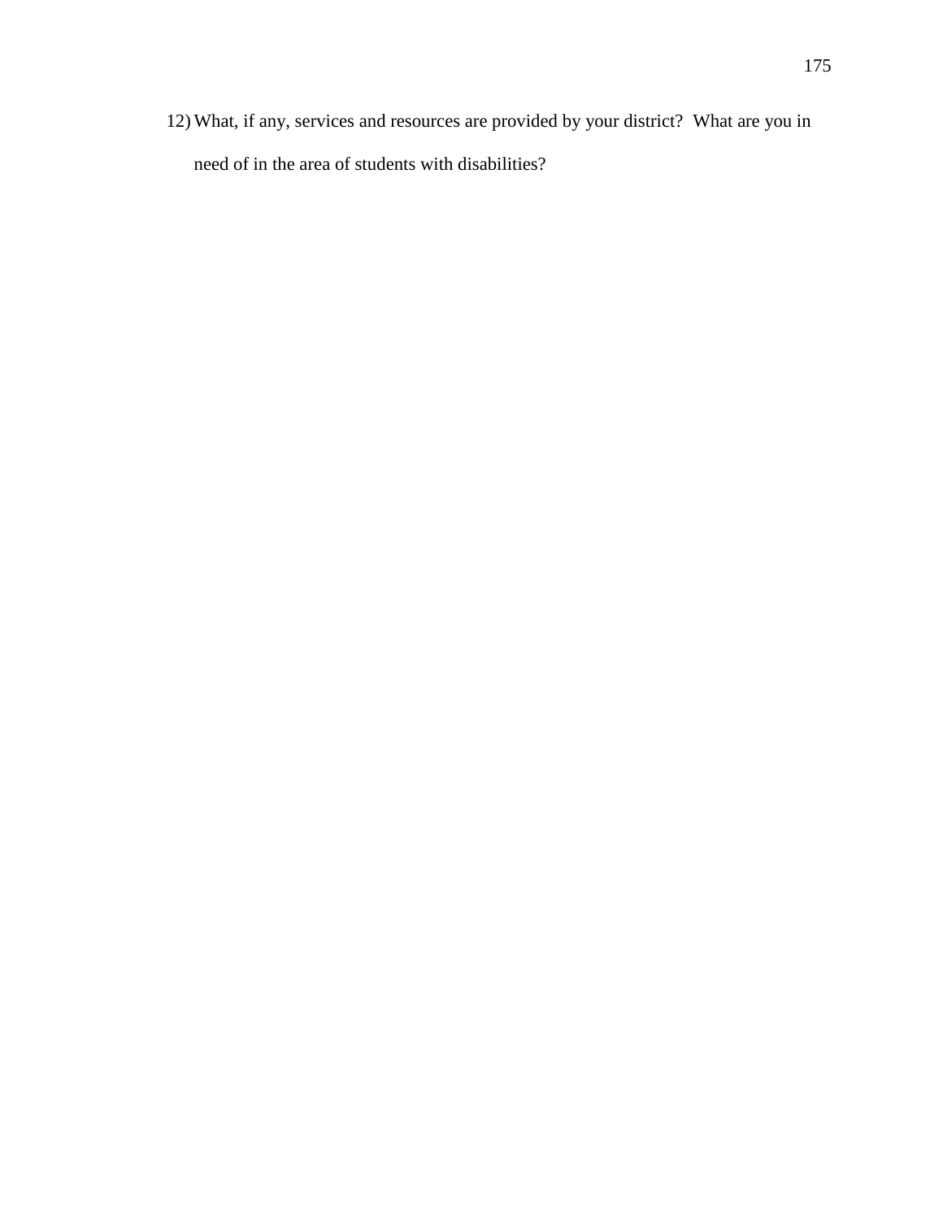12) What, if any, services and resources are provided by your district? What are you in need of in the area of students with disabilities?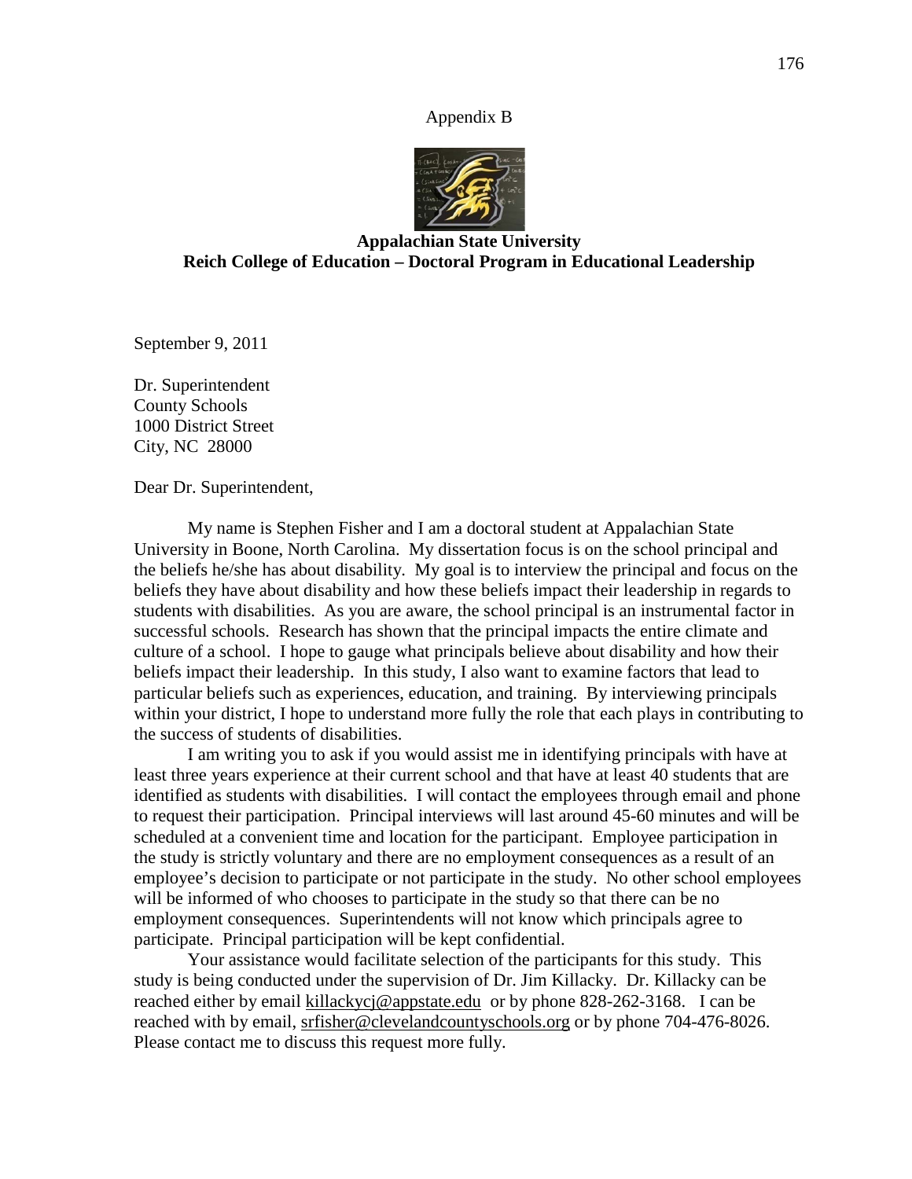Appendix B

**Appalachian State University**
**Reich College of Education – Doctoral Program in Educational Leadership**

September 9, 2011

Dr. Superintendent
County Schools
1000 District Street
City, NC 28000

Dear Dr. Superintendent,

My name is Stephen Fisher and I am a doctoral student at Appalachian State University in Boone, North Carolina. My dissertation focus is on the school principal and the beliefs he/she has about disability. My goal is to interview the principal and focus on the beliefs they have about disability and how these beliefs impact their leadership in regards to students with disabilities. As you are aware, the school principal is an instrumental factor in successful schools. Research has shown that the principal impacts the entire climate and culture of a school. I hope to gauge what principals believe about disability and how their beliefs impact their leadership. In this study, I also want to examine factors that lead to particular beliefs such as experiences, education, and training. By interviewing principals within your district, I hope to understand more fully the role that each plays in contributing to the success of students of disabilities.

I am writing you to ask if you would assist me in identifying principals with have at least three years experience at their current school and that have at least 40 students that are identified as students with disabilities. I will contact the employees through email and phone to request their participation. Principal interviews will last around 45-60 minutes and will be scheduled at a convenient time and location for the participant. Employee participation in the study is strictly voluntary and there are no employment consequences as a result of an employee's decision to participate or not participate in the study. No other school employees will be informed of who chooses to participate in the study so that there can be no employment consequences. Superintendents will not know which principals agree to participate. Principal participation will be kept confidential.

Your assistance would facilitate selection of the participants for this study. This study is being conducted under the supervision of Dr. Jim Killacky. Dr. Killacky can be reached either by email killackycj@appstate.edu or by phone 828-262-3168. I can be reached with by email, srfisher@clevelandcountyschools.org or by phone 704-476-8026. Please contact me to discuss this request more fully.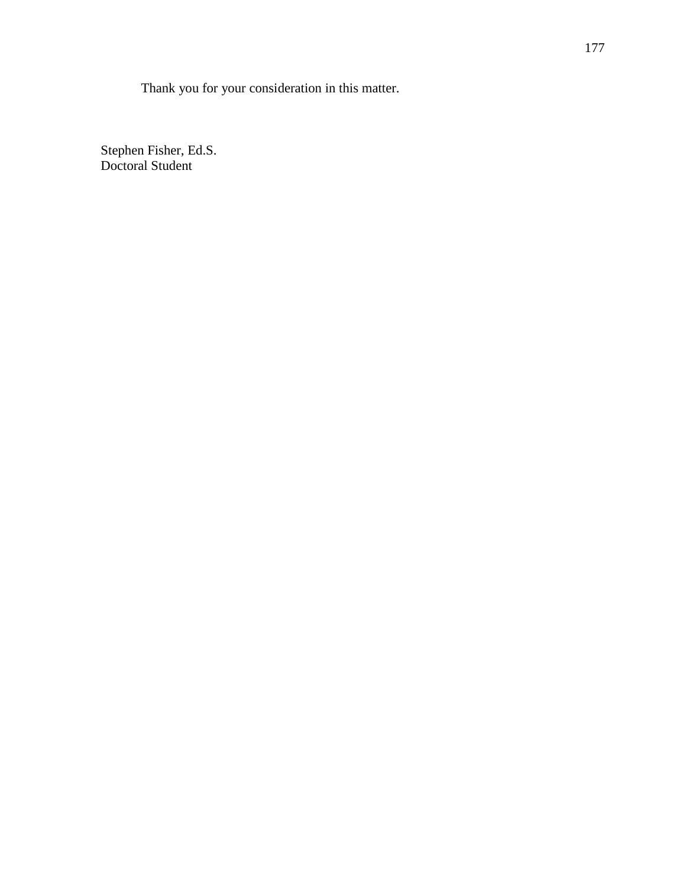Thank you for your consideration in this matter.

Stephen Fisher, Ed.S.
Doctoral Student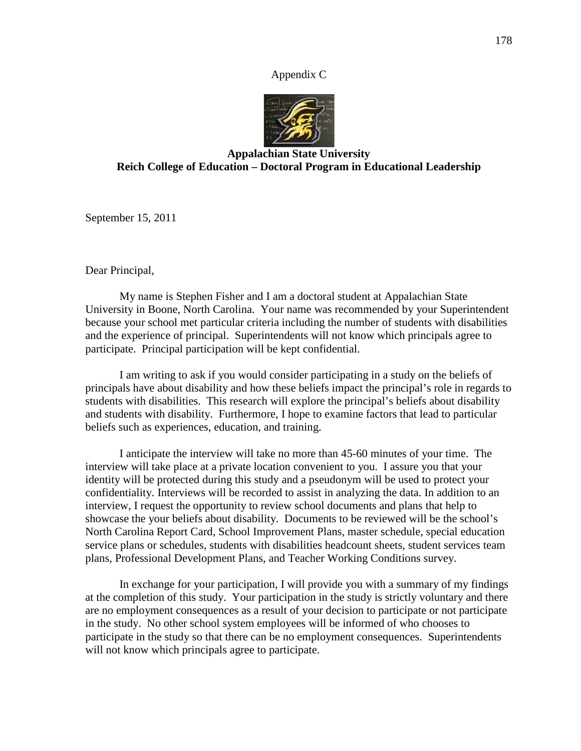Appendix C

**Appalachian State University**
**Reich College of Education – Doctoral Program in Educational Leadership**

September 15, 2011

Dear Principal,

My name is Stephen Fisher and I am a doctoral student at Appalachian State University in Boone, North Carolina. Your name was recommended by your Superintendent because your school met particular criteria including the number of students with disabilities and the experience of principal. Superintendents will not know which principals agree to participate. Principal participation will be kept confidential.

I am writing to ask if you would consider participating in a study on the beliefs of principals have about disability and how these beliefs impact the principal's role in regards to students with disabilities. This research will explore the principal's beliefs about disability and students with disability. Furthermore, I hope to examine factors that lead to particular beliefs such as experiences, education, and training.

I anticipate the interview will take no more than 45-60 minutes of your time. The interview will take place at a private location convenient to you. I assure you that your identity will be protected during this study and a pseudonym will be used to protect your confidentiality. Interviews will be recorded to assist in analyzing the data. In addition to an interview, I request the opportunity to review school documents and plans that help to showcase the your beliefs about disability. Documents to be reviewed will be the school's North Carolina Report Card, School Improvement Plans, master schedule, special education service plans or schedules, students with disabilities headcount sheets, student services team plans, Professional Development Plans, and Teacher Working Conditions survey.

In exchange for your participation, I will provide you with a summary of my findings at the completion of this study. Your participation in the study is strictly voluntary and there are no employment consequences as a result of your decision to participate or not participate in the study. No other school system employees will be informed of who chooses to participate in the study so that there can be no employment consequences. Superintendents will not know which principals agree to participate.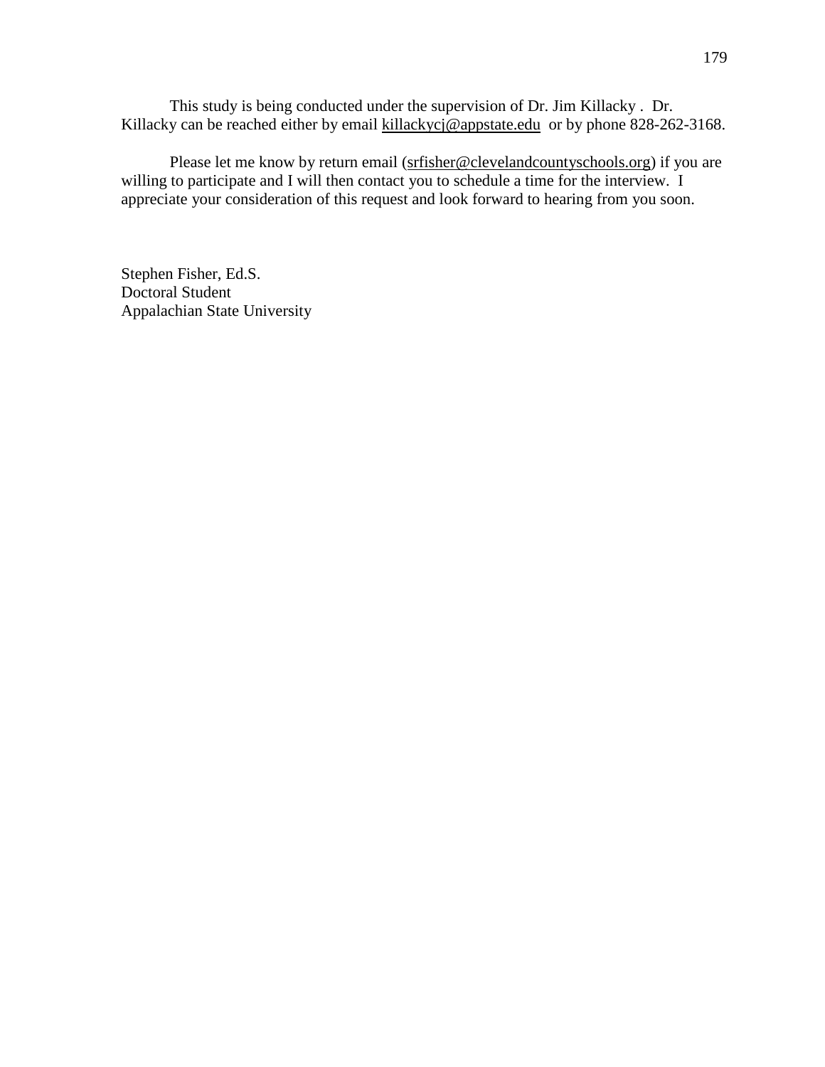This study is being conducted under the supervision of Dr. Jim Killacky . Dr. Killacky can be reached either by email killackycj@appstate.edu or by phone 828-262-3168.

Please let me know by return email (srfisher@clevelandcountyschools.org) if you are willing to participate and I will then contact you to schedule a time for the interview. I appreciate your consideration of this request and look forward to hearing from you soon.

Stephen Fisher, Ed.S.  
Doctoral Student  
Appalachian State University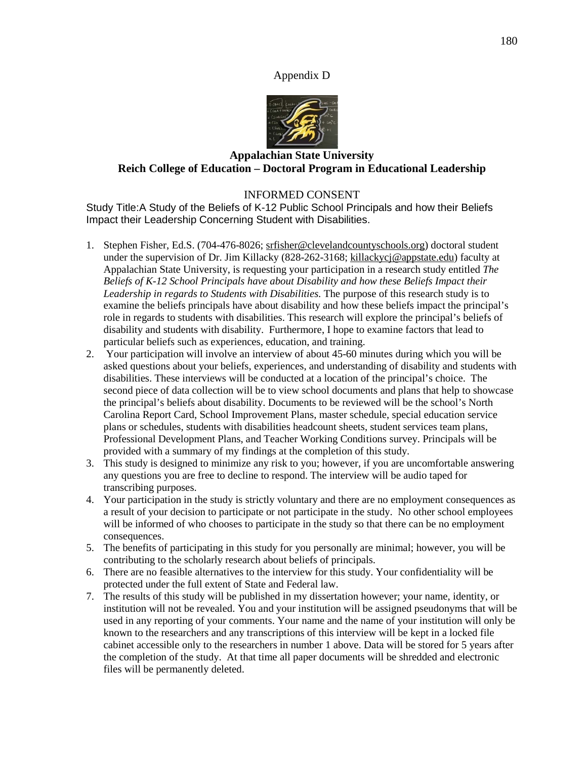Appendix D

**Appalachian State University**
**Reich College of Education – Doctoral Program in Educational Leadership**

INFORMED CONSENT

Study Title:A Study of the Beliefs of K-12 Public School Principals and how their Beliefs Impact their Leadership Concerning Student with Disabilities.

1. Stephen Fisher, Ed.S. (704-476-8026; srfisher@clevelandcountyschools.org) doctoral student under the supervision of Dr. Jim Killacky (828-262-3168; killackycj@appstate.edu) faculty at Appalachian State University, is requesting your participation in a research study entitled *The Beliefs of K-12 School Principals have about Disability and how these Beliefs Impact their Leadership in regards to Students with Disabilities.* The purpose of this research study is to examine the beliefs principals have about disability and how these beliefs impact the principal's role in regards to students with disabilities. This research will explore the principal's beliefs of disability and students with disability. Furthermore, I hope to examine factors that lead to particular beliefs such as experiences, education, and training.
2. Your participation will involve an interview of about 45-60 minutes during which you will be asked questions about your beliefs, experiences, and understanding of disability and students with disabilities. These interviews will be conducted at a location of the principal's choice. The second piece of data collection will be to view school documents and plans that help to showcase the principal's beliefs about disability. Documents to be reviewed will be the school's North Carolina Report Card, School Improvement Plans, master schedule, special education service plans or schedules, students with disabilities headcount sheets, student services team plans, Professional Development Plans, and Teacher Working Conditions survey. Principals will be provided with a summary of my findings at the completion of this study.
3. This study is designed to minimize any risk to you; however, if you are uncomfortable answering any questions you are free to decline to respond. The interview will be audio taped for transcribing purposes.
4. Your participation in the study is strictly voluntary and there are no employment consequences as a result of your decision to participate or not participate in the study. No other school employees will be informed of who chooses to participate in the study so that there can be no employment consequences.
5. The benefits of participating in this study for you personally are minimal; however, you will be contributing to the scholarly research about beliefs of principals.
6. There are no feasible alternatives to the interview for this study. Your confidentiality will be protected under the full extent of State and Federal law.
7. The results of this study will be published in my dissertation however; your name, identity, or institution will not be revealed. You and your institution will be assigned pseudonyms that will be used in any reporting of your comments. Your name and the name of your institution will only be known to the researchers and any transcriptions of this interview will be kept in a locked file cabinet accessible only to the researchers in number 1 above. Data will be stored for 5 years after the completion of the study. At that time all paper documents will be shredded and electronic files will be permanently deleted.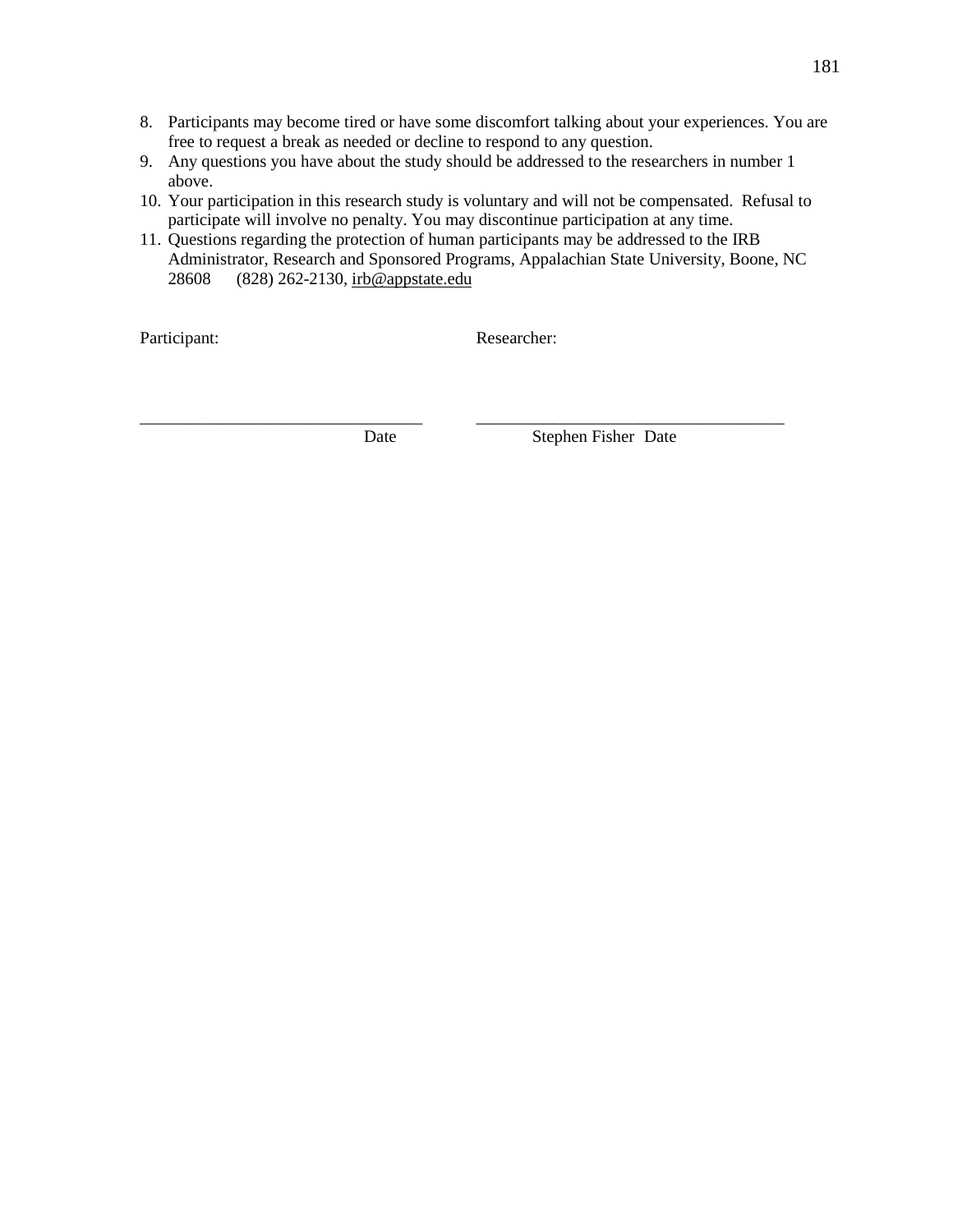8. Participants may become tired or have some discomfort talking about your experiences. You are free to request a break as needed or decline to respond to any question.
9. Any questions you have about the study should be addressed to the researchers in number 1 above.
10. Your participation in this research study is voluntary and will not be compensated. Refusal to participate will involve no penalty. You may discontinue participation at any time.
11. Questions regarding the protection of human participants may be addressed to the IRB Administrator, Research and Sponsored Programs, Appalachian State University, Boone, NC 28608 (828) 262-2130, irb@appstate.edu

Participant: Researcher:

_________________________________ Date

___________________________________ Stephen Fisher Date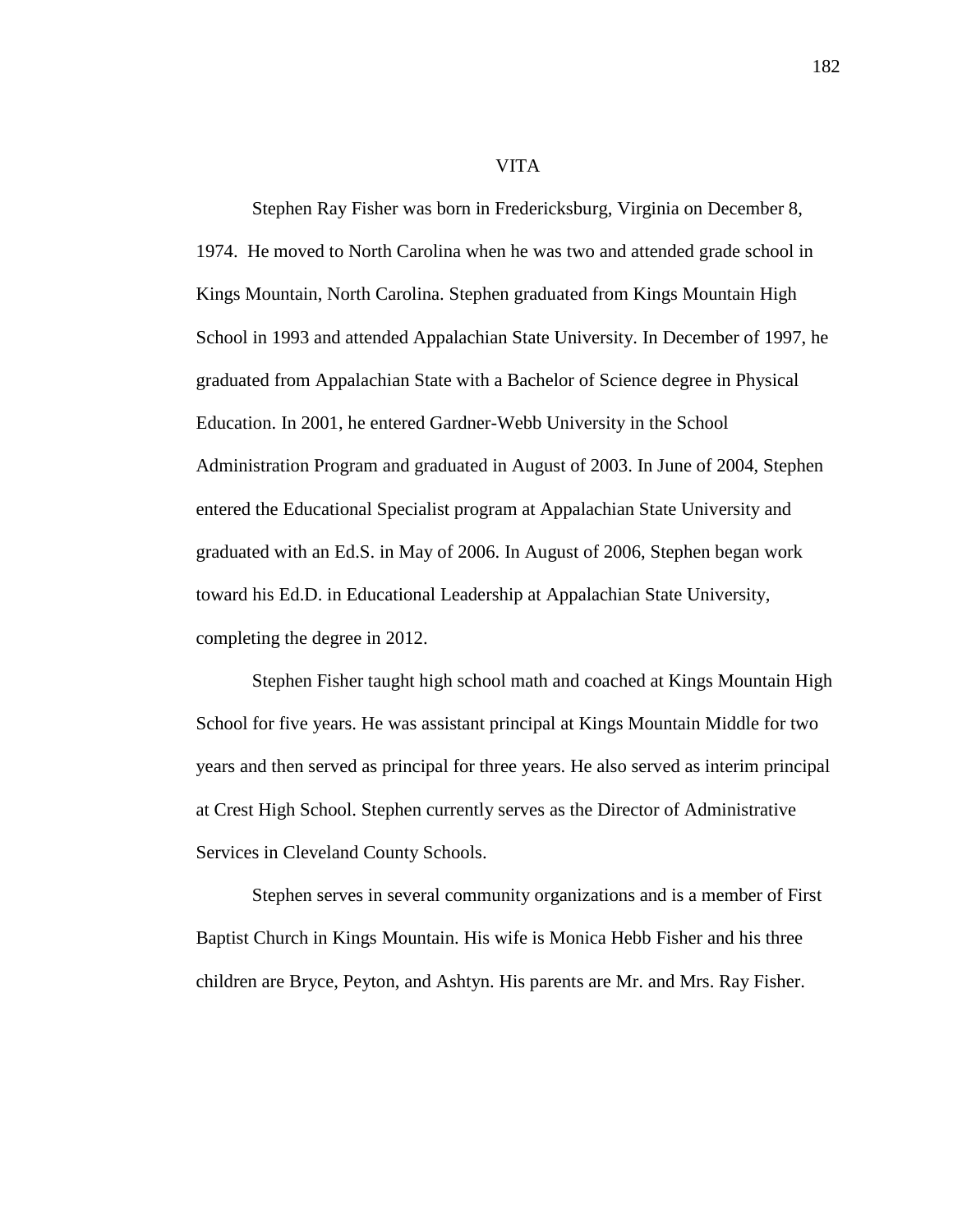# VITA

Stephen Ray Fisher was born in Fredericksburg, Virginia on December 8, 1974. He moved to North Carolina when he was two and attended grade school in Kings Mountain, North Carolina. Stephen graduated from Kings Mountain High School in 1993 and attended Appalachian State University. In December of 1997, he graduated from Appalachian State with a Bachelor of Science degree in Physical Education. In 2001, he entered Gardner-Webb University in the School Administration Program and graduated in August of 2003. In June of 2004, Stephen entered the Educational Specialist program at Appalachian State University and graduated with an Ed.S. in May of 2006. In August of 2006, Stephen began work toward his Ed.D. in Educational Leadership at Appalachian State University, completing the degree in 2012.

Stephen Fisher taught high school math and coached at Kings Mountain High School for five years. He was assistant principal at Kings Mountain Middle for two years and then served as principal for three years. He also served as interim principal at Crest High School. Stephen currently serves as the Director of Administrative Services in Cleveland County Schools.

Stephen serves in several community organizations and is a member of First Baptist Church in Kings Mountain. His wife is Monica Hebb Fisher and his three children are Bryce, Peyton, and Ashtyn. His parents are Mr. and Mrs. Ray Fisher.